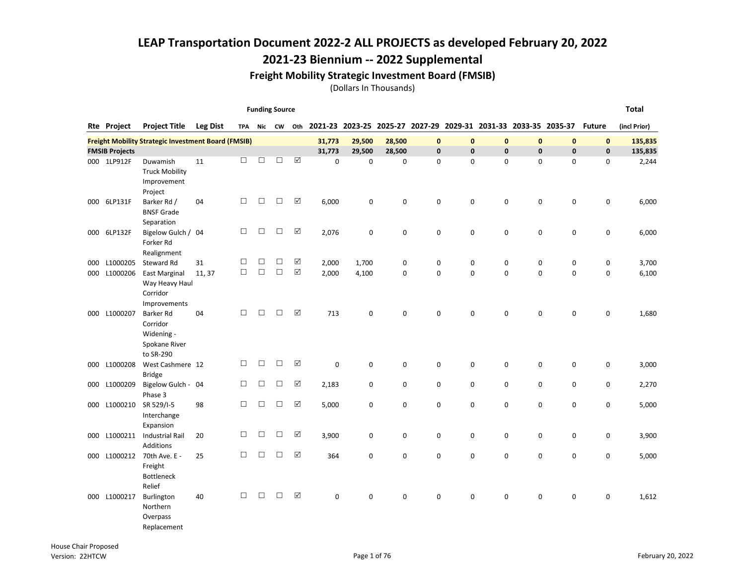# LEAP Transportation Document 2022-2 ALL PROJECTS as developed February 20, 2022

## 2021-23 Biennium -- 2022 Supplemental

### Freight Mobility Strategic Investment Board (FMSIB)

(Dollars In Thousands)

| Rte | Project | Project Title | Leg Dist | Funding Source TPA | Nic | CW | Oth | 2021-23 | 2023-25 | 2025-27 | 2027-29 | 2029-31 | 2031-33 | 2033-35 | 2035-37 | Future | Total (incl Prior) |
|---|---|---|---|---|---|---|---|---|---|---|---|---|---|---|---|---|---|
| **Freight Mobility Strategic Investment Board (FMSIB)** | | | | | | | | **31,773** | **29,500** | **28,500** | **0** | **0** | **0** | **0** | **0** | **0** | **135,835** |
| **FMSIB Projects** | | | | | | | | **31,773** | **29,500** | **28,500** | **0** | **0** | **0** | **0** | **0** | **0** | **135,835** |
| 000 | 1LP912F | Duwamish Truck Mobility Improvement Project | 11 | ☐ | ☐ | ☐ | ☑ | 0 | 0 | 0 | 0 | 0 | 0 | 0 | 0 | 0 | 2,244 |
| 000 | 6LP131F | Barker Rd / BNSF Grade Separation | 04 | ☐ | ☐ | ☐ | ☑ | 6,000 | 0 | 0 | 0 | 0 | 0 | 0 | 0 | 0 | 6,000 |
| 000 | 6LP132F | Bigelow Gulch / Forker Rd Realignment | 04 | ☐ | ☐ | ☐ | ☑ | 2,076 | 0 | 0 | 0 | 0 | 0 | 0 | 0 | 0 | 6,000 |
| 000 | L1000205 | Steward Rd | 31 | ☐ | ☐ | ☐ | ☑ | 2,000 | 1,700 | 0 | 0 | 0 | 0 | 0 | 0 | 0 | 3,700 |
| 000 | L1000206 | East Marginal Way Heavy Haul Corridor Improvements | 11, 37 | ☐ | ☐ | ☐ | ☑ | 2,000 | 4,100 | 0 | 0 | 0 | 0 | 0 | 0 | 0 | 6,100 |
| 000 | L1000207 | Barker Rd Corridor Widening - Spokane River to SR-290 | 04 | ☐ | ☐ | ☐ | ☑ | 713 | 0 | 0 | 0 | 0 | 0 | 0 | 0 | 0 | 1,680 |
| 000 | L1000208 | West Cashmere Bridge | 12 | ☐ | ☐ | ☐ | ☑ | 0 | 0 | 0 | 0 | 0 | 0 | 0 | 0 | 0 | 3,000 |
| 000 | L1000209 | Bigelow Gulch - Phase 3 | 04 | ☐ | ☐ | ☐ | ☑ | 2,183 | 0 | 0 | 0 | 0 | 0 | 0 | 0 | 0 | 2,270 |
| 000 | L1000210 | SR 529/I-5 Interchange Expansion | 98 | ☐ | ☐ | ☐ | ☑ | 5,000 | 0 | 0 | 0 | 0 | 0 | 0 | 0 | 0 | 5,000 |
| 000 | L1000211 | Industrial Rail Additions | 20 | ☐ | ☐ | ☐ | ☑ | 3,900 | 0 | 0 | 0 | 0 | 0 | 0 | 0 | 0 | 3,900 |
| 000 | L1000212 | 70th Ave. E - Freight Bottleneck Relief | 25 | ☐ | ☐ | ☐ | ☑ | 364 | 0 | 0 | 0 | 0 | 0 | 0 | 0 | 0 | 5,000 |
| 000 | L1000217 | Burlington Northern Overpass Replacement | 40 | ☐ | ☐ | ☐ | ☑ | 0 | 0 | 0 | 0 | 0 | 0 | 0 | 0 | 0 | 1,612 |

House Chair Proposed
Version: 22HTCW

February 20, 2022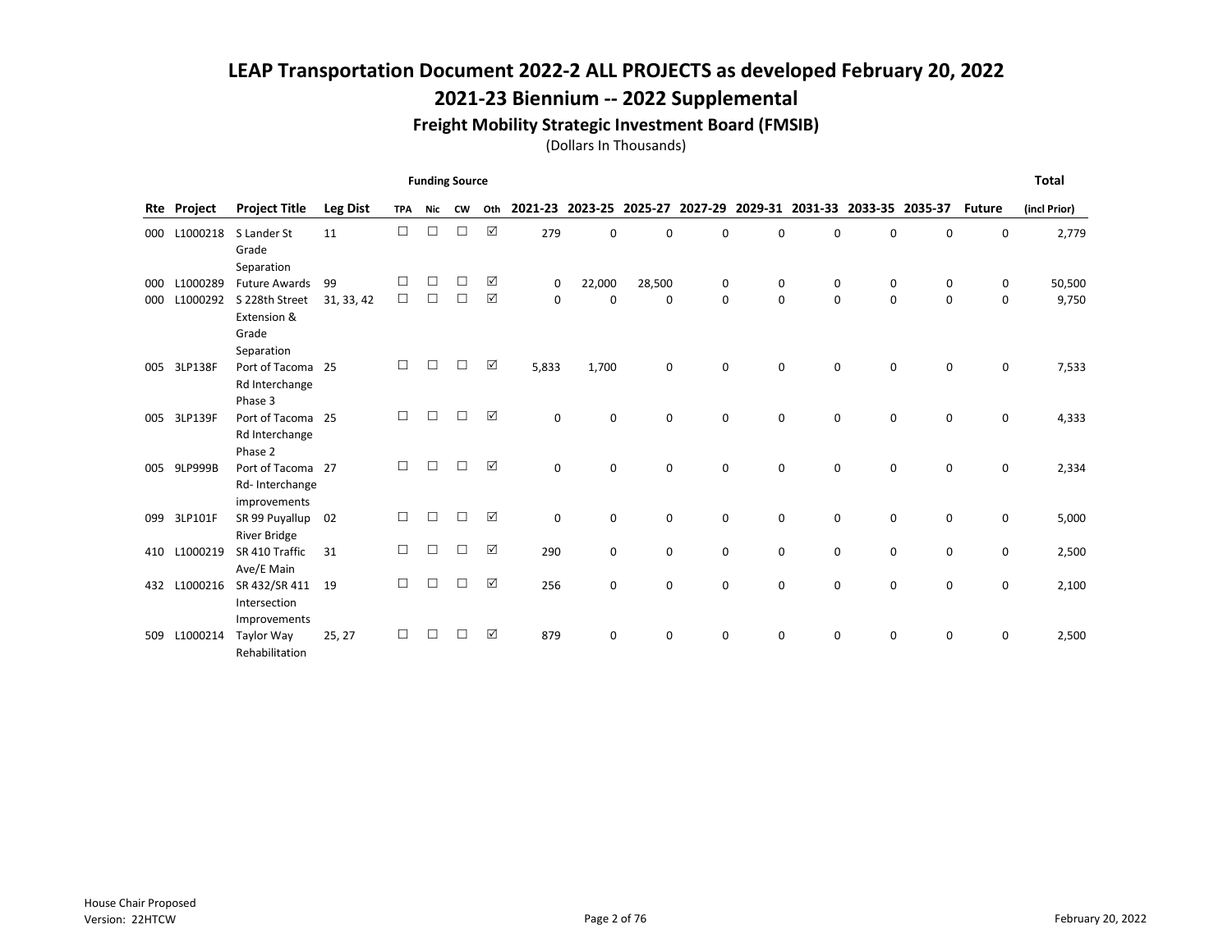# LEAP Transportation Document 2022-2 ALL PROJECTS as developed February 20, 2022

## 2021-23 Biennium -- 2022 Supplemental

### Freight Mobility Strategic Investment Board (FMSIB)

(Dollars In Thousands)

| Rte | Project | Project Title | Leg Dist | Funding Source TPA | Nic | CW | Oth | 2021-23 | 2023-25 | 2025-27 | 2027-29 | 2029-31 | 2031-33 | 2033-35 | 2035-37 | Future | Total (incl Prior) |
|---|---|---|---|---|---|---|---|---|---|---|---|---|---|---|---|---|---|
| 000 | L1000218 | S Lander St Grade Separation | 11 | ☐ | ☐ | ☐ | ☑ | 279 | 0 | 0 | 0 | 0 | 0 | 0 | 0 | 0 | 2,779 |
| 000 | L1000289 | Future Awards | 99 | ☐ | ☐ | ☐ | ☑ | 0 | 22,000 | 28,500 | 0 | 0 | 0 | 0 | 0 | 0 | 50,500 |
| 000 | L1000292 | S 228th Street Extension & Grade Separation | 31, 33, 42 | ☐ | ☐ | ☐ | ☑ | 0 | 0 | 0 | 0 | 0 | 0 | 0 | 0 | 0 | 9,750 |
| 005 | 3LP138F | Port of Tacoma Rd Interchange Phase 3 | 25 | ☐ | ☐ | ☐ | ☑ | 5,833 | 1,700 | 0 | 0 | 0 | 0 | 0 | 0 | 0 | 7,533 |
| 005 | 3LP139F | Port of Tacoma Rd Interchange Phase 2 | 25 | ☐ | ☐ | ☐ | ☑ | 0 | 0 | 0 | 0 | 0 | 0 | 0 | 0 | 0 | 4,333 |
| 005 | 9LP999B | Port of Tacoma Rd- Interchange improvements | 27 | ☐ | ☐ | ☐ | ☑ | 0 | 0 | 0 | 0 | 0 | 0 | 0 | 0 | 0 | 2,334 |
| 099 | 3LP101F | SR 99 Puyallup River Bridge | 02 | ☐ | ☐ | ☐ | ☑ | 0 | 0 | 0 | 0 | 0 | 0 | 0 | 0 | 0 | 5,000 |
| 410 | L1000219 | SR 410 Traffic Ave/E Main | 31 | ☐ | ☐ | ☐ | ☑ | 290 | 0 | 0 | 0 | 0 | 0 | 0 | 0 | 0 | 2,500 |
| 432 | L1000216 | SR 432/SR 411 Intersection Improvements | 19 | ☐ | ☐ | ☐ | ☑ | 256 | 0 | 0 | 0 | 0 | 0 | 0 | 0 | 0 | 2,100 |
| 509 | L1000214 | Taylor Way Rehabilitation | 25, 27 | ☐ | ☐ | ☐ | ☑ | 879 | 0 | 0 | 0 | 0 | 0 | 0 | 0 | 0 | 2,500 |

House Chair Proposed
Version: 22HTCW

February 20, 2022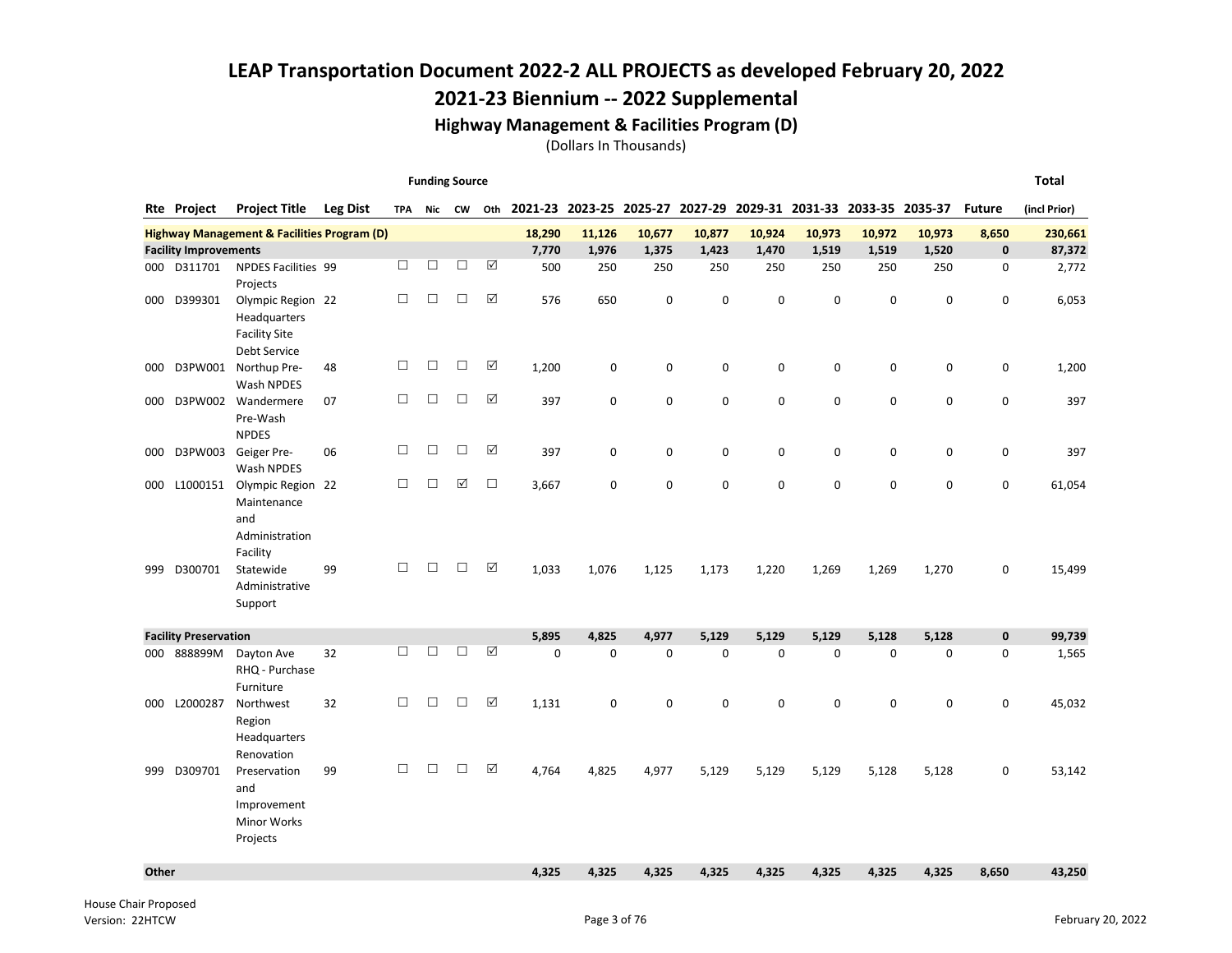# LEAP Transportation Document 2022-2 ALL PROJECTS as developed February 20, 2022

## 2021-23 Biennium -- 2022 Supplemental

### Highway Management & Facilities Program (D)

(Dollars In Thousands)

| Rte | Project | Project Title | Leg Dist | Funding Source: TPA | Nic | CW | Oth | 2021-23 | 2023-25 | 2025-27 | 2027-29 | 2029-31 | 2031-33 | 2033-35 | 2035-37 | Future | Total (incl Prior) |
|---|---|---|---|---|---|---|---|---|---|---|---|---|---|---|---|---|---|
| **Highway Management & Facilities Program (D)** | | | | | | | | **18,290** | **11,126** | **10,677** | **10,877** | **10,924** | **10,973** | **10,972** | **10,973** | **8,650** | **230,661** |
| **Facility Improvements** | | | | | | | | **7,770** | **1,976** | **1,375** | **1,423** | **1,470** | **1,519** | **1,519** | **1,520** | **0** | **87,372** |
| 000 | D311701 | NPDES Facilities Projects | 99 | ☐ | ☐ | ☐ | ☑ | 500 | 250 | 250 | 250 | 250 | 250 | 250 | 250 | 0 | 2,772 |
| 000 | D399301 | Olympic Region Headquarters Facility Site Debt Service | 22 | ☐ | ☐ | ☐ | ☑ | 576 | 650 | 0 | 0 | 0 | 0 | 0 | 0 | 0 | 6,053 |
| 000 | D3PW001 | Northup Pre-Wash NPDES | 48 | ☐ | ☐ | ☐ | ☑ | 1,200 | 0 | 0 | 0 | 0 | 0 | 0 | 0 | 0 | 1,200 |
| 000 | D3PW002 | Wandermere Pre-Wash NPDES | 07 | ☐ | ☐ | ☐ | ☑ | 397 | 0 | 0 | 0 | 0 | 0 | 0 | 0 | 0 | 397 |
| 000 | D3PW003 | Geiger Pre-Wash NPDES | 06 | ☐ | ☐ | ☐ | ☑ | 397 | 0 | 0 | 0 | 0 | 0 | 0 | 0 | 0 | 397 |
| 000 | L1000151 | Olympic Region Maintenance and Administration Facility | 22 | ☐ | ☐ | ☑ | ☐ | 3,667 | 0 | 0 | 0 | 0 | 0 | 0 | 0 | 0 | 61,054 |
| 999 | D300701 | Statewide Administrative Support | 99 | ☐ | ☐ | ☐ | ☑ | 1,033 | 1,076 | 1,125 | 1,173 | 1,220 | 1,269 | 1,269 | 1,270 | 0 | 15,499 |
| **Facility Preservation** | | | | | | | | **5,895** | **4,825** | **4,977** | **5,129** | **5,129** | **5,129** | **5,128** | **5,128** | **0** | **99,739** |
| 000 | 888899M | Dayton Ave RHQ - Purchase Furniture | 32 | ☐ | ☐ | ☐ | ☑ | 0 | 0 | 0 | 0 | 0 | 0 | 0 | 0 | 0 | 1,565 |
| 000 | L2000287 | Northwest Region Headquarters Renovation | 32 | ☐ | ☐ | ☐ | ☑ | 1,131 | 0 | 0 | 0 | 0 | 0 | 0 | 0 | 0 | 45,032 |
| 999 | D309701 | Preservation and Improvement Minor Works Projects | 99 | ☐ | ☐ | ☐ | ☑ | 4,764 | 4,825 | 4,977 | 5,129 | 5,129 | 5,129 | 5,128 | 5,128 | 0 | 53,142 |
| **Other** | | | | | | | | **4,325** | **4,325** | **4,325** | **4,325** | **4,325** | **4,325** | **4,325** | **4,325** | **8,650** | **43,250** |

House Chair Proposed
Version: 22HTCW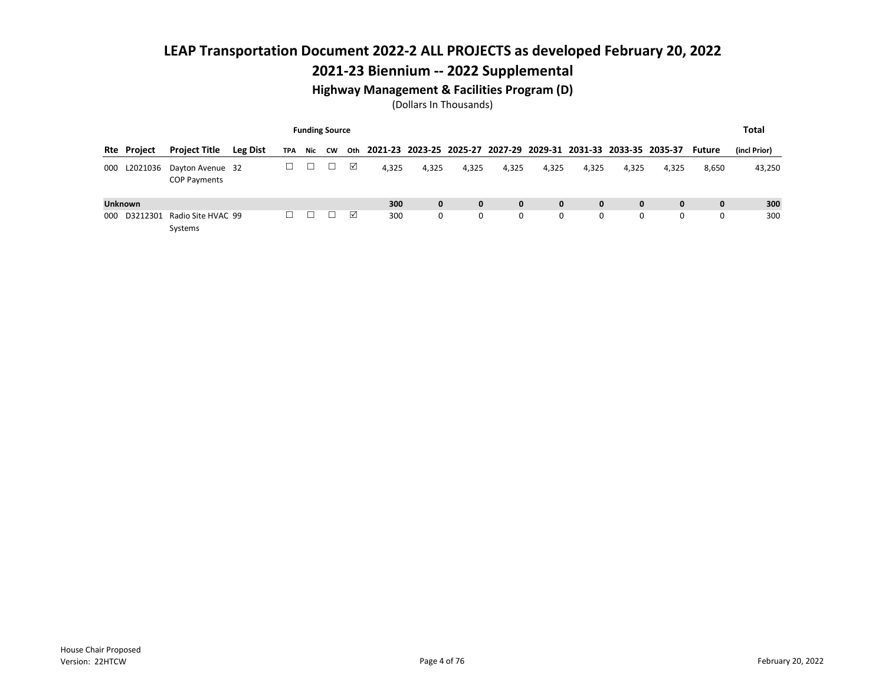# LEAP Transportation Document 2022-2 ALL PROJECTS as developed February 20, 2022

## 2021-23 Biennium -- 2022 Supplemental

### Highway Management & Facilities Program (D)

(Dollars In Thousands)

| Rte | Project | Project Title | Leg Dist | Funding Source TPA | Nic | CW | Oth | 2021-23 | 2023-25 | 2025-27 | 2027-29 | 2029-31 | 2031-33 | 2033-35 | 2035-37 | Future | Total (incl Prior) |
|---|---|---|---|---|---|---|---|---|---|---|---|---|---|---|---|---|---|
| 000 | L2021036 | Dayton Avenue COP Payments | 32 | ☐ | ☐ | ☐ | ☑ | 4,325 | 4,325 | 4,325 | 4,325 | 4,325 | 4,325 | 4,325 | 4,325 | 8,650 | 43,250 |
| **Unknown** | | | | | | | | **300** | **0** | **0** | **0** | **0** | **0** | **0** | **0** | **0** | **300** |
| 000 | D3212301 | Radio Site HVAC Systems | 99 | ☐ | ☐ | ☐ | ☑ | 300 | 0 | 0 | 0 | 0 | 0 | 0 | 0 | 0 | 300 |

House Chair Proposed
Version: 22HTCW

February 20, 2022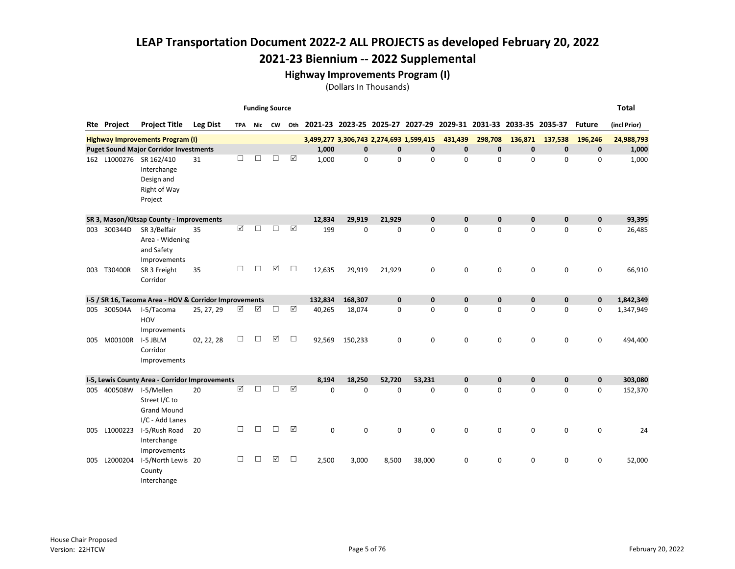# LEAP Transportation Document 2022-2 ALL PROJECTS as developed February 20, 2022

## 2021-23 Biennium -- 2022 Supplemental

### Highway Improvements Program (I)

(Dollars In Thousands)

| Rte | Project | Project Title | Leg Dist | Funding Source TPA | Nic | CW | Oth | 2021-23 | 2023-25 | 2025-27 | 2027-29 | 2029-31 | 2031-33 | 2033-35 | 2035-37 | Future | Total (incl Prior) |
|---|---|---|---|---|---|---|---|---|---|---|---|---|---|---|---|---|---|
| **Highway Improvements Program (I)** | | | | | | | | **3,499,277** | **3,306,743** | **2,274,693** | **1,599,415** | **431,439** | **298,708** | **136,871** | **137,538** | **196,246** | **24,988,793** |
| **Puget Sound Major Corridor Investments** | | | | | | | | **1,000** | **0** | **0** | **0** | **0** | **0** | **0** | **0** | **0** | **1,000** |
| 162 | L1000276 | SR 162/410 Interchange Design and Right of Way Project | 31 | ☐ | ☐ | ☐ | ☑ | 1,000 | 0 | 0 | 0 | 0 | 0 | 0 | 0 | 0 | 1,000 |
| **SR 3, Mason/Kitsap County - Improvements** | | | | | | | | **12,834** | **29,919** | **21,929** | **0** | **0** | **0** | **0** | **0** | **0** | **93,395** |
| 003 | 300344D | SR 3/Belfair Area - Widening and Safety Improvements | 35 | ☑ | ☐ | ☐ | ☑ | 199 | 0 | 0 | 0 | 0 | 0 | 0 | 0 | 0 | 26,485 |
| 003 | T30400R | SR 3 Freight Corridor | 35 | ☐ | ☐ | ☑ | ☐ | 12,635 | 29,919 | 21,929 | 0 | 0 | 0 | 0 | 0 | 0 | 66,910 |
| **I-5 / SR 16, Tacoma Area - HOV & Corridor Improvements** | | | | | | | | **132,834** | **168,307** | **0** | **0** | **0** | **0** | **0** | **0** | **0** | **1,842,349** |
| 005 | 300504A | I-5/Tacoma HOV Improvements | 25, 27, 29 | ☑ | ☑ | ☐ | ☑ | 40,265 | 18,074 | 0 | 0 | 0 | 0 | 0 | 0 | 0 | 1,347,949 |
| 005 | M00100R | I-5 JBLM Corridor Improvements | 02, 22, 28 | ☐ | ☐ | ☑ | ☐ | 92,569 | 150,233 | 0 | 0 | 0 | 0 | 0 | 0 | 0 | 494,400 |
| **I-5, Lewis County Area - Corridor Improvements** | | | | | | | | **8,194** | **18,250** | **52,720** | **53,231** | **0** | **0** | **0** | **0** | **0** | **303,080** |
| 005 | 400508W | I-5/Mellen Street I/C to Grand Mound I/C - Add Lanes | 20 | ☑ | ☐ | ☐ | ☑ | 0 | 0 | 0 | 0 | 0 | 0 | 0 | 0 | 0 | 152,370 |
| 005 | L1000223 | I-5/Rush Road Interchange Improvements | 20 | ☐ | ☐ | ☐ | ☑ | 0 | 0 | 0 | 0 | 0 | 0 | 0 | 0 | 0 | 24 |
| 005 | L2000204 | I-5/North Lewis County Interchange | 20 | ☐ | ☐ | ☑ | ☐ | 2,500 | 3,000 | 8,500 | 38,000 | 0 | 0 | 0 | 0 | 0 | 52,000 |

House Chair Proposed
Version: 22HTCW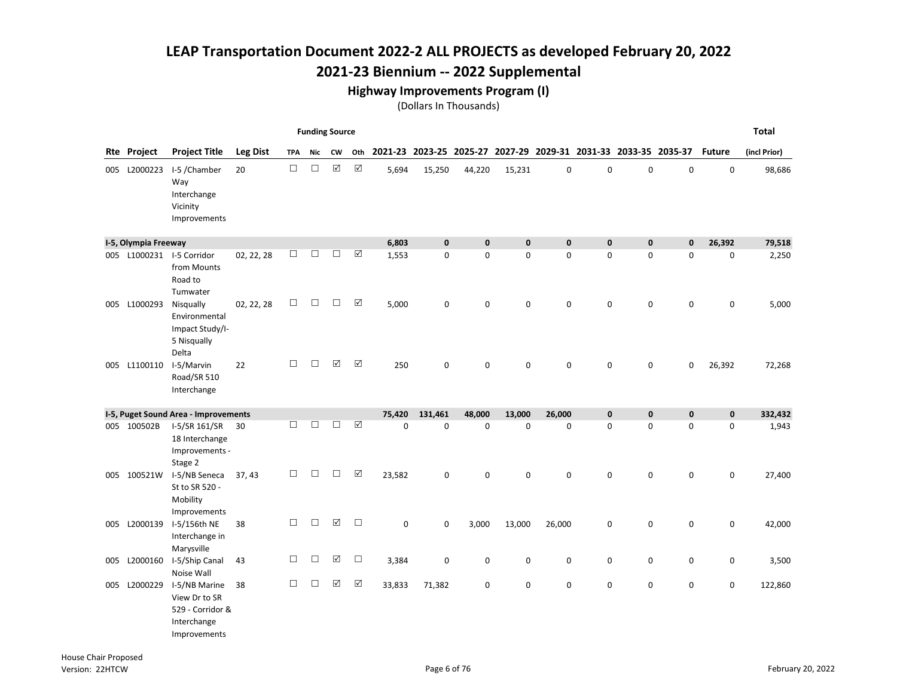# LEAP Transportation Document 2022-2 ALL PROJECTS as developed February 20, 2022

## 2021-23 Biennium -- 2022 Supplemental

### Highway Improvements Program (I)

(Dollars In Thousands)

| Rte | Project | Project Title | Leg Dist | Funding Source TPA | Nic | CW | Oth | 2021-23 | 2023-25 | 2025-27 | 2027-29 | 2029-31 | 2031-33 | 2033-35 | 2035-37 | Future | Total (incl Prior) |
|---|---|---|---|---|---|---|---|---|---|---|---|---|---|---|---|---|---|
| 005 | L2000223 | I-5 /Chamber Way Interchange Vicinity Improvements | 20 | ☐ | ☐ | ☑ | ☑ | 5,694 | 15,250 | 44,220 | 15,231 | 0 | 0 | 0 | 0 | 0 | 98,686 |
| **I-5, Olympia Freeway** | | | | | | | | **6,803** | **0** | **0** | **0** | **0** | **0** | **0** | **0** | **26,392** | **79,518** |
| 005 | L1000231 | I-5 Corridor from Mounts Road to Tumwater | 02, 22, 28 | ☐ | ☐ | ☐ | ☑ | 1,553 | 0 | 0 | 0 | 0 | 0 | 0 | 0 | 0 | 2,250 |
| 005 | L1000293 | Nisqually Environmental Impact Study/I-5 Nisqually Delta | 02, 22, 28 | ☐ | ☐ | ☐ | ☑ | 5,000 | 0 | 0 | 0 | 0 | 0 | 0 | 0 | 0 | 5,000 |
| 005 | L1100110 | I-5/Marvin Road/SR 510 Interchange | 22 | ☐ | ☐ | ☑ | ☑ | 250 | 0 | 0 | 0 | 0 | 0 | 0 | 0 | 26,392 | 72,268 |
| **I-5, Puget Sound Area - Improvements** | | | | | | | | **75,420** | **131,461** | **48,000** | **13,000** | **26,000** | **0** | **0** | **0** | **0** | **332,432** |
| 005 | 100502B | I-5/SR 161/SR 18 Interchange Improvements - Stage 2 | 30 | ☐ | ☐ | ☐ | ☑ | 0 | 0 | 0 | 0 | 0 | 0 | 0 | 0 | 0 | 1,943 |
| 005 | 100521W | I-5/NB Seneca St to SR 520 - Mobility Improvements | 37, 43 | ☐ | ☐ | ☐ | ☑ | 23,582 | 0 | 0 | 0 | 0 | 0 | 0 | 0 | 0 | 27,400 |
| 005 | L2000139 | I-5/156th NE Interchange in Marysville | 38 | ☐ | ☐ | ☑ | ☐ | 0 | 0 | 3,000 | 13,000 | 26,000 | 0 | 0 | 0 | 0 | 42,000 |
| 005 | L2000160 | I-5/Ship Canal Noise Wall | 43 | ☐ | ☐ | ☑ | ☐ | 3,384 | 0 | 0 | 0 | 0 | 0 | 0 | 0 | 0 | 3,500 |
| 005 | L2000229 | I-5/NB Marine View Dr to SR 529 - Corridor & Interchange Improvements | 38 | ☐ | ☐ | ☑ | ☑ | 33,833 | 71,382 | 0 | 0 | 0 | 0 | 0 | 0 | 0 | 122,860 |

House Chair Proposed
Version: 22HTCW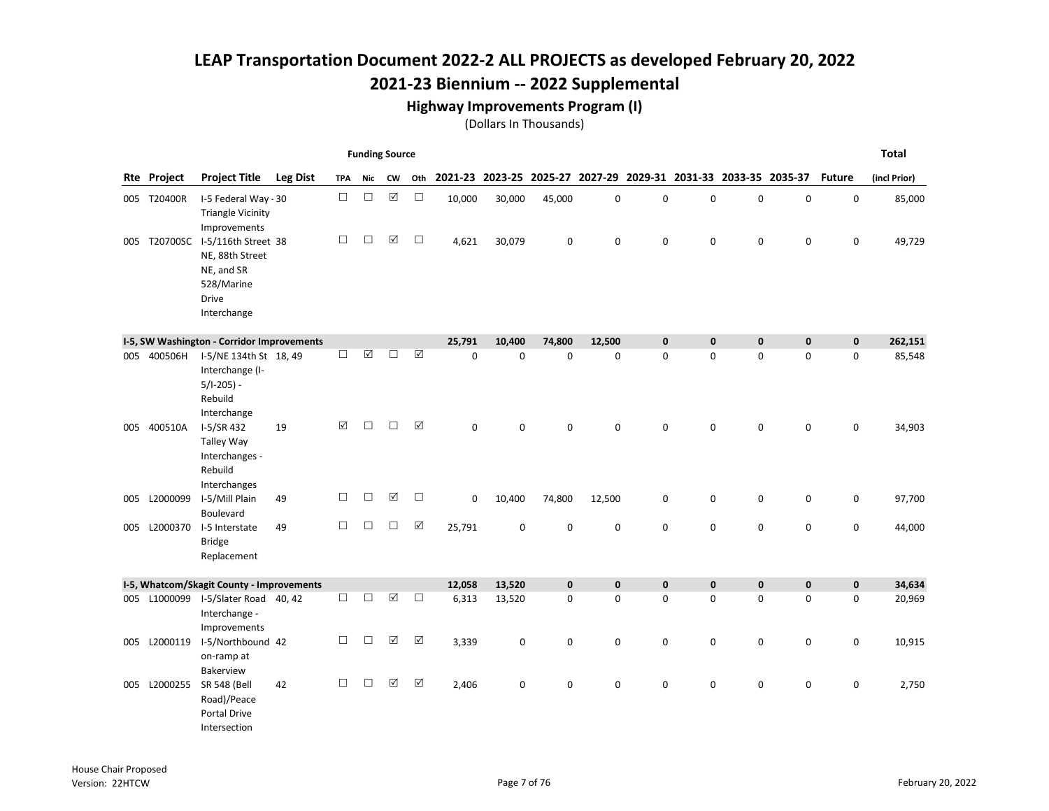# LEAP Transportation Document 2022-2 ALL PROJECTS as developed February 20, 2022

## 2021-23 Biennium -- 2022 Supplemental

### Highway Improvements Program (I)

(Dollars In Thousands)

| Rte | Project | Project Title | Leg Dist | TPA | Nic | CW | Oth | 2021-23 | 2023-25 | 2025-27 | 2027-29 | 2029-31 | 2031-33 | 2033-35 | 2035-37 | Future | Total (incl Prior) |
|---|---|---|---|---|---|---|---|---|---|---|---|---|---|---|---|---|---|
| | | | | **Funding Source** | | | | | | | | | | | | | |
| 005 | T20400R | I-5 Federal Way - Triangle Vicinity Improvements | 30 | ☐ | ☐ | ☑ | ☐ | 10,000 | 30,000 | 45,000 | 0 | 0 | 0 | 0 | 0 | 0 | 85,000 |
| 005 | T20700SC | I-5/116th Street NE, 88th Street NE, and SR 528/Marine Drive Interchange | 38 | ☐ | ☐ | ☑ | ☐ | 4,621 | 30,079 | 0 | 0 | 0 | 0 | 0 | 0 | 0 | 49,729 |
| **I-5, SW Washington - Corridor Improvements** | | | | | | | | **25,791** | **10,400** | **74,800** | **12,500** | **0** | **0** | **0** | **0** | **0** | **262,151** |
| 005 | 400506H | I-5/NE 134th St Interchange (I-5/I-205) - Rebuild Interchange | 18, 49 | ☐ | ☑ | ☐ | ☑ | 0 | 0 | 0 | 0 | 0 | 0 | 0 | 0 | 0 | 85,548 |
| 005 | 400510A | I-5/SR 432 Talley Way Interchanges - Rebuild Interchanges | 19 | ☑ | ☐ | ☐ | ☑ | 0 | 0 | 0 | 0 | 0 | 0 | 0 | 0 | 0 | 34,903 |
| 005 | L2000099 | I-5/Mill Plain Boulevard | 49 | ☐ | ☐ | ☑ | ☐ | 0 | 10,400 | 74,800 | 12,500 | 0 | 0 | 0 | 0 | 0 | 97,700 |
| 005 | L2000370 | I-5 Interstate Bridge Replacement | 49 | ☐ | ☐ | ☐ | ☑ | 25,791 | 0 | 0 | 0 | 0 | 0 | 0 | 0 | 0 | 44,000 |
| **I-5, Whatcom/Skagit County - Improvements** | | | | | | | | **12,058** | **13,520** | **0** | **0** | **0** | **0** | **0** | **0** | **0** | **34,634** |
| 005 | L1000099 | I-5/Slater Road Interchange - Improvements | 40, 42 | ☐ | ☐ | ☑ | ☐ | 6,313 | 13,520 | 0 | 0 | 0 | 0 | 0 | 0 | 0 | 20,969 |
| 005 | L2000119 | I-5/Northbound on-ramp at Bakerview | 42 | ☐ | ☐ | ☑ | ☑ | 3,339 | 0 | 0 | 0 | 0 | 0 | 0 | 0 | 0 | 10,915 |
| 005 | L2000255 | SR 548 (Bell Road)/Peace Portal Drive Intersection | 42 | ☐ | ☐ | ☑ | ☑ | 2,406 | 0 | 0 | 0 | 0 | 0 | 0 | 0 | 0 | 2,750 |

House Chair Proposed
Version: 22HTCW

February 20, 2022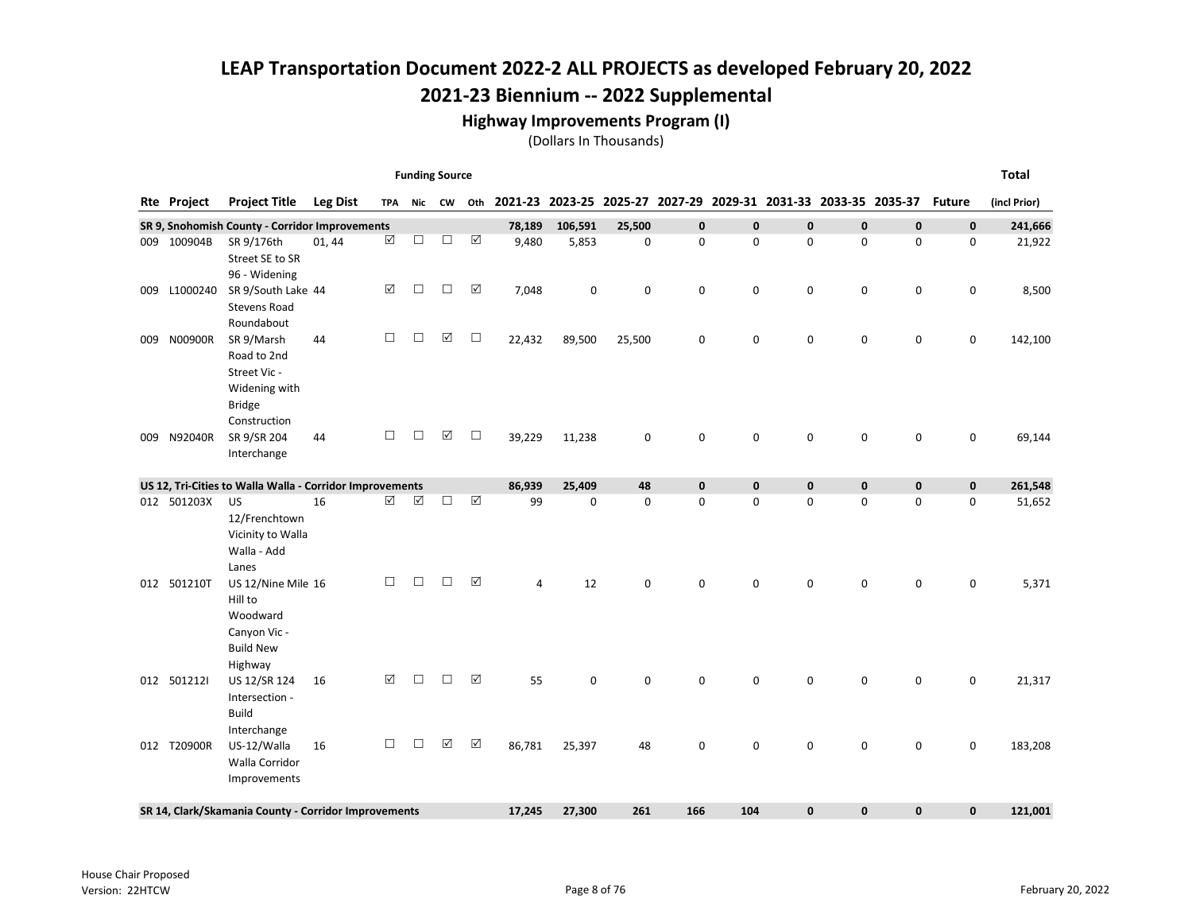# LEAP Transportation Document 2022-2 ALL PROJECTS as developed February 20, 2022

## 2021-23 Biennium -- 2022 Supplemental

### Highway Improvements Program (I)

(Dollars In Thousands)

| Rte | Project | Project Title | Leg Dist | Funding Source TPA | Nic | CW | Oth | 2021-23 | 2023-25 | 2025-27 | 2027-29 | 2029-31 | 2031-33 | 2033-35 | 2035-37 | Future | Total (incl Prior) |
|---|---|---|---|---|---|---|---|---|---|---|---|---|---|---|---|---|---|
| **SR 9, Snohomish County - Corridor Improvements** | | | | | | | | **78,189** | **106,591** | **25,500** | **0** | **0** | **0** | **0** | **0** | **0** | **241,666** |
| 009 | 100904B | SR 9/176th Street SE to SR 96 - Widening | 01, 44 | ☑ | ☐ | ☐ | ☑ | 9,480 | 5,853 | 0 | 0 | 0 | 0 | 0 | 0 | 0 | 21,922 |
| 009 | L1000240 | SR 9/South Lake Stevens Road Roundabout | 44 | ☑ | ☐ | ☐ | ☑ | 7,048 | 0 | 0 | 0 | 0 | 0 | 0 | 0 | 0 | 8,500 |
| 009 | N00900R | SR 9/Marsh Road to 2nd Street Vic - Widening with Bridge Construction | 44 | ☐ | ☐ | ☑ | ☐ | 22,432 | 89,500 | 25,500 | 0 | 0 | 0 | 0 | 0 | 0 | 142,100 |
| 009 | N92040R | SR 9/SR 204 Interchange | 44 | ☐ | ☐ | ☑ | ☐ | 39,229 | 11,238 | 0 | 0 | 0 | 0 | 0 | 0 | 0 | 69,144 |
| **US 12, Tri-Cities to Walla Walla - Corridor Improvements** | | | | | | | | **86,939** | **25,409** | **48** | **0** | **0** | **0** | **0** | **0** | **0** | **261,548** |
| 012 | 501203X | US 12/Frenchtown Vicinity to Walla Walla - Add Lanes | 16 | ☑ | ☑ | ☐ | ☑ | 99 | 0 | 0 | 0 | 0 | 0 | 0 | 0 | 0 | 51,652 |
| 012 | 501210T | US 12/Nine Mile Hill to Woodward Canyon Vic - Build New Highway | 16 | ☐ | ☐ | ☐ | ☑ | 4 | 12 | 0 | 0 | 0 | 0 | 0 | 0 | 0 | 5,371 |
| 012 | 501212I | US 12/SR 124 Intersection - Build Interchange | 16 | ☑ | ☐ | ☐ | ☑ | 55 | 0 | 0 | 0 | 0 | 0 | 0 | 0 | 0 | 21,317 |
| 012 | T20900R | US-12/Walla Walla Corridor Improvements | 16 | ☐ | ☐ | ☑ | ☑ | 86,781 | 25,397 | 48 | 0 | 0 | 0 | 0 | 0 | 0 | 183,208 |
| **SR 14, Clark/Skamania County - Corridor Improvements** | | | | | | | | **17,245** | **27,300** | **261** | **166** | **104** | **0** | **0** | **0** | **0** | **121,001** |

House Chair Proposed
Version: 22HTCW

February 20, 2022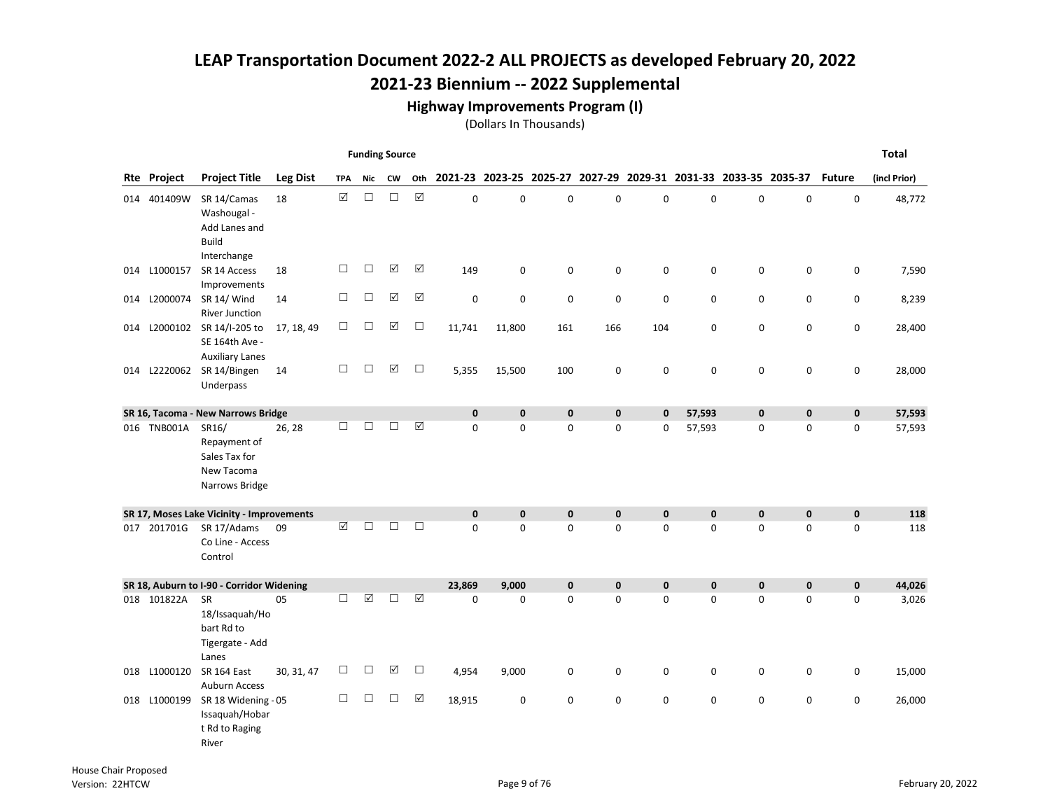# LEAP Transportation Document 2022-2 ALL PROJECTS as developed February 20, 2022

## 2021-23 Biennium -- 2022 Supplemental

### Highway Improvements Program (I)

(Dollars In Thousands)

| Rte | Project | Project Title | Leg Dist | Funding Source TPA | Nic | CW | Oth | 2021-23 | 2023-25 | 2025-27 | 2027-29 | 2029-31 | 2031-33 | 2033-35 | 2035-37 | Future | Total (incl Prior) |
|---|---|---|---|---|---|---|---|---|---|---|---|---|---|---|---|---|---|
| 014 | 401409W | SR 14/Camas Washougal - Add Lanes and Build Interchange | 18 | ☑ | ☐ | ☐ | ☑ | 0 | 0 | 0 | 0 | 0 | 0 | 0 | 0 | 0 | 48,772 |
| 014 | L1000157 | SR 14 Access Improvements | 18 | ☐ | ☐ | ☑ | ☑ | 149 | 0 | 0 | 0 | 0 | 0 | 0 | 0 | 0 | 7,590 |
| 014 | L2000074 | SR 14/ Wind River Junction | 14 | ☐ | ☐ | ☑ | ☑ | 0 | 0 | 0 | 0 | 0 | 0 | 0 | 0 | 0 | 8,239 |
| 014 | L2000102 | SR 14/I-205 to SE 164th Ave - Auxiliary Lanes | 17, 18, 49 | ☐ | ☐ | ☑ | ☐ | 11,741 | 11,800 | 161 | 166 | 104 | 0 | 0 | 0 | 0 | 28,400 |
| 014 | L2220062 | SR 14/Bingen Underpass | 14 | ☐ | ☐ | ☑ | ☐ | 5,355 | 15,500 | 100 | 0 | 0 | 0 | 0 | 0 | 0 | 28,000 |
| **SR 16, Tacoma - New Narrows Bridge** | | | | | | | | **0** | **0** | **0** | **0** | **0** | **57,593** | **0** | **0** | **0** | **57,593** |
| 016 | TNB001A | SR16/ Repayment of Sales Tax for New Tacoma Narrows Bridge | 26, 28 | ☐ | ☐ | ☐ | ☑ | 0 | 0 | 0 | 0 | 0 | 57,593 | 0 | 0 | 0 | 57,593 |
| **SR 17, Moses Lake Vicinity - Improvements** | | | | | | | | **0** | **0** | **0** | **0** | **0** | **0** | **0** | **0** | **0** | **118** |
| 017 | 201701G | SR 17/Adams Co Line - Access Control | 09 | ☑ | ☐ | ☐ | ☐ | 0 | 0 | 0 | 0 | 0 | 0 | 0 | 0 | 0 | 118 |
| **SR 18, Auburn to I-90 - Corridor Widening** | | | | | | | | **23,869** | **9,000** | **0** | **0** | **0** | **0** | **0** | **0** | **0** | **44,026** |
| 018 | 101822A | SR 18/Issaquah/Hobart Rd to Tigergate - Add Lanes | 05 | ☐ | ☑ | ☐ | ☑ | 0 | 0 | 0 | 0 | 0 | 0 | 0 | 0 | 0 | 3,026 |
| 018 | L1000120 | SR 164 East Auburn Access | 30, 31, 47 | ☐ | ☐ | ☑ | ☐ | 4,954 | 9,000 | 0 | 0 | 0 | 0 | 0 | 0 | 0 | 15,000 |
| 018 | L1000199 | SR 18 Widening - Issaquah/Hobart Rd to Raging River | 05 | ☐ | ☐ | ☐ | ☑ | 18,915 | 0 | 0 | 0 | 0 | 0 | 0 | 0 | 0 | 26,000 |

House Chair Proposed
Version: 22HTCW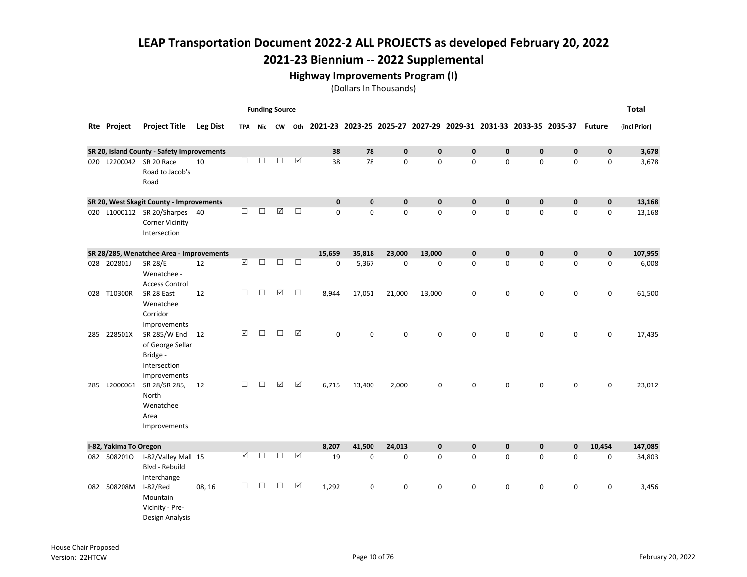# LEAP Transportation Document 2022-2 ALL PROJECTS as developed February 20, 2022

## 2021-23 Biennium -- 2022 Supplemental

### Highway Improvements Program (I)

(Dollars In Thousands)

| | | | | Funding Source | | | | | | | | | | | | | | Total |
|---|---|---|---|---|---|---|---|---|---|---|---|---|---|---|---|---|---|---|
| Rte | Project | Project Title | Leg Dist | TPA | Nic | CW | Oth | 2021-23 | 2023-25 | 2025-27 | 2027-29 | 2029-31 | 2031-33 | 2033-35 | 2035-37 | Future | (incl Prior) |
| **SR 20, Island County - Safety Improvements** | | | | | | | | **38** | **78** | **0** | **0** | **0** | **0** | **0** | **0** | **0** | **3,678** |
| 020 | L2200042 | SR 20 Race Road to Jacob's Road | 10 | ☐ | ☐ | ☐ | ☑ | 38 | 78 | 0 | 0 | 0 | 0 | 0 | 0 | 0 | 3,678 |
| **SR 20, West Skagit County - Improvements** | | | | | | | | **0** | **0** | **0** | **0** | **0** | **0** | **0** | **0** | **0** | **13,168** |
| 020 | L1000112 | SR 20/Sharpes Corner Vicinity Intersection | 40 | ☐ | ☐ | ☑ | ☐ | 0 | 0 | 0 | 0 | 0 | 0 | 0 | 0 | 0 | 13,168 |
| **SR 28/285, Wenatchee Area - Improvements** | | | | | | | | **15,659** | **35,818** | **23,000** | **13,000** | **0** | **0** | **0** | **0** | **0** | **107,955** |
| 028 | 202801J | SR 28/E Wenatchee - Access Control | 12 | ☑ | ☐ | ☐ | ☐ | 0 | 5,367 | 0 | 0 | 0 | 0 | 0 | 0 | 0 | 6,008 |
| 028 | T10300R | SR 28 East Wenatchee Corridor Improvements | 12 | ☐ | ☐ | ☑ | ☐ | 8,944 | 17,051 | 21,000 | 13,000 | 0 | 0 | 0 | 0 | 0 | 61,500 |
| 285 | 228501X | SR 285/W End of George Sellar Bridge - Intersection Improvements | 12 | ☑ | ☐ | ☐ | ☑ | 0 | 0 | 0 | 0 | 0 | 0 | 0 | 0 | 0 | 17,435 |
| 285 | L2000061 | SR 28/SR 285, North Wenatchee Area Improvements | 12 | ☐ | ☐ | ☑ | ☑ | 6,715 | 13,400 | 2,000 | 0 | 0 | 0 | 0 | 0 | 0 | 23,012 |
| **I-82, Yakima To Oregon** | | | | | | | | **8,207** | **41,500** | **24,013** | **0** | **0** | **0** | **0** | **0** | **10,454** | **147,085** |
| 082 | 508201O | I-82/Valley Mall Blvd - Rebuild Interchange | 15 | ☑ | ☐ | ☐ | ☑ | 19 | 0 | 0 | 0 | 0 | 0 | 0 | 0 | 0 | 34,803 |
| 082 | 508208M | I-82/Red Mountain Vicinity - Pre-Design Analysis | 08, 16 | ☐ | ☐ | ☐ | ☑ | 1,292 | 0 | 0 | 0 | 0 | 0 | 0 | 0 | 0 | 3,456 |

House Chair Proposed
Version: 22HTCW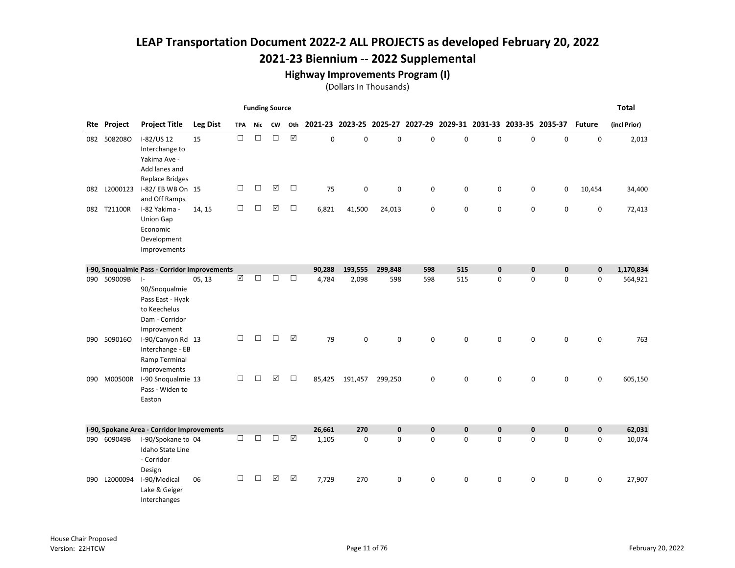# LEAP Transportation Document 2022-2 ALL PROJECTS as developed February 20, 2022

# 2021-23 Biennium -- 2022 Supplemental

## Highway Improvements Program (I)

(Dollars In Thousands)

| Rte | Project | Project Title | Leg Dist | Funding Source TPA | Nic | CW | Oth | 2021-23 | 2023-25 | 2025-27 | 2027-29 | 2029-31 | 2031-33 | 2033-35 | 2035-37 | Future | Total (incl Prior) |
|---|---|---|---|---|---|---|---|---|---|---|---|---|---|---|---|---|---|
| 082 | 508208O | I-82/US 12 Interchange to Yakima Ave - Add lanes and Replace Bridges | 15 | ☐ | ☐ | ☐ | ☑ | 0 | 0 | 0 | 0 | 0 | 0 | 0 | 0 | 0 | 2,013 |
| 082 | L2000123 | I-82/ EB WB On and Off Ramps | 15 | ☐ | ☐ | ☑ | ☐ | 75 | 0 | 0 | 0 | 0 | 0 | 0 | 0 | 10,454 | 34,400 |
| 082 | T21100R | I-82 Yakima - Union Gap Economic Development Improvements | 14, 15 | ☐ | ☐ | ☑ | ☐ | 6,821 | 41,500 | 24,013 | 0 | 0 | 0 | 0 | 0 | 0 | 72,413 |
| **I-90, Snoqualmie Pass - Corridor Improvements** | | | | | | | | **90,288** | **193,555** | **299,848** | **598** | **515** | **0** | **0** | **0** | **0** | **1,170,834** |
| 090 | 509009B | I-90/Snoqualmie Pass East - Hyak to Keechelus Dam - Corridor Improvement | 05, 13 | ☑ | ☐ | ☐ | ☐ | 4,784 | 2,098 | 598 | 598 | 515 | 0 | 0 | 0 | 0 | 564,921 |
| 090 | 509016O | I-90/Canyon Rd Interchange - EB Ramp Terminal Improvements | 13 | ☐ | ☐ | ☐ | ☑ | 79 | 0 | 0 | 0 | 0 | 0 | 0 | 0 | 0 | 763 |
| 090 | M00500R | I-90 Snoqualmie Pass - Widen to Easton | 13 | ☐ | ☐ | ☑ | ☐ | 85,425 | 191,457 | 299,250 | 0 | 0 | 0 | 0 | 0 | 0 | 605,150 |
| **I-90, Spokane Area - Corridor Improvements** | | | | | | | | **26,661** | **270** | **0** | **0** | **0** | **0** | **0** | **0** | **0** | **62,031** |
| 090 | 609049B | I-90/Spokane to Idaho State Line - Corridor Design | 04 | ☐ | ☐ | ☐ | ☑ | 1,105 | 0 | 0 | 0 | 0 | 0 | 0 | 0 | 0 | 10,074 |
| 090 | L2000094 | I-90/Medical Lake & Geiger Interchanges | 06 | ☐ | ☐ | ☑ | ☑ | 7,729 | 270 | 0 | 0 | 0 | 0 | 0 | 0 | 0 | 27,907 |

House Chair Proposed
Version: 22HTCW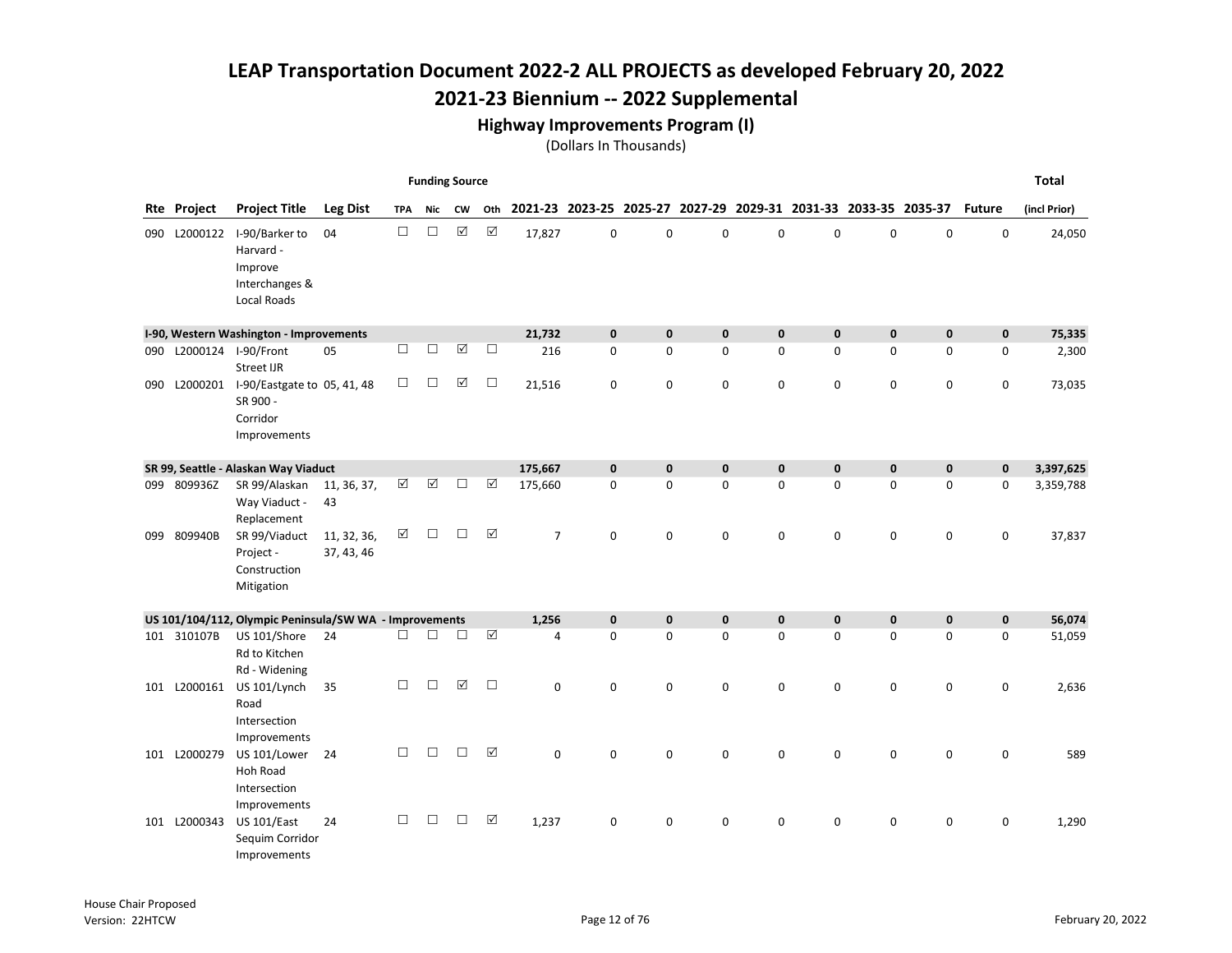# LEAP Transportation Document 2022-2 ALL PROJECTS as developed February 20, 2022

## 2021-23 Biennium -- 2022 Supplemental

### Highway Improvements Program (I)

(Dollars In Thousands)

| Rte | Project | Project Title | Leg Dist | Funding Source TPA | Nic | CW | Oth | 2021-23 | 2023-25 | 2025-27 | 2027-29 | 2029-31 | 2031-33 | 2033-35 | 2035-37 | Future | Total (incl Prior) |
|---|---|---|---|---|---|---|---|---|---|---|---|---|---|---|---|---|---|
| 090 | L2000122 | I-90/Barker to Harvard - Improve Interchanges & Local Roads | 04 | ☐ | ☐ | ☑ | ☑ | 17,827 | 0 | 0 | 0 | 0 | 0 | 0 | 0 | 0 | 24,050 |
| **I-90, Western Washington - Improvements** | | | | | | | | **21,732** | **0** | **0** | **0** | **0** | **0** | **0** | **0** | **0** | **75,335** |
| 090 | L2000124 | I-90/Front Street IJR | 05 | ☐ | ☐ | ☑ | ☐ | 216 | 0 | 0 | 0 | 0 | 0 | 0 | 0 | 0 | 2,300 |
| 090 | L2000201 | I-90/Eastgate to SR 900 - Corridor Improvements | 05, 41, 48 | ☐ | ☐ | ☑ | ☐ | 21,516 | 0 | 0 | 0 | 0 | 0 | 0 | 0 | 0 | 73,035 |
| **SR 99, Seattle - Alaskan Way Viaduct** | | | | | | | | **175,667** | **0** | **0** | **0** | **0** | **0** | **0** | **0** | **0** | **3,397,625** |
| 099 | 809936Z | SR 99/Alaskan Way Viaduct - Replacement | 11, 36, 37, 43 | ☑ | ☑ | ☐ | ☑ | 175,660 | 0 | 0 | 0 | 0 | 0 | 0 | 0 | 0 | 3,359,788 |
| 099 | 809940B | SR 99/Viaduct Project - Construction Mitigation | 11, 32, 36, 37, 43, 46 | ☑ | ☐ | ☐ | ☑ | 7 | 0 | 0 | 0 | 0 | 0 | 0 | 0 | 0 | 37,837 |
| **US 101/104/112, Olympic Peninsula/SW WA - Improvements** | | | | | | | | **1,256** | **0** | **0** | **0** | **0** | **0** | **0** | **0** | **0** | **56,074** |
| 101 | 310107B | US 101/Shore Rd to Kitchen Rd - Widening | 24 | ☐ | ☐ | ☐ | ☑ | 4 | 0 | 0 | 0 | 0 | 0 | 0 | 0 | 0 | 51,059 |
| 101 | L2000161 | US 101/Lynch Road Intersection Improvements | 35 | ☐ | ☐ | ☑ | ☐ | 0 | 0 | 0 | 0 | 0 | 0 | 0 | 0 | 0 | 2,636 |
| 101 | L2000279 | US 101/Lower Hoh Road Intersection Improvements | 24 | ☐ | ☐ | ☐ | ☑ | 0 | 0 | 0 | 0 | 0 | 0 | 0 | 0 | 0 | 589 |
| 101 | L2000343 | US 101/East Sequim Corridor Improvements | 24 | ☐ | ☐ | ☐ | ☑ | 1,237 | 0 | 0 | 0 | 0 | 0 | 0 | 0 | 0 | 1,290 |

House Chair Proposed
Version: 22HTCW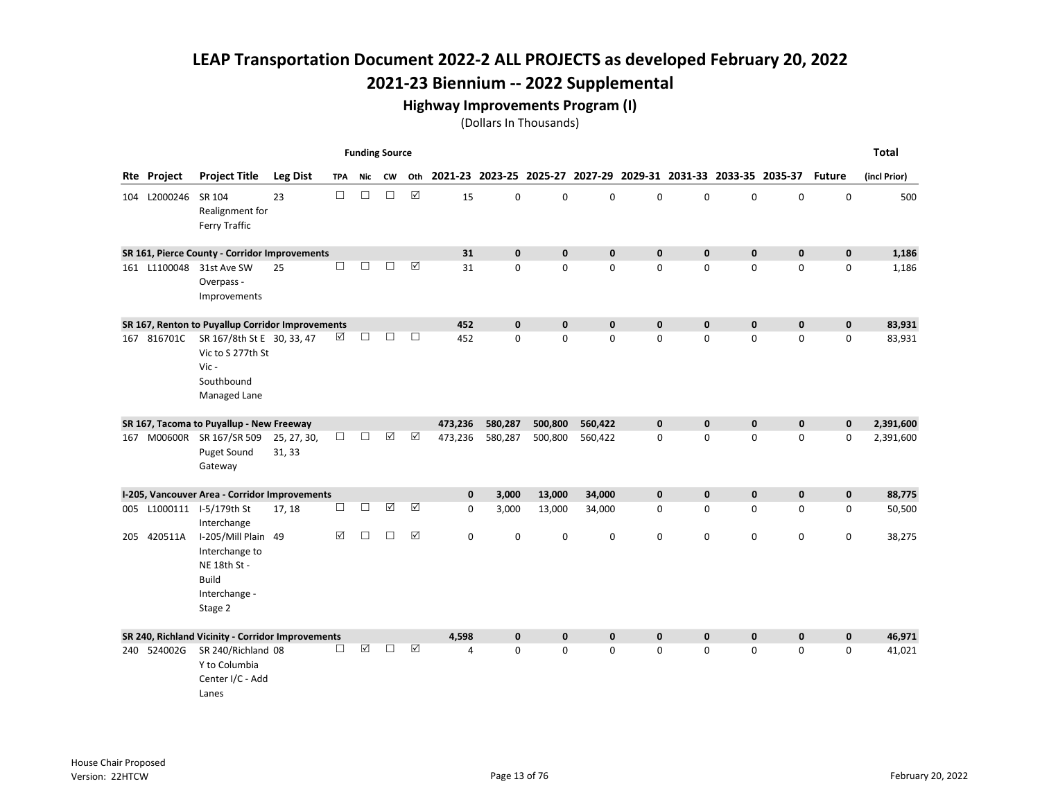# LEAP Transportation Document 2022-2 ALL PROJECTS as developed February 20, 2022

## 2021-23 Biennium -- 2022 Supplemental

### Highway Improvements Program (I)

(Dollars In Thousands)

| Rte | Project | Project Title | Leg Dist | Funding Source TPA | Nic | CW | Oth | 2021-23 | 2023-25 | 2025-27 | 2027-29 | 2029-31 | 2031-33 | 2033-35 | 2035-37 | Future | Total (incl Prior) |
|---|---|---|---|---|---|---|---|---|---|---|---|---|---|---|---|---|---|
| 104 | L2000246 | SR 104 Realignment for Ferry Traffic | 23 | ☐ | ☐ | ☐ | ☑ | 15 | 0 | 0 | 0 | 0 | 0 | 0 | 0 | 0 | 500 |
| **SR 161, Pierce County - Corridor Improvements** | | | | | | | | **31** | **0** | **0** | **0** | **0** | **0** | **0** | **0** | **0** | **1,186** |
| 161 | L1100048 | 31st Ave SW Overpass - Improvements | 25 | ☐ | ☐ | ☐ | ☑ | 31 | 0 | 0 | 0 | 0 | 0 | 0 | 0 | 0 | 1,186 |
| **SR 167, Renton to Puyallup Corridor Improvements** | | | | | | | | **452** | **0** | **0** | **0** | **0** | **0** | **0** | **0** | **0** | **83,931** |
| 167 | 816701C | SR 167/8th St E Vic to S 277th St Vic - Southbound Managed Lane | 30, 33, 47 | ☑ | ☐ | ☐ | ☐ | 452 | 0 | 0 | 0 | 0 | 0 | 0 | 0 | 0 | 83,931 |
| **SR 167, Tacoma to Puyallup - New Freeway** | | | | | | | | **473,236** | **580,287** | **500,800** | **560,422** | **0** | **0** | **0** | **0** | **0** | **2,391,600** |
| 167 | M00600R | SR 167/SR 509 Puget Sound Gateway | 25, 27, 30, 31, 33 | ☐ | ☐ | ☑ | ☑ | 473,236 | 580,287 | 500,800 | 560,422 | 0 | 0 | 0 | 0 | 0 | 2,391,600 |
| **I-205, Vancouver Area - Corridor Improvements** | | | | | | | | **0** | **3,000** | **13,000** | **34,000** | **0** | **0** | **0** | **0** | **0** | **88,775** |
| 005 | L1000111 | I-5/179th St Interchange | 17, 18 | ☐ | ☐ | ☑ | ☑ | 0 | 3,000 | 13,000 | 34,000 | 0 | 0 | 0 | 0 | 0 | 50,500 |
| 205 | 420511A | I-205/Mill Plain Interchange to NE 18th St - Build Interchange - Stage 2 | 49 | ☑ | ☐ | ☐ | ☑ | 0 | 0 | 0 | 0 | 0 | 0 | 0 | 0 | 0 | 38,275 |
| **SR 240, Richland Vicinity - Corridor Improvements** | | | | | | | | **4,598** | **0** | **0** | **0** | **0** | **0** | **0** | **0** | **0** | **46,971** |
| 240 | 524002G | SR 240/Richland Y to Columbia Center I/C - Add Lanes | 08 | ☐ | ☑ | ☐ | ☑ | 4 | 0 | 0 | 0 | 0 | 0 | 0 | 0 | 0 | 41,021 |

House Chair Proposed
Version: 22HTCW

February 20, 2022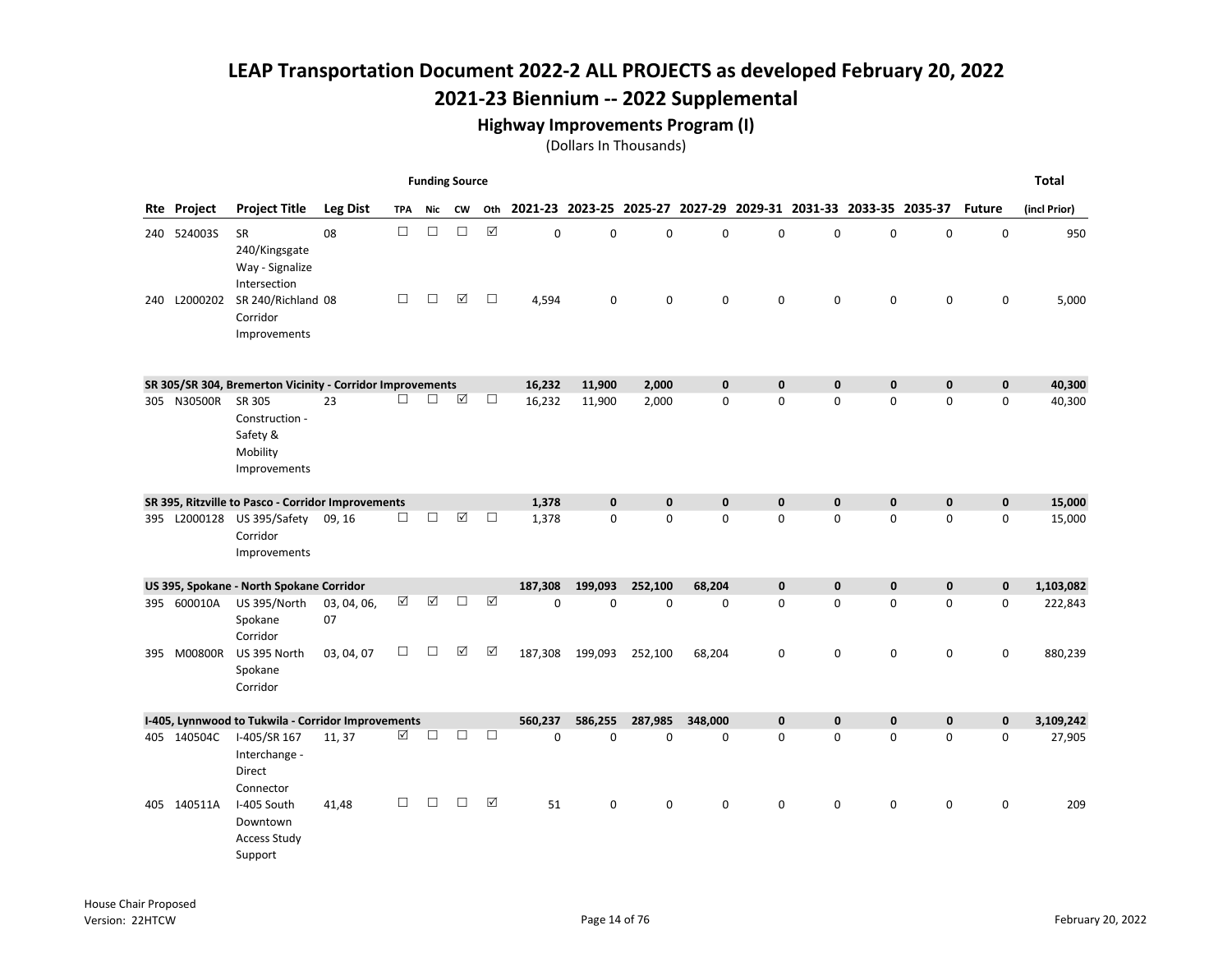# LEAP Transportation Document 2022-2 ALL PROJECTS as developed February 20, 2022

## 2021-23 Biennium -- 2022 Supplemental

### Highway Improvements Program (I)

(Dollars In Thousands)

| Rte | Project | Project Title | Leg Dist | Funding Source TPA | Nic | CW | Oth | 2021-23 | 2023-25 | 2025-27 | 2027-29 | 2029-31 | 2031-33 | 2033-35 | 2035-37 | Future | Total (incl Prior) |
|---|---|---|---|---|---|---|---|---|---|---|---|---|---|---|---|---|---|
| 240 | 524003S | SR 240/Kingsgate Way - Signalize Intersection | 08 | ☐ | ☐ | ☐ | ☑ | 0 | 0 | 0 | 0 | 0 | 0 | 0 | 0 | 0 | 950 |
| 240 | L2000202 | SR 240/Richland Corridor Improvements | 08 | ☐ | ☐ | ☑ | ☐ | 4,594 | 0 | 0 | 0 | 0 | 0 | 0 | 0 | 0 | 5,000 |
| **SR 305/SR 304, Bremerton Vicinity - Corridor Improvements** | | | | | | | | **16,232** | **11,900** | **2,000** | **0** | **0** | **0** | **0** | **0** | **0** | **40,300** |
| 305 | N30500R | SR 305 Construction - Safety & Mobility Improvements | 23 | ☐ | ☐ | ☑ | ☐ | 16,232 | 11,900 | 2,000 | 0 | 0 | 0 | 0 | 0 | 0 | 40,300 |
| **SR 395, Ritzville to Pasco - Corridor Improvements** | | | | | | | | **1,378** | **0** | **0** | **0** | **0** | **0** | **0** | **0** | **0** | **15,000** |
| 395 | L2000128 | US 395/Safety Corridor Improvements | 09, 16 | ☐ | ☐ | ☑ | ☐ | 1,378 | 0 | 0 | 0 | 0 | 0 | 0 | 0 | 0 | 15,000 |
| **US 395, Spokane - North Spokane Corridor** | | | | | | | | **187,308** | **199,093** | **252,100** | **68,204** | **0** | **0** | **0** | **0** | **0** | **1,103,082** |
| 395 | 600010A | US 395/North Spokane Corridor | 03, 04, 06, 07 | ☑ | ☑ | ☐ | ☑ | 0 | 0 | 0 | 0 | 0 | 0 | 0 | 0 | 0 | 222,843 |
| 395 | M00800R | US 395 North Spokane Corridor | 03, 04, 07 | ☐ | ☐ | ☑ | ☑ | 187,308 | 199,093 | 252,100 | 68,204 | 0 | 0 | 0 | 0 | 0 | 880,239 |
| **I-405, Lynnwood to Tukwila - Corridor Improvements** | | | | | | | | **560,237** | **586,255** | **287,985** | **348,000** | **0** | **0** | **0** | **0** | **0** | **3,109,242** |
| 405 | 140504C | I-405/SR 167 Interchange - Direct Connector | 11, 37 | ☑ | ☐ | ☐ | ☐ | 0 | 0 | 0 | 0 | 0 | 0 | 0 | 0 | 0 | 27,905 |
| 405 | 140511A | I-405 South Downtown Access Study Support | 41,48 | ☐ | ☐ | ☐ | ☑ | 51 | 0 | 0 | 0 | 0 | 0 | 0 | 0 | 0 | 209 |

House Chair Proposed
Version: 22HTCW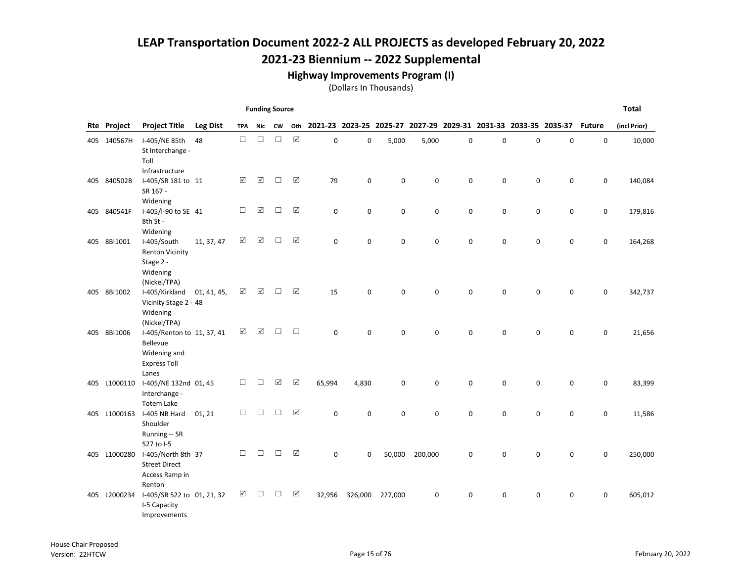# LEAP Transportation Document 2022-2 ALL PROJECTS as developed February 20, 2022

## 2021-23 Biennium -- 2022 Supplemental

### Highway Improvements Program (I)

(Dollars In Thousands)

| Rte | Project | Project Title | Leg Dist | Funding Source TPA | Nic | CW | Oth | 2021-23 | 2023-25 | 2025-27 | 2027-29 | 2029-31 | 2031-33 | 2033-35 | 2035-37 | Future | Total (incl Prior) |
|---|---|---|---|---|---|---|---|---|---|---|---|---|---|---|---|---|---|
| 405 | 140567H | I-405/NE 85th St Interchange - Toll Infrastructure | 48 | ☐ | ☐ | ☐ | ☑ | 0 | 0 | 5,000 | 5,000 | 0 | 0 | 0 | 0 | 0 | 10,000 |
| 405 | 840502B | I-405/SR 181 to SR 167 - Widening | 11 | ☑ | ☑ | ☐ | ☑ | 79 | 0 | 0 | 0 | 0 | 0 | 0 | 0 | 0 | 140,084 |
| 405 | 840541F | I-405/I-90 to SE 8th St - Widening | 41 | ☐ | ☑ | ☐ | ☑ | 0 | 0 | 0 | 0 | 0 | 0 | 0 | 0 | 0 | 179,816 |
| 405 | 8BI1001 | I-405/South Renton Vicinity Stage 2 - Widening (Nickel/TPA) | 11, 37, 47 | ☑ | ☑ | ☐ | ☑ | 0 | 0 | 0 | 0 | 0 | 0 | 0 | 0 | 0 | 164,268 |
| 405 | 8BI1002 | I-405/Kirkland Vicinity Stage 2 - Widening (Nickel/TPA) | 01, 41, 45, 48 | ☑ | ☑ | ☐ | ☑ | 15 | 0 | 0 | 0 | 0 | 0 | 0 | 0 | 0 | 342,737 |
| 405 | 8BI1006 | I-405/Renton to Bellevue Widening and Express Toll Lanes | 11, 37, 41 | ☑ | ☑ | ☐ | ☐ | 0 | 0 | 0 | 0 | 0 | 0 | 0 | 0 | 0 | 21,656 |
| 405 | L1000110 | I-405/NE 132nd Interchange - Totem Lake | 01, 45 | ☐ | ☐ | ☑ | ☑ | 65,994 | 4,830 | 0 | 0 | 0 | 0 | 0 | 0 | 0 | 83,399 |
| 405 | L1000163 | I-405 NB Hard Shoulder Running -- SR 527 to I-5 | 01, 21 | ☐ | ☐ | ☐ | ☑ | 0 | 0 | 0 | 0 | 0 | 0 | 0 | 0 | 0 | 11,586 |
| 405 | L1000280 | I-405/North 8th Street Direct Access Ramp in Renton | 37 | ☐ | ☐ | ☐ | ☑ | 0 | 0 | 50,000 | 200,000 | 0 | 0 | 0 | 0 | 0 | 250,000 |
| 405 | L2000234 | I-405/SR 522 to I-5 Capacity Improvements | 01, 21, 32 | ☑ | ☐ | ☐ | ☑ | 32,956 | 326,000 | 227,000 | 0 | 0 | 0 | 0 | 0 | 0 | 605,012 |

House Chair Proposed
Version: 22HTCW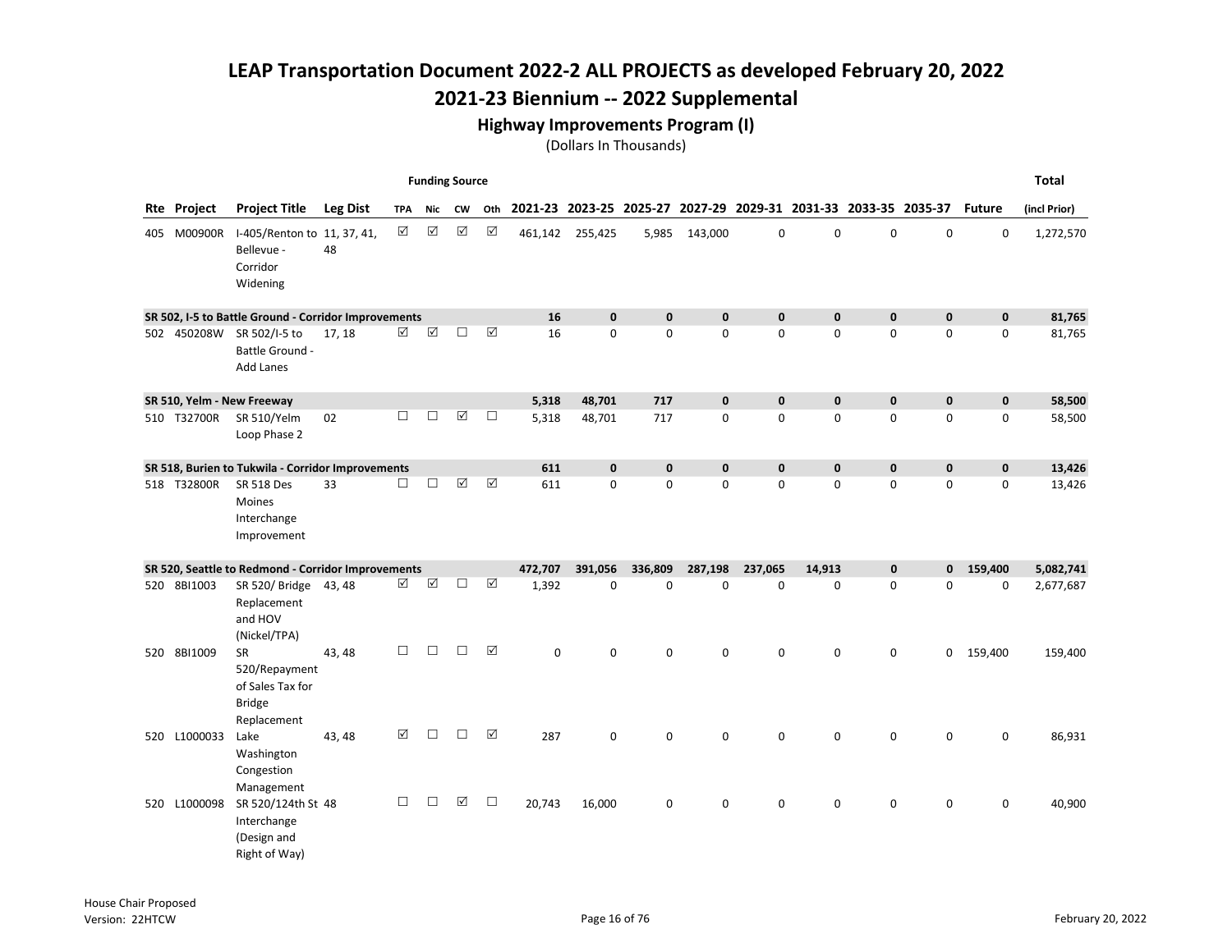# LEAP Transportation Document 2022-2 ALL PROJECTS as developed February 20, 2022

## 2021-23 Biennium -- 2022 Supplemental

### Highway Improvements Program (I)

(Dollars In Thousands)

| Rte | Project | Project Title | Leg Dist | Funding Source: TPA | Funding Source: Nic | Funding Source: CW | Funding Source: Oth | 2021-23 | 2023-25 | 2025-27 | 2027-29 | 2029-31 | 2031-33 | 2033-35 | 2035-37 | Future | Total (incl Prior) |
|---|---|---|---|---|---|---|---|---|---|---|---|---|---|---|---|---|---|
| 405 | M00900R | I-405/Renton to Bellevue - Corridor Widening | 11, 37, 41, 48 | ☑ | ☑ | ☑ | ☑ | 461,142 | 255,425 | 5,985 | 143,000 | 0 | 0 | 0 | 0 | 0 | 1,272,570 |
| **SR 502, I-5 to Battle Ground - Corridor Improvements** | | | | | | | | **16** | **0** | **0** | **0** | **0** | **0** | **0** | **0** | **0** | **81,765** |
| 502 | 450208W | SR 502/I-5 to Battle Ground - Add Lanes | 17, 18 | ☑ | ☑ | ☐ | ☑ | 16 | 0 | 0 | 0 | 0 | 0 | 0 | 0 | 0 | 81,765 |
| **SR 510, Yelm - New Freeway** | | | | | | | | **5,318** | **48,701** | **717** | **0** | **0** | **0** | **0** | **0** | **0** | **58,500** |
| 510 | T32700R | SR 510/Yelm Loop Phase 2 | 02 | ☐ | ☐ | ☑ | ☐ | 5,318 | 48,701 | 717 | 0 | 0 | 0 | 0 | 0 | 0 | 58,500 |
| **SR 518, Burien to Tukwila - Corridor Improvements** | | | | | | | | **611** | **0** | **0** | **0** | **0** | **0** | **0** | **0** | **0** | **13,426** |
| 518 | T32800R | SR 518 Des Moines Interchange Improvement | 33 | ☐ | ☐ | ☑ | ☑ | 611 | 0 | 0 | 0 | 0 | 0 | 0 | 0 | 0 | 13,426 |
| **SR 520, Seattle to Redmond - Corridor Improvements** | | | | | | | | **472,707** | **391,056** | **336,809** | **287,198** | **237,065** | **14,913** | **0** | **0** | **159,400** | **5,082,741** |
| 520 | 8BI1003 | SR 520/ Bridge Replacement and HOV (Nickel/TPA) | 43, 48 | ☑ | ☑ | ☐ | ☑ | 1,392 | 0 | 0 | 0 | 0 | 0 | 0 | 0 | 0 | 2,677,687 |
| 520 | 8BI1009 | SR 520/Repayment of Sales Tax for Bridge Replacement | 43, 48 | ☐ | ☐ | ☐ | ☑ | 0 | 0 | 0 | 0 | 0 | 0 | 0 | 0 | 159,400 | 159,400 |
| 520 | L1000033 | Lake Washington Congestion Management | 43, 48 | ☑ | ☐ | ☐ | ☑ | 287 | 0 | 0 | 0 | 0 | 0 | 0 | 0 | 0 | 86,931 |
| 520 | L1000098 | SR 520/124th St Interchange (Design and Right of Way) | 48 | ☐ | ☐ | ☑ | ☐ | 20,743 | 16,000 | 0 | 0 | 0 | 0 | 0 | 0 | 0 | 40,900 |

House Chair Proposed
Version: 22HTCW

February 20, 2022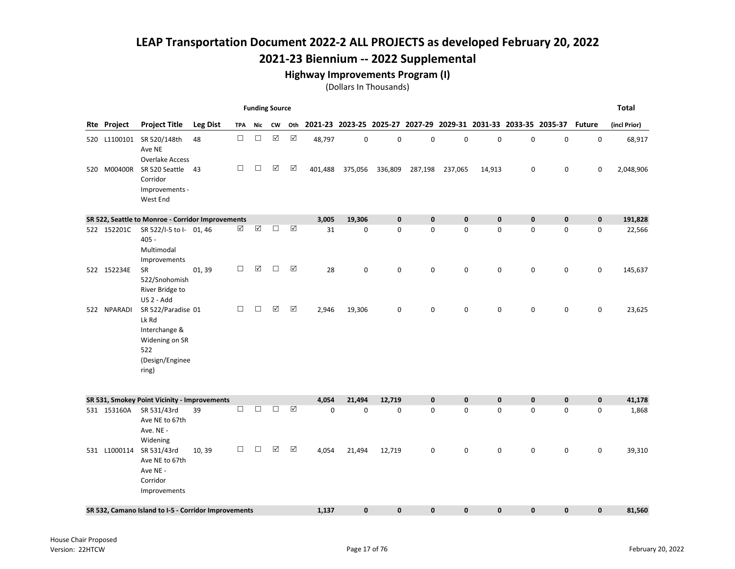# LEAP Transportation Document 2022-2 ALL PROJECTS as developed February 20, 2022

# 2021-23 Biennium -- 2022 Supplemental

### Highway Improvements Program (I)

(Dollars In Thousands)

| | | | | Funding Source | | | | | | | | | | | | | Total |
|---|---|---|---|---|---|---|---|---|---|---|---|---|---|---|---|---|---|
| Rte | Project | Project Title | Leg Dist | TPA | Nic | CW | Oth | 2021-23 | 2023-25 | 2025-27 | 2027-29 | 2029-31 | 2031-33 | 2033-35 | 2035-37 | Future | (incl Prior) |
| 520 | L1100101 | SR 520/148th Ave NE Overlake Access | 48 | ☐ | ☐ | ☑ | ☑ | 48,797 | 0 | 0 | 0 | 0 | 0 | 0 | 0 | 0 | 68,917 |
| 520 | M00400R | SR 520 Seattle Corridor Improvements - West End | 43 | ☐ | ☐ | ☑ | ☑ | 401,488 | 375,056 | 336,809 | 287,198 | 237,065 | 14,913 | 0 | 0 | 0 | 2,048,906 |
| **SR 522, Seattle to Monroe - Corridor Improvements** | | | | | | | | **3,005** | **19,306** | **0** | **0** | **0** | **0** | **0** | **0** | **0** | **191,828** |
| 522 | 152201C | SR 522/I-5 to I-405 - Multimodal Improvements | 01, 46 | ☑ | ☑ | ☐ | ☑ | 31 | 0 | 0 | 0 | 0 | 0 | 0 | 0 | 0 | 22,566 |
| 522 | 152234E | SR 522/Snohomish River Bridge to US 2 - Add | 01, 39 | ☐ | ☑ | ☐ | ☑ | 28 | 0 | 0 | 0 | 0 | 0 | 0 | 0 | 0 | 145,637 |
| 522 | NPARADI | SR 522/Paradise Lk Rd Interchange & Widening on SR 522 (Design/Engineering) | 01 | ☐ | ☐ | ☑ | ☑ | 2,946 | 19,306 | 0 | 0 | 0 | 0 | 0 | 0 | 0 | 23,625 |
| **SR 531, Smokey Point Vicinity - Improvements** | | | | | | | | **4,054** | **21,494** | **12,719** | **0** | **0** | **0** | **0** | **0** | **0** | **41,178** |
| 531 | 153160A | SR 531/43rd Ave NE to 67th Ave. NE - Widening | 39 | ☐ | ☐ | ☐ | ☑ | 0 | 0 | 0 | 0 | 0 | 0 | 0 | 0 | 0 | 1,868 |
| 531 | L1000114 | SR 531/43rd Ave NE to 67th Ave NE - Corridor Improvements | 10, 39 | ☐ | ☐ | ☑ | ☑ | 4,054 | 21,494 | 12,719 | 0 | 0 | 0 | 0 | 0 | 0 | 39,310 |
| **SR 532, Camano Island to I-5 - Corridor Improvements** | | | | | | | | **1,137** | **0** | **0** | **0** | **0** | **0** | **0** | **0** | **0** | **81,560** |

House Chair Proposed
Version: 22HTCW

February 20, 2022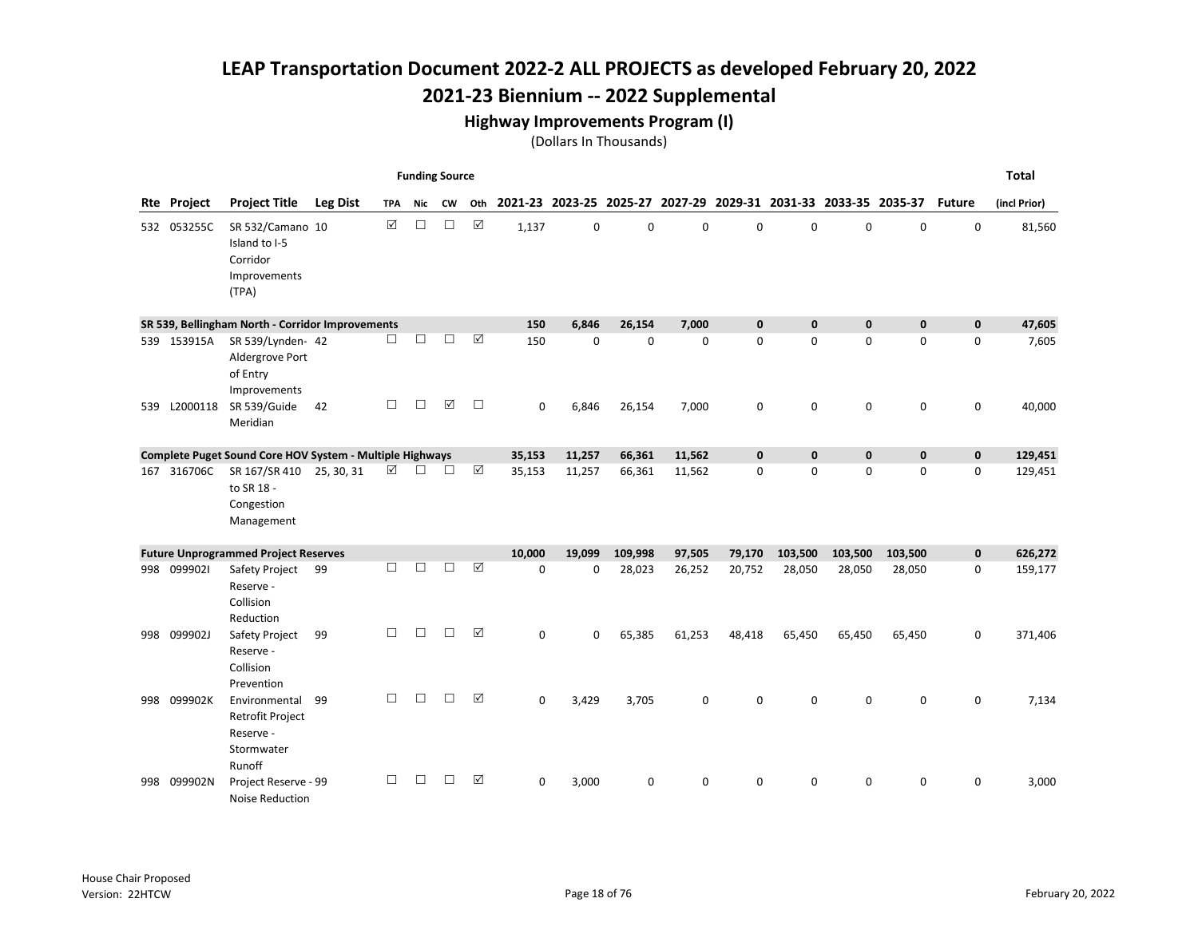# LEAP Transportation Document 2022-2 ALL PROJECTS as developed February 20, 2022

## 2021-23 Biennium -- 2022 Supplemental

### Highway Improvements Program (I)

(Dollars In Thousands)

| Rte | Project | Project Title | Leg Dist | Funding Source TPA | Nic | CW | Oth | 2021-23 | 2023-25 | 2025-27 | 2027-29 | 2029-31 | 2031-33 | 2033-35 | 2035-37 | Future | Total (incl Prior) |
|---|---|---|---|---|---|---|---|---|---|---|---|---|---|---|---|---|---|
| 532 | 053255C | SR 532/Camano Island to I-5 Corridor Improvements (TPA) | 10 | ☑ | ☐ | ☐ | ☑ | 1,137 | 0 | 0 | 0 | 0 | 0 | 0 | 0 | 0 | 81,560 |
| **SR 539, Bellingham North - Corridor Improvements** | | | | | | | | **150** | **6,846** | **26,154** | **7,000** | **0** | **0** | **0** | **0** | **0** | **47,605** |
| 539 | 153915A | SR 539/Lynden-Aldergrove Port of Entry Improvements | 42 | ☐ | ☐ | ☐ | ☑ | 150 | 0 | 0 | 0 | 0 | 0 | 0 | 0 | 0 | 7,605 |
| 539 | L2000118 | SR 539/Guide Meridian | 42 | ☐ | ☐ | ☑ | ☐ | 0 | 6,846 | 26,154 | 7,000 | 0 | 0 | 0 | 0 | 0 | 40,000 |
| **Complete Puget Sound Core HOV System - Multiple Highways** | | | | | | | | **35,153** | **11,257** | **66,361** | **11,562** | **0** | **0** | **0** | **0** | **0** | **129,451** |
| 167 | 316706C | SR 167/SR 410 to SR 18 - Congestion Management | 25, 30, 31 | ☑ | ☐ | ☐ | ☑ | 35,153 | 11,257 | 66,361 | 11,562 | 0 | 0 | 0 | 0 | 0 | 129,451 |
| **Future Unprogrammed Project Reserves** | | | | | | | | **10,000** | **19,099** | **109,998** | **97,505** | **79,170** | **103,500** | **103,500** | **103,500** | **0** | **626,272** |
| 998 | 099902I | Safety Project Reserve - Collision Reduction | 99 | ☐ | ☐ | ☐ | ☑ | 0 | 0 | 28,023 | 26,252 | 20,752 | 28,050 | 28,050 | 28,050 | 0 | 159,177 |
| 998 | 099902J | Safety Project Reserve - Collision Prevention | 99 | ☐ | ☐ | ☐ | ☑ | 0 | 0 | 65,385 | 61,253 | 48,418 | 65,450 | 65,450 | 65,450 | 0 | 371,406 |
| 998 | 099902K | Environmental Retrofit Project Reserve - Stormwater Runoff | 99 | ☐ | ☐ | ☐ | ☑ | 0 | 3,429 | 3,705 | 0 | 0 | 0 | 0 | 0 | 0 | 7,134 |
| 998 | 099902N | Project Reserve - Noise Reduction | 99 | ☐ | ☐ | ☐ | ☑ | 0 | 3,000 | 0 | 0 | 0 | 0 | 0 | 0 | 0 | 3,000 |

House Chair Proposed
Version: 22HTCW

February 20, 2022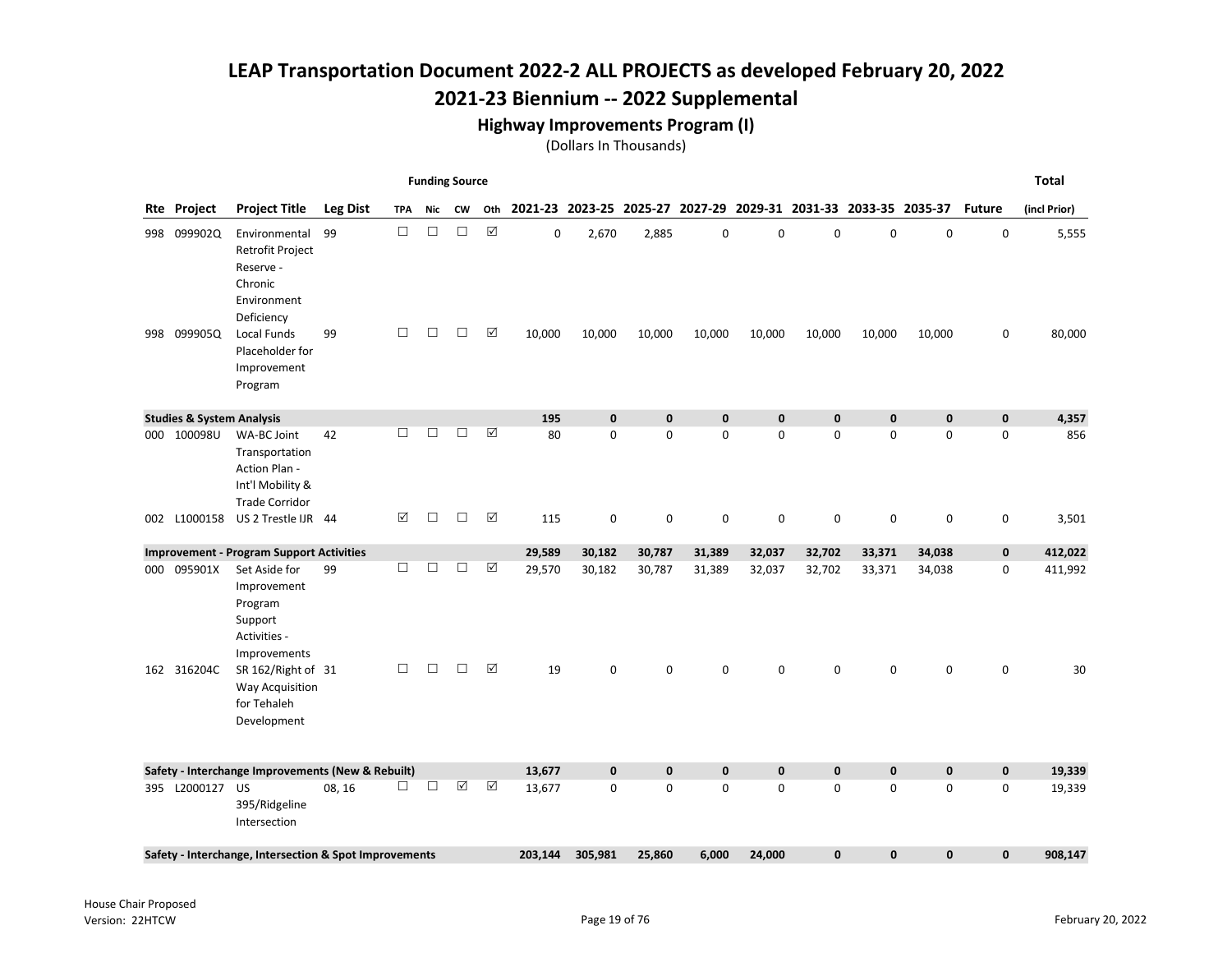# LEAP Transportation Document 2022-2 ALL PROJECTS as developed February 20, 2022

## 2021-23 Biennium -- 2022 Supplemental

### Highway Improvements Program (I)

(Dollars In Thousands)

| Rte | Project | Project Title | Leg Dist | Funding Source TPA | Nic | CW | Oth | 2021-23 | 2023-25 | 2025-27 | 2027-29 | 2029-31 | 2031-33 | 2033-35 | 2035-37 | Future | Total (incl Prior) |
|---|---|---|---|---|---|---|---|---|---|---|---|---|---|---|---|---|---|
| 998 | 099902Q | Environmental Retrofit Project Reserve - Chronic Environment Deficiency | 99 | ☐ | ☐ | ☐ | ☑ | 0 | 2,670 | 2,885 | 0 | 0 | 0 | 0 | 0 | 0 | 5,555 |
| 998 | 099905Q | Local Funds Placeholder for Improvement Program | 99 | ☐ | ☐ | ☐ | ☑ | 10,000 | 10,000 | 10,000 | 10,000 | 10,000 | 10,000 | 10,000 | 10,000 | 0 | 80,000 |
| **Studies & System Analysis** | | | | | | | | **195** | **0** | **0** | **0** | **0** | **0** | **0** | **0** | **0** | **4,357** |
| 000 | 100098U | WA-BC Joint Transportation Action Plan - Int'l Mobility & Trade Corridor | 42 | ☐ | ☐ | ☐ | ☑ | 80 | 0 | 0 | 0 | 0 | 0 | 0 | 0 | 0 | 856 |
| 002 | L1000158 | US 2 Trestle IJR | 44 | ☑ | ☐ | ☐ | ☑ | 115 | 0 | 0 | 0 | 0 | 0 | 0 | 0 | 0 | 3,501 |
| **Improvement - Program Support Activities** | | | | | | | | **29,589** | **30,182** | **30,787** | **31,389** | **32,037** | **32,702** | **33,371** | **34,038** | **0** | **412,022** |
| 000 | 095901X | Set Aside for Improvement Program Support Activities - Improvements | 99 | ☐ | ☐ | ☐ | ☑ | 29,570 | 30,182 | 30,787 | 31,389 | 32,037 | 32,702 | 33,371 | 34,038 | 0 | 411,992 |
| 162 | 316204C | SR 162/Right of Way Acquisition for Tehaleh Development | 31 | ☐ | ☐ | ☐ | ☑ | 19 | 0 | 0 | 0 | 0 | 0 | 0 | 0 | 0 | 30 |
| **Safety - Interchange Improvements (New & Rebuilt)** | | | | | | | | **13,677** | **0** | **0** | **0** | **0** | **0** | **0** | **0** | **0** | **19,339** |
| 395 | L2000127 | US 395/Ridgeline Intersection | 08, 16 | ☐ | ☐ | ☑ | ☑ | 13,677 | 0 | 0 | 0 | 0 | 0 | 0 | 0 | 0 | 19,339 |
| **Safety - Interchange, Intersection & Spot Improvements** | | | | | | | | **203,144** | **305,981** | **25,860** | **6,000** | **24,000** | **0** | **0** | **0** | **0** | **908,147** |

House Chair Proposed
Version: 22HTCW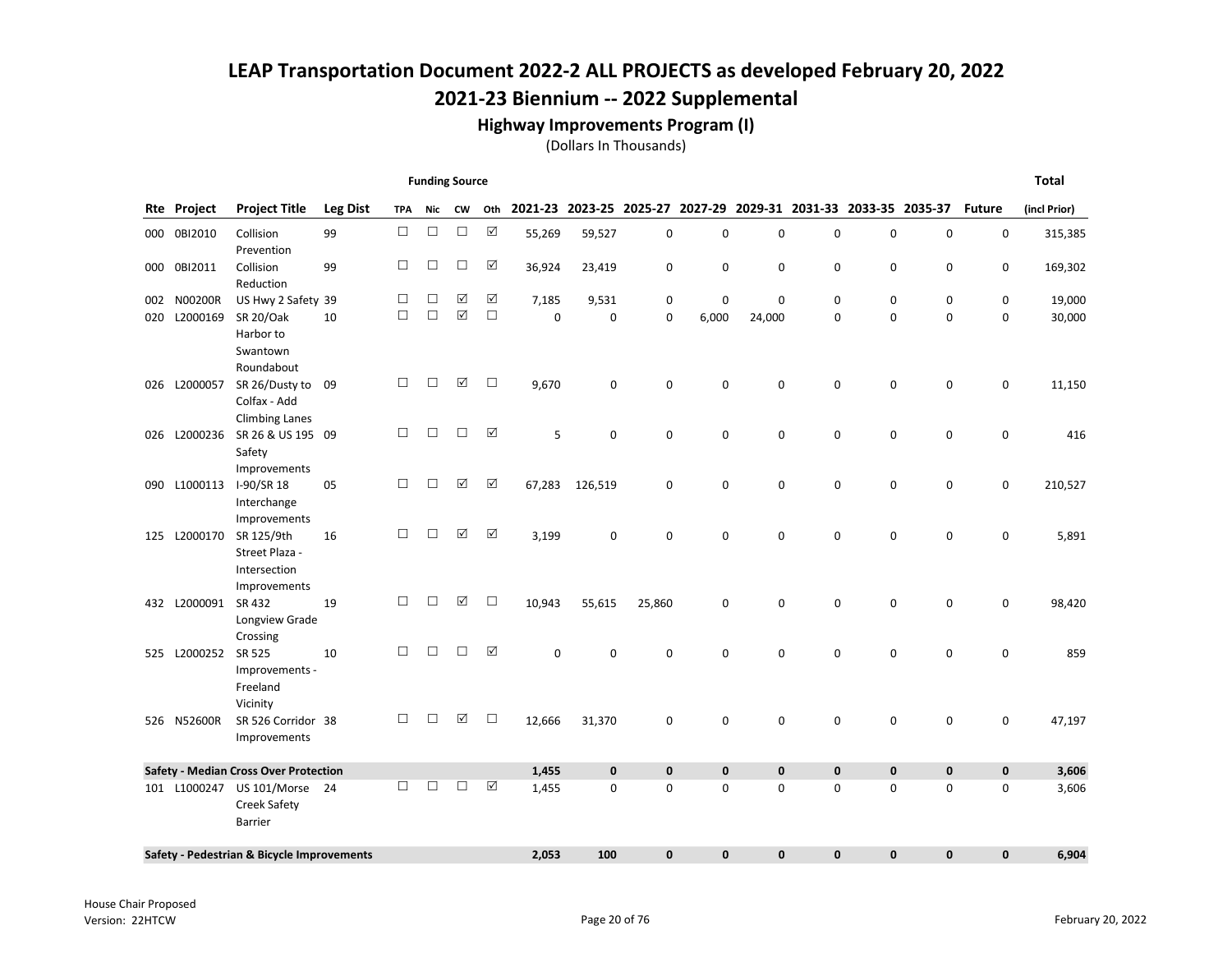# LEAP Transportation Document 2022-2 ALL PROJECTS as developed February 20, 2022

## 2021-23 Biennium -- 2022 Supplemental

### Highway Improvements Program (I)

(Dollars In Thousands)

| Rte | Project | Project Title | Leg Dist | Funding Source TPA | Nic | CW | Oth | 2021-23 | 2023-25 | 2025-27 | 2027-29 | 2029-31 | 2031-33 | 2033-35 | 2035-37 | Future | Total (incl Prior) |
|---|---|---|---|---|---|---|---|---|---|---|---|---|---|---|---|---|---|
| 000 | 0BI2010 | Collision Prevention | 99 | ☐ | ☐ | ☐ | ☑ | 55,269 | 59,527 | 0 | 0 | 0 | 0 | 0 | 0 | 0 | 315,385 |
| 000 | 0BI2011 | Collision Reduction | 99 | ☐ | ☐ | ☐ | ☑ | 36,924 | 23,419 | 0 | 0 | 0 | 0 | 0 | 0 | 0 | 169,302 |
| 002 | N00200R | US Hwy 2 Safety | 39 | ☐ | ☐ | ☑ | ☑ | 7,185 | 9,531 | 0 | 0 | 0 | 0 | 0 | 0 | 0 | 19,000 |
| 020 | L2000169 | SR 20/Oak Harbor to Swantown Roundabout | 10 | ☐ | ☐ | ☑ | ☐ | 0 | 0 | 0 | 6,000 | 24,000 | 0 | 0 | 0 | 0 | 30,000 |
| 026 | L2000057 | SR 26/Dusty to Colfax - Add Climbing Lanes | 09 | ☐ | ☐ | ☑ | ☐ | 9,670 | 0 | 0 | 0 | 0 | 0 | 0 | 0 | 0 | 11,150 |
| 026 | L2000236 | SR 26 & US 195 Safety Improvements | 09 | ☐ | ☐ | ☐ | ☑ | 5 | 0 | 0 | 0 | 0 | 0 | 0 | 0 | 0 | 416 |
| 090 | L1000113 | I-90/SR 18 Interchange Improvements | 05 | ☐ | ☐ | ☑ | ☑ | 67,283 | 126,519 | 0 | 0 | 0 | 0 | 0 | 0 | 0 | 210,527 |
| 125 | L2000170 | SR 125/9th Street Plaza - Intersection Improvements | 16 | ☐ | ☐ | ☑ | ☑ | 3,199 | 0 | 0 | 0 | 0 | 0 | 0 | 0 | 0 | 5,891 |
| 432 | L2000091 | SR 432 Longview Grade Crossing | 19 | ☐ | ☐ | ☑ | ☐ | 10,943 | 55,615 | 25,860 | 0 | 0 | 0 | 0 | 0 | 0 | 98,420 |
| 525 | L2000252 | SR 525 Improvements - Freeland Vicinity | 10 | ☐ | ☐ | ☐ | ☑ | 0 | 0 | 0 | 0 | 0 | 0 | 0 | 0 | 0 | 859 |
| 526 | N52600R | SR 526 Corridor Improvements | 38 | ☐ | ☐ | ☑ | ☐ | 12,666 | 31,370 | 0 | 0 | 0 | 0 | 0 | 0 | 0 | 47,197 |
| **Safety - Median Cross Over Protection** | | | | | | | | **1,455** | **0** | **0** | **0** | **0** | **0** | **0** | **0** | **0** | **3,606** |
| 101 | L1000247 | US 101/Morse Creek Safety Barrier | 24 | ☐ | ☐ | ☐ | ☑ | 1,455 | 0 | 0 | 0 | 0 | 0 | 0 | 0 | 0 | 3,606 |
| **Safety - Pedestrian & Bicycle Improvements** | | | | | | | | **2,053** | **100** | **0** | **0** | **0** | **0** | **0** | **0** | **0** | **6,904** |

House Chair Proposed
Version: 22HTCW

February 20, 2022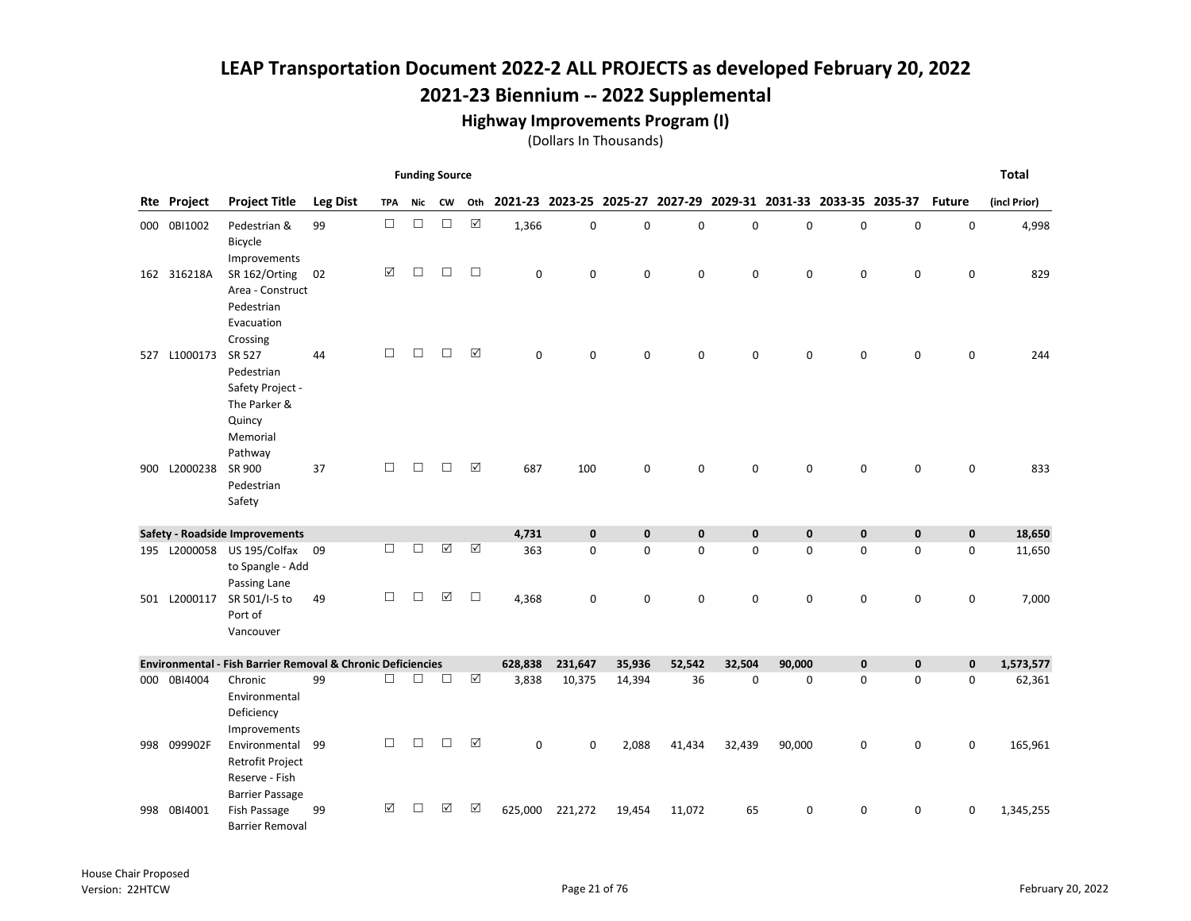# LEAP Transportation Document 2022-2 ALL PROJECTS as developed February 20, 2022

## 2021-23 Biennium -- 2022 Supplemental

### Highway Improvements Program (I)

(Dollars In Thousands)

| Rte | Project | Project Title | Leg Dist | Funding Source TPA | Nic | CW | Oth | 2021-23 | 2023-25 | 2025-27 | 2027-29 | 2029-31 | 2031-33 | 2033-35 | 2035-37 | Future | Total (incl Prior) |
|---|---|---|---|---|---|---|---|---|---|---|---|---|---|---|---|---|---|
| 000 | 0BI1002 | Pedestrian & Bicycle Improvements | 99 | ☐ | ☐ | ☐ | ☑ | 1,366 | 0 | 0 | 0 | 0 | 0 | 0 | 0 | 0 | 4,998 |
| 162 | 316218A | SR 162/Orting Area - Construct Pedestrian Evacuation Crossing | 02 | ☑ | ☐ | ☐ | ☐ | 0 | 0 | 0 | 0 | 0 | 0 | 0 | 0 | 0 | 829 |
| 527 | L1000173 | SR 527 Pedestrian Safety Project - The Parker & Quincy Memorial Pathway | 44 | ☐ | ☐ | ☐ | ☑ | 0 | 0 | 0 | 0 | 0 | 0 | 0 | 0 | 0 | 244 |
| 900 | L2000238 | SR 900 Pedestrian Safety | 37 | ☐ | ☐ | ☐ | ☑ | 687 | 100 | 0 | 0 | 0 | 0 | 0 | 0 | 0 | 833 |
| **Safety - Roadside Improvements** | | | | | | | | **4,731** | **0** | **0** | **0** | **0** | **0** | **0** | **0** | **0** | **18,650** |
| 195 | L2000058 | US 195/Colfax to Spangle - Add Passing Lane | 09 | ☐ | ☐ | ☑ | ☑ | 363 | 0 | 0 | 0 | 0 | 0 | 0 | 0 | 0 | 11,650 |
| 501 | L2000117 | SR 501/I-5 to Port of Vancouver | 49 | ☐ | ☐ | ☑ | ☐ | 4,368 | 0 | 0 | 0 | 0 | 0 | 0 | 0 | 0 | 7,000 |
| **Environmental - Fish Barrier Removal & Chronic Deficiencies** | | | | | | | | **628,838** | **231,647** | **35,936** | **52,542** | **32,504** | **90,000** | **0** | **0** | **0** | **1,573,577** |
| 000 | 0BI4004 | Chronic Environmental Deficiency Improvements | 99 | ☐ | ☐ | ☐ | ☑ | 3,838 | 10,375 | 14,394 | 36 | 0 | 0 | 0 | 0 | 0 | 62,361 |
| 998 | 099902F | Environmental Retrofit Project Reserve - Fish Barrier Passage | 99 | ☐ | ☐ | ☐ | ☑ | 0 | 0 | 2,088 | 41,434 | 32,439 | 90,000 | 0 | 0 | 0 | 165,961 |
| 998 | 0BI4001 | Fish Passage Barrier Removal | 99 | ☑ | ☐ | ☑ | ☑ | 625,000 | 221,272 | 19,454 | 11,072 | 65 | 0 | 0 | 0 | 0 | 1,345,255 |

House Chair Proposed
Version: 22HTCW

February 20, 2022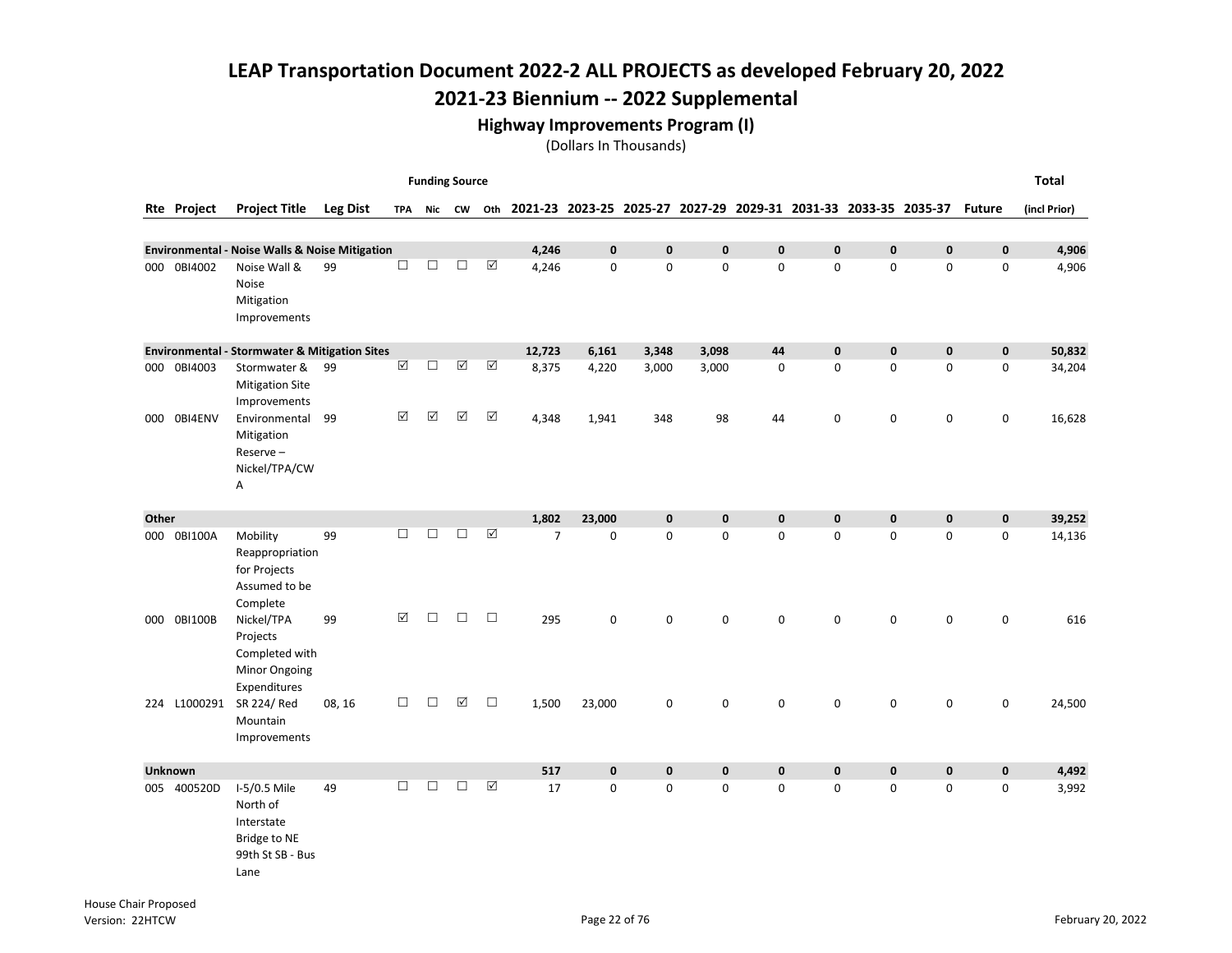# LEAP Transportation Document 2022-2 ALL PROJECTS as developed February 20, 2022

## 2021-23 Biennium -- 2022 Supplemental

### Highway Improvements Program (I)

(Dollars In Thousands)

| Rte | Project | Project Title | Leg Dist | TPA | Nic | CW | Oth | 2021-23 | 2023-25 | 2025-27 | 2027-29 | 2029-31 | 2031-33 | 2033-35 | 2035-37 | Future | Total (incl Prior) |
|---|---|---|---|---|---|---|---|---|---|---|---|---|---|---|---|---|---|
| **Environmental - Noise Walls & Noise Mitigation** | | | | | | | | **4,246** | **0** | **0** | **0** | **0** | **0** | **0** | **0** | **0** | **4,906** |
| 000 | 0BI4002 | Noise Wall & Noise Mitigation Improvements | 99 | ☐ | ☐ | ☐ | ☑ | 4,246 | 0 | 0 | 0 | 0 | 0 | 0 | 0 | 0 | 4,906 |
| **Environmental - Stormwater & Mitigation Sites** | | | | | | | | **12,723** | **6,161** | **3,348** | **3,098** | **44** | **0** | **0** | **0** | **0** | **50,832** |
| 000 | 0BI4003 | Stormwater & Mitigation Site Improvements | 99 | ☑ | ☐ | ☑ | ☑ | 8,375 | 4,220 | 3,000 | 3,000 | 0 | 0 | 0 | 0 | 0 | 34,204 |
| 000 | 0BI4ENV | Environmental Mitigation Reserve – Nickel/TPA/CWA | 99 | ☑ | ☑ | ☑ | ☑ | 4,348 | 1,941 | 348 | 98 | 44 | 0 | 0 | 0 | 0 | 16,628 |
| **Other** | | | | | | | | **1,802** | **23,000** | **0** | **0** | **0** | **0** | **0** | **0** | **0** | **39,252** |
| 000 | 0BI100A | Mobility Reappropriation for Projects Assumed to be Complete | 99 | ☐ | ☐ | ☐ | ☑ | 7 | 0 | 0 | 0 | 0 | 0 | 0 | 0 | 0 | 14,136 |
| 000 | 0BI100B | Nickel/TPA Projects Completed with Minor Ongoing Expenditures | 99 | ☑ | ☐ | ☐ | ☐ | 295 | 0 | 0 | 0 | 0 | 0 | 0 | 0 | 0 | 616 |
| 224 | L1000291 | SR 224/ Red Mountain Improvements | 08, 16 | ☐ | ☐ | ☑ | ☐ | 1,500 | 23,000 | 0 | 0 | 0 | 0 | 0 | 0 | 0 | 24,500 |
| **Unknown** | | | | | | | | **517** | **0** | **0** | **0** | **0** | **0** | **0** | **0** | **0** | **4,492** |
| 005 | 400520D | I-5/0.5 Mile North of Interstate Bridge to NE 99th St SB - Bus Lane | 49 | ☐ | ☐ | ☐ | ☑ | 17 | 0 | 0 | 0 | 0 | 0 | 0 | 0 | 0 | 3,992 |

House Chair Proposed
Version: 22HTCW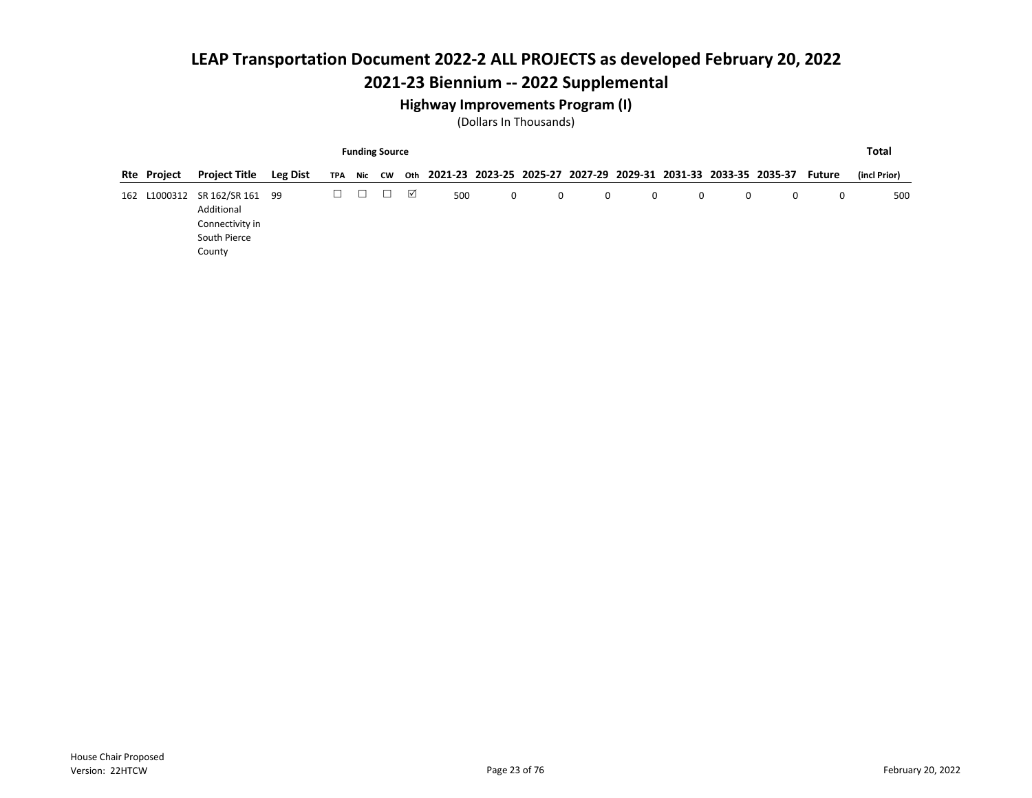# LEAP Transportation Document 2022-2 ALL PROJECTS as developed February 20, 2022

## 2021-23 Biennium -- 2022 Supplemental

### Highway Improvements Program (I)

(Dollars In Thousands)

| | | | | Funding Source | | | | | | | | | | | | | | Total |
|---|---|---|---|---|---|---|---|---|---|---|---|---|---|---|---|---|---|---|
| Rte | Project | Project Title | Leg Dist | TPA | Nic | CW | Oth | 2021-23 | 2023-25 | 2025-27 | 2027-29 | 2029-31 | 2031-33 | 2033-35 | 2035-37 | Future | (incl Prior) |
| 162 | L1000312 | SR 162/SR 161 Additional Connectivity in South Pierce County | 99 | ☐ | ☐ | ☐ | ☑ | 500 | 0 | 0 | 0 | 0 | 0 | 0 | 0 | 0 | 500 |

House Chair Proposed
Version: 22HTCW

February 20, 2022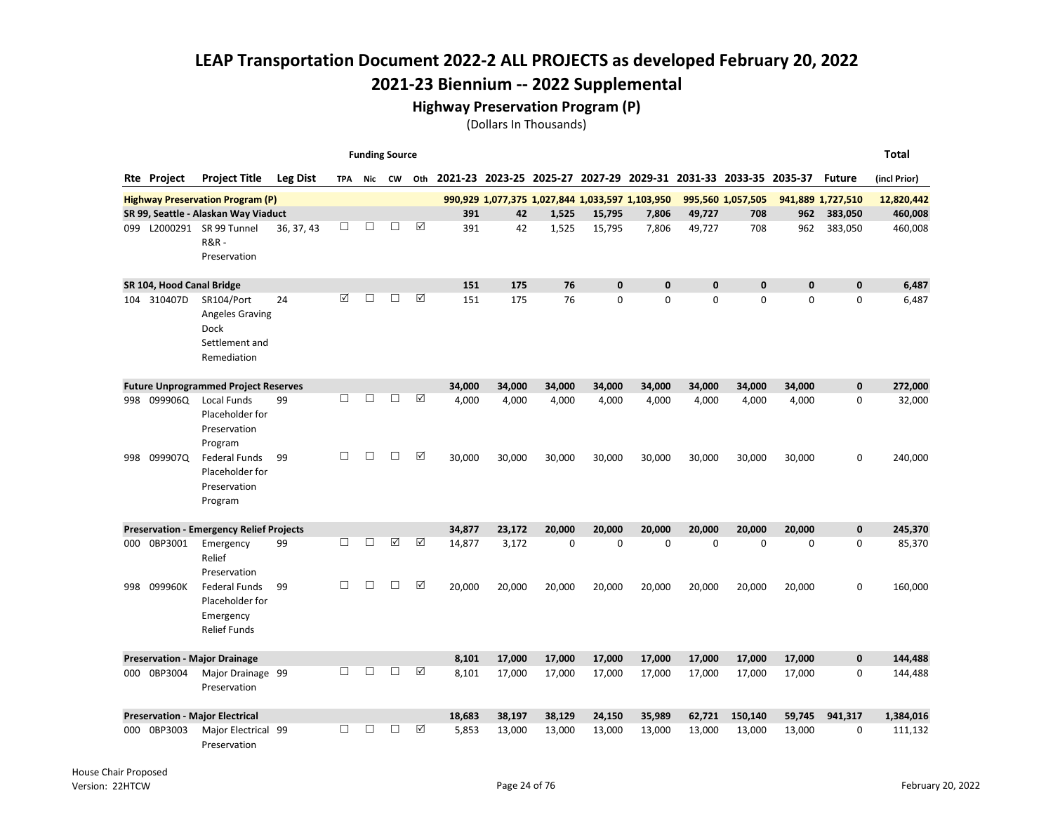# LEAP Transportation Document 2022-2 ALL PROJECTS as developed February 20, 2022

## 2021-23 Biennium -- 2022 Supplemental

### Highway Preservation Program (P)

(Dollars In Thousands)

| Rte | Project | Project Title | Leg Dist | Funding Source TPA | Nic | CW | Oth | 2021-23 | 2023-25 | 2025-27 | 2027-29 | 2029-31 | 2031-33 | 2033-35 | 2035-37 | Future | Total (incl Prior) |
|---|---|---|---|---|---|---|---|---|---|---|---|---|---|---|---|---|---|
| **Highway Preservation Program (P)** | | | | | | | | **990,929** | **1,077,375** | **1,027,844** | **1,033,597** | **1,103,950** | **995,560** | **1,057,505** | **941,889** | **1,727,510** | **12,820,442** |
| **SR 99, Seattle - Alaskan Way Viaduct** | | | | | | | | **391** | **42** | **1,525** | **15,795** | **7,806** | **49,727** | **708** | **962** | **383,050** | **460,008** |
| 099 | L2000291 | SR 99 Tunnel R&R - Preservation | 36, 37, 43 | ☐ | ☐ | ☐ | ☑ | 391 | 42 | 1,525 | 15,795 | 7,806 | 49,727 | 708 | 962 | 383,050 | 460,008 |
| **SR 104, Hood Canal Bridge** | | | | | | | | **151** | **175** | **76** | **0** | **0** | **0** | **0** | **0** | **0** | **6,487** |
| 104 | 310407D | SR104/Port Angeles Graving Dock Settlement and Remediation | 24 | ☑ | ☐ | ☐ | ☑ | 151 | 175 | 76 | 0 | 0 | 0 | 0 | 0 | 0 | 6,487 |
| **Future Unprogrammed Project Reserves** | | | | | | | | **34,000** | **34,000** | **34,000** | **34,000** | **34,000** | **34,000** | **34,000** | **34,000** | **0** | **272,000** |
| 998 | 099906Q | Local Funds Placeholder for Preservation Program | 99 | ☐ | ☐ | ☐ | ☑ | 4,000 | 4,000 | 4,000 | 4,000 | 4,000 | 4,000 | 4,000 | 4,000 | 0 | 32,000 |
| 998 | 099907Q | Federal Funds Placeholder for Preservation Program | 99 | ☐ | ☐ | ☐ | ☑ | 30,000 | 30,000 | 30,000 | 30,000 | 30,000 | 30,000 | 30,000 | 30,000 | 0 | 240,000 |
| **Preservation - Emergency Relief Projects** | | | | | | | | **34,877** | **23,172** | **20,000** | **20,000** | **20,000** | **20,000** | **20,000** | **20,000** | **0** | **245,370** |
| 000 | 0BP3001 | Emergency Relief Preservation | 99 | ☐ | ☐ | ☑ | ☑ | 14,877 | 3,172 | 0 | 0 | 0 | 0 | 0 | 0 | 0 | 85,370 |
| 998 | 099960K | Federal Funds Placeholder for Emergency Relief Funds | 99 | ☐ | ☐ | ☐ | ☑ | 20,000 | 20,000 | 20,000 | 20,000 | 20,000 | 20,000 | 20,000 | 20,000 | 0 | 160,000 |
| **Preservation - Major Drainage** | | | | | | | | **8,101** | **17,000** | **17,000** | **17,000** | **17,000** | **17,000** | **17,000** | **17,000** | **0** | **144,488** |
| 000 | 0BP3004 | Major Drainage Preservation | 99 | ☐ | ☐ | ☐ | ☑ | 8,101 | 17,000 | 17,000 | 17,000 | 17,000 | 17,000 | 17,000 | 17,000 | 0 | 144,488 |
| **Preservation - Major Electrical** | | | | | | | | **18,683** | **38,197** | **38,129** | **24,150** | **35,989** | **62,721** | **150,140** | **59,745** | **941,317** | **1,384,016** |
| 000 | 0BP3003 | Major Electrical Preservation | 99 | ☐ | ☐ | ☐ | ☑ | 5,853 | 13,000 | 13,000 | 13,000 | 13,000 | 13,000 | 13,000 | 13,000 | 0 | 111,132 |

House Chair Proposed
Version: 22HTCW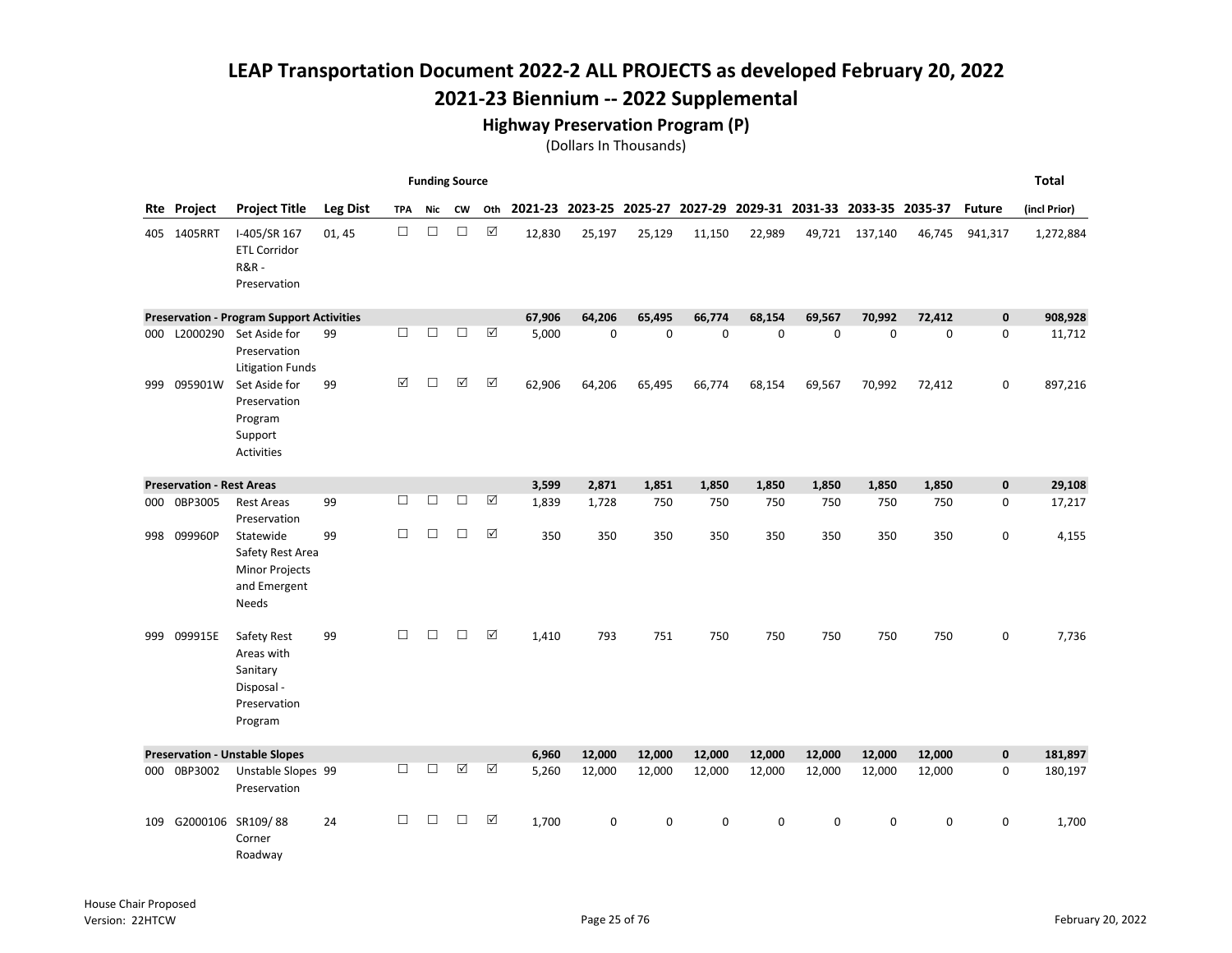# LEAP Transportation Document 2022-2 ALL PROJECTS as developed February 20, 2022

## 2021-23 Biennium -- 2022 Supplemental

### Highway Preservation Program (P)

(Dollars In Thousands)

| Rte | Project | Project Title | Leg Dist | Funding Source TPA | Nic | CW | Oth | 2021-23 | 2023-25 | 2025-27 | 2027-29 | 2029-31 | 2031-33 | 2033-35 | 2035-37 | Future | Total (incl Prior) |
|---|---|---|---|---|---|---|---|---|---|---|---|---|---|---|---|---|---|
| 405 | 1405RRT | I-405/SR 167 ETL Corridor R&R - Preservation | 01, 45 | ☐ | ☐ | ☐ | ☑ | 12,830 | 25,197 | 25,129 | 11,150 | 22,989 | 49,721 | 137,140 | 46,745 | 941,317 | 1,272,884 |
| **Preservation - Program Support Activities** | | | | | | | | **67,906** | **64,206** | **65,495** | **66,774** | **68,154** | **69,567** | **70,992** | **72,412** | **0** | **908,928** |
| 000 | L2000290 | Set Aside for Preservation Litigation Funds | 99 | ☐ | ☐ | ☐ | ☑ | 5,000 | 0 | 0 | 0 | 0 | 0 | 0 | 0 | 0 | 11,712 |
| 999 | 095901W | Set Aside for Preservation Program Support Activities | 99 | ☑ | ☐ | ☑ | ☑ | 62,906 | 64,206 | 65,495 | 66,774 | 68,154 | 69,567 | 70,992 | 72,412 | 0 | 897,216 |
| **Preservation - Rest Areas** | | | | | | | | **3,599** | **2,871** | **1,851** | **1,850** | **1,850** | **1,850** | **1,850** | **1,850** | **0** | **29,108** |
| 000 | 0BP3005 | Rest Areas Preservation | 99 | ☐ | ☐ | ☐ | ☑ | 1,839 | 1,728 | 750 | 750 | 750 | 750 | 750 | 750 | 0 | 17,217 |
| 998 | 099960P | Statewide Safety Rest Area Minor Projects and Emergent Needs | 99 | ☐ | ☐ | ☐ | ☑ | 350 | 350 | 350 | 350 | 350 | 350 | 350 | 350 | 0 | 4,155 |
| 999 | 099915E | Safety Rest Areas with Sanitary Disposal - Preservation Program | 99 | ☐ | ☐ | ☐ | ☑ | 1,410 | 793 | 751 | 750 | 750 | 750 | 750 | 750 | 0 | 7,736 |
| **Preservation - Unstable Slopes** | | | | | | | | **6,960** | **12,000** | **12,000** | **12,000** | **12,000** | **12,000** | **12,000** | **12,000** | **0** | **181,897** |
| 000 | 0BP3002 | Unstable Slopes Preservation | 99 | ☐ | ☐ | ☑ | ☑ | 5,260 | 12,000 | 12,000 | 12,000 | 12,000 | 12,000 | 12,000 | 12,000 | 0 | 180,197 |
| 109 | G2000106 | SR109/ 88 Corner Roadway | 24 | ☐ | ☐ | ☐ | ☑ | 1,700 | 0 | 0 | 0 | 0 | 0 | 0 | 0 | 0 | 1,700 |

House Chair Proposed
Version: 22HTCW

February 20, 2022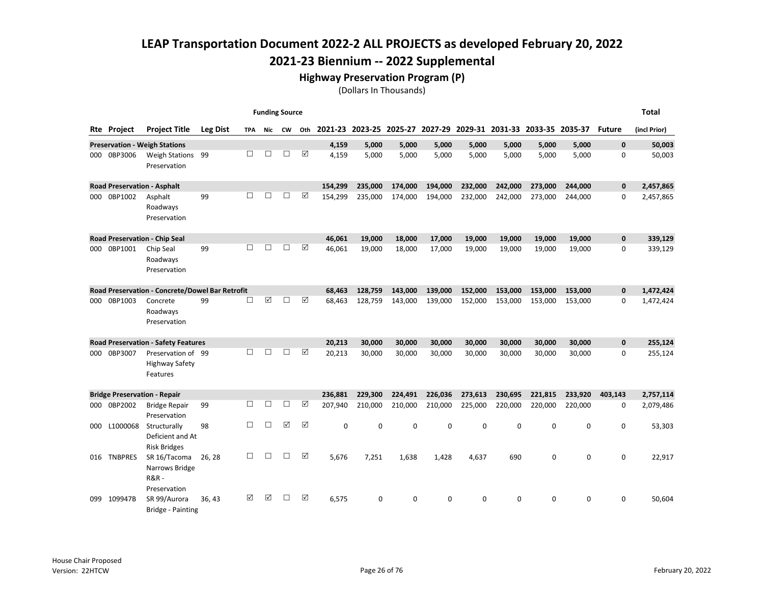# LEAP Transportation Document 2022-2 ALL PROJECTS as developed February 20, 2022

## 2021-23 Biennium -- 2022 Supplemental

### Highway Preservation Program (P)

(Dollars In Thousands)

| Rte | Project | Project Title | Leg Dist | TPA | Nic | CW | Oth | 2021-23 | 2023-25 | 2025-27 | 2027-29 | 2029-31 | 2031-33 | 2033-35 | 2035-37 | Future | Total (incl Prior) |
|---|---|---|---|---|---|---|---|---|---|---|---|---|---|---|---|---|---|
| **Preservation - Weigh Stations** | | | | | | | | **4,159** | **5,000** | **5,000** | **5,000** | **5,000** | **5,000** | **5,000** | **5,000** | **0** | **50,003** |
| 000 | 0BP3006 | Weigh Stations Preservation | 99 | ☐ | ☐ | ☐ | ☑ | 4,159 | 5,000 | 5,000 | 5,000 | 5,000 | 5,000 | 5,000 | 5,000 | 0 | 50,003 |
| **Road Preservation - Asphalt** | | | | | | | | **154,299** | **235,000** | **174,000** | **194,000** | **232,000** | **242,000** | **273,000** | **244,000** | **0** | **2,457,865** |
| 000 | 0BP1002 | Asphalt Roadways Preservation | 99 | ☐ | ☐ | ☐ | ☑ | 154,299 | 235,000 | 174,000 | 194,000 | 232,000 | 242,000 | 273,000 | 244,000 | 0 | 2,457,865 |
| **Road Preservation - Chip Seal** | | | | | | | | **46,061** | **19,000** | **18,000** | **17,000** | **19,000** | **19,000** | **19,000** | **19,000** | **0** | **339,129** |
| 000 | 0BP1001 | Chip Seal Roadways Preservation | 99 | ☐ | ☐ | ☐ | ☑ | 46,061 | 19,000 | 18,000 | 17,000 | 19,000 | 19,000 | 19,000 | 19,000 | 0 | 339,129 |
| **Road Preservation - Concrete/Dowel Bar Retrofit** | | | | | | | | **68,463** | **128,759** | **143,000** | **139,000** | **152,000** | **153,000** | **153,000** | **153,000** | **0** | **1,472,424** |
| 000 | 0BP1003 | Concrete Roadways Preservation | 99 | ☐ | ☑ | ☐ | ☑ | 68,463 | 128,759 | 143,000 | 139,000 | 152,000 | 153,000 | 153,000 | 153,000 | 0 | 1,472,424 |
| **Road Preservation - Safety Features** | | | | | | | | **20,213** | **30,000** | **30,000** | **30,000** | **30,000** | **30,000** | **30,000** | **30,000** | **0** | **255,124** |
| 000 | 0BP3007 | Preservation of Highway Safety Features | 99 | ☐ | ☐ | ☐ | ☑ | 20,213 | 30,000 | 30,000 | 30,000 | 30,000 | 30,000 | 30,000 | 30,000 | 0 | 255,124 |
| **Bridge Preservation - Repair** | | | | | | | | **236,881** | **229,300** | **224,491** | **226,036** | **273,613** | **230,695** | **221,815** | **233,920** | **403,143** | **2,757,114** |
| 000 | 0BP2002 | Bridge Repair Preservation | 99 | ☐ | ☐ | ☐ | ☑ | 207,940 | 210,000 | 210,000 | 210,000 | 225,000 | 220,000 | 220,000 | 220,000 | 0 | 2,079,486 |
| 000 | L1000068 | Structurally Deficient and At Risk Bridges | 98 | ☐ | ☐ | ☑ | ☑ | 0 | 0 | 0 | 0 | 0 | 0 | 0 | 0 | 0 | 53,303 |
| 016 | TNBPRES | SR 16/Tacoma Narrows Bridge R&R - Preservation | 26, 28 | ☐ | ☐ | ☐ | ☑ | 5,676 | 7,251 | 1,638 | 1,428 | 4,637 | 690 | 0 | 0 | 0 | 22,917 |
| 099 | 109947B | SR 99/Aurora Bridge - Painting | 36, 43 | ☑ | ☑ | ☐ | ☑ | 6,575 | 0 | 0 | 0 | 0 | 0 | 0 | 0 | 0 | 50,604 |

House Chair Proposed
Version: 22HTCW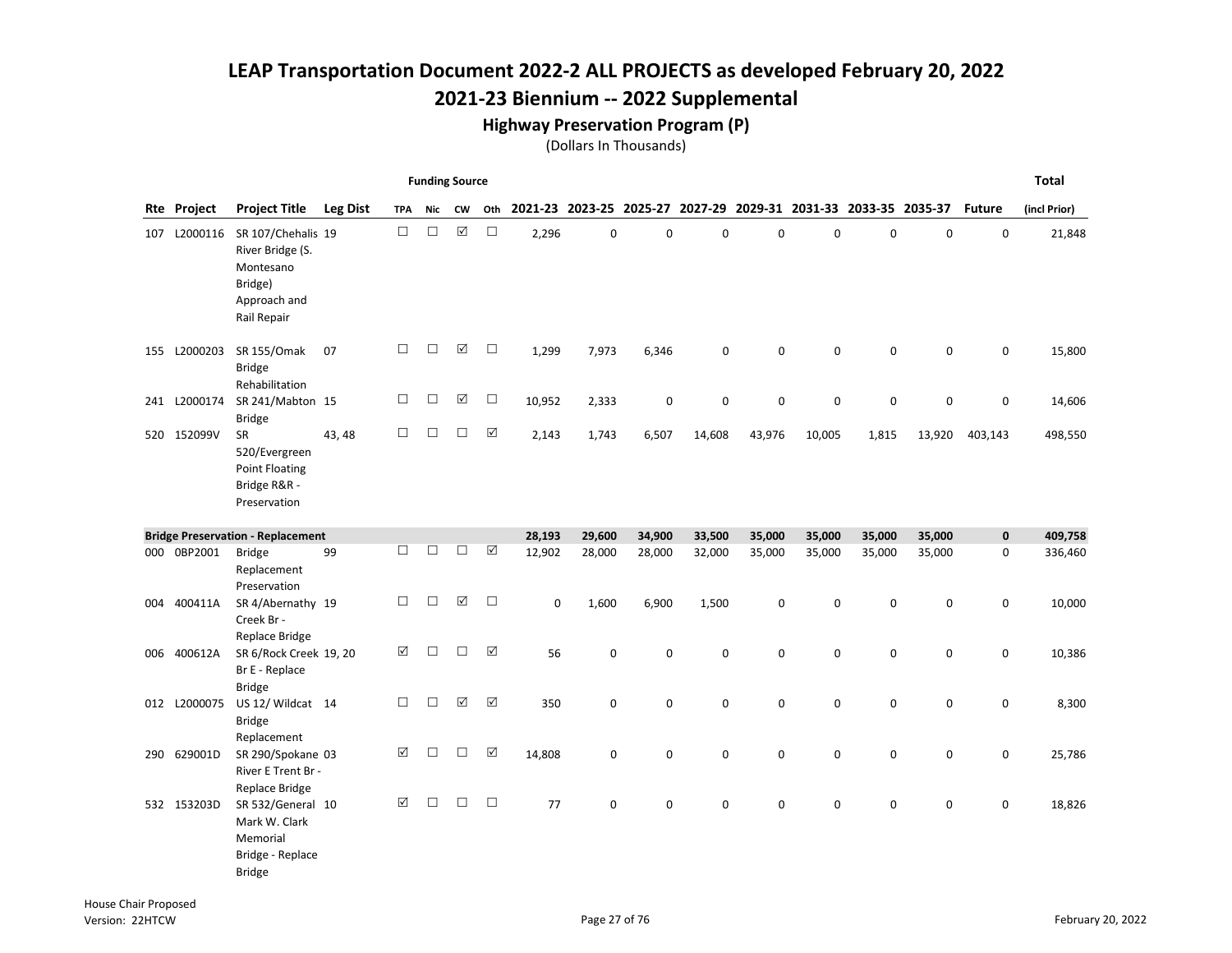# LEAP Transportation Document 2022-2 ALL PROJECTS as developed February 20, 2022

## 2021-23 Biennium -- 2022 Supplemental

### Highway Preservation Program (P)

(Dollars In Thousands)

| Rte | Project | Project Title | Leg Dist | Funding Source: TPA | Nic | CW | Oth | 2021-23 | 2023-25 | 2025-27 | 2027-29 | 2029-31 | 2031-33 | 2033-35 | 2035-37 | Future | Total (incl Prior) |
|---|---|---|---|---|---|---|---|---|---|---|---|---|---|---|---|---|---|
| 107 | L2000116 | SR 107/Chehalis River Bridge (S. Montesano Bridge) Approach and Rail Repair | 19 | ☐ | ☐ | ☑ | ☐ | 2,296 | 0 | 0 | 0 | 0 | 0 | 0 | 0 | 0 | 21,848 |
| 155 | L2000203 | SR 155/Omak Bridge Rehabilitation | 07 | ☐ | ☐ | ☑ | ☐ | 1,299 | 7,973 | 6,346 | 0 | 0 | 0 | 0 | 0 | 0 | 15,800 |
| 241 | L2000174 | SR 241/Mabton Bridge | 15 | ☐ | ☐ | ☑ | ☐ | 10,952 | 2,333 | 0 | 0 | 0 | 0 | 0 | 0 | 0 | 14,606 |
| 520 | 152099V | SR 520/Evergreen Point Floating Bridge R&R - Preservation | 43, 48 | ☐ | ☐ | ☐ | ☑ | 2,143 | 1,743 | 6,507 | 14,608 | 43,976 | 10,005 | 1,815 | 13,920 | 403,143 | 498,550 |
| **Bridge Preservation - Replacement** | | | | | | | | **28,193** | **29,600** | **34,900** | **33,500** | **35,000** | **35,000** | **35,000** | **35,000** | **0** | **409,758** |
| 000 | 0BP2001 | Bridge Replacement Preservation | 99 | ☐ | ☐ | ☐ | ☑ | 12,902 | 28,000 | 28,000 | 32,000 | 35,000 | 35,000 | 35,000 | 35,000 | 0 | 336,460 |
| 004 | 400411A | SR 4/Abernathy Creek Br - Replace Bridge | 19 | ☐ | ☐ | ☑ | ☐ | 0 | 1,600 | 6,900 | 1,500 | 0 | 0 | 0 | 0 | 0 | 10,000 |
| 006 | 400612A | SR 6/Rock Creek Br E - Replace Bridge | 19, 20 | ☑ | ☐ | ☐ | ☑ | 56 | 0 | 0 | 0 | 0 | 0 | 0 | 0 | 0 | 10,386 |
| 012 | L2000075 | US 12/ Wildcat Bridge Replacement | 14 | ☐ | ☐ | ☑ | ☑ | 350 | 0 | 0 | 0 | 0 | 0 | 0 | 0 | 0 | 8,300 |
| 290 | 629001D | SR 290/Spokane River E Trent Br - Replace Bridge | 03 | ☑ | ☐ | ☐ | ☑ | 14,808 | 0 | 0 | 0 | 0 | 0 | 0 | 0 | 0 | 25,786 |
| 532 | 153203D | SR 532/General Mark W. Clark Memorial Bridge - Replace Bridge | 10 | ☑ | ☐ | ☐ | ☐ | 77 | 0 | 0 | 0 | 0 | 0 | 0 | 0 | 0 | 18,826 |

House Chair Proposed
Version: 22HTCW

February 20, 2022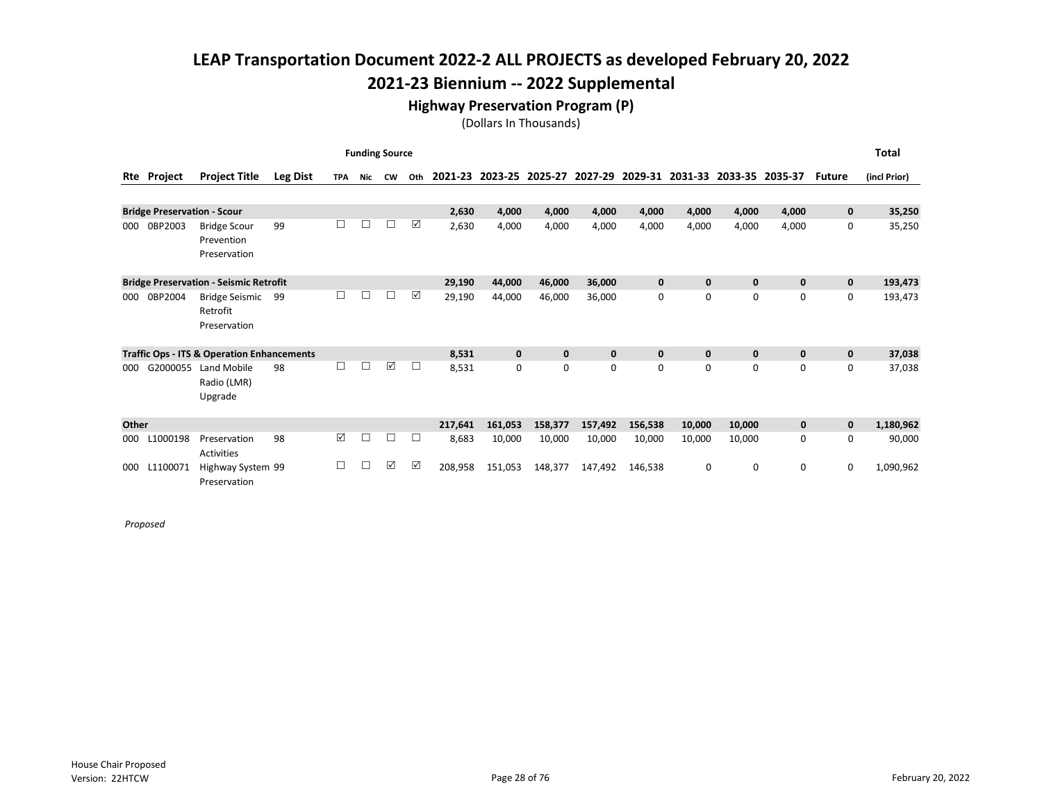# LEAP Transportation Document 2022-2 ALL PROJECTS as developed February 20, 2022

## 2021-23 Biennium -- 2022 Supplemental

### Highway Preservation Program (P)

(Dollars In Thousands)

| Rte | Project | Project Title | Leg Dist | Funding Source TPA | Nic | CW | Oth | 2021-23 | 2023-25 | 2025-27 | 2027-29 | 2029-31 | 2031-33 | 2033-35 | 2035-37 | Future | Total (incl Prior) |
|---|---|---|---|---|---|---|---|---|---|---|---|---|---|---|---|---|---|
| **Bridge Preservation - Scour** | | | | | | | | **2,630** | **4,000** | **4,000** | **4,000** | **4,000** | **4,000** | **4,000** | **4,000** | **0** | **35,250** |
| 000 | 0BP2003 | Bridge Scour Prevention Preservation | 99 | ☐ | ☐ | ☐ | ☑ | 2,630 | 4,000 | 4,000 | 4,000 | 4,000 | 4,000 | 4,000 | 4,000 | 0 | 35,250 |
| **Bridge Preservation - Seismic Retrofit** | | | | | | | | **29,190** | **44,000** | **46,000** | **36,000** | **0** | **0** | **0** | **0** | **0** | **193,473** |
| 000 | 0BP2004 | Bridge Seismic Retrofit Preservation | 99 | ☐ | ☐ | ☐ | ☑ | 29,190 | 44,000 | 46,000 | 36,000 | 0 | 0 | 0 | 0 | 0 | 193,473 |
| **Traffic Ops - ITS & Operation Enhancements** | | | | | | | | **8,531** | **0** | **0** | **0** | **0** | **0** | **0** | **0** | **0** | **37,038** |
| 000 | G2000055 | Land Mobile Radio (LMR) Upgrade | 98 | ☐ | ☐ | ☑ | ☐ | 8,531 | 0 | 0 | 0 | 0 | 0 | 0 | 0 | 0 | 37,038 |
| **Other** | | | | | | | | **217,641** | **161,053** | **158,377** | **157,492** | **156,538** | **10,000** | **10,000** | **0** | **0** | **1,180,962** |
| 000 | L1000198 | Preservation Activities | 98 | ☑ | ☐ | ☐ | ☐ | 8,683 | 10,000 | 10,000 | 10,000 | 10,000 | 10,000 | 10,000 | 0 | 0 | 90,000 |
| 000 | L1100071 | Highway System Preservation | 99 | ☐ | ☐ | ☑ | ☑ | 208,958 | 151,053 | 148,377 | 147,492 | 146,538 | 0 | 0 | 0 | 0 | 1,090,962 |

*Proposed*

House Chair Proposed
Version: 22HTCW

February 20, 2022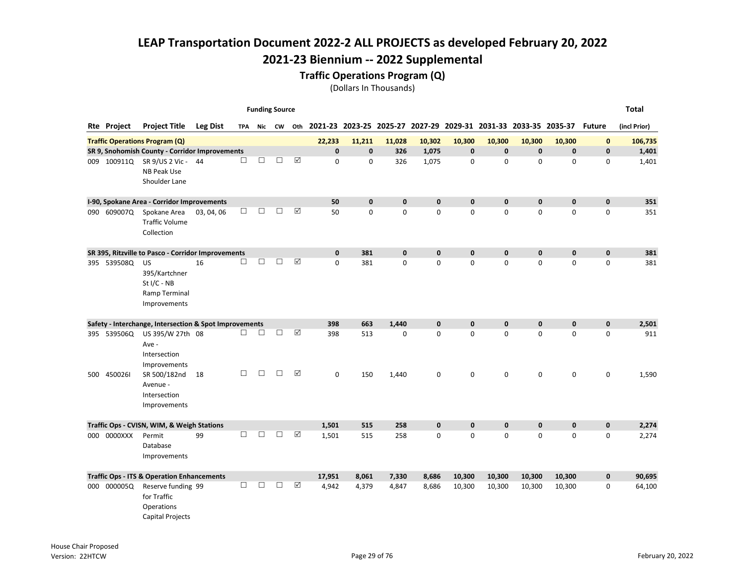# LEAP Transportation Document 2022-2 ALL PROJECTS as developed February 20, 2022

## 2021-23 Biennium -- 2022 Supplemental

### Traffic Operations Program (Q)

(Dollars In Thousands)

| Rte | Project | Project Title | Leg Dist | TPA | Nic | CW | Oth | 2021-23 | 2023-25 | 2025-27 | 2027-29 | 2029-31 | 2031-33 | 2033-35 | 2035-37 | Future | Total (incl Prior) |
|---|---|---|---|---|---|---|---|---|---|---|---|---|---|---|---|---|---|
| **Traffic Operations Program (Q)** | | | | | | | | **22,233** | **11,211** | **11,028** | **10,302** | **10,300** | **10,300** | **10,300** | **10,300** | **0** | **106,735** |
| **SR 9, Snohomish County - Corridor Improvements** | | | | | | | | **0** | **0** | **326** | **1,075** | **0** | **0** | **0** | **0** | **0** | **1,401** |
| 009 | 100911Q | SR 9/US 2 Vic - NB Peak Use Shoulder Lane | 44 | ☐ | ☐ | ☐ | ☑ | 0 | 0 | 326 | 1,075 | 0 | 0 | 0 | 0 | 0 | 1,401 |
| **I-90, Spokane Area - Corridor Improvements** | | | | | | | | **50** | **0** | **0** | **0** | **0** | **0** | **0** | **0** | **0** | **351** |
| 090 | 609007Q | Spokane Area Traffic Volume Collection | 03, 04, 06 | ☐ | ☐ | ☐ | ☑ | 50 | 0 | 0 | 0 | 0 | 0 | 0 | 0 | 0 | 351 |
| **SR 395, Ritzville to Pasco - Corridor Improvements** | | | | | | | | **0** | **381** | **0** | **0** | **0** | **0** | **0** | **0** | **0** | **381** |
| 395 | 539508Q | US 395/Kartchner St I/C - NB Ramp Terminal Improvements | 16 | ☐ | ☐ | ☐ | ☑ | 0 | 381 | 0 | 0 | 0 | 0 | 0 | 0 | 0 | 381 |
| **Safety - Interchange, Intersection & Spot Improvements** | | | | | | | | **398** | **663** | **1,440** | **0** | **0** | **0** | **0** | **0** | **0** | **2,501** |
| 395 | 539506Q | US 395/W 27th Ave - Intersection Improvements | 08 | ☐ | ☐ | ☐ | ☑ | 398 | 513 | 0 | 0 | 0 | 0 | 0 | 0 | 0 | 911 |
| 500 | 450026I | SR 500/182nd Avenue - Intersection Improvements | 18 | ☐ | ☐ | ☐ | ☑ | 0 | 150 | 1,440 | 0 | 0 | 0 | 0 | 0 | 0 | 1,590 |
| **Traffic Ops - CVISN, WIM, & Weigh Stations** | | | | | | | | **1,501** | **515** | **258** | **0** | **0** | **0** | **0** | **0** | **0** | **2,274** |
| 000 | 0000XXX | Permit Database Improvements | 99 | ☐ | ☐ | ☐ | ☑ | 1,501 | 515 | 258 | 0 | 0 | 0 | 0 | 0 | 0 | 2,274 |
| **Traffic Ops - ITS & Operation Enhancements** | | | | | | | | **17,951** | **8,061** | **7,330** | **8,686** | **10,300** | **10,300** | **10,300** | **10,300** | **0** | **90,695** |
| 000 | 000005Q | Reserve funding for Traffic Operations Capital Projects | 99 | ☐ | ☐ | ☐ | ☑ | 4,942 | 4,379 | 4,847 | 8,686 | 10,300 | 10,300 | 10,300 | 10,300 | 0 | 64,100 |

House Chair Proposed
Version: 22HTCW

February 20, 2022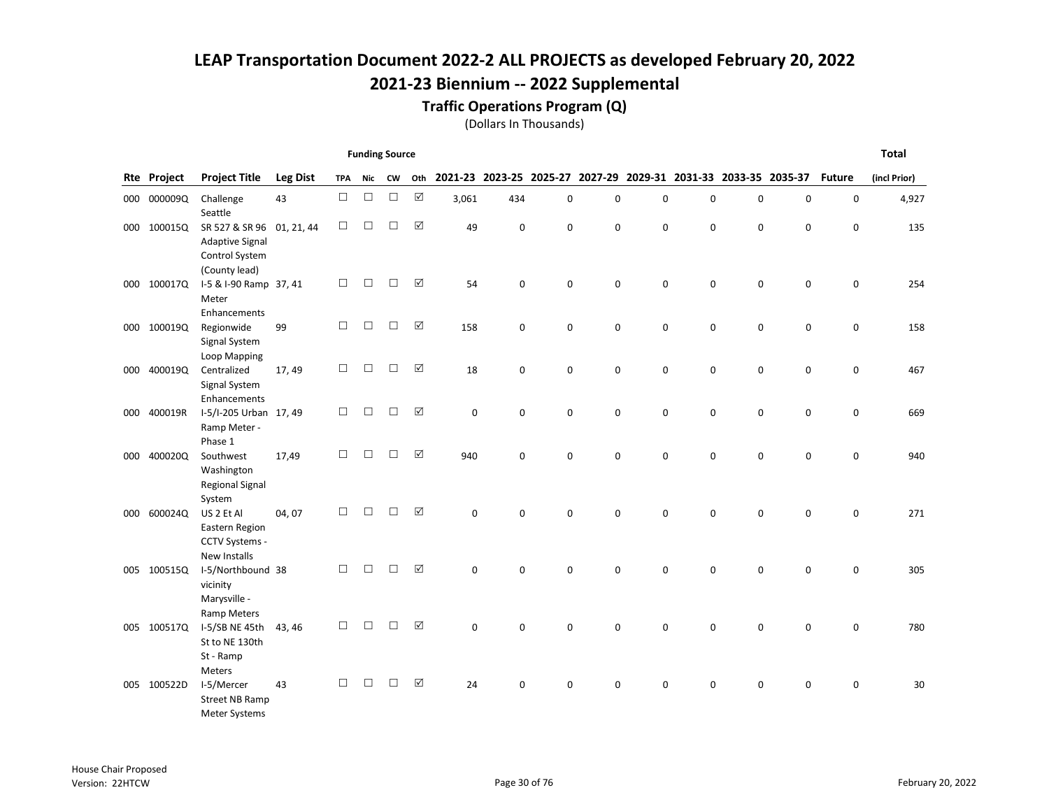# LEAP Transportation Document 2022-2 ALL PROJECTS as developed February 20, 2022

## 2021-23 Biennium -- 2022 Supplemental

### Traffic Operations Program (Q)

(Dollars In Thousands)

| Rte | Project | Project Title | Leg Dist | Funding Source TPA | Nic | CW | Oth | 2021-23 | 2023-25 | 2025-27 | 2027-29 | 2029-31 | 2031-33 | 2033-35 | 2035-37 | Future | Total (incl Prior) |
|---|---|---|---|---|---|---|---|---|---|---|---|---|---|---|---|---|---|
| 000 | 000009Q | Challenge Seattle | 43 | ☐ | ☐ | ☐ | ☑ | 3,061 | 434 | 0 | 0 | 0 | 0 | 0 | 0 | 0 | 4,927 |
| 000 | 100015Q | SR 527 & SR 96 Adaptive Signal Control System (County lead) | 01, 21, 44 | ☐ | ☐ | ☐ | ☑ | 49 | 0 | 0 | 0 | 0 | 0 | 0 | 0 | 0 | 135 |
| 000 | 100017Q | I-5 & I-90 Ramp Meter Enhancements | 37, 41 | ☐ | ☐ | ☐ | ☑ | 54 | 0 | 0 | 0 | 0 | 0 | 0 | 0 | 0 | 254 |
| 000 | 100019Q | Regionwide Signal System Loop Mapping | 99 | ☐ | ☐ | ☐ | ☑ | 158 | 0 | 0 | 0 | 0 | 0 | 0 | 0 | 0 | 158 |
| 000 | 400019Q | Centralized Signal System Enhancements | 17, 49 | ☐ | ☐ | ☐ | ☑ | 18 | 0 | 0 | 0 | 0 | 0 | 0 | 0 | 0 | 467 |
| 000 | 400019R | I-5/I-205 Urban Ramp Meter - Phase 1 | 17, 49 | ☐ | ☐ | ☐ | ☑ | 0 | 0 | 0 | 0 | 0 | 0 | 0 | 0 | 0 | 669 |
| 000 | 400020Q | Southwest Washington Regional Signal System | 17,49 | ☐ | ☐ | ☐ | ☑ | 940 | 0 | 0 | 0 | 0 | 0 | 0 | 0 | 0 | 940 |
| 000 | 600024Q | US 2 Et Al Eastern Region CCTV Systems - New Installs | 04, 07 | ☐ | ☐ | ☐ | ☑ | 0 | 0 | 0 | 0 | 0 | 0 | 0 | 0 | 0 | 271 |
| 005 | 100515Q | I-5/Northbound vicinity Marysville - Ramp Meters | 38 | ☐ | ☐ | ☐ | ☑ | 0 | 0 | 0 | 0 | 0 | 0 | 0 | 0 | 0 | 305 |
| 005 | 100517Q | I-5/SB NE 45th St to NE 130th St - Ramp Meters | 43, 46 | ☐ | ☐ | ☐ | ☑ | 0 | 0 | 0 | 0 | 0 | 0 | 0 | 0 | 0 | 780 |
| 005 | 100522D | I-5/Mercer Street NB Ramp Meter Systems | 43 | ☐ | ☐ | ☐ | ☑ | 24 | 0 | 0 | 0 | 0 | 0 | 0 | 0 | 0 | 30 |

House Chair Proposed
Version: 22HTCW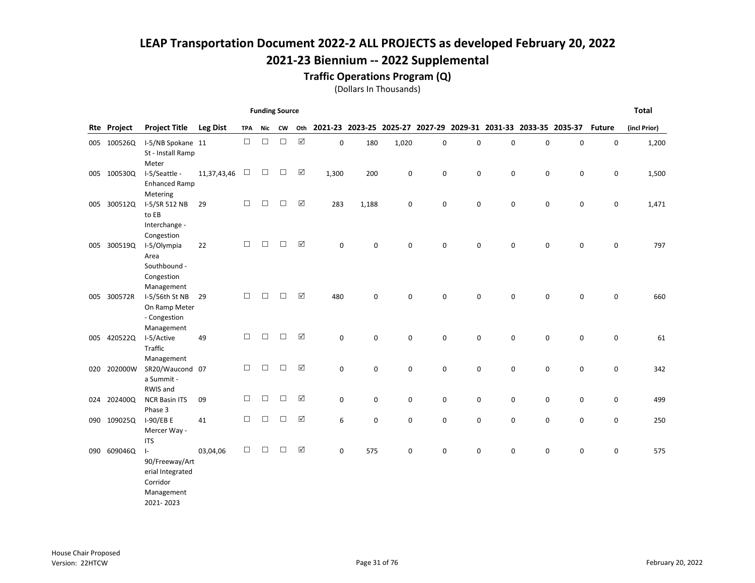# LEAP Transportation Document 2022-2 ALL PROJECTS as developed February 20, 2022

## 2021-23 Biennium -- 2022 Supplemental

### Traffic Operations Program (Q)

(Dollars In Thousands)

| Rte | Project | Project Title | Leg Dist | Funding Source TPA | Nic | CW | Oth | 2021-23 | 2023-25 | 2025-27 | 2027-29 | 2029-31 | 2031-33 | 2033-35 | 2035-37 | Future | Total (incl Prior) |
|---|---|---|---|---|---|---|---|---|---|---|---|---|---|---|---|---|---|
| 005 | 100526Q | I-5/NB Spokane St - Install Ramp Meter | 11 | ☐ | ☐ | ☐ | ☑ | 0 | 180 | 1,020 | 0 | 0 | 0 | 0 | 0 | 0 | 1,200 |
| 005 | 100530Q | I-5/Seattle - Enhanced Ramp Metering | 11,37,43,46 | ☐ | ☐ | ☐ | ☑ | 1,300 | 200 | 0 | 0 | 0 | 0 | 0 | 0 | 0 | 1,500 |
| 005 | 300512Q | I-5/SR 512 NB to EB Interchange - Congestion | 29 | ☐ | ☐ | ☐ | ☑ | 283 | 1,188 | 0 | 0 | 0 | 0 | 0 | 0 | 0 | 1,471 |
| 005 | 300519Q | I-5/Olympia Area Southbound - Congestion Management | 22 | ☐ | ☐ | ☐ | ☑ | 0 | 0 | 0 | 0 | 0 | 0 | 0 | 0 | 0 | 797 |
| 005 | 300572R | I-5/56th St NB On Ramp Meter - Congestion Management | 29 | ☐ | ☐ | ☐ | ☑ | 480 | 0 | 0 | 0 | 0 | 0 | 0 | 0 | 0 | 660 |
| 005 | 420522Q | I-5/Active Traffic Management | 49 | ☐ | ☐ | ☐ | ☑ | 0 | 0 | 0 | 0 | 0 | 0 | 0 | 0 | 0 | 61 |
| 020 | 202000W | SR20/Waucond a Summit - RWIS and | 07 | ☐ | ☐ | ☐ | ☑ | 0 | 0 | 0 | 0 | 0 | 0 | 0 | 0 | 0 | 342 |
| 024 | 202400Q | NCR Basin ITS Phase 3 | 09 | ☐ | ☐ | ☐ | ☑ | 0 | 0 | 0 | 0 | 0 | 0 | 0 | 0 | 0 | 499 |
| 090 | 109025Q | I-90/EB E Mercer Way - ITS | 41 | ☐ | ☐ | ☐ | ☑ | 6 | 0 | 0 | 0 | 0 | 0 | 0 | 0 | 0 | 250 |
| 090 | 609046Q | I-90/Freeway/Arterial Integrated Corridor Management 2021- 2023 | 03,04,06 | ☐ | ☐ | ☐ | ☑ | 0 | 575 | 0 | 0 | 0 | 0 | 0 | 0 | 0 | 575 |

House Chair Proposed
Version: 22HTCW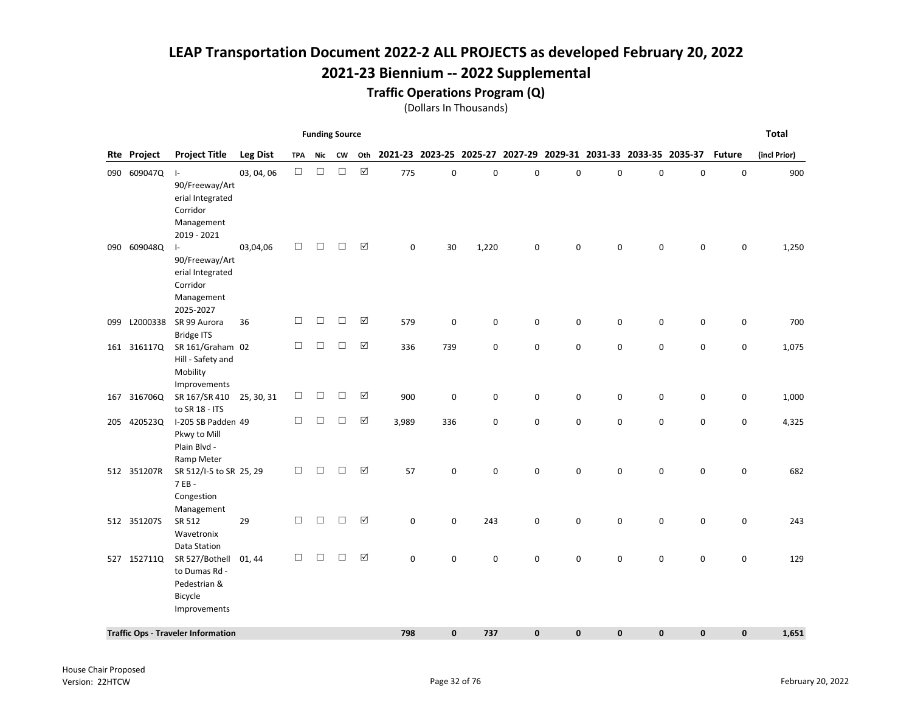# LEAP Transportation Document 2022-2 ALL PROJECTS as developed February 20, 2022

# 2021-23 Biennium -- 2022 Supplemental

## Traffic Operations Program (Q)

(Dollars In Thousands)

| Rte | Project | Project Title | Leg Dist | Funding Source TPA | Nic | CW | Oth | 2021-23 | 2023-25 | 2025-27 | 2027-29 | 2029-31 | 2031-33 | 2033-35 | 2035-37 | Future | Total (incl Prior) |
|---|---|---|---|---|---|---|---|---|---|---|---|---|---|---|---|---|---|
| 090 | 609047Q | I-90/Freeway/Arterial Integrated Corridor Management 2019 - 2021 | 03, 04, 06 | ☐ | ☐ | ☐ | ☑ | 775 | 0 | 0 | 0 | 0 | 0 | 0 | 0 | 0 | 900 |
| 090 | 609048Q | I-90/Freeway/Arterial Integrated Corridor Management 2025-2027 | 03,04,06 | ☐ | ☐ | ☐ | ☑ | 0 | 30 | 1,220 | 0 | 0 | 0 | 0 | 0 | 0 | 1,250 |
| 099 | L2000338 | SR 99 Aurora Bridge ITS | 36 | ☐ | ☐ | ☐ | ☑ | 579 | 0 | 0 | 0 | 0 | 0 | 0 | 0 | 0 | 700 |
| 161 | 316117Q | SR 161/Graham Hill - Safety and Mobility Improvements | 02 | ☐ | ☐ | ☐ | ☑ | 336 | 739 | 0 | 0 | 0 | 0 | 0 | 0 | 0 | 1,075 |
| 167 | 316706Q | SR 167/SR 410 to SR 18 - ITS | 25, 30, 31 | ☐ | ☐ | ☐ | ☑ | 900 | 0 | 0 | 0 | 0 | 0 | 0 | 0 | 0 | 1,000 |
| 205 | 420523Q | I-205 SB Padden Pkwy to Mill Plain Blvd - Ramp Meter | 49 | ☐ | ☐ | ☐ | ☑ | 3,989 | 336 | 0 | 0 | 0 | 0 | 0 | 0 | 0 | 4,325 |
| 512 | 351207R | SR 512/I-5 to SR 7 EB - Congestion Management | 25, 29 | ☐ | ☐ | ☐ | ☑ | 57 | 0 | 0 | 0 | 0 | 0 | 0 | 0 | 0 | 682 |
| 512 | 351207S | SR 512 Wavetronix Data Station | 29 | ☐ | ☐ | ☐ | ☑ | 0 | 0 | 243 | 0 | 0 | 0 | 0 | 0 | 0 | 243 |
| 527 | 152711Q | SR 527/Bothell to Dumas Rd - Pedestrian & Bicycle Improvements | 01, 44 | ☐ | ☐ | ☐ | ☑ | 0 | 0 | 0 | 0 | 0 | 0 | 0 | 0 | 0 | 129 |
| **Traffic Ops - Traveler Information** | | | | | | | | **798** | **0** | **737** | **0** | **0** | **0** | **0** | **0** | **0** | **1,651** |

House Chair Proposed
Version: 22HTCW

February 20, 2022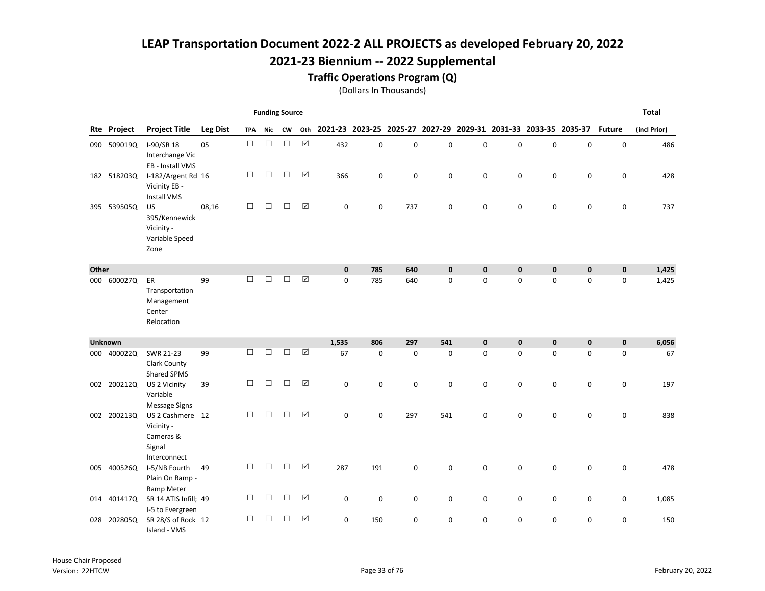# LEAP Transportation Document 2022-2 ALL PROJECTS as developed February 20, 2022

## 2021-23 Biennium -- 2022 Supplemental

### Traffic Operations Program (Q)

(Dollars In Thousands)

| Rte | Project | Project Title | Leg Dist | Funding Source TPA | Nic | CW | Oth | 2021-23 | 2023-25 | 2025-27 | 2027-29 | 2029-31 | 2031-33 | 2033-35 | 2035-37 | Future | Total (incl Prior) |
|---|---|---|---|---|---|---|---|---|---|---|---|---|---|---|---|---|---|
| 090 | 509019Q | I-90/SR 18 Interchange Vic EB - Install VMS | 05 | ☐ | ☐ | ☐ | ☑ | 432 | 0 | 0 | 0 | 0 | 0 | 0 | 0 | 0 | 486 |
| 182 | 518203Q | I-182/Argent Rd Vicinity EB - Install VMS | 16 | ☐ | ☐ | ☐ | ☑ | 366 | 0 | 0 | 0 | 0 | 0 | 0 | 0 | 0 | 428 |
| 395 | 539505Q | US 395/Kennewick Vicinity - Variable Speed Zone | 08,16 | ☐ | ☐ | ☐ | ☑ | 0 | 0 | 737 | 0 | 0 | 0 | 0 | 0 | 0 | 737 |
| **Other** | | | | | | | | **0** | **785** | **640** | **0** | **0** | **0** | **0** | **0** | **0** | **1,425** |
| 000 | 600027Q | ER Transportation Management Center Relocation | 99 | ☐ | ☐ | ☐ | ☑ | 0 | 785 | 640 | 0 | 0 | 0 | 0 | 0 | 0 | 1,425 |
| **Unknown** | | | | | | | | **1,535** | **806** | **297** | **541** | **0** | **0** | **0** | **0** | **0** | **6,056** |
| 000 | 400022Q | SWR 21-23 Clark County Shared SPMS | 99 | ☐ | ☐ | ☐ | ☑ | 67 | 0 | 0 | 0 | 0 | 0 | 0 | 0 | 0 | 67 |
| 002 | 200212Q | US 2 Vicinity Variable Message Signs | 39 | ☐ | ☐ | ☐ | ☑ | 0 | 0 | 0 | 0 | 0 | 0 | 0 | 0 | 0 | 197 |
| 002 | 200213Q | US 2 Cashmere Vicinity - Cameras & Signal Interconnect | 12 | ☐ | ☐ | ☐ | ☑ | 0 | 0 | 297 | 541 | 0 | 0 | 0 | 0 | 0 | 838 |
| 005 | 400526Q | I-5/NB Fourth Plain On Ramp - Ramp Meter | 49 | ☐ | ☐ | ☐ | ☑ | 287 | 191 | 0 | 0 | 0 | 0 | 0 | 0 | 0 | 478 |
| 014 | 401417Q | SR 14 ATIS Infill; I-5 to Evergreen | 49 | ☐ | ☐ | ☐ | ☑ | 0 | 0 | 0 | 0 | 0 | 0 | 0 | 0 | 0 | 1,085 |
| 028 | 202805Q | SR 28/S of Rock Island - VMS | 12 | ☐ | ☐ | ☐ | ☑ | 0 | 150 | 0 | 0 | 0 | 0 | 0 | 0 | 0 | 150 |

House Chair Proposed
Version: 22HTCW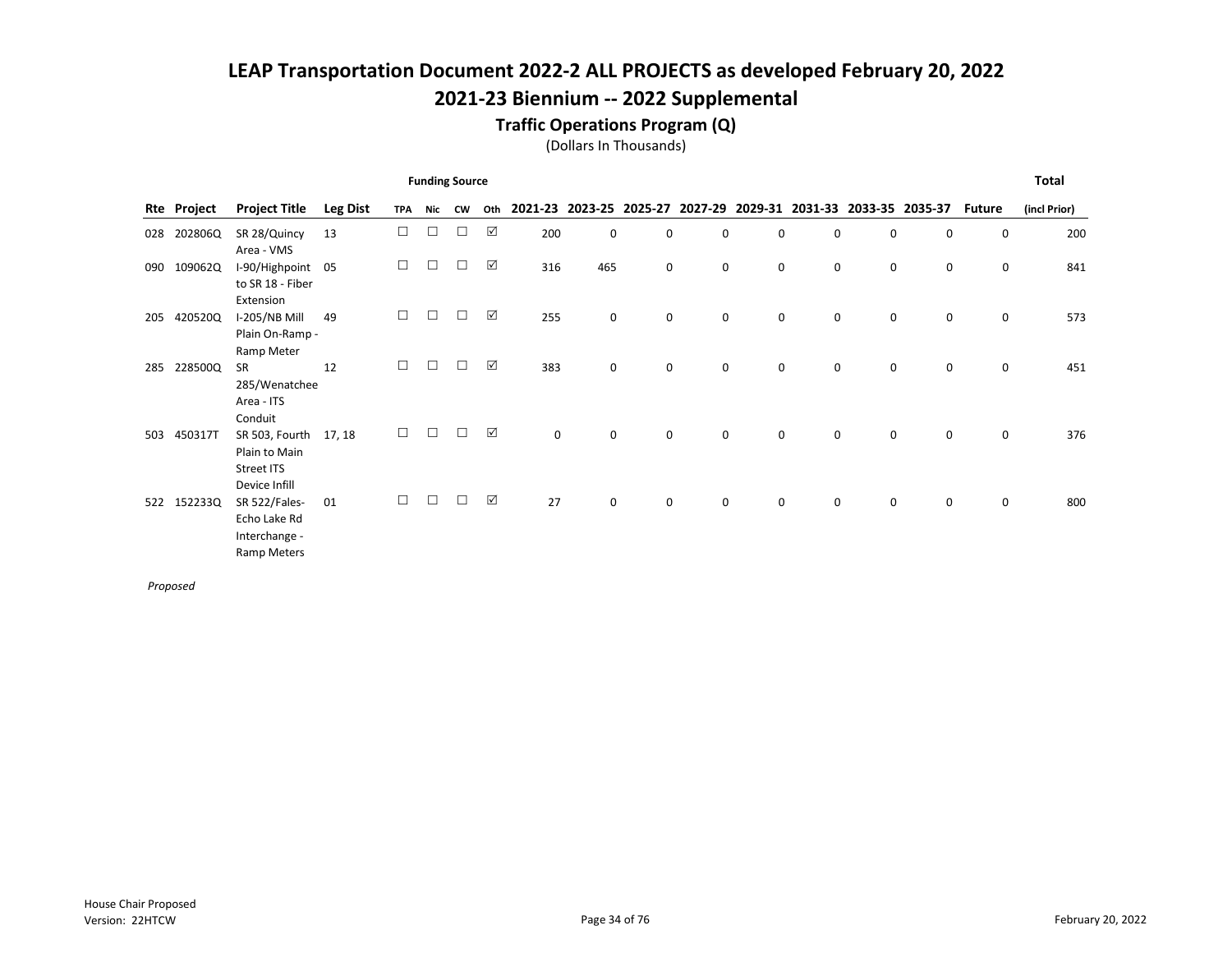# LEAP Transportation Document 2022-2 ALL PROJECTS as developed February 20, 2022

## 2021-23 Biennium -- 2022 Supplemental

### Traffic Operations Program (Q)

(Dollars In Thousands)

| | | | | Funding Source | | | | | | | | | | | | | | Total |
|---|---|---|---|---|---|---|---|---|---|---|---|---|---|---|---|---|---|---|
| Rte | Project | Project Title | Leg Dist | TPA | Nic | CW | Oth | 2021-23 | 2023-25 | 2025-27 | 2027-29 | 2029-31 | 2031-33 | 2033-35 | 2035-37 | Future | (incl Prior) |
| 028 | 202806Q | SR 28/Quincy Area - VMS | 13 | ☐ | ☐ | ☐ | ☑ | 200 | 0 | 0 | 0 | 0 | 0 | 0 | 0 | 0 | 200 |
| 090 | 109062Q | I-90/Highpoint to SR 18 - Fiber Extension | 05 | ☐ | ☐ | ☐ | ☑ | 316 | 465 | 0 | 0 | 0 | 0 | 0 | 0 | 0 | 841 |
| 205 | 420520Q | I-205/NB Mill Plain On-Ramp - Ramp Meter | 49 | ☐ | ☐ | ☐ | ☑ | 255 | 0 | 0 | 0 | 0 | 0 | 0 | 0 | 0 | 573 |
| 285 | 228500Q | SR 285/Wenatchee Area - ITS Conduit | 12 | ☐ | ☐ | ☐ | ☑ | 383 | 0 | 0 | 0 | 0 | 0 | 0 | 0 | 0 | 451 |
| 503 | 450317T | SR 503, Fourth Plain to Main Street ITS Device Infill | 17, 18 | ☐ | ☐ | ☐ | ☑ | 0 | 0 | 0 | 0 | 0 | 0 | 0 | 0 | 0 | 376 |
| 522 | 152233Q | SR 522/Fales-Echo Lake Rd Interchange - Ramp Meters | 01 | ☐ | ☐ | ☐ | ☑ | 27 | 0 | 0 | 0 | 0 | 0 | 0 | 0 | 0 | 800 |

*Proposed*

House Chair Proposed
Version: 22HTCW

February 20, 2022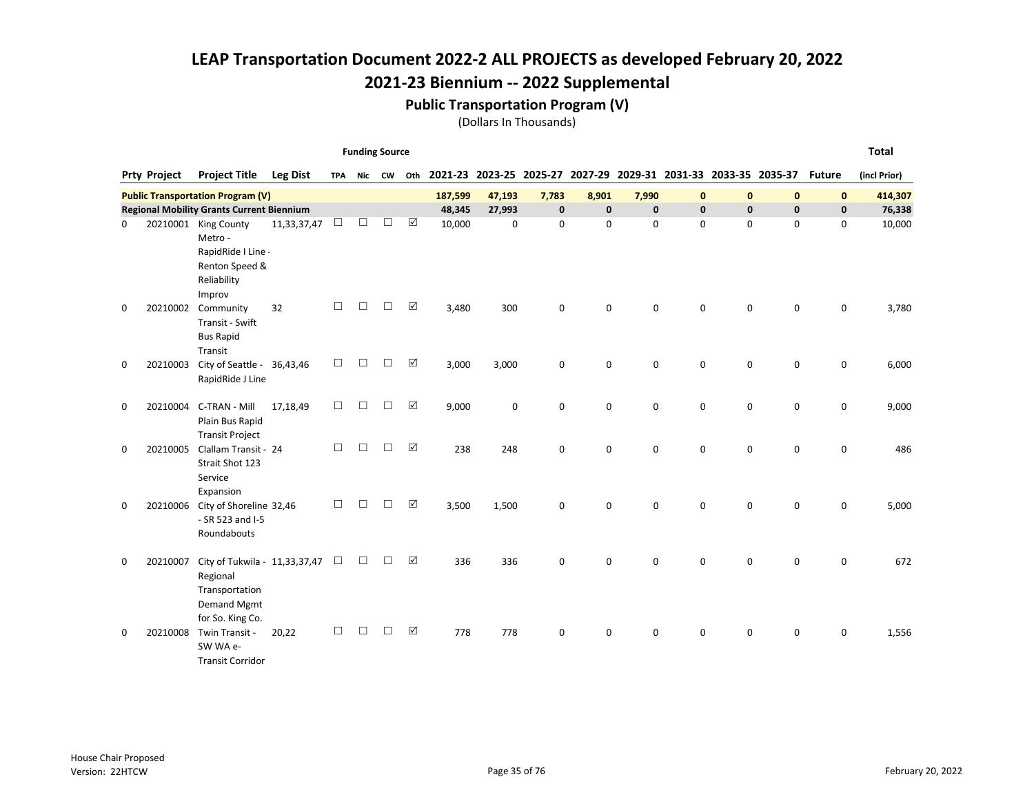# LEAP Transportation Document 2022-2 ALL PROJECTS as developed February 20, 2022

## 2021-23 Biennium -- 2022 Supplemental

### Public Transportation Program (V)

(Dollars In Thousands)

| Prty | Project | Project Title | Leg Dist | Funding Source: TPA | Nic | CW | Oth | 2021-23 | 2023-25 | 2025-27 | 2027-29 | 2029-31 | 2031-33 | 2033-35 | 2035-37 | Future | Total (incl Prior) |
|---|---|---|---|---|---|---|---|---|---|---|---|---|---|---|---|---|---|
| **Public Transportation Program (V)** | | | | | | | | **187,599** | **47,193** | **7,783** | **8,901** | **7,990** | **0** | **0** | **0** | **0** | **414,307** |
| **Regional Mobility Grants Current Biennium** | | | | | | | | **48,345** | **27,993** | **0** | **0** | **0** | **0** | **0** | **0** | **0** | **76,338** |
| 0 | 20210001 | King County Metro - RapidRide I Line - Renton Speed & Reliability Improv | 11,33,37,47 | ☐ | ☐ | ☐ | ☑ | 10,000 | 0 | 0 | 0 | 0 | 0 | 0 | 0 | 0 | 10,000 |
| 0 | 20210002 | Community Transit - Swift Bus Rapid Transit | 32 | ☐ | ☐ | ☐ | ☑ | 3,480 | 300 | 0 | 0 | 0 | 0 | 0 | 0 | 0 | 3,780 |
| 0 | 20210003 | City of Seattle - RapidRide J Line | 36,43,46 | ☐ | ☐ | ☐ | ☑ | 3,000 | 3,000 | 0 | 0 | 0 | 0 | 0 | 0 | 0 | 6,000 |
| 0 | 20210004 | C-TRAN - Mill Plain Bus Rapid Transit Project | 17,18,49 | ☐ | ☐ | ☐ | ☑ | 9,000 | 0 | 0 | 0 | 0 | 0 | 0 | 0 | 0 | 9,000 |
| 0 | 20210005 | Clallam Transit - Strait Shot 123 Service Expansion | 24 | ☐ | ☐ | ☐ | ☑ | 238 | 248 | 0 | 0 | 0 | 0 | 0 | 0 | 0 | 486 |
| 0 | 20210006 | City of Shoreline - SR 523 and I-5 Roundabouts | 32,46 | ☐ | ☐ | ☐ | ☑ | 3,500 | 1,500 | 0 | 0 | 0 | 0 | 0 | 0 | 0 | 5,000 |
| 0 | 20210007 | City of Tukwila - Regional Transportation Demand Mgmt for So. King Co. | 11,33,37,47 | ☐ | ☐ | ☐ | ☑ | 336 | 336 | 0 | 0 | 0 | 0 | 0 | 0 | 0 | 672 |
| 0 | 20210008 | Twin Transit - SW WA e-Transit Corridor | 20,22 | ☐ | ☐ | ☐ | ☑ | 778 | 778 | 0 | 0 | 0 | 0 | 0 | 0 | 0 | 1,556 |

House Chair Proposed
Version: 22HTCW

February 20, 2022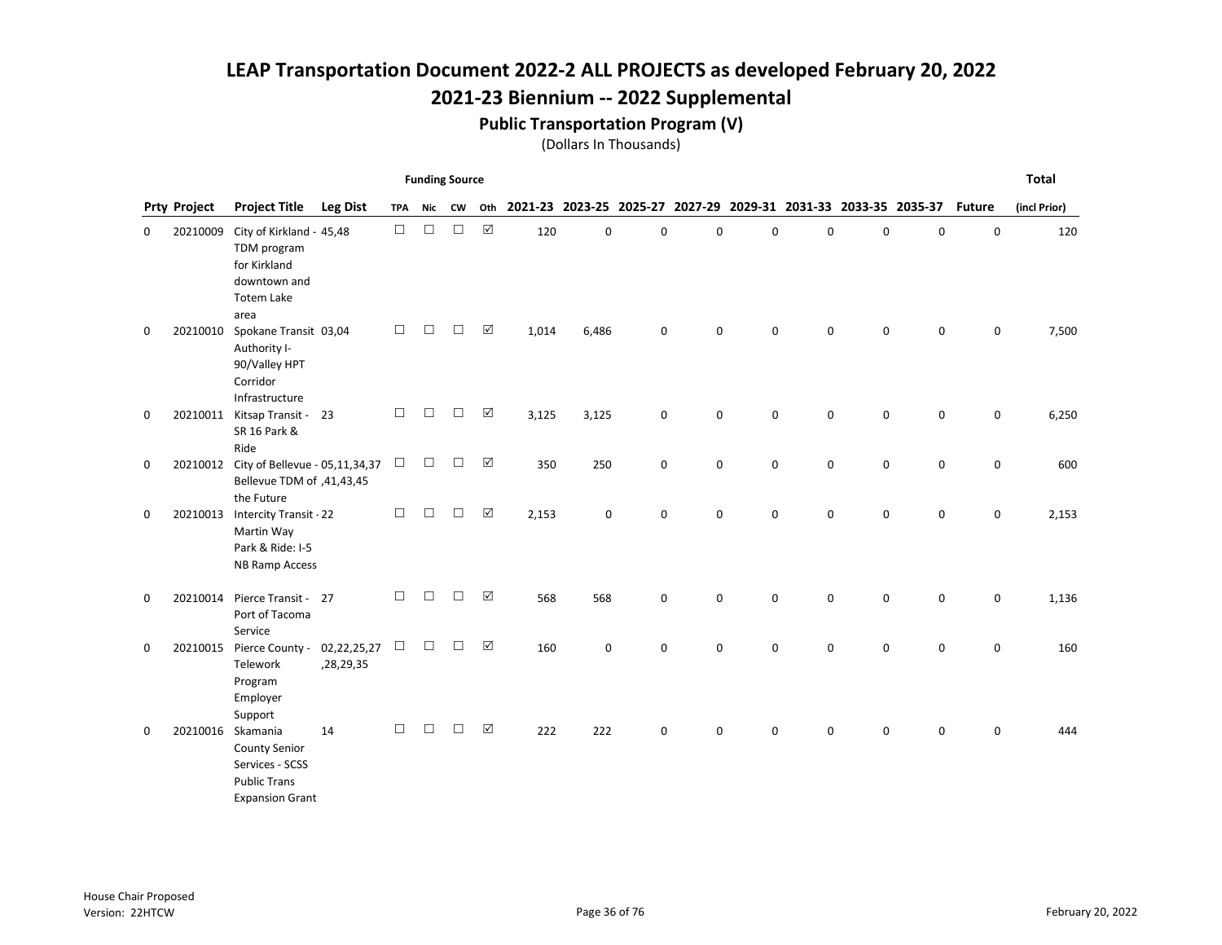# LEAP Transportation Document 2022-2 ALL PROJECTS as developed February 20, 2022

## 2021-23 Biennium -- 2022 Supplemental

### Public Transportation Program (V)

(Dollars In Thousands)

| Prty | Project | Project Title | Leg Dist | Funding Source TPA | Nic | CW | Oth | 2021-23 | 2023-25 | 2025-27 | 2027-29 | 2029-31 | 2031-33 | 2033-35 | 2035-37 | Future | Total (incl Prior) |
|---|---|---|---|---|---|---|---|---|---|---|---|---|---|---|---|---|---|
| 0 | 20210009 | City of Kirkland - TDM program for Kirkland downtown and Totem Lake area | 45,48 | ☐ | ☐ | ☐ | ☑ | 120 | 0 | 0 | 0 | 0 | 0 | 0 | 0 | 0 | 120 |
| 0 | 20210010 | Spokane Transit Authority I-90/Valley HPT Corridor Infrastructure | 03,04 | ☐ | ☐ | ☐ | ☑ | 1,014 | 6,486 | 0 | 0 | 0 | 0 | 0 | 0 | 0 | 7,500 |
| 0 | 20210011 | Kitsap Transit - SR 16 Park & Ride | 23 | ☐ | ☐ | ☐ | ☑ | 3,125 | 3,125 | 0 | 0 | 0 | 0 | 0 | 0 | 0 | 6,250 |
| 0 | 20210012 | City of Bellevue - Bellevue TDM of the Future | 05,11,34,37,41,43,45 | ☐ | ☐ | ☐ | ☑ | 350 | 250 | 0 | 0 | 0 | 0 | 0 | 0 | 0 | 600 |
| 0 | 20210013 | Intercity Transit - Martin Way Park & Ride: I-5 NB Ramp Access | 22 | ☐ | ☐ | ☐ | ☑ | 2,153 | 0 | 0 | 0 | 0 | 0 | 0 | 0 | 0 | 2,153 |
| 0 | 20210014 | Pierce Transit - Port of Tacoma Service | 27 | ☐ | ☐ | ☐ | ☑ | 568 | 568 | 0 | 0 | 0 | 0 | 0 | 0 | 0 | 1,136 |
| 0 | 20210015 | Pierce County - Telework Program Employer Support | 02,22,25,27,28,29,35 | ☐ | ☐ | ☐ | ☑ | 160 | 0 | 0 | 0 | 0 | 0 | 0 | 0 | 0 | 160 |
| 0 | 20210016 | Skamania County Senior Services - SCSS Public Trans Expansion Grant | 14 | ☐ | ☐ | ☐ | ☑ | 222 | 222 | 0 | 0 | 0 | 0 | 0 | 0 | 0 | 444 |

House Chair Proposed
Version: 22HTCW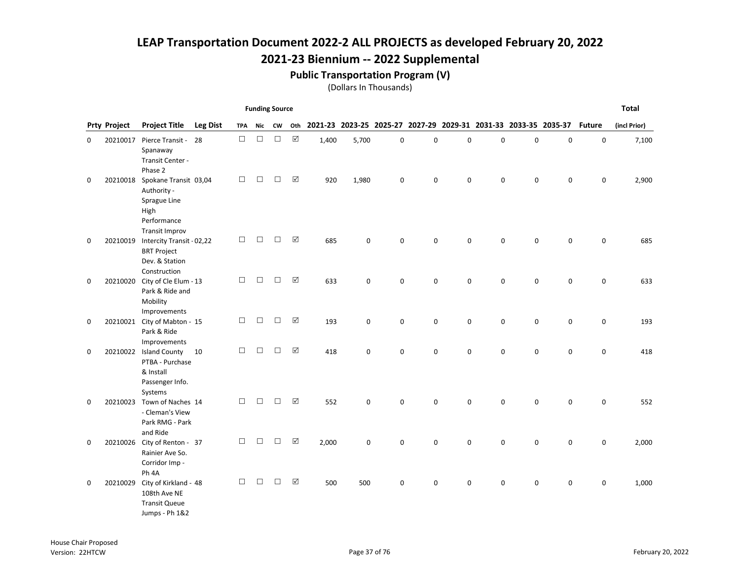# LEAP Transportation Document 2022-2 ALL PROJECTS as developed February 20, 2022

## 2021-23 Biennium -- 2022 Supplemental

### Public Transportation Program (V)

(Dollars In Thousands)

| Prty | Project | Project Title | Leg Dist | Funding Source: TPA | Nic | CW | Oth | 2021-23 | 2023-25 | 2025-27 | 2027-29 | 2029-31 | 2031-33 | 2033-35 | 2035-37 | Future | Total (incl Prior) |
|---|---|---|---|---|---|---|---|---|---|---|---|---|---|---|---|---|---|
| 0 | 20210017 | Pierce Transit - Spanaway Transit Center - Phase 2 | 28 | ☐ | ☐ | ☐ | ☑ | 1,400 | 5,700 | 0 | 0 | 0 | 0 | 0 | 0 | 0 | 7,100 |
| 0 | 20210018 | Spokane Transit Authority - Sprague Line High Performance Transit Improv | 03,04 | ☐ | ☐ | ☐ | ☑ | 920 | 1,980 | 0 | 0 | 0 | 0 | 0 | 0 | 0 | 2,900 |
| 0 | 20210019 | Intercity Transit - BRT Project Dev. & Station Construction | 02,22 | ☐ | ☐ | ☐ | ☑ | 685 | 0 | 0 | 0 | 0 | 0 | 0 | 0 | 0 | 685 |
| 0 | 20210020 | City of Cle Elum - Park & Ride and Mobility Improvements | 13 | ☐ | ☐ | ☐ | ☑ | 633 | 0 | 0 | 0 | 0 | 0 | 0 | 0 | 0 | 633 |
| 0 | 20210021 | City of Mabton - Park & Ride Improvements | 15 | ☐ | ☐ | ☐ | ☑ | 193 | 0 | 0 | 0 | 0 | 0 | 0 | 0 | 0 | 193 |
| 0 | 20210022 | Island County PTBA - Purchase & Install Passenger Info. Systems | 10 | ☐ | ☐ | ☐ | ☑ | 418 | 0 | 0 | 0 | 0 | 0 | 0 | 0 | 0 | 418 |
| 0 | 20210023 | Town of Naches - Cleman's View Park RMG - Park and Ride | 14 | ☐ | ☐ | ☐ | ☑ | 552 | 0 | 0 | 0 | 0 | 0 | 0 | 0 | 0 | 552 |
| 0 | 20210026 | City of Renton - Rainier Ave So. Corridor Imp - Ph 4A | 37 | ☐ | ☐ | ☐ | ☑ | 2,000 | 0 | 0 | 0 | 0 | 0 | 0 | 0 | 0 | 2,000 |
| 0 | 20210029 | City of Kirkland - 108th Ave NE Transit Queue Jumps - Ph 1&2 | 48 | ☐ | ☐ | ☐ | ☑ | 500 | 500 | 0 | 0 | 0 | 0 | 0 | 0 | 0 | 1,000 |

House Chair Proposed
Version: 22HTCW

February 20, 2022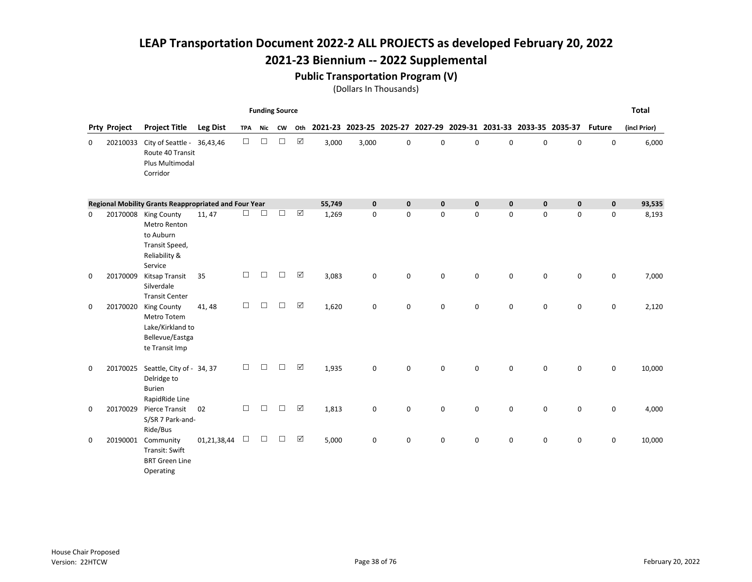# LEAP Transportation Document 2022-2 ALL PROJECTS as developed February 20, 2022

## 2021-23 Biennium -- 2022 Supplemental

### Public Transportation Program (V)

(Dollars In Thousands)

| Prty | Project | Project Title | Leg Dist | Funding Source TPA | Nic | CW | Oth | 2021-23 | 2023-25 | 2025-27 | 2027-29 | 2029-31 | 2031-33 | 2033-35 | 2035-37 | Future | Total (incl Prior) |
|---|---|---|---|---|---|---|---|---|---|---|---|---|---|---|---|---|---|
| 0 | 20210033 | City of Seattle - Route 40 Transit Plus Multimodal Corridor | 36,43,46 | ☐ | ☐ | ☐ | ☑ | 3,000 | 3,000 | 0 | 0 | 0 | 0 | 0 | 0 | 0 | 6,000 |
| **Regional Mobility Grants Reappropriated and Four Year** | | | | | | | | **55,749** | **0** | **0** | **0** | **0** | **0** | **0** | **0** | **0** | **93,535** |
| 0 | 20170008 | King County Metro Renton to Auburn Transit Speed, Reliability & Service | 11, 47 | ☐ | ☐ | ☐ | ☑ | 1,269 | 0 | 0 | 0 | 0 | 0 | 0 | 0 | 0 | 8,193 |
| 0 | 20170009 | Kitsap Transit Silverdale Transit Center | 35 | ☐ | ☐ | ☐ | ☑ | 3,083 | 0 | 0 | 0 | 0 | 0 | 0 | 0 | 0 | 7,000 |
| 0 | 20170020 | King County Metro Totem Lake/Kirkland to Bellevue/Eastgate Transit Imp | 41, 48 | ☐ | ☐ | ☐ | ☑ | 1,620 | 0 | 0 | 0 | 0 | 0 | 0 | 0 | 0 | 2,120 |
| 0 | 20170025 | Seattle, City of - Delridge to Burien RapidRide Line | 34, 37 | ☐ | ☐ | ☐ | ☑ | 1,935 | 0 | 0 | 0 | 0 | 0 | 0 | 0 | 0 | 10,000 |
| 0 | 20170029 | Pierce Transit S/SR 7 Park-and-Ride/Bus | 02 | ☐ | ☐ | ☐ | ☑ | 1,813 | 0 | 0 | 0 | 0 | 0 | 0 | 0 | 0 | 4,000 |
| 0 | 20190001 | Community Transit: Swift BRT Green Line Operating | 01,21,38,44 | ☐ | ☐ | ☐ | ☑ | 5,000 | 0 | 0 | 0 | 0 | 0 | 0 | 0 | 0 | 10,000 |

House Chair Proposed
Version: 22HTCW

February 20, 2022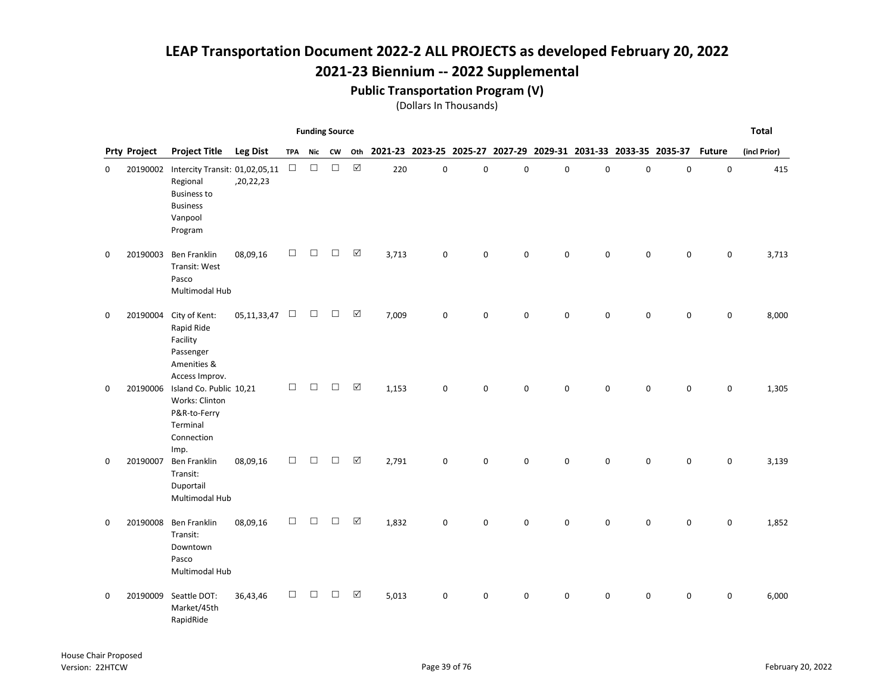# LEAP Transportation Document 2022-2 ALL PROJECTS as developed February 20, 2022

## 2021-23 Biennium -- 2022 Supplemental

### Public Transportation Program (V)

(Dollars In Thousands)

| Prty | Project | Project Title | Leg Dist | Funding Source: TPA | Nic | CW | Oth | 2021-23 | 2023-25 | 2025-27 | 2027-29 | 2029-31 | 2031-33 | 2033-35 | 2035-37 | Future | Total (incl Prior) |
|---|---|---|---|---|---|---|---|---|---|---|---|---|---|---|---|---|---|
| 0 | 20190002 | Intercity Transit: Regional Business to Business Vanpool Program | 01,02,05,11,20,22,23 | ☐ | ☐ | ☐ | ☑ | 220 | 0 | 0 | 0 | 0 | 0 | 0 | 0 | 0 | 415 |
| 0 | 20190003 | Ben Franklin Transit: West Pasco Multimodal Hub | 08,09,16 | ☐ | ☐ | ☐ | ☑ | 3,713 | 0 | 0 | 0 | 0 | 0 | 0 | 0 | 0 | 3,713 |
| 0 | 20190004 | City of Kent: Rapid Ride Facility Passenger Amenities & Access Improv. | 05,11,33,47 | ☐ | ☐ | ☐ | ☑ | 7,009 | 0 | 0 | 0 | 0 | 0 | 0 | 0 | 0 | 8,000 |
| 0 | 20190006 | Island Co. Public Works: Clinton P&R-to-Ferry Terminal Connection Imp. | 10,21 | ☐ | ☐ | ☐ | ☑ | 1,153 | 0 | 0 | 0 | 0 | 0 | 0 | 0 | 0 | 1,305 |
| 0 | 20190007 | Ben Franklin Transit: Duportail Multimodal Hub | 08,09,16 | ☐ | ☐ | ☐ | ☑ | 2,791 | 0 | 0 | 0 | 0 | 0 | 0 | 0 | 0 | 3,139 |
| 0 | 20190008 | Ben Franklin Transit: Downtown Pasco Multimodal Hub | 08,09,16 | ☐ | ☐ | ☐ | ☑ | 1,832 | 0 | 0 | 0 | 0 | 0 | 0 | 0 | 0 | 1,852 |
| 0 | 20190009 | Seattle DOT: Market/45th RapidRide | 36,43,46 | ☐ | ☐ | ☐ | ☑ | 5,013 | 0 | 0 | 0 | 0 | 0 | 0 | 0 | 0 | 6,000 |

House Chair Proposed
Version: 22HTCW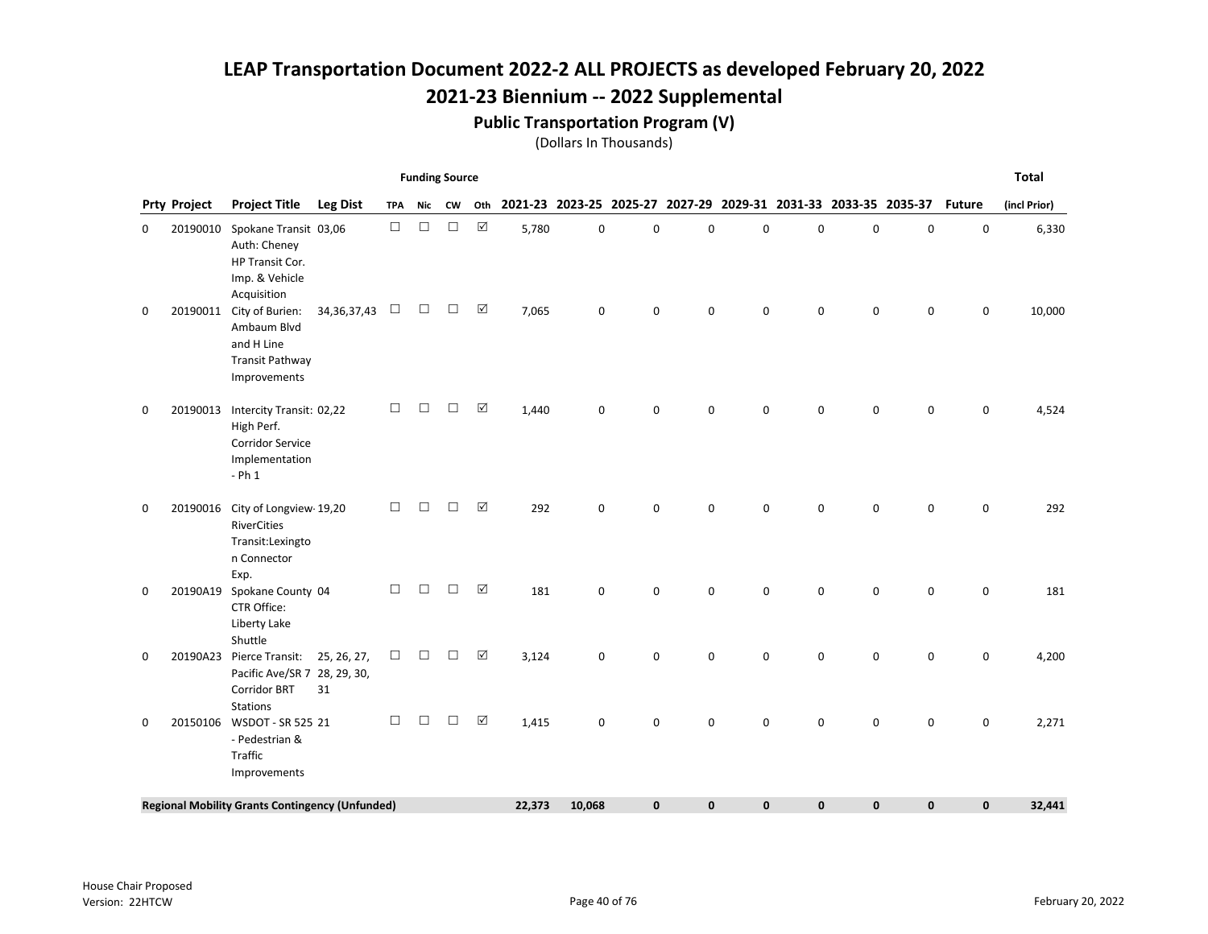# LEAP Transportation Document 2022-2 ALL PROJECTS as developed February 20, 2022

## 2021-23 Biennium -- 2022 Supplemental

### Public Transportation Program (V)

(Dollars In Thousands)

| Prty | Project | Project Title | Leg Dist | Funding Source: TPA | Nic | CW | Oth | 2021-23 | 2023-25 | 2025-27 | 2027-29 | 2029-31 | 2031-33 | 2033-35 | 2035-37 | Future | Total (incl Prior) |
|---|---|---|---|---|---|---|---|---|---|---|---|---|---|---|---|---|---|
| 0 | 20190010 | Spokane Transit Auth: Cheney HP Transit Cor. Imp. & Vehicle Acquisition | 03,06 | ☐ | ☐ | ☐ | ☑ | 5,780 | 0 | 0 | 0 | 0 | 0 | 0 | 0 | 0 | 6,330 |
| 0 | 20190011 | City of Burien: Ambaum Blvd and H Line Transit Pathway Improvements | 34,36,37,43 | ☐ | ☐ | ☐ | ☑ | 7,065 | 0 | 0 | 0 | 0 | 0 | 0 | 0 | 0 | 10,000 |
| 0 | 20190013 | Intercity Transit: High Perf. Corridor Service Implementation - Ph 1 | 02,22 | ☐ | ☐ | ☐ | ☑ | 1,440 | 0 | 0 | 0 | 0 | 0 | 0 | 0 | 0 | 4,524 |
| 0 | 20190016 | City of Longview-RiverCities Transit:Lexington Connector Exp. | 19,20 | ☐ | ☐ | ☐ | ☑ | 292 | 0 | 0 | 0 | 0 | 0 | 0 | 0 | 0 | 292 |
| 0 | 20190A19 | Spokane County CTR Office: Liberty Lake Shuttle | 04 | ☐ | ☐ | ☐ | ☑ | 181 | 0 | 0 | 0 | 0 | 0 | 0 | 0 | 0 | 181 |
| 0 | 20190A23 | Pierce Transit: Pacific Ave/SR 7 Corridor BRT Stations | 25, 26, 27, 28, 29, 30, 31 | ☐ | ☐ | ☐ | ☑ | 3,124 | 0 | 0 | 0 | 0 | 0 | 0 | 0 | 0 | 4,200 |
| 0 | 20150106 | WSDOT - SR 525 - Pedestrian & Traffic Improvements | 21 | ☐ | ☐ | ☐ | ☑ | 1,415 | 0 | 0 | 0 | 0 | 0 | 0 | 0 | 0 | 2,271 |
| **Regional Mobility Grants Contingency (Unfunded)** | | | | | | | | **22,373** | **10,068** | **0** | **0** | **0** | **0** | **0** | **0** | **0** | **32,441** |

House Chair Proposed
Version: 22HTCW

February 20, 2022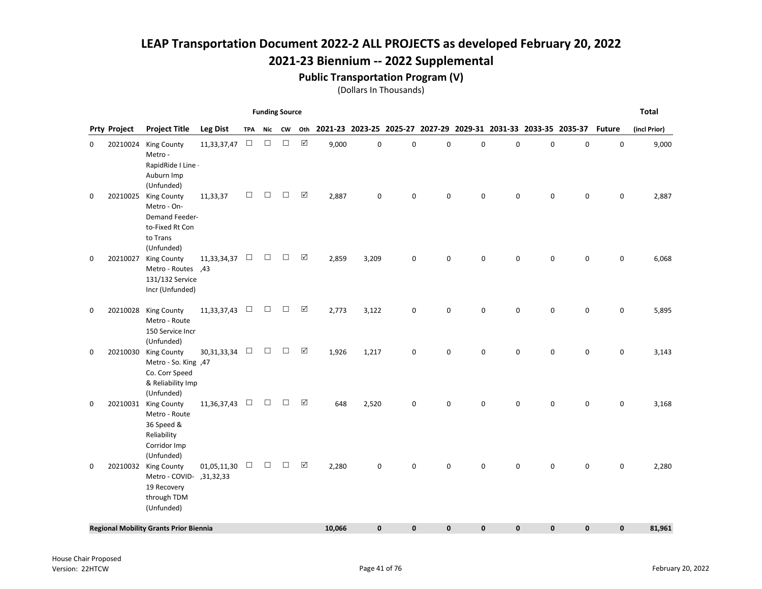# LEAP Transportation Document 2022-2 ALL PROJECTS as developed February 20, 2022

## 2021-23 Biennium -- 2022 Supplemental

### Public Transportation Program (V)

(Dollars In Thousands)

| Prty | Project | Project Title | Leg Dist | Funding Source: TPA | Funding Source: Nic | Funding Source: CW | Funding Source: Oth | 2021-23 | 2023-25 | 2025-27 | 2027-29 | 2029-31 | 2031-33 | 2033-35 | 2035-37 | Future | Total (incl Prior) |
|---|---|---|---|---|---|---|---|---|---|---|---|---|---|---|---|---|---|
| 0 | 20210024 | King County Metro - RapidRide I Line - Auburn Imp (Unfunded) | 11,33,37,47 | ☐ | ☐ | ☐ | ☑ | 9,000 | 0 | 0 | 0 | 0 | 0 | 0 | 0 | 0 | 9,000 |
| 0 | 20210025 | King County Metro - On-Demand Feeder-to-Fixed Rt Con to Trans (Unfunded) | 11,33,37 | ☐ | ☐ | ☐ | ☑ | 2,887 | 0 | 0 | 0 | 0 | 0 | 0 | 0 | 0 | 2,887 |
| 0 | 20210027 | King County Metro - Routes 131/132 Service Incr (Unfunded) | 11,33,34,37,43 | ☐ | ☐ | ☐ | ☑ | 2,859 | 3,209 | 0 | 0 | 0 | 0 | 0 | 0 | 0 | 6,068 |
| 0 | 20210028 | King County Metro - Route 150 Service Incr (Unfunded) | 11,33,37,43 | ☐ | ☐ | ☐ | ☑ | 2,773 | 3,122 | 0 | 0 | 0 | 0 | 0 | 0 | 0 | 5,895 |
| 0 | 20210030 | King County Metro - So. King Co. Corr Speed & Reliability Imp (Unfunded) | 30,31,33,34,47 | ☐ | ☐ | ☐ | ☑ | 1,926 | 1,217 | 0 | 0 | 0 | 0 | 0 | 0 | 0 | 3,143 |
| 0 | 20210031 | King County Metro - Route 36 Speed & Reliability Corridor Imp (Unfunded) | 11,36,37,43 | ☐ | ☐ | ☐ | ☑ | 648 | 2,520 | 0 | 0 | 0 | 0 | 0 | 0 | 0 | 3,168 |
| 0 | 20210032 | King County Metro - COVID-19 Recovery through TDM (Unfunded) | 01,05,11,30,31,32,33 | ☐ | ☐ | ☐ | ☑ | 2,280 | 0 | 0 | 0 | 0 | 0 | 0 | 0 | 0 | 2,280 |
| **Regional Mobility Grants Prior Biennia** | | | | | | | | **10,066** | **0** | **0** | **0** | **0** | **0** | **0** | **0** | **0** | **81,961** |

House Chair Proposed
Version: 22HTCW

February 20, 2022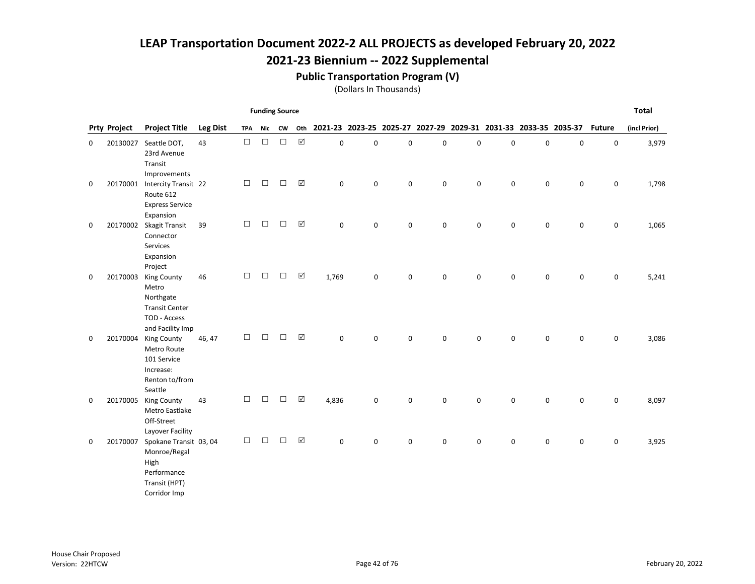# LEAP Transportation Document 2022-2 ALL PROJECTS as developed February 20, 2022

## 2021-23 Biennium -- 2022 Supplemental

### Public Transportation Program (V)

(Dollars In Thousands)

| Prty | Project | Project Title | Leg Dist | Funding Source TPA | Nic | CW | Oth | 2021-23 | 2023-25 | 2025-27 | 2027-29 | 2029-31 | 2031-33 | 2033-35 | 2035-37 | Future | Total (incl Prior) |
|---|---|---|---|---|---|---|---|---|---|---|---|---|---|---|---|---|---|
| 0 | 20130027 | Seattle DOT, 23rd Avenue Transit Improvements | 43 | ☐ | ☐ | ☐ | ☑ | 0 | 0 | 0 | 0 | 0 | 0 | 0 | 0 | 0 | 3,979 |
| 0 | 20170001 | Intercity Transit Route 612 Express Service Expansion | 22 | ☐ | ☐ | ☐ | ☑ | 0 | 0 | 0 | 0 | 0 | 0 | 0 | 0 | 0 | 1,798 |
| 0 | 20170002 | Skagit Transit Connector Services Expansion Project | 39 | ☐ | ☐ | ☐ | ☑ | 0 | 0 | 0 | 0 | 0 | 0 | 0 | 0 | 0 | 1,065 |
| 0 | 20170003 | King County Metro Northgate Transit Center TOD - Access and Facility Imp | 46 | ☐ | ☐ | ☐ | ☑ | 1,769 | 0 | 0 | 0 | 0 | 0 | 0 | 0 | 0 | 5,241 |
| 0 | 20170004 | King County Metro Route 101 Service Increase: Renton to/from Seattle | 46, 47 | ☐ | ☐ | ☐ | ☑ | 0 | 0 | 0 | 0 | 0 | 0 | 0 | 0 | 0 | 3,086 |
| 0 | 20170005 | King County Metro Eastlake Off-Street Layover Facility | 43 | ☐ | ☐ | ☐ | ☑ | 4,836 | 0 | 0 | 0 | 0 | 0 | 0 | 0 | 0 | 8,097 |
| 0 | 20170007 | Spokane Transit Monroe/Regal High Performance Transit (HPT) Corridor Imp | 03, 04 | ☐ | ☐ | ☐ | ☑ | 0 | 0 | 0 | 0 | 0 | 0 | 0 | 0 | 0 | 3,925 |

House Chair Proposed
Version: 22HTCW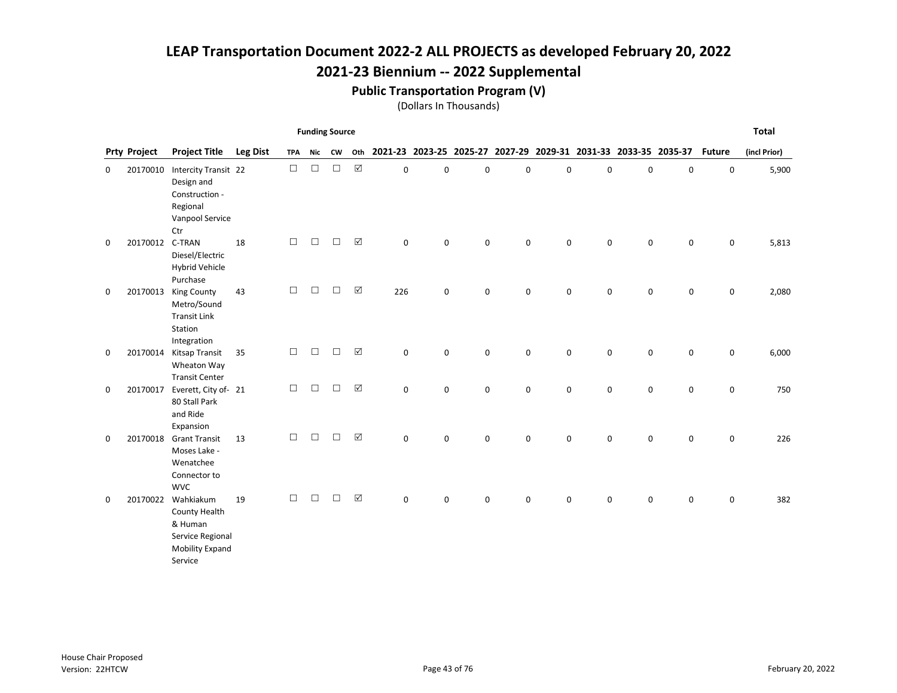# LEAP Transportation Document 2022-2 ALL PROJECTS as developed February 20, 2022

## 2021-23 Biennium -- 2022 Supplemental

### Public Transportation Program (V)

(Dollars In Thousands)

| Prty | Project | Project Title | Leg Dist | Funding Source TPA | Nic | CW | Oth | 2021-23 | 2023-25 | 2025-27 | 2027-29 | 2029-31 | 2031-33 | 2033-35 | 2035-37 | Future | Total (incl Prior) |
|---|---|---|---|---|---|---|---|---|---|---|---|---|---|---|---|---|---|
| 0 | 20170010 | Intercity Transit Design and Construction - Regional Vanpool Service Ctr | 22 | ☐ | ☐ | ☐ | ☑ | 0 | 0 | 0 | 0 | 0 | 0 | 0 | 0 | 0 | 5,900 |
| 0 | 20170012 | C-TRAN Diesel/Electric Hybrid Vehicle Purchase | 18 | ☐ | ☐ | ☐ | ☑ | 0 | 0 | 0 | 0 | 0 | 0 | 0 | 0 | 0 | 5,813 |
| 0 | 20170013 | King County Metro/Sound Transit Link Station Integration | 43 | ☐ | ☐ | ☐ | ☑ | 226 | 0 | 0 | 0 | 0 | 0 | 0 | 0 | 0 | 2,080 |
| 0 | 20170014 | Kitsap Transit Wheaton Way Transit Center | 35 | ☐ | ☐ | ☐ | ☑ | 0 | 0 | 0 | 0 | 0 | 0 | 0 | 0 | 0 | 6,000 |
| 0 | 20170017 | Everett, City of- 80 Stall Park and Ride Expansion | 21 | ☐ | ☐ | ☐ | ☑ | 0 | 0 | 0 | 0 | 0 | 0 | 0 | 0 | 0 | 750 |
| 0 | 20170018 | Grant Transit Moses Lake - Wenatchee Connector to WVC | 13 | ☐ | ☐ | ☐ | ☑ | 0 | 0 | 0 | 0 | 0 | 0 | 0 | 0 | 0 | 226 |
| 0 | 20170022 | Wahkiakum County Health & Human Service Regional Mobility Expand Service | 19 | ☐ | ☐ | ☐ | ☑ | 0 | 0 | 0 | 0 | 0 | 0 | 0 | 0 | 0 | 382 |

House Chair Proposed
Version: 22HTCW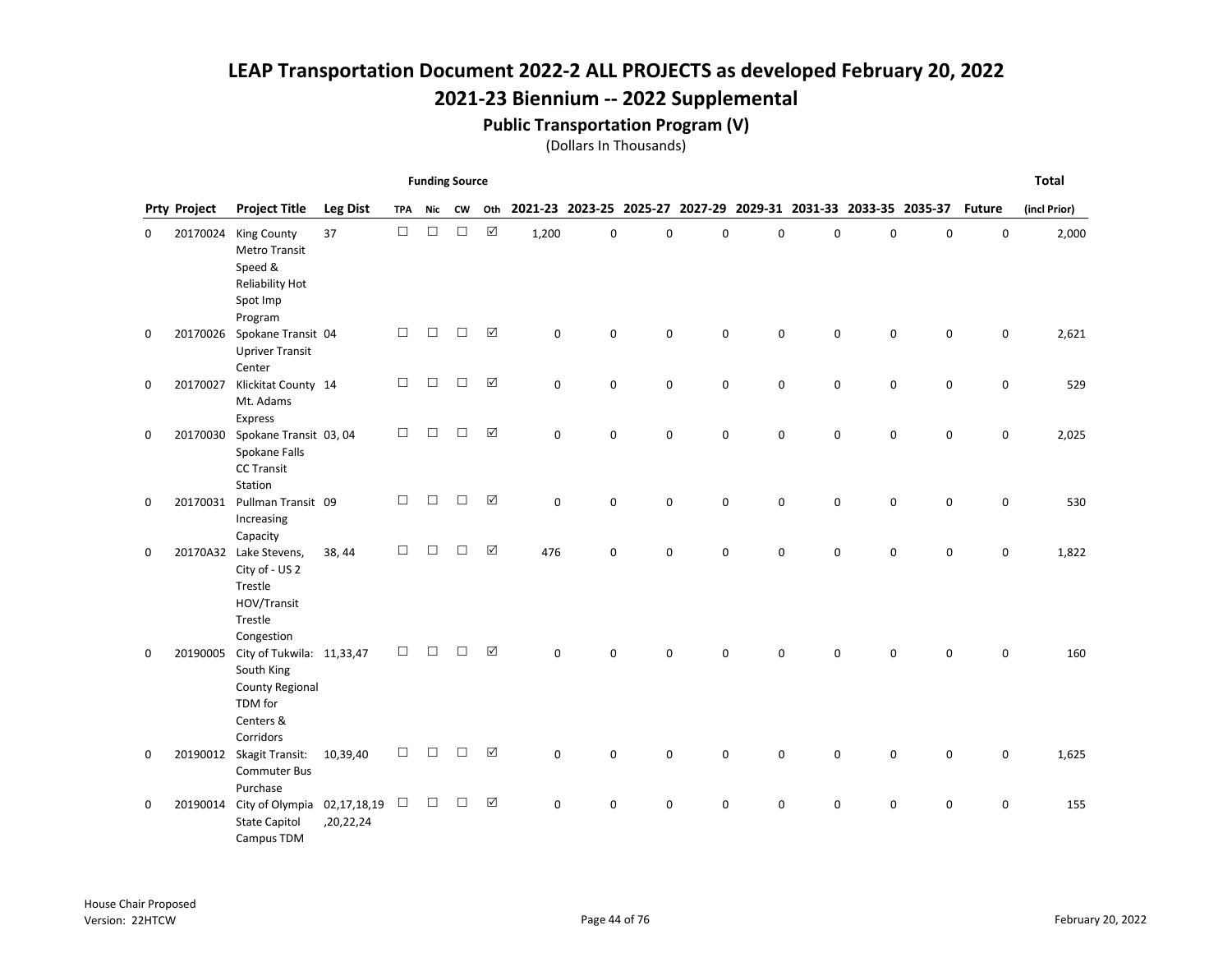# LEAP Transportation Document 2022-2 ALL PROJECTS as developed February 20, 2022

## 2021-23 Biennium -- 2022 Supplemental

### Public Transportation Program (V)

(Dollars In Thousands)

| Prty | Project | Project Title | Leg Dist | Funding Source: TPA | Funding Source: Nic | Funding Source: CW | Funding Source: Oth | 2021-23 | 2023-25 | 2025-27 | 2027-29 | 2029-31 | 2031-33 | 2033-35 | 2035-37 | Future | Total (incl Prior) |
|---|---|---|---|---|---|---|---|---|---|---|---|---|---|---|---|---|---|
| 0 | 20170024 | King County Metro Transit Speed & Reliability Hot Spot Imp Program | 37 | ☐ | ☐ | ☐ | ☑ | 1,200 | 0 | 0 | 0 | 0 | 0 | 0 | 0 | 0 | 2,000 |
| 0 | 20170026 | Spokane Transit Upriver Transit Center | 04 | ☐ | ☐ | ☐ | ☑ | 0 | 0 | 0 | 0 | 0 | 0 | 0 | 0 | 0 | 2,621 |
| 0 | 20170027 | Klickitat County Mt. Adams Express | 14 | ☐ | ☐ | ☐ | ☑ | 0 | 0 | 0 | 0 | 0 | 0 | 0 | 0 | 0 | 529 |
| 0 | 20170030 | Spokane Transit Spokane Falls CC Transit Station | 03, 04 | ☐ | ☐ | ☐ | ☑ | 0 | 0 | 0 | 0 | 0 | 0 | 0 | 0 | 0 | 2,025 |
| 0 | 20170031 | Pullman Transit Increasing Capacity | 09 | ☐ | ☐ | ☐ | ☑ | 0 | 0 | 0 | 0 | 0 | 0 | 0 | 0 | 0 | 530 |
| 0 | 20170A32 | Lake Stevens, City of - US 2 Trestle HOV/Transit Trestle Congestion | 38, 44 | ☐ | ☐ | ☐ | ☑ | 476 | 0 | 0 | 0 | 0 | 0 | 0 | 0 | 0 | 1,822 |
| 0 | 20190005 | City of Tukwila: South King County Regional TDM for Centers & Corridors | 11,33,47 | ☐ | ☐ | ☐ | ☑ | 0 | 0 | 0 | 0 | 0 | 0 | 0 | 0 | 0 | 160 |
| 0 | 20190012 | Skagit Transit: Commuter Bus Purchase | 10,39,40 | ☐ | ☐ | ☐ | ☑ | 0 | 0 | 0 | 0 | 0 | 0 | 0 | 0 | 0 | 1,625 |
| 0 | 20190014 | City of Olympia State Capitol Campus TDM | 02,17,18,19,20,22,24 | ☐ | ☐ | ☐ | ☑ | 0 | 0 | 0 | 0 | 0 | 0 | 0 | 0 | 0 | 155 |

House Chair Proposed
Version: 22HTCW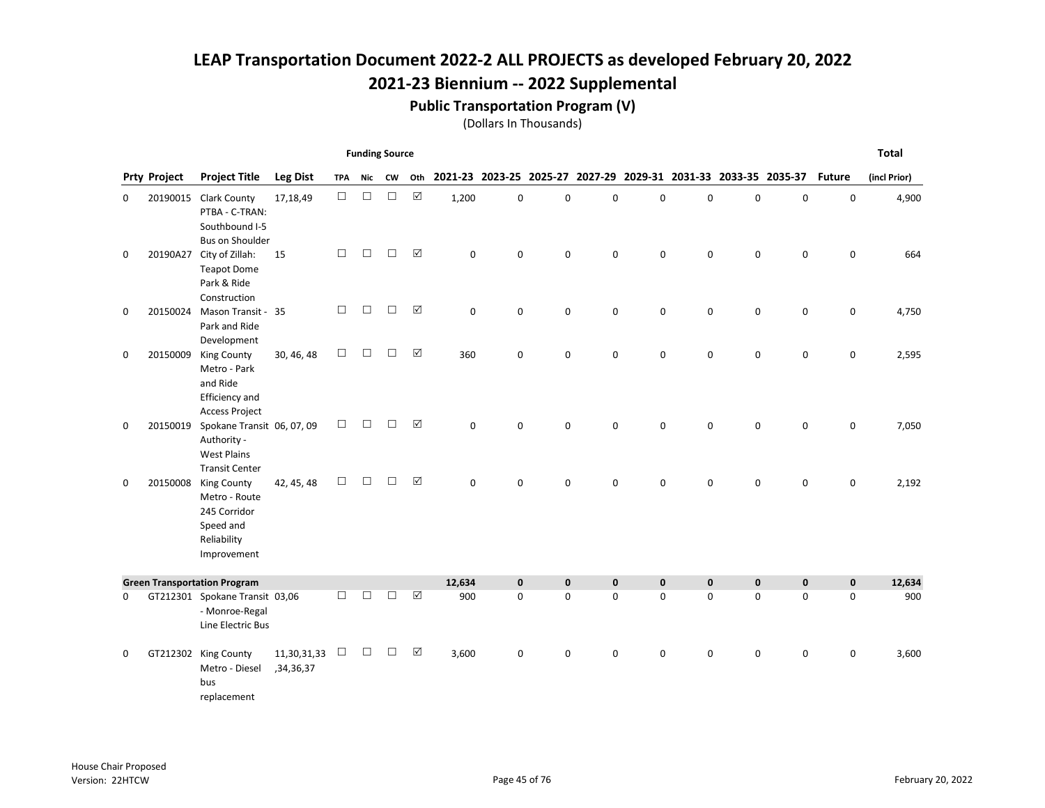# LEAP Transportation Document 2022-2 ALL PROJECTS as developed February 20, 2022

## 2021-23 Biennium -- 2022 Supplemental

### Public Transportation Program (V)

(Dollars In Thousands)

| Prty | Project | Project Title | Leg Dist | Funding Source TPA | Nic | CW | Oth | 2021-23 | 2023-25 | 2025-27 | 2027-29 | 2029-31 | 2031-33 | 2033-35 | 2035-37 | Future | Total (incl Prior) |
|---|---|---|---|---|---|---|---|---|---|---|---|---|---|---|---|---|---|
| 0 | 20190015 | Clark County PTBA - C-TRAN: Southbound I-5 Bus on Shoulder | 17,18,49 | ☐ | ☐ | ☐ | ☑ | 1,200 | 0 | 0 | 0 | 0 | 0 | 0 | 0 | 0 | 4,900 |
| 0 | 20190A27 | City of Zillah: Teapot Dome Park & Ride Construction | 15 | ☐ | ☐ | ☐ | ☑ | 0 | 0 | 0 | 0 | 0 | 0 | 0 | 0 | 0 | 664 |
| 0 | 20150024 | Mason Transit - Park and Ride Development | 35 | ☐ | ☐ | ☐ | ☑ | 0 | 0 | 0 | 0 | 0 | 0 | 0 | 0 | 0 | 4,750 |
| 0 | 20150009 | King County Metro - Park and Ride Efficiency and Access Project | 30, 46, 48 | ☐ | ☐ | ☐ | ☑ | 360 | 0 | 0 | 0 | 0 | 0 | 0 | 0 | 0 | 2,595 |
| 0 | 20150019 | Spokane Transit Authority - West Plains Transit Center | 06, 07, 09 | ☐ | ☐ | ☐ | ☑ | 0 | 0 | 0 | 0 | 0 | 0 | 0 | 0 | 0 | 7,050 |
| 0 | 20150008 | King County Metro - Route 245 Corridor Speed and Reliability Improvement | 42, 45, 48 | ☐ | ☐ | ☐ | ☑ | 0 | 0 | 0 | 0 | 0 | 0 | 0 | 0 | 0 | 2,192 |
| **Green Transportation Program** | | | | | | | | **12,634** | **0** | **0** | **0** | **0** | **0** | **0** | **0** | **0** | **12,634** |
| 0 | GT212301 | Spokane Transit - Monroe-Regal Line Electric Bus | 03,06 | ☐ | ☐ | ☐ | ☑ | 900 | 0 | 0 | 0 | 0 | 0 | 0 | 0 | 0 | 900 |
| 0 | GT212302 | King County Metro - Diesel bus replacement | 11,30,31,33,34,36,37 | ☐ | ☐ | ☐ | ☑ | 3,600 | 0 | 0 | 0 | 0 | 0 | 0 | 0 | 0 | 3,600 |

House Chair Proposed
Version: 22HTCW

February 20, 2022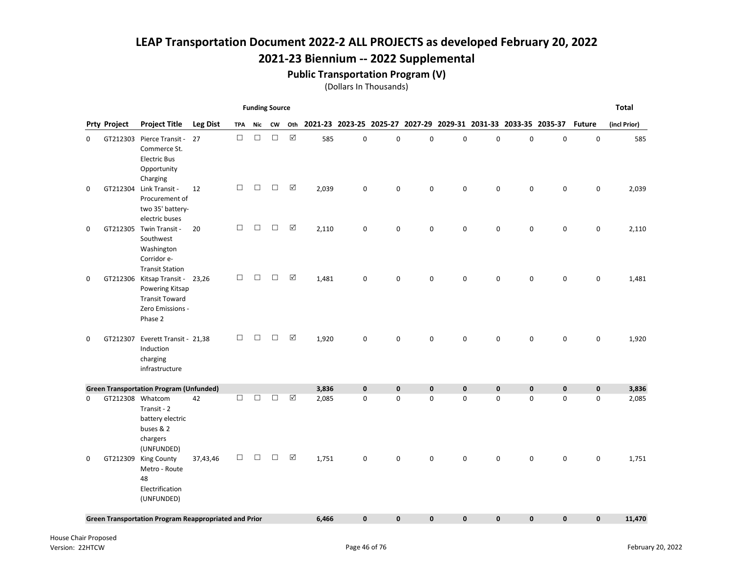# LEAP Transportation Document 2022-2 ALL PROJECTS as developed February 20, 2022

## 2021-23 Biennium -- 2022 Supplemental

### Public Transportation Program (V)

(Dollars In Thousands)

| Prty | Project | Project Title | Leg Dist | TPA | Nic | CW | Oth | 2021-23 | 2023-25 | 2025-27 | 2027-29 | 2029-31 | 2031-33 | 2033-35 | 2035-37 | Future | Total (incl Prior) |
|---|---|---|---|---|---|---|---|---|---|---|---|---|---|---|---|---|---|
| 0 | GT212303 | Pierce Transit - Commerce St. Electric Bus Opportunity Charging | 27 | ☐ | ☐ | ☐ | ☑ | 585 | 0 | 0 | 0 | 0 | 0 | 0 | 0 | 0 | 585 |
| 0 | GT212304 | Link Transit - Procurement of two 35' battery-electric buses | 12 | ☐ | ☐ | ☐ | ☑ | 2,039 | 0 | 0 | 0 | 0 | 0 | 0 | 0 | 0 | 2,039 |
| 0 | GT212305 | Twin Transit - Southwest Washington Corridor e-Transit Station | 20 | ☐ | ☐ | ☐ | ☑ | 2,110 | 0 | 0 | 0 | 0 | 0 | 0 | 0 | 0 | 2,110 |
| 0 | GT212306 | Kitsap Transit - Powering Kitsap Transit Toward Zero Emissions - Phase 2 | 23,26 | ☐ | ☐ | ☐ | ☑ | 1,481 | 0 | 0 | 0 | 0 | 0 | 0 | 0 | 0 | 1,481 |
| 0 | GT212307 | Everett Transit - Induction charging infrastructure | 21,38 | ☐ | ☐ | ☐ | ☑ | 1,920 | 0 | 0 | 0 | 0 | 0 | 0 | 0 | 0 | 1,920 |
| **Green Transportation Program (Unfunded)** | | | | | | | | **3,836** | **0** | **0** | **0** | **0** | **0** | **0** | **0** | **0** | **3,836** |
| 0 | GT212308 | Whatcom Transit - 2 battery electric buses & 2 chargers (UNFUNDED) | 42 | ☐ | ☐ | ☐ | ☑ | 2,085 | 0 | 0 | 0 | 0 | 0 | 0 | 0 | 0 | 2,085 |
| 0 | GT212309 | King County Metro - Route 48 Electrification (UNFUNDED) | 37,43,46 | ☐ | ☐ | ☐ | ☑ | 1,751 | 0 | 0 | 0 | 0 | 0 | 0 | 0 | 0 | 1,751 |
| **Green Transportation Program Reappropriated and Prior** | | | | | | | | **6,466** | **0** | **0** | **0** | **0** | **0** | **0** | **0** | **0** | **11,470** |

House Chair Proposed
Version: 22HTCW

February 20, 2022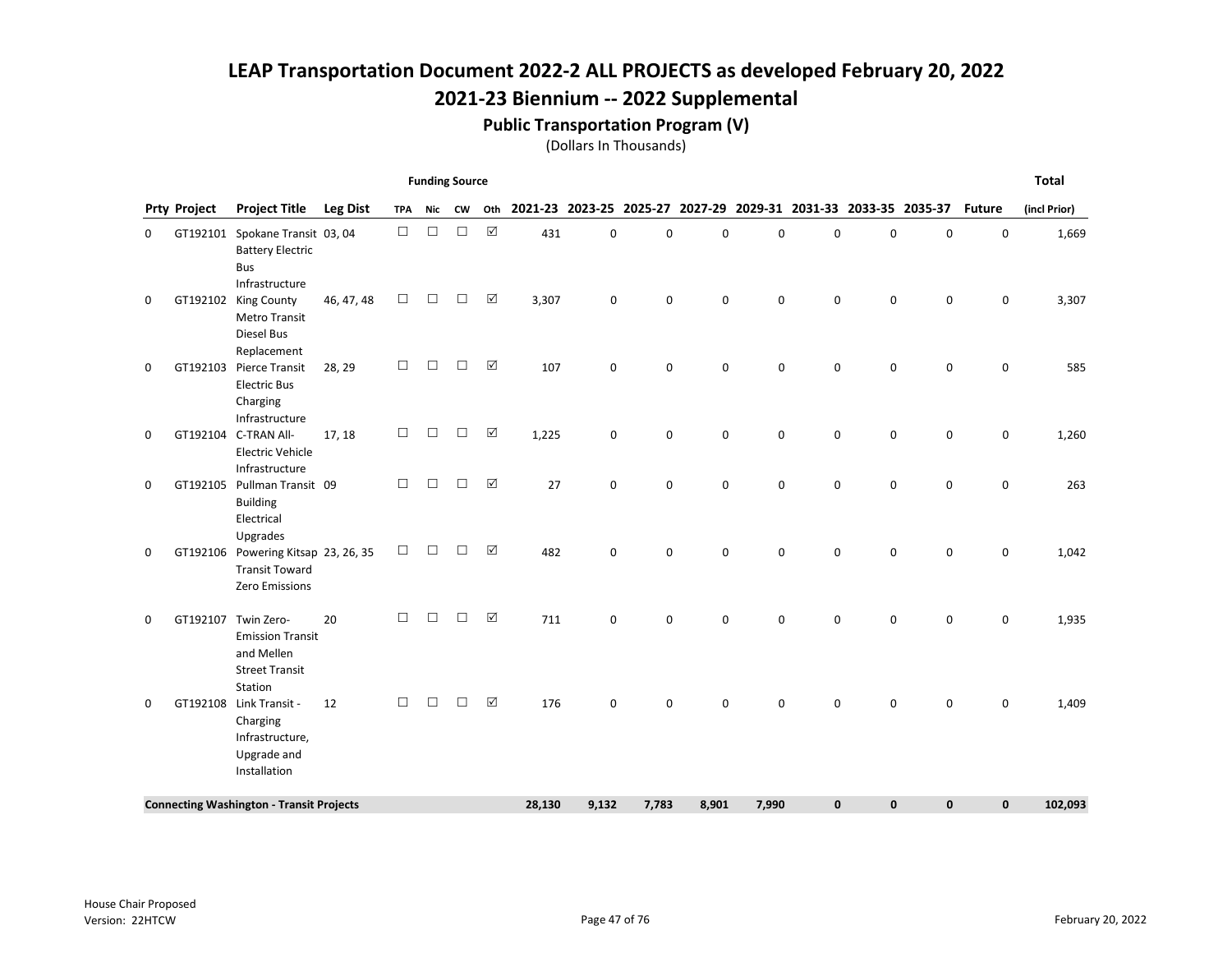# LEAP Transportation Document 2022-2 ALL PROJECTS as developed February 20, 2022

## 2021-23 Biennium -- 2022 Supplemental

### Public Transportation Program (V)

(Dollars In Thousands)

| Prty | Project | Project Title | Leg Dist | TPA | Nic | CW | Oth | 2021-23 | 2023-25 | 2025-27 | 2027-29 | 2029-31 | 2031-33 | 2033-35 | 2035-37 | Future | Total (incl Prior) |
|---|---|---|---|---|---|---|---|---|---|---|---|---|---|---|---|---|---|
| 0 | GT192101 | Spokane Transit Battery Electric Bus Infrastructure | 03, 04 | ☐ | ☐ | ☐ | ☑ | 431 | 0 | 0 | 0 | 0 | 0 | 0 | 0 | 0 | 1,669 |
| 0 | GT192102 | King County Metro Transit Diesel Bus Replacement | 46, 47, 48 | ☐ | ☐ | ☐ | ☑ | 3,307 | 0 | 0 | 0 | 0 | 0 | 0 | 0 | 0 | 3,307 |
| 0 | GT192103 | Pierce Transit Electric Bus Charging Infrastructure | 28, 29 | ☐ | ☐ | ☐ | ☑ | 107 | 0 | 0 | 0 | 0 | 0 | 0 | 0 | 0 | 585 |
| 0 | GT192104 | C-TRAN All-Electric Vehicle Infrastructure | 17, 18 | ☐ | ☐ | ☐ | ☑ | 1,225 | 0 | 0 | 0 | 0 | 0 | 0 | 0 | 0 | 1,260 |
| 0 | GT192105 | Pullman Transit Building Electrical Upgrades | 09 | ☐ | ☐ | ☐ | ☑ | 27 | 0 | 0 | 0 | 0 | 0 | 0 | 0 | 0 | 263 |
| 0 | GT192106 | Powering Kitsap Transit Toward Zero Emissions | 23, 26, 35 | ☐ | ☐ | ☐ | ☑ | 482 | 0 | 0 | 0 | 0 | 0 | 0 | 0 | 0 | 1,042 |
| 0 | GT192107 | Twin Zero-Emission Transit and Mellen Street Transit Station | 20 | ☐ | ☐ | ☐ | ☑ | 711 | 0 | 0 | 0 | 0 | 0 | 0 | 0 | 0 | 1,935 |
| 0 | GT192108 | Link Transit - Charging Infrastructure, Upgrade and Installation | 12 | ☐ | ☐ | ☐ | ☑ | 176 | 0 | 0 | 0 | 0 | 0 | 0 | 0 | 0 | 1,409 |
| **Connecting Washington - Transit Projects** | | | | | | | | **28,130** | **9,132** | **7,783** | **8,901** | **7,990** | **0** | **0** | **0** | **0** | **102,093** |

House Chair Proposed
Version: 22HTCW

February 20, 2022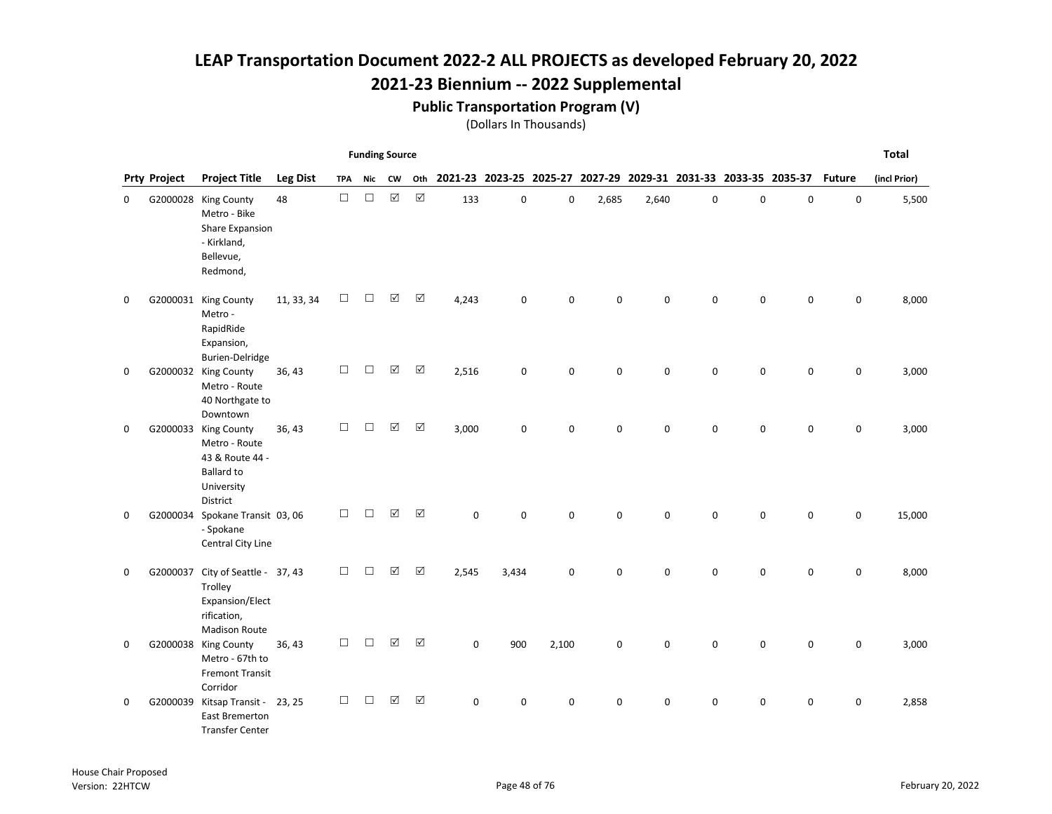# LEAP Transportation Document 2022-2 ALL PROJECTS as developed February 20, 2022

## 2021-23 Biennium -- 2022 Supplemental

### Public Transportation Program (V)

(Dollars In Thousands)

| Prty | Project | Project Title | Leg Dist | Funding Source TPA | Nic | CW | Oth | 2021-23 | 2023-25 | 2025-27 | 2027-29 | 2029-31 | 2031-33 | 2033-35 | 2035-37 | Future | Total (incl Prior) |
|---|---|---|---|---|---|---|---|---|---|---|---|---|---|---|---|---|---|
| 0 | G2000028 | King County Metro - Bike Share Expansion - Kirkland, Bellevue, Redmond, | 48 | ☐ | ☐ | ☑ | ☑ | 133 | 0 | 0 | 2,685 | 2,640 | 0 | 0 | 0 | 0 | 5,500 |
| 0 | G2000031 | King County Metro - RapidRide Expansion, Burien-Delridge | 11, 33, 34 | ☐ | ☐ | ☑ | ☑ | 4,243 | 0 | 0 | 0 | 0 | 0 | 0 | 0 | 0 | 8,000 |
| 0 | G2000032 | King County Metro - Route 40 Northgate to Downtown | 36, 43 | ☐ | ☐ | ☑ | ☑ | 2,516 | 0 | 0 | 0 | 0 | 0 | 0 | 0 | 0 | 3,000 |
| 0 | G2000033 | King County Metro - Route 43 & Route 44 - Ballard to University District | 36, 43 | ☐ | ☐ | ☑ | ☑ | 3,000 | 0 | 0 | 0 | 0 | 0 | 0 | 0 | 0 | 3,000 |
| 0 | G2000034 | Spokane Transit - Spokane Central City Line | 03, 06 | ☐ | ☐ | ☑ | ☑ | 0 | 0 | 0 | 0 | 0 | 0 | 0 | 0 | 0 | 15,000 |
| 0 | G2000037 | City of Seattle - Trolley Expansion/Electrification, Madison Route | 37, 43 | ☐ | ☐ | ☑ | ☑ | 2,545 | 3,434 | 0 | 0 | 0 | 0 | 0 | 0 | 0 | 8,000 |
| 0 | G2000038 | King County Metro - 67th to Fremont Transit Corridor | 36, 43 | ☐ | ☐ | ☑ | ☑ | 0 | 900 | 2,100 | 0 | 0 | 0 | 0 | 0 | 0 | 3,000 |
| 0 | G2000039 | Kitsap Transit - East Bremerton Transfer Center | 23, 25 | ☐ | ☐ | ☑ | ☑ | 0 | 0 | 0 | 0 | 0 | 0 | 0 | 0 | 0 | 2,858 |

House Chair Proposed
Version: 22HTCW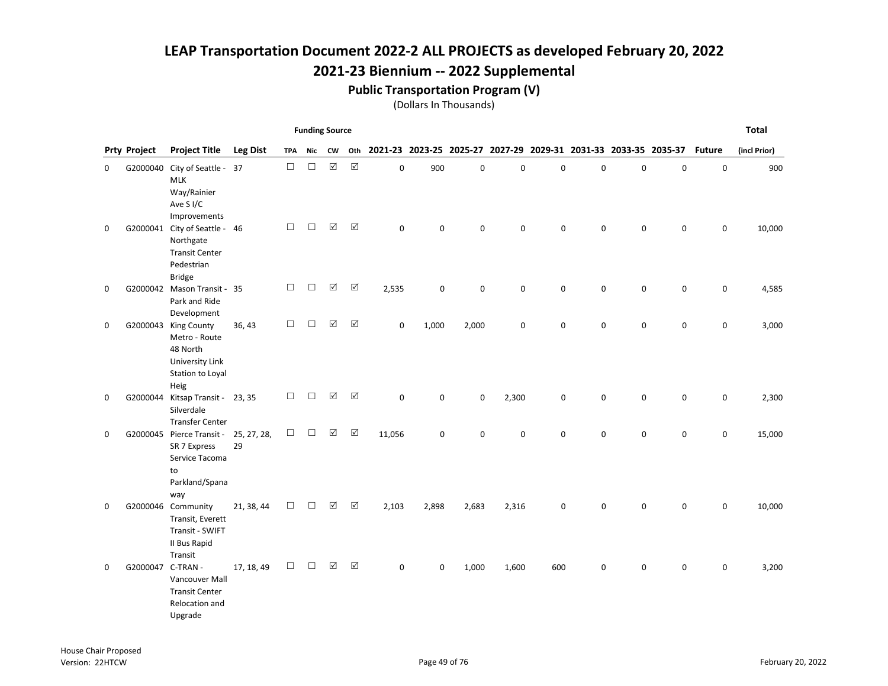# LEAP Transportation Document 2022-2 ALL PROJECTS as developed February 20, 2022

## 2021-23 Biennium -- 2022 Supplemental

### Public Transportation Program (V)

(Dollars In Thousands)

| Prty | Project | Project Title | Leg Dist | Funding Source TPA | Nic | CW | Oth | 2021-23 | 2023-25 | 2025-27 | 2027-29 | 2029-31 | 2031-33 | 2033-35 | 2035-37 | Future | Total (incl Prior) |
|---|---|---|---|---|---|---|---|---|---|---|---|---|---|---|---|---|---|
| 0 | G2000040 | City of Seattle - MLK Way/Rainier Ave S I/C Improvements | 37 | ☐ | ☐ | ☑ | ☑ | 0 | 900 | 0 | 0 | 0 | 0 | 0 | 0 | 0 | 900 |
| 0 | G2000041 | City of Seattle - Northgate Transit Center Pedestrian Bridge | 46 | ☐ | ☐ | ☑ | ☑ | 0 | 0 | 0 | 0 | 0 | 0 | 0 | 0 | 0 | 10,000 |
| 0 | G2000042 | Mason Transit - Park and Ride Development | 35 | ☐ | ☐ | ☑ | ☑ | 2,535 | 0 | 0 | 0 | 0 | 0 | 0 | 0 | 0 | 4,585 |
| 0 | G2000043 | King County Metro - Route 48 North University Link Station to Loyal Heig | 36, 43 | ☐ | ☐ | ☑ | ☑ | 0 | 1,000 | 2,000 | 0 | 0 | 0 | 0 | 0 | 0 | 3,000 |
| 0 | G2000044 | Kitsap Transit - Silverdale Transfer Center | 23, 35 | ☐ | ☐ | ☑ | ☑ | 0 | 0 | 0 | 2,300 | 0 | 0 | 0 | 0 | 0 | 2,300 |
| 0 | G2000045 | Pierce Transit - SR 7 Express Service Tacoma to Parkland/Spanaway | 25, 27, 28, 29 | ☐ | ☐ | ☑ | ☑ | 11,056 | 0 | 0 | 0 | 0 | 0 | 0 | 0 | 0 | 15,000 |
| 0 | G2000046 | Community Transit, Everett Transit - SWIFT II Bus Rapid Transit | 21, 38, 44 | ☐ | ☐ | ☑ | ☑ | 2,103 | 2,898 | 2,683 | 2,316 | 0 | 0 | 0 | 0 | 0 | 10,000 |
| 0 | G2000047 | C-TRAN - Vancouver Mall Transit Center Relocation and Upgrade | 17, 18, 49 | ☐ | ☐ | ☑ | ☑ | 0 | 0 | 1,000 | 1,600 | 600 | 0 | 0 | 0 | 0 | 3,200 |

House Chair Proposed
Version: 22HTCW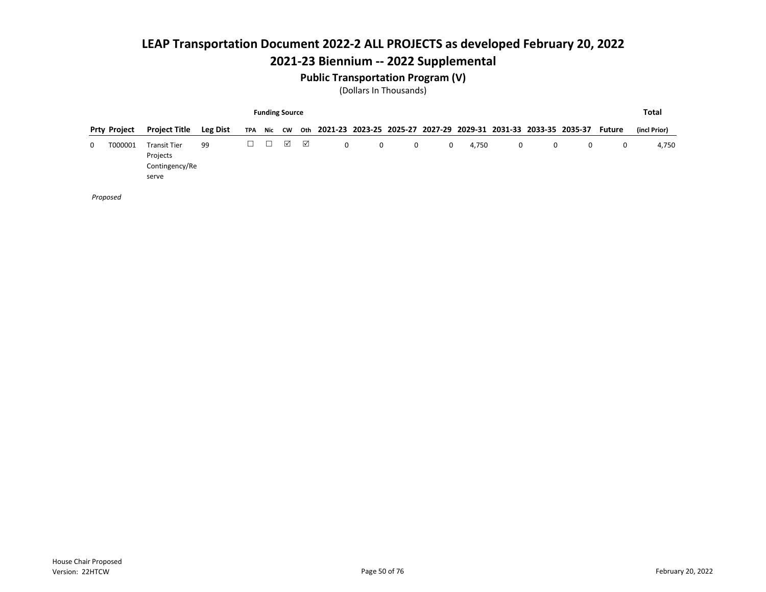# LEAP Transportation Document 2022-2 ALL PROJECTS as developed February 20, 2022

## 2021-23 Biennium -- 2022 Supplemental

### Public Transportation Program (V)

(Dollars In Thousands)

| Prty | Project | Project Title | Leg Dist | Funding Source TPA | Nic | CW | Oth | 2021-23 | 2023-25 | 2025-27 | 2027-29 | 2029-31 | 2031-33 | 2033-35 | 2035-37 | Future | Total (incl Prior) |
|---|---|---|---|---|---|---|---|---|---|---|---|---|---|---|---|---|---|
| 0 | T000001 | Transit Tier Projects Contingency/Reserve | 99 | ☐ | ☐ | ☑ | ☑ | 0 | 0 | 0 | 0 | 4,750 | 0 | 0 | 0 | 0 | 4,750 |

*Proposed*

House Chair Proposed
Version: 22HTCW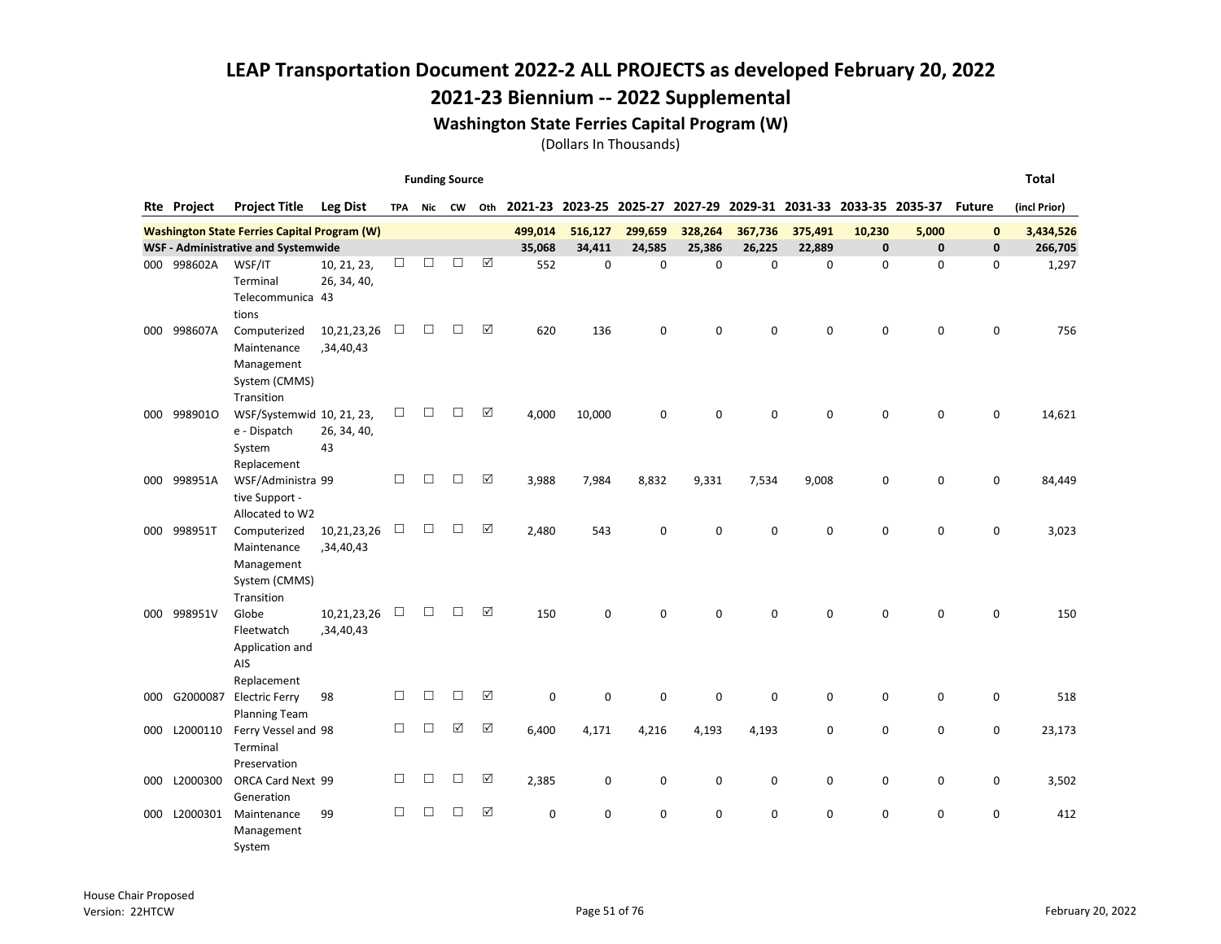# LEAP Transportation Document 2022-2 ALL PROJECTS as developed February 20, 2022

## 2021-23 Biennium -- 2022 Supplemental

### Washington State Ferries Capital Program (W)

(Dollars In Thousands)

| Rte | Project | Project Title | Leg Dist | Funding Source TPA | Nic | CW | Oth | 2021-23 | 2023-25 | 2025-27 | 2027-29 | 2029-31 | 2031-33 | 2033-35 | 2035-37 | Future | Total (incl Prior) |
|---|---|---|---|---|---|---|---|---|---|---|---|---|---|---|---|---|---|
| **Washington State Ferries Capital Program (W)** | | | | | | | | **499,014** | **516,127** | **299,659** | **328,264** | **367,736** | **375,491** | **10,230** | **5,000** | **0** | **3,434,526** |
| **WSF - Administrative and Systemwide** | | | | | | | | **35,068** | **34,411** | **24,585** | **25,386** | **26,225** | **22,889** | **0** | **0** | **0** | **266,705** |
| 000 | 998602A | WSF/IT Terminal Telecommunications | 10, 21, 23, 26, 34, 40, 43 | ☐ | ☐ | ☐ | ☑ | 552 | 0 | 0 | 0 | 0 | 0 | 0 | 0 | 0 | 1,297 |
| 000 | 998607A | Computerized Maintenance Management System (CMMS) Transition | 10,21,23,26,34,40,43 | ☐ | ☐ | ☐ | ☑ | 620 | 136 | 0 | 0 | 0 | 0 | 0 | 0 | 0 | 756 |
| 000 | 998901O | WSF/Systemwide - Dispatch System Replacement | 10, 21, 23, 26, 34, 40, 43 | ☐ | ☐ | ☐ | ☑ | 4,000 | 10,000 | 0 | 0 | 0 | 0 | 0 | 0 | 0 | 14,621 |
| 000 | 998951A | WSF/Administrative Support - Allocated to W2 | 99 | ☐ | ☐ | ☐ | ☑ | 3,988 | 7,984 | 8,832 | 9,331 | 7,534 | 9,008 | 0 | 0 | 0 | 84,449 |
| 000 | 998951T | Computerized Maintenance Management System (CMMS) Transition | 10,21,23,26,34,40,43 | ☐ | ☐ | ☐ | ☑ | 2,480 | 543 | 0 | 0 | 0 | 0 | 0 | 0 | 0 | 3,023 |
| 000 | 998951V | Globe Fleetwatch Application and AIS Replacement | 10,21,23,26,34,40,43 | ☐ | ☐ | ☐ | ☑ | 150 | 0 | 0 | 0 | 0 | 0 | 0 | 0 | 0 | 150 |
| 000 | G2000087 | Electric Ferry Planning Team | 98 | ☐ | ☐ | ☐ | ☑ | 0 | 0 | 0 | 0 | 0 | 0 | 0 | 0 | 0 | 518 |
| 000 | L2000110 | Ferry Vessel and Terminal Preservation | 98 | ☐ | ☐ | ☑ | ☑ | 6,400 | 4,171 | 4,216 | 4,193 | 4,193 | 0 | 0 | 0 | 0 | 23,173 |
| 000 | L2000300 | ORCA Card Next Generation | 99 | ☐ | ☐ | ☐ | ☑ | 2,385 | 0 | 0 | 0 | 0 | 0 | 0 | 0 | 0 | 3,502 |
| 000 | L2000301 | Maintenance Management System | 99 | ☐ | ☐ | ☐ | ☑ | 0 | 0 | 0 | 0 | 0 | 0 | 0 | 0 | 0 | 412 |

House Chair Proposed
Version: 22HTCW

February 20, 2022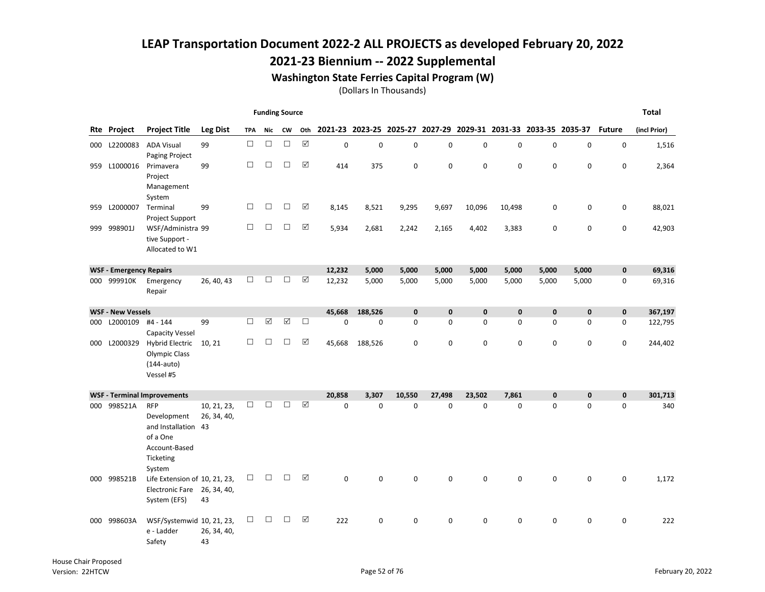# LEAP Transportation Document 2022-2 ALL PROJECTS as developed February 20, 2022

## 2021-23 Biennium -- 2022 Supplemental

### Washington State Ferries Capital Program (W)

(Dollars In Thousands)

| Rte | Project | Project Title | Leg Dist | Funding Source: TPA | Nic | CW | Oth | 2021-23 | 2023-25 | 2025-27 | 2027-29 | 2029-31 | 2031-33 | 2033-35 | 2035-37 | Future | Total (incl Prior) |
|---|---|---|---|---|---|---|---|---|---|---|---|---|---|---|---|---|---|
| 000 | L2200083 | ADA Visual Paging Project | 99 | ☐ | ☐ | ☐ | ☑ | 0 | 0 | 0 | 0 | 0 | 0 | 0 | 0 | 0 | 1,516 |
| 959 | L1000016 | Primavera Project Management System | 99 | ☐ | ☐ | ☐ | ☑ | 414 | 375 | 0 | 0 | 0 | 0 | 0 | 0 | 0 | 2,364 |
| 959 | L2000007 | Terminal Project Support | 99 | ☐ | ☐ | ☐ | ☑ | 8,145 | 8,521 | 9,295 | 9,697 | 10,096 | 10,498 | 0 | 0 | 0 | 88,021 |
| 999 | 998901J | WSF/Administrative Support - Allocated to W1 | 99 | ☐ | ☐ | ☐ | ☑ | 5,934 | 2,681 | 2,242 | 2,165 | 4,402 | 3,383 | 0 | 0 | 0 | 42,903 |
| **WSF - Emergency Repairs** | | | | | | | | **12,232** | **5,000** | **5,000** | **5,000** | **5,000** | **5,000** | **5,000** | **5,000** | **0** | **69,316** |
| 000 | 999910K | Emergency Repair | 26, 40, 43 | ☐ | ☐ | ☐ | ☑ | 12,232 | 5,000 | 5,000 | 5,000 | 5,000 | 5,000 | 5,000 | 5,000 | 0 | 69,316 |
| **WSF - New Vessels** | | | | | | | | **45,668** | **188,526** | **0** | **0** | **0** | **0** | **0** | **0** | **0** | **367,197** |
| 000 | L2000109 | #4 - 144 Capacity Vessel | 99 | ☐ | ☑ | ☑ | ☐ | 0 | 0 | 0 | 0 | 0 | 0 | 0 | 0 | 0 | 122,795 |
| 000 | L2000329 | Hybrid Electric Olympic Class (144-auto) Vessel #5 | 10, 21 | ☐ | ☐ | ☐ | ☑ | 45,668 | 188,526 | 0 | 0 | 0 | 0 | 0 | 0 | 0 | 244,402 |
| **WSF - Terminal Improvements** | | | | | | | | **20,858** | **3,307** | **10,550** | **27,498** | **23,502** | **7,861** | **0** | **0** | **0** | **301,713** |
| 000 | 998521A | RFP Development and Installation of a One Account-Based Ticketing System | 10, 21, 23, 26, 34, 40, 43 | ☐ | ☐ | ☐ | ☑ | 0 | 0 | 0 | 0 | 0 | 0 | 0 | 0 | 0 | 340 |
| 000 | 998521B | Life Extension of Electronic Fare System (EFS) | 10, 21, 23, 26, 34, 40, 43 | ☐ | ☐ | ☐ | ☑ | 0 | 0 | 0 | 0 | 0 | 0 | 0 | 0 | 0 | 1,172 |
| 000 | 998603A | WSF/Systemwide - Ladder Safety | 10, 21, 23, 26, 34, 40, 43 | ☐ | ☐ | ☐ | ☑ | 222 | 0 | 0 | 0 | 0 | 0 | 0 | 0 | 0 | 222 |

House Chair Proposed
Version: 22HTCW

February 20, 2022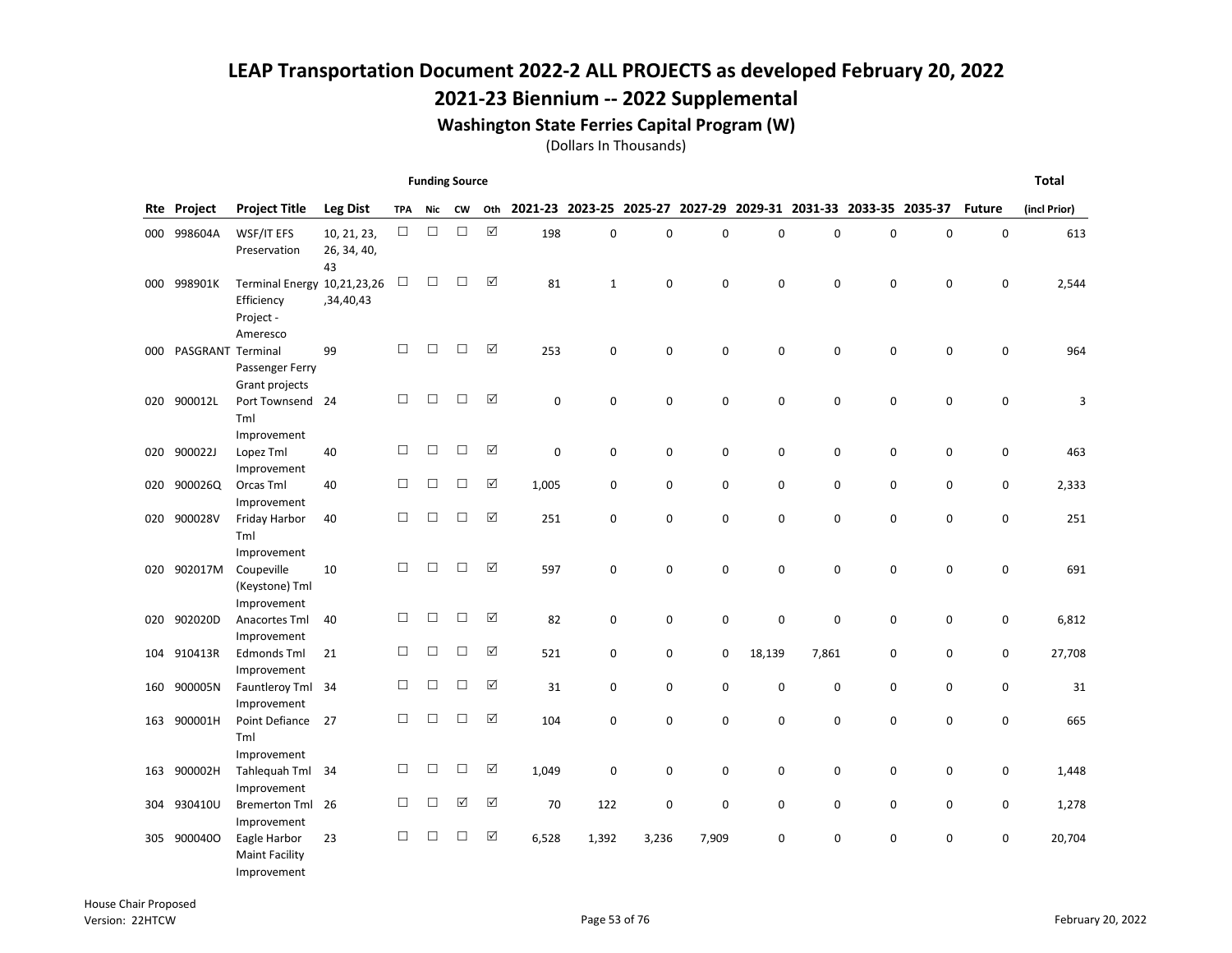# LEAP Transportation Document 2022-2 ALL PROJECTS as developed February 20, 2022

## 2021-23 Biennium -- 2022 Supplemental

### Washington State Ferries Capital Program (W)

(Dollars In Thousands)

| Rte | Project | Project Title | Leg Dist | Funding Source TPA | Nic | CW | Oth | 2021-23 | 2023-25 | 2025-27 | 2027-29 | 2029-31 | 2031-33 | 2033-35 | 2035-37 | Future | Total (incl Prior) |
|---|---|---|---|---|---|---|---|---|---|---|---|---|---|---|---|---|---|
| 000 | 998604A | WSF/IT EFS Preservation | 10, 21, 23, 26, 34, 40, 43 | ☐ | ☐ | ☐ | ☑ | 198 | 0 | 0 | 0 | 0 | 0 | 0 | 0 | 0 | 613 |
| 000 | 998901K | Terminal Energy Efficiency Project - Ameresco | 10,21,23,26,34,40,43 | ☐ | ☐ | ☐ | ☑ | 81 | 1 | 0 | 0 | 0 | 0 | 0 | 0 | 0 | 2,544 |
| 000 | PASGRANT | Terminal Passenger Ferry Grant projects | 99 | ☐ | ☐ | ☐ | ☑ | 253 | 0 | 0 | 0 | 0 | 0 | 0 | 0 | 0 | 964 |
| 020 | 900012L | Port Townsend Tml Improvement | 24 | ☐ | ☐ | ☐ | ☑ | 0 | 0 | 0 | 0 | 0 | 0 | 0 | 0 | 0 | 3 |
| 020 | 900022J | Lopez Tml Improvement | 40 | ☐ | ☐ | ☐ | ☑ | 0 | 0 | 0 | 0 | 0 | 0 | 0 | 0 | 0 | 463 |
| 020 | 900026Q | Orcas Tml Improvement | 40 | ☐ | ☐ | ☐ | ☑ | 1,005 | 0 | 0 | 0 | 0 | 0 | 0 | 0 | 0 | 2,333 |
| 020 | 900028V | Friday Harbor Tml Improvement | 40 | ☐ | ☐ | ☐ | ☑ | 251 | 0 | 0 | 0 | 0 | 0 | 0 | 0 | 0 | 251 |
| 020 | 902017M | Coupeville (Keystone) Tml Improvement | 10 | ☐ | ☐ | ☐ | ☑ | 597 | 0 | 0 | 0 | 0 | 0 | 0 | 0 | 0 | 691 |
| 020 | 902020D | Anacortes Tml Improvement | 40 | ☐ | ☐ | ☐ | ☑ | 82 | 0 | 0 | 0 | 0 | 0 | 0 | 0 | 0 | 6,812 |
| 104 | 910413R | Edmonds Tml Improvement | 21 | ☐ | ☐ | ☐ | ☑ | 521 | 0 | 0 | 0 | 18,139 | 7,861 | 0 | 0 | 0 | 27,708 |
| 160 | 900005N | Fauntleroy Tml Improvement | 34 | ☐ | ☐ | ☐ | ☑ | 31 | 0 | 0 | 0 | 0 | 0 | 0 | 0 | 0 | 31 |
| 163 | 900001H | Point Defiance Tml Improvement | 27 | ☐ | ☐ | ☐ | ☑ | 104 | 0 | 0 | 0 | 0 | 0 | 0 | 0 | 0 | 665 |
| 163 | 900002H | Tahlequah Tml Improvement | 34 | ☐ | ☐ | ☐ | ☑ | 1,049 | 0 | 0 | 0 | 0 | 0 | 0 | 0 | 0 | 1,448 |
| 304 | 930410U | Bremerton Tml Improvement | 26 | ☐ | ☐ | ☑ | ☑ | 70 | 122 | 0 | 0 | 0 | 0 | 0 | 0 | 0 | 1,278 |
| 305 | 900040O | Eagle Harbor Maint Facility Improvement | 23 | ☐ | ☐ | ☐ | ☑ | 6,528 | 1,392 | 3,236 | 7,909 | 0 | 0 | 0 | 0 | 0 | 20,704 |

House Chair Proposed
Version: 22HTCW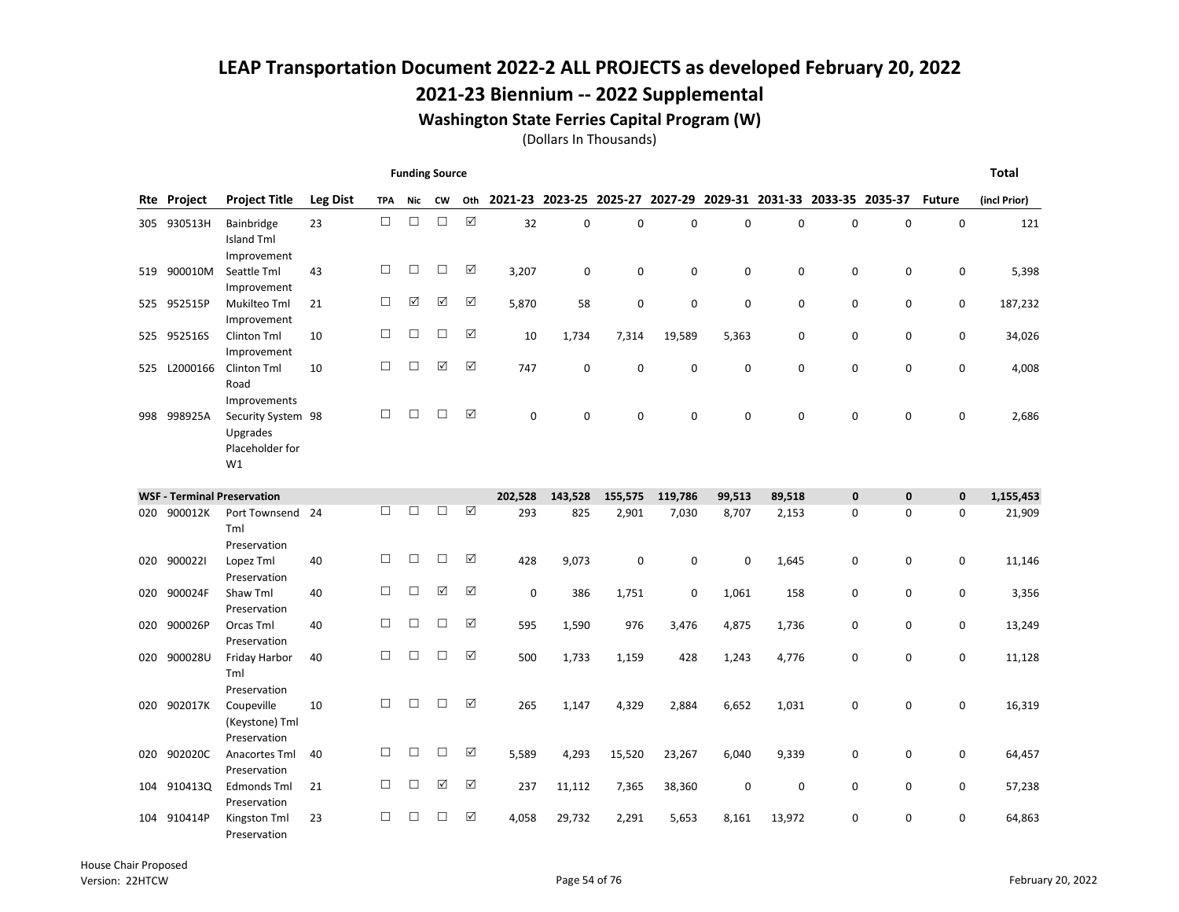# LEAP Transportation Document 2022-2 ALL PROJECTS as developed February 20, 2022

## 2021-23 Biennium -- 2022 Supplemental

### Washington State Ferries Capital Program (W)

(Dollars In Thousands)

| Rte | Project | Project Title | Leg Dist | Funding Source TPA | Nic | CW | Oth | 2021-23 | 2023-25 | 2025-27 | 2027-29 | 2029-31 | 2031-33 | 2033-35 | 2035-37 | Future | Total (incl Prior) |
|---|---|---|---|---|---|---|---|---|---|---|---|---|---|---|---|---|---|
| 305 | 930513H | Bainbridge Island Tml Improvement | 23 | ☐ | ☐ | ☐ | ☑ | 32 | 0 | 0 | 0 | 0 | 0 | 0 | 0 | 0 | 121 |
| 519 | 900010M | Seattle Tml Improvement | 43 | ☐ | ☐ | ☐ | ☑ | 3,207 | 0 | 0 | 0 | 0 | 0 | 0 | 0 | 0 | 5,398 |
| 525 | 952515P | Mukilteo Tml Improvement | 21 | ☐ | ☑ | ☑ | ☑ | 5,870 | 58 | 0 | 0 | 0 | 0 | 0 | 0 | 0 | 187,232 |
| 525 | 952516S | Clinton Tml Improvement | 10 | ☐ | ☐ | ☐ | ☑ | 10 | 1,734 | 7,314 | 19,589 | 5,363 | 0 | 0 | 0 | 0 | 34,026 |
| 525 | L2000166 | Clinton Tml Road Improvements | 10 | ☐ | ☐ | ☑ | ☑ | 747 | 0 | 0 | 0 | 0 | 0 | 0 | 0 | 0 | 4,008 |
| 998 | 998925A | Security System Upgrades Placeholder for W1 | 98 | ☐ | ☐ | ☐ | ☑ | 0 | 0 | 0 | 0 | 0 | 0 | 0 | 0 | 0 | 2,686 |
| **WSF - Terminal Preservation** | | | | | | | | **202,528** | **143,528** | **155,575** | **119,786** | **99,513** | **89,518** | **0** | **0** | **0** | **1,155,453** |
| 020 | 900012K | Port Townsend Tml Preservation | 24 | ☐ | ☐ | ☐ | ☑ | 293 | 825 | 2,901 | 7,030 | 8,707 | 2,153 | 0 | 0 | 0 | 21,909 |
| 020 | 900022I | Lopez Tml Preservation | 40 | ☐ | ☐ | ☐ | ☑ | 428 | 9,073 | 0 | 0 | 0 | 1,645 | 0 | 0 | 0 | 11,146 |
| 020 | 900024F | Shaw Tml Preservation | 40 | ☐ | ☐ | ☑ | ☑ | 0 | 386 | 1,751 | 0 | 1,061 | 158 | 0 | 0 | 0 | 3,356 |
| 020 | 900026P | Orcas Tml Preservation | 40 | ☐ | ☐ | ☐ | ☑ | 595 | 1,590 | 976 | 3,476 | 4,875 | 1,736 | 0 | 0 | 0 | 13,249 |
| 020 | 900028U | Friday Harbor Tml Preservation | 40 | ☐ | ☐ | ☐ | ☑ | 500 | 1,733 | 1,159 | 428 | 1,243 | 4,776 | 0 | 0 | 0 | 11,128 |
| 020 | 902017K | Coupeville (Keystone) Tml Preservation | 10 | ☐ | ☐ | ☐ | ☑ | 265 | 1,147 | 4,329 | 2,884 | 6,652 | 1,031 | 0 | 0 | 0 | 16,319 |
| 020 | 902020C | Anacortes Tml Preservation | 40 | ☐ | ☐ | ☐ | ☑ | 5,589 | 4,293 | 15,520 | 23,267 | 6,040 | 9,339 | 0 | 0 | 0 | 64,457 |
| 104 | 910413Q | Edmonds Tml Preservation | 21 | ☐ | ☐ | ☑ | ☑ | 237 | 11,112 | 7,365 | 38,360 | 0 | 0 | 0 | 0 | 0 | 57,238 |
| 104 | 910414P | Kingston Tml Preservation | 23 | ☐ | ☐ | ☐ | ☑ | 4,058 | 29,732 | 2,291 | 5,653 | 8,161 | 13,972 | 0 | 0 | 0 | 64,863 |

House Chair Proposed
Version: 22HTCW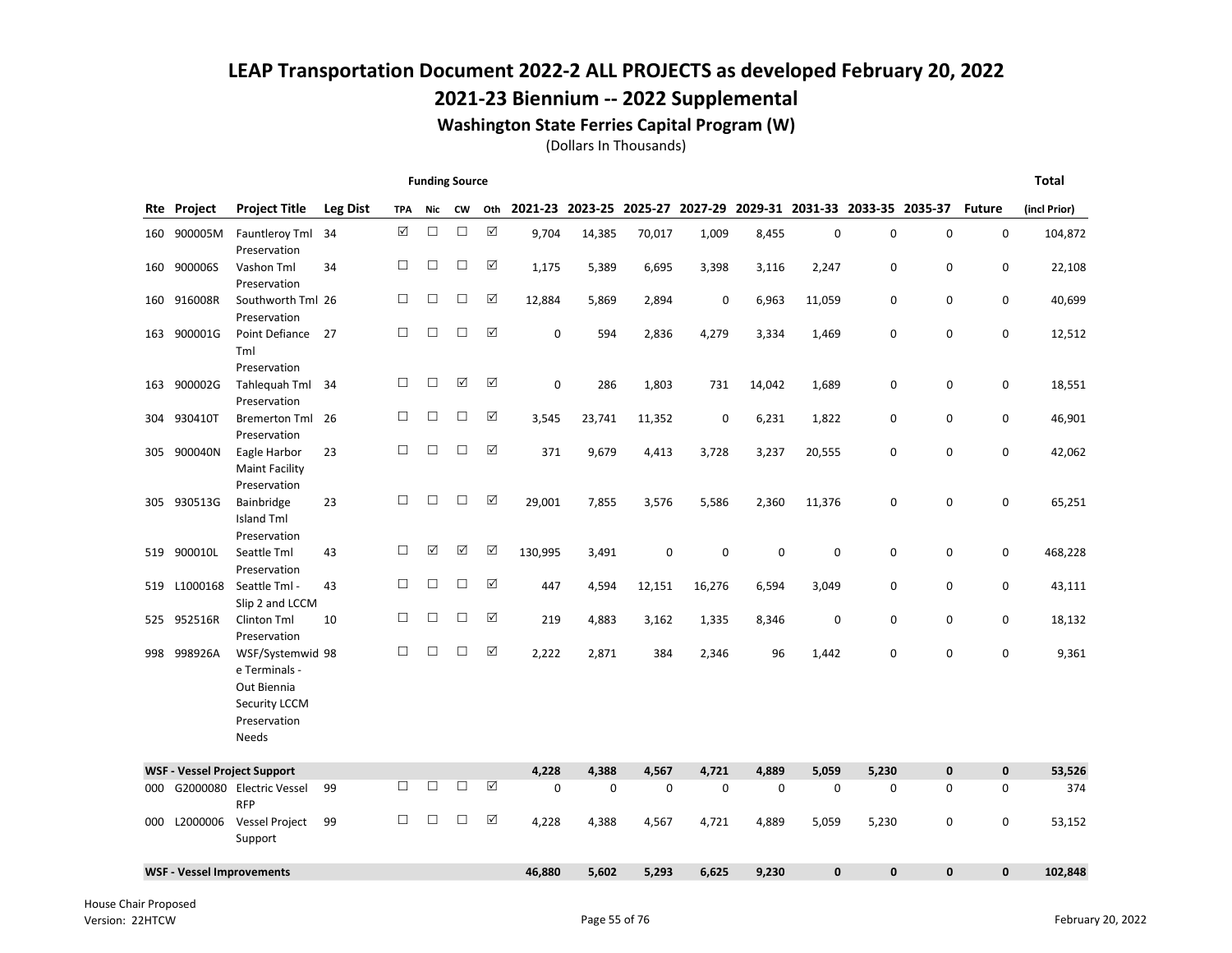# LEAP Transportation Document 2022-2 ALL PROJECTS as developed February 20, 2022

## 2021-23 Biennium -- 2022 Supplemental

### Washington State Ferries Capital Program (W)

(Dollars In Thousands)

| Rte | Project | Project Title | Leg Dist | Funding Source: TPA | Funding Source: Nic | Funding Source: CW | Funding Source: Oth | 2021-23 | 2023-25 | 2025-27 | 2027-29 | 2029-31 | 2031-33 | 2033-35 | 2035-37 | Future | Total (incl Prior) |
|---|---|---|---|---|---|---|---|---|---|---|---|---|---|---|---|---|---|
| 160 | 900005M | Fauntleroy Tml Preservation | 34 | ☑ | ☐ | ☐ | ☑ | 9,704 | 14,385 | 70,017 | 1,009 | 8,455 | 0 | 0 | 0 | 0 | 104,872 |
| 160 | 900006S | Vashon Tml Preservation | 34 | ☐ | ☐ | ☐ | ☑ | 1,175 | 5,389 | 6,695 | 3,398 | 3,116 | 2,247 | 0 | 0 | 0 | 22,108 |
| 160 | 916008R | Southworth Tml Preservation | 26 | ☐ | ☐ | ☐ | ☑ | 12,884 | 5,869 | 2,894 | 0 | 6,963 | 11,059 | 0 | 0 | 0 | 40,699 |
| 163 | 900001G | Point Defiance Tml Preservation | 27 | ☐ | ☐ | ☐ | ☑ | 0 | 594 | 2,836 | 4,279 | 3,334 | 1,469 | 0 | 0 | 0 | 12,512 |
| 163 | 900002G | Tahlequah Tml Preservation | 34 | ☐ | ☐ | ☑ | ☑ | 0 | 286 | 1,803 | 731 | 14,042 | 1,689 | 0 | 0 | 0 | 18,551 |
| 304 | 930410T | Bremerton Tml Preservation | 26 | ☐ | ☐ | ☐ | ☑ | 3,545 | 23,741 | 11,352 | 0 | 6,231 | 1,822 | 0 | 0 | 0 | 46,901 |
| 305 | 900040N | Eagle Harbor Maint Facility Preservation | 23 | ☐ | ☐ | ☐ | ☑ | 371 | 9,679 | 4,413 | 3,728 | 3,237 | 20,555 | 0 | 0 | 0 | 42,062 |
| 305 | 930513G | Bainbridge Island Tml Preservation | 23 | ☐ | ☐ | ☐ | ☑ | 29,001 | 7,855 | 3,576 | 5,586 | 2,360 | 11,376 | 0 | 0 | 0 | 65,251 |
| 519 | 900010L | Seattle Tml Preservation | 43 | ☐ | ☑ | ☑ | ☑ | 130,995 | 3,491 | 0 | 0 | 0 | 0 | 0 | 0 | 0 | 468,228 |
| 519 | L1000168 | Seattle Tml - Slip 2 and LCCM | 43 | ☐ | ☐ | ☐ | ☑ | 447 | 4,594 | 12,151 | 16,276 | 6,594 | 3,049 | 0 | 0 | 0 | 43,111 |
| 525 | 952516R | Clinton Tml Preservation | 10 | ☐ | ☐ | ☐ | ☑ | 219 | 4,883 | 3,162 | 1,335 | 8,346 | 0 | 0 | 0 | 0 | 18,132 |
| 998 | 998926A | WSF/Systemwide Terminals - Out Biennia Security LCCM Preservation Needs | 98 | ☐ | ☐ | ☐ | ☑ | 2,222 | 2,871 | 384 | 2,346 | 96 | 1,442 | 0 | 0 | 0 | 9,361 |
| **WSF - Vessel Project Support** | | | | | | | | **4,228** | **4,388** | **4,567** | **4,721** | **4,889** | **5,059** | **5,230** | **0** | **0** | **53,526** |
| 000 | G2000080 | Electric Vessel RFP | 99 | ☐ | ☐ | ☐ | ☑ | 0 | 0 | 0 | 0 | 0 | 0 | 0 | 0 | 0 | 374 |
| 000 | L2000006 | Vessel Project Support | 99 | ☐ | ☐ | ☐ | ☑ | 4,228 | 4,388 | 4,567 | 4,721 | 4,889 | 5,059 | 5,230 | 0 | 0 | 53,152 |
| **WSF - Vessel Improvements** | | | | | | | | **46,880** | **5,602** | **5,293** | **6,625** | **9,230** | **0** | **0** | **0** | **0** | **102,848** |

House Chair Proposed
Version: 22HTCW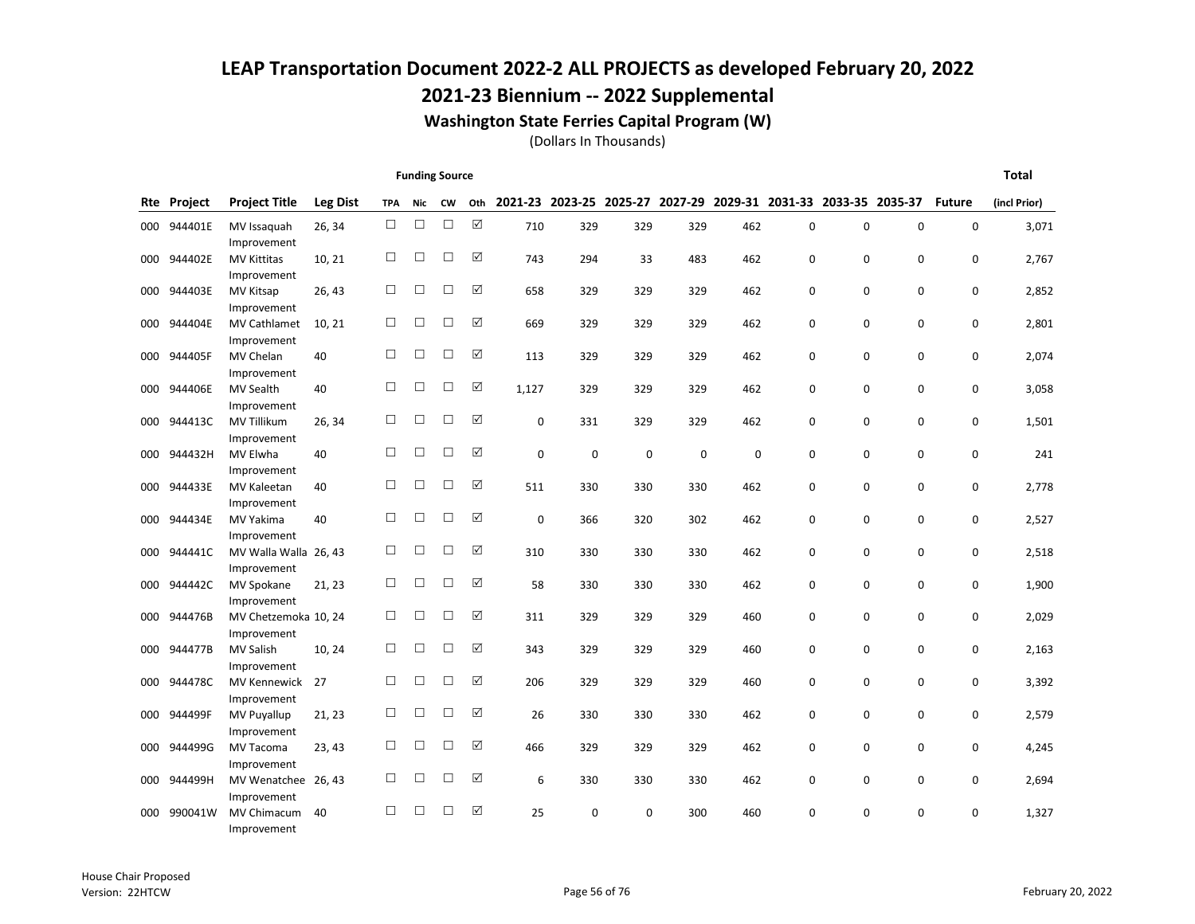# LEAP Transportation Document 2022-2 ALL PROJECTS as developed February 20, 2022

## 2021-23 Biennium -- 2022 Supplemental

### Washington State Ferries Capital Program (W)

(Dollars In Thousands)

| Rte | Project | Project Title | Leg Dist | Funding Source TPA | Nic | CW | Oth | 2021-23 | 2023-25 | 2025-27 | 2027-29 | 2029-31 | 2031-33 | 2033-35 | 2035-37 | Future | Total (incl Prior) |
|---|---|---|---|---|---|---|---|---|---|---|---|---|---|---|---|---|---|
| 000 | 944401E | MV Issaquah Improvement | 26, 34 | ☐ | ☐ | ☐ | ☑ | 710 | 329 | 329 | 329 | 462 | 0 | 0 | 0 | 0 | 3,071 |
| 000 | 944402E | MV Kittitas Improvement | 10, 21 | ☐ | ☐ | ☐ | ☑ | 743 | 294 | 33 | 483 | 462 | 0 | 0 | 0 | 0 | 2,767 |
| 000 | 944403E | MV Kitsap Improvement | 26, 43 | ☐ | ☐ | ☐ | ☑ | 658 | 329 | 329 | 329 | 462 | 0 | 0 | 0 | 0 | 2,852 |
| 000 | 944404E | MV Cathlamet Improvement | 10, 21 | ☐ | ☐ | ☐ | ☑ | 669 | 329 | 329 | 329 | 462 | 0 | 0 | 0 | 0 | 2,801 |
| 000 | 944405F | MV Chelan Improvement | 40 | ☐ | ☐ | ☐ | ☑ | 113 | 329 | 329 | 329 | 462 | 0 | 0 | 0 | 0 | 2,074 |
| 000 | 944406E | MV Sealth Improvement | 40 | ☐ | ☐ | ☐ | ☑ | 1,127 | 329 | 329 | 329 | 462 | 0 | 0 | 0 | 0 | 3,058 |
| 000 | 944413C | MV Tillikum Improvement | 26, 34 | ☐ | ☐ | ☐ | ☑ | 0 | 331 | 329 | 329 | 462 | 0 | 0 | 0 | 0 | 1,501 |
| 000 | 944432H | MV Elwha Improvement | 40 | ☐ | ☐ | ☐ | ☑ | 0 | 0 | 0 | 0 | 0 | 0 | 0 | 0 | 0 | 241 |
| 000 | 944433E | MV Kaleetan Improvement | 40 | ☐ | ☐ | ☐ | ☑ | 511 | 330 | 330 | 330 | 462 | 0 | 0 | 0 | 0 | 2,778 |
| 000 | 944434E | MV Yakima Improvement | 40 | ☐ | ☐ | ☐ | ☑ | 0 | 366 | 320 | 302 | 462 | 0 | 0 | 0 | 0 | 2,527 |
| 000 | 944441C | MV Walla Walla Improvement | 26, 43 | ☐ | ☐ | ☐ | ☑ | 310 | 330 | 330 | 330 | 462 | 0 | 0 | 0 | 0 | 2,518 |
| 000 | 944442C | MV Spokane Improvement | 21, 23 | ☐ | ☐ | ☐ | ☑ | 58 | 330 | 330 | 330 | 462 | 0 | 0 | 0 | 0 | 1,900 |
| 000 | 944476B | MV Chetzemoka Improvement | 10, 24 | ☐ | ☐ | ☐ | ☑ | 311 | 329 | 329 | 329 | 460 | 0 | 0 | 0 | 0 | 2,029 |
| 000 | 944477B | MV Salish Improvement | 10, 24 | ☐ | ☐ | ☐ | ☑ | 343 | 329 | 329 | 329 | 460 | 0 | 0 | 0 | 0 | 2,163 |
| 000 | 944478C | MV Kennewick Improvement | 27 | ☐ | ☐ | ☐ | ☑ | 206 | 329 | 329 | 329 | 460 | 0 | 0 | 0 | 0 | 3,392 |
| 000 | 944499F | MV Puyallup Improvement | 21, 23 | ☐ | ☐ | ☐ | ☑ | 26 | 330 | 330 | 330 | 462 | 0 | 0 | 0 | 0 | 2,579 |
| 000 | 944499G | MV Tacoma Improvement | 23, 43 | ☐ | ☐ | ☐ | ☑ | 466 | 329 | 329 | 329 | 462 | 0 | 0 | 0 | 0 | 4,245 |
| 000 | 944499H | MV Wenatchee Improvement | 26, 43 | ☐ | ☐ | ☐ | ☑ | 6 | 330 | 330 | 330 | 462 | 0 | 0 | 0 | 0 | 2,694 |
| 000 | 990041W | MV Chimacum Improvement | 40 | ☐ | ☐ | ☐ | ☑ | 25 | 0 | 0 | 300 | 460 | 0 | 0 | 0 | 0 | 1,327 |

House Chair Proposed
Version: 22HTCW

February 20, 2022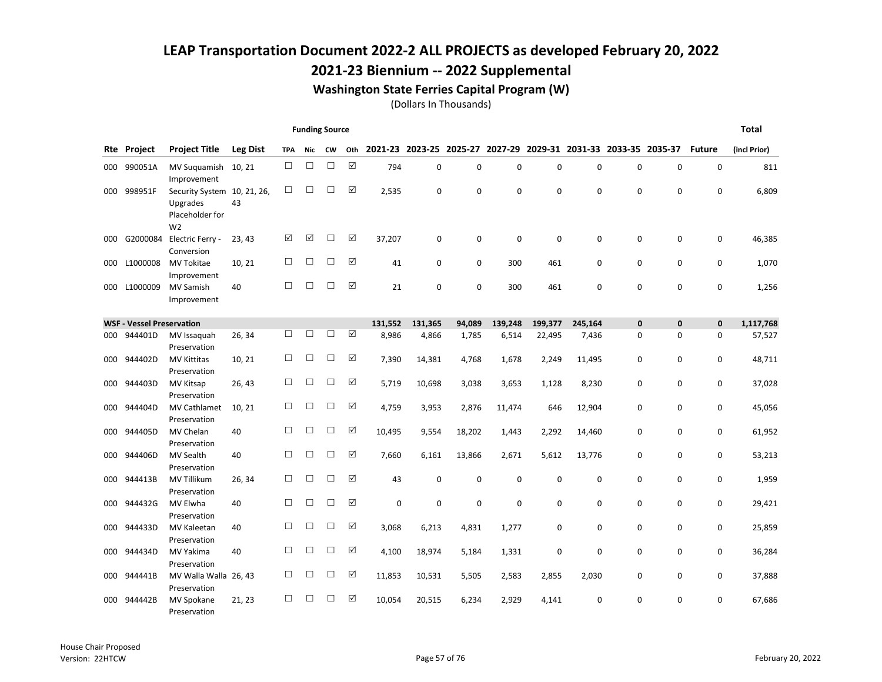# LEAP Transportation Document 2022-2 ALL PROJECTS as developed February 20, 2022

## 2021-23 Biennium -- 2022 Supplemental

### Washington State Ferries Capital Program (W)

(Dollars In Thousands)

| Rte | Project | Project Title | Leg Dist | Funding Source TPA | Nic | CW | Oth | 2021-23 | 2023-25 | 2025-27 | 2027-29 | 2029-31 | 2031-33 | 2033-35 | 2035-37 | Future | Total (incl Prior) |
|---|---|---|---|---|---|---|---|---|---|---|---|---|---|---|---|---|---|
| 000 | 990051A | MV Suquamish Improvement | 10, 21 | ☐ | ☐ | ☐ | ☑ | 794 | 0 | 0 | 0 | 0 | 0 | 0 | 0 | 0 | 811 |
| 000 | 998951F | Security System Upgrades Placeholder for W2 | 10, 21, 26, 43 | ☐ | ☐ | ☐ | ☑ | 2,535 | 0 | 0 | 0 | 0 | 0 | 0 | 0 | 0 | 6,809 |
| 000 | G2000084 | Electric Ferry - Conversion | 23, 43 | ☑ | ☑ | ☐ | ☑ | 37,207 | 0 | 0 | 0 | 0 | 0 | 0 | 0 | 0 | 46,385 |
| 000 | L1000008 | MV Tokitae Improvement | 10, 21 | ☐ | ☐ | ☐ | ☑ | 41 | 0 | 0 | 300 | 461 | 0 | 0 | 0 | 0 | 1,070 |
| 000 | L1000009 | MV Samish Improvement | 40 | ☐ | ☐ | ☐ | ☑ | 21 | 0 | 0 | 300 | 461 | 0 | 0 | 0 | 0 | 1,256 |
| **WSF - Vessel Preservation** | | | | | | | | **131,552** | **131,365** | **94,089** | **139,248** | **199,377** | **245,164** | **0** | **0** | **0** | **1,117,768** |
| 000 | 944401D | MV Issaquah Preservation | 26, 34 | ☐ | ☐ | ☐ | ☑ | 8,986 | 4,866 | 1,785 | 6,514 | 22,495 | 7,436 | 0 | 0 | 0 | 57,527 |
| 000 | 944402D | MV Kittitas Preservation | 10, 21 | ☐ | ☐ | ☐ | ☑ | 7,390 | 14,381 | 4,768 | 1,678 | 2,249 | 11,495 | 0 | 0 | 0 | 48,711 |
| 000 | 944403D | MV Kitsap Preservation | 26, 43 | ☐ | ☐ | ☐ | ☑ | 5,719 | 10,698 | 3,038 | 3,653 | 1,128 | 8,230 | 0 | 0 | 0 | 37,028 |
| 000 | 944404D | MV Cathlamet Preservation | 10, 21 | ☐ | ☐ | ☐ | ☑ | 4,759 | 3,953 | 2,876 | 11,474 | 646 | 12,904 | 0 | 0 | 0 | 45,056 |
| 000 | 944405D | MV Chelan Preservation | 40 | ☐ | ☐ | ☐ | ☑ | 10,495 | 9,554 | 18,202 | 1,443 | 2,292 | 14,460 | 0 | 0 | 0 | 61,952 |
| 000 | 944406D | MV Sealth Preservation | 40 | ☐ | ☐ | ☐ | ☑ | 7,660 | 6,161 | 13,866 | 2,671 | 5,612 | 13,776 | 0 | 0 | 0 | 53,213 |
| 000 | 944413B | MV Tillikum Preservation | 26, 34 | ☐ | ☐ | ☐ | ☑ | 43 | 0 | 0 | 0 | 0 | 0 | 0 | 0 | 0 | 1,959 |
| 000 | 944432G | MV Elwha Preservation | 40 | ☐ | ☐ | ☐ | ☑ | 0 | 0 | 0 | 0 | 0 | 0 | 0 | 0 | 0 | 29,421 |
| 000 | 944433D | MV Kaleetan Preservation | 40 | ☐ | ☐ | ☐ | ☑ | 3,068 | 6,213 | 4,831 | 1,277 | 0 | 0 | 0 | 0 | 0 | 25,859 |
| 000 | 944434D | MV Yakima Preservation | 40 | ☐ | ☐ | ☐ | ☑ | 4,100 | 18,974 | 5,184 | 1,331 | 0 | 0 | 0 | 0 | 0 | 36,284 |
| 000 | 944441B | MV Walla Walla Preservation | 26, 43 | ☐ | ☐ | ☐ | ☑ | 11,853 | 10,531 | 5,505 | 2,583 | 2,855 | 2,030 | 0 | 0 | 0 | 37,888 |
| 000 | 944442B | MV Spokane Preservation | 21, 23 | ☐ | ☐ | ☐ | ☑ | 10,054 | 20,515 | 6,234 | 2,929 | 4,141 | 0 | 0 | 0 | 0 | 67,686 |

House Chair Proposed
Version: 22HTCW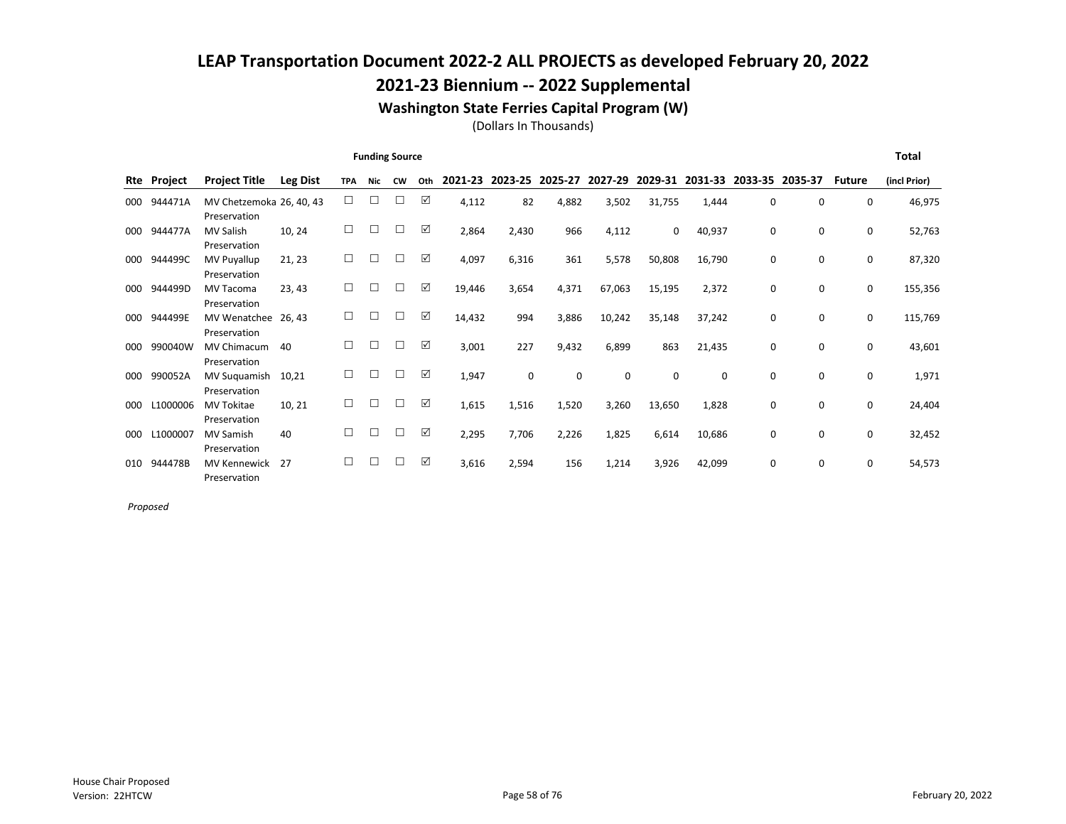# LEAP Transportation Document 2022-2 ALL PROJECTS as developed February 20, 2022

## 2021-23 Biennium -- 2022 Supplemental

### Washington State Ferries Capital Program (W)

(Dollars In Thousands)

| Rte | Project | Project Title | Leg Dist | Funding Source TPA | Nic | CW | Oth | 2021-23 | 2023-25 | 2025-27 | 2027-29 | 2029-31 | 2031-33 | 2033-35 | 2035-37 | Future | Total (incl Prior) |
|---|---|---|---|---|---|---|---|---|---|---|---|---|---|---|---|---|---|
| 000 | 944471A | MV Chetzemoka Preservation | 26, 40, 43 | ☐ | ☐ | ☐ | ☑ | 4,112 | 82 | 4,882 | 3,502 | 31,755 | 1,444 | 0 | 0 | 0 | 46,975 |
| 000 | 944477A | MV Salish Preservation | 10, 24 | ☐ | ☐ | ☐ | ☑ | 2,864 | 2,430 | 966 | 4,112 | 0 | 40,937 | 0 | 0 | 0 | 52,763 |
| 000 | 944499C | MV Puyallup Preservation | 21, 23 | ☐ | ☐ | ☐ | ☑ | 4,097 | 6,316 | 361 | 5,578 | 50,808 | 16,790 | 0 | 0 | 0 | 87,320 |
| 000 | 944499D | MV Tacoma Preservation | 23, 43 | ☐ | ☐ | ☐ | ☑ | 19,446 | 3,654 | 4,371 | 67,063 | 15,195 | 2,372 | 0 | 0 | 0 | 155,356 |
| 000 | 944499E | MV Wenatchee Preservation | 26, 43 | ☐ | ☐ | ☐ | ☑ | 14,432 | 994 | 3,886 | 10,242 | 35,148 | 37,242 | 0 | 0 | 0 | 115,769 |
| 000 | 990040W | MV Chimacum Preservation | 40 | ☐ | ☐ | ☐ | ☑ | 3,001 | 227 | 9,432 | 6,899 | 863 | 21,435 | 0 | 0 | 0 | 43,601 |
| 000 | 990052A | MV Suquamish Preservation | 10,21 | ☐ | ☐ | ☐ | ☑ | 1,947 | 0 | 0 | 0 | 0 | 0 | 0 | 0 | 0 | 1,971 |
| 000 | L1000006 | MV Tokitae Preservation | 10, 21 | ☐ | ☐ | ☐ | ☑ | 1,615 | 1,516 | 1,520 | 3,260 | 13,650 | 1,828 | 0 | 0 | 0 | 24,404 |
| 000 | L1000007 | MV Samish Preservation | 40 | ☐ | ☐ | ☐ | ☑ | 2,295 | 7,706 | 2,226 | 1,825 | 6,614 | 10,686 | 0 | 0 | 0 | 32,452 |
| 010 | 944478B | MV Kennewick Preservation | 27 | ☐ | ☐ | ☐ | ☑ | 3,616 | 2,594 | 156 | 1,214 | 3,926 | 42,099 | 0 | 0 | 0 | 54,573 |

*Proposed*

House Chair Proposed
Version: 22HTCW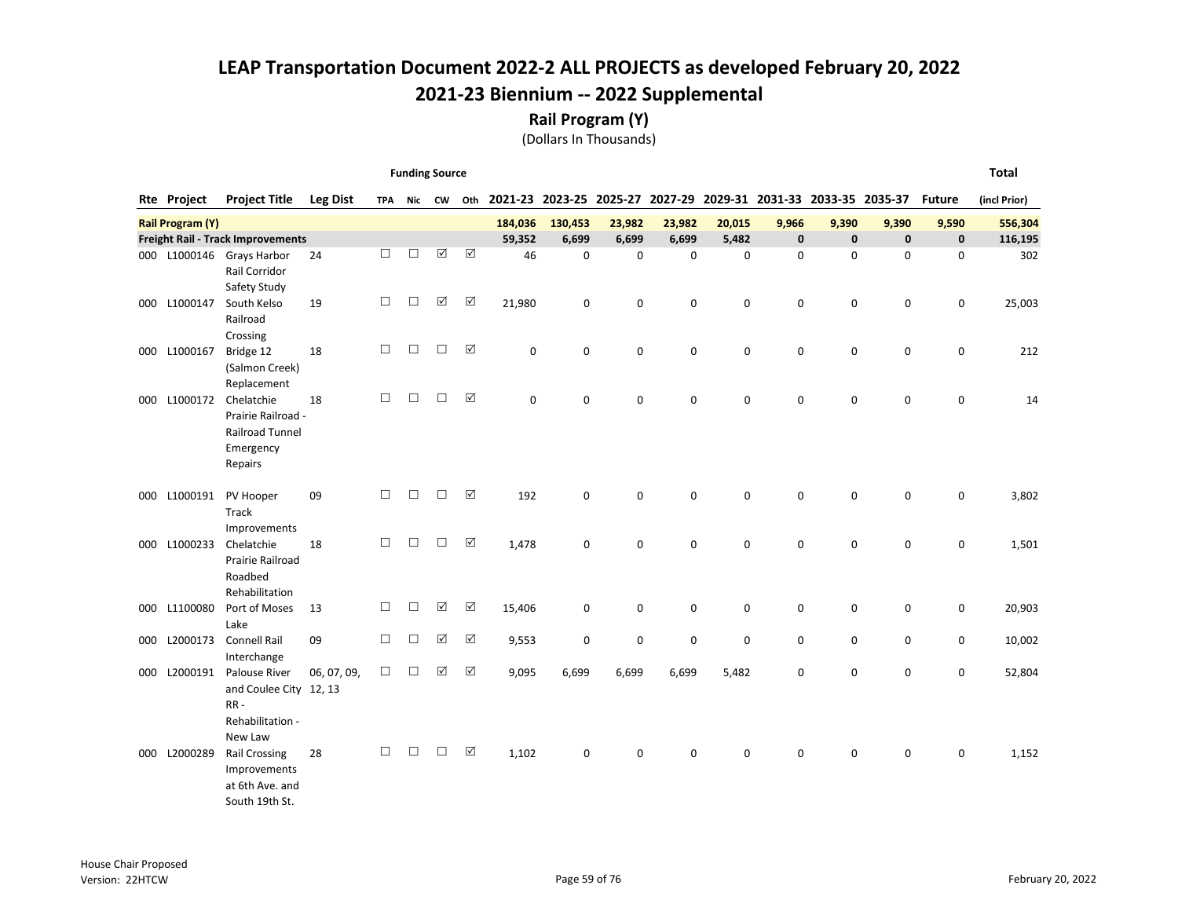# LEAP Transportation Document 2022-2 ALL PROJECTS as developed February 20, 2022

## 2021-23 Biennium -- 2022 Supplemental

### Rail Program (Y)

(Dollars In Thousands)

| Rte | Project | Project Title | Leg Dist | Funding Source: TPA | Nic | CW | Oth | 2021-23 | 2023-25 | 2025-27 | 2027-29 | 2029-31 | 2031-33 | 2033-35 | 2035-37 | Future | Total (incl Prior) |
|---|---|---|---|---|---|---|---|---|---|---|---|---|---|---|---|---|---|
| **Rail Program (Y)** | | | | | | | | **184,036** | **130,453** | **23,982** | **23,982** | **20,015** | **9,966** | **9,390** | **9,390** | **9,590** | **556,304** |
| **Freight Rail - Track Improvements** | | | | | | | | **59,352** | **6,699** | **6,699** | **6,699** | **5,482** | **0** | **0** | **0** | **0** | **116,195** |
| 000 | L1000146 | Grays Harbor Rail Corridor Safety Study | 24 | ☐ | ☐ | ☑ | ☑ | 46 | 0 | 0 | 0 | 0 | 0 | 0 | 0 | 0 | 302 |
| 000 | L1000147 | South Kelso Railroad Crossing | 19 | ☐ | ☐ | ☑ | ☑ | 21,980 | 0 | 0 | 0 | 0 | 0 | 0 | 0 | 0 | 25,003 |
| 000 | L1000167 | Bridge 12 (Salmon Creek) Replacement | 18 | ☐ | ☐ | ☐ | ☑ | 0 | 0 | 0 | 0 | 0 | 0 | 0 | 0 | 0 | 212 |
| 000 | L1000172 | Chelatchie Prairie Railroad - Railroad Tunnel Emergency Repairs | 18 | ☐ | ☐ | ☐ | ☑ | 0 | 0 | 0 | 0 | 0 | 0 | 0 | 0 | 0 | 14 |
| 000 | L1000191 | PV Hooper Track Improvements | 09 | ☐ | ☐ | ☐ | ☑ | 192 | 0 | 0 | 0 | 0 | 0 | 0 | 0 | 0 | 3,802 |
| 000 | L1000233 | Chelatchie Prairie Railroad Roadbed Rehabilitation | 18 | ☐ | ☐ | ☐ | ☑ | 1,478 | 0 | 0 | 0 | 0 | 0 | 0 | 0 | 0 | 1,501 |
| 000 | L1100080 | Port of Moses Lake | 13 | ☐ | ☐ | ☑ | ☑ | 15,406 | 0 | 0 | 0 | 0 | 0 | 0 | 0 | 0 | 20,903 |
| 000 | L2000173 | Connell Rail Interchange | 09 | ☐ | ☐ | ☑ | ☑ | 9,553 | 0 | 0 | 0 | 0 | 0 | 0 | 0 | 0 | 10,002 |
| 000 | L2000191 | Palouse River and Coulee City RR - Rehabilitation - New Law | 06, 07, 09, 12, 13 | ☐ | ☐ | ☑ | ☑ | 9,095 | 6,699 | 6,699 | 6,699 | 5,482 | 0 | 0 | 0 | 0 | 52,804 |
| 000 | L2000289 | Rail Crossing Improvements at 6th Ave. and South 19th St. | 28 | ☐ | ☐ | ☐ | ☑ | 1,102 | 0 | 0 | 0 | 0 | 0 | 0 | 0 | 0 | 1,152 |

House Chair Proposed
Version: 22HTCW

February 20, 2022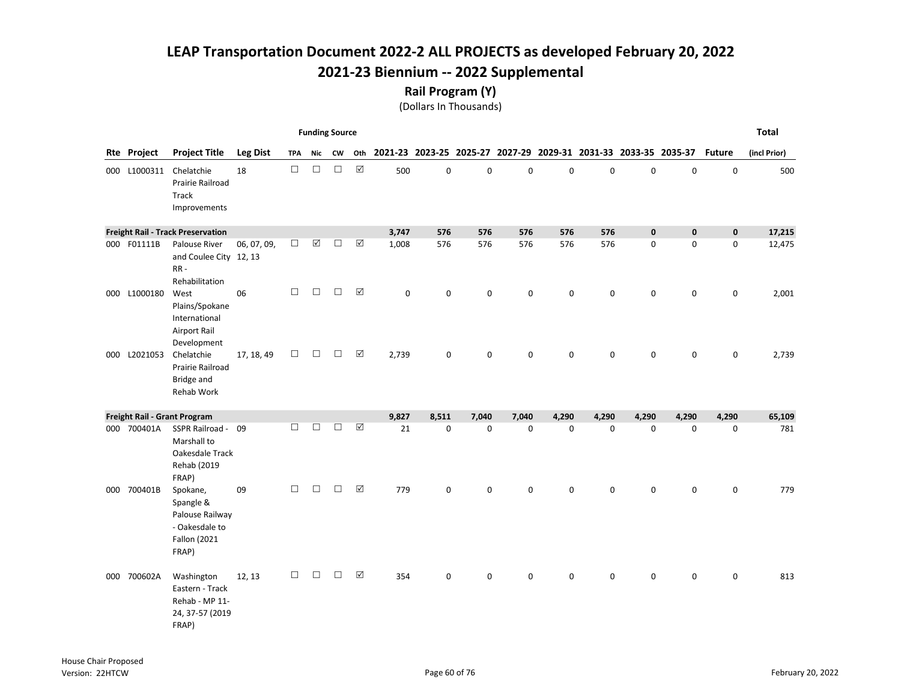# LEAP Transportation Document 2022-2 ALL PROJECTS as developed February 20, 2022

## 2021-23 Biennium -- 2022 Supplemental

### Rail Program (Y)

(Dollars In Thousands)

| Rte | Project | Project Title | Leg Dist | TPA | Nic | CW | Oth | 2021-23 | 2023-25 | 2025-27 | 2027-29 | 2029-31 | 2031-33 | 2033-35 | 2035-37 | Future | Total (incl Prior) |
|---|---|---|---|---|---|---|---|---|---|---|---|---|---|---|---|---|---|
| 000 | L1000311 | Chelatchie Prairie Railroad Track Improvements | 18 | ☐ | ☐ | ☐ | ☑ | 500 | 0 | 0 | 0 | 0 | 0 | 0 | 0 | 0 | 500 |
| **Freight Rail - Track Preservation** | | | | | | | | **3,747** | **576** | **576** | **576** | **576** | **576** | **0** | **0** | **0** | **17,215** |
| 000 | F01111B | Palouse River and Coulee City RR - Rehabilitation | 06, 07, 09, 12, 13 | ☐ | ☑ | ☐ | ☑ | 1,008 | 576 | 576 | 576 | 576 | 576 | 0 | 0 | 0 | 12,475 |
| 000 | L1000180 | West Plains/Spokane International Airport Rail Development | 06 | ☐ | ☐ | ☐ | ☑ | 0 | 0 | 0 | 0 | 0 | 0 | 0 | 0 | 0 | 2,001 |
| 000 | L2021053 | Chelatchie Prairie Railroad Bridge and Rehab Work | 17, 18, 49 | ☐ | ☐ | ☐ | ☑ | 2,739 | 0 | 0 | 0 | 0 | 0 | 0 | 0 | 0 | 2,739 |
| **Freight Rail - Grant Program** | | | | | | | | **9,827** | **8,511** | **7,040** | **7,040** | **4,290** | **4,290** | **4,290** | **4,290** | **4,290** | **65,109** |
| 000 | 700401A | SSPR Railroad - Marshall to Oakesdale Track Rehab (2019 FRAP) | 09 | ☐ | ☐ | ☐ | ☑ | 21 | 0 | 0 | 0 | 0 | 0 | 0 | 0 | 0 | 781 |
| 000 | 700401B | Spokane, Spangle & Palouse Railway - Oakesdale to Fallon (2021 FRAP) | 09 | ☐ | ☐ | ☐ | ☑ | 779 | 0 | 0 | 0 | 0 | 0 | 0 | 0 | 0 | 779 |
| 000 | 700602A | Washington Eastern - Track Rehab - MP 11-24, 37-57 (2019 FRAP) | 12, 13 | ☐ | ☐ | ☐ | ☑ | 354 | 0 | 0 | 0 | 0 | 0 | 0 | 0 | 0 | 813 |

House Chair Proposed
Version: 22HTCW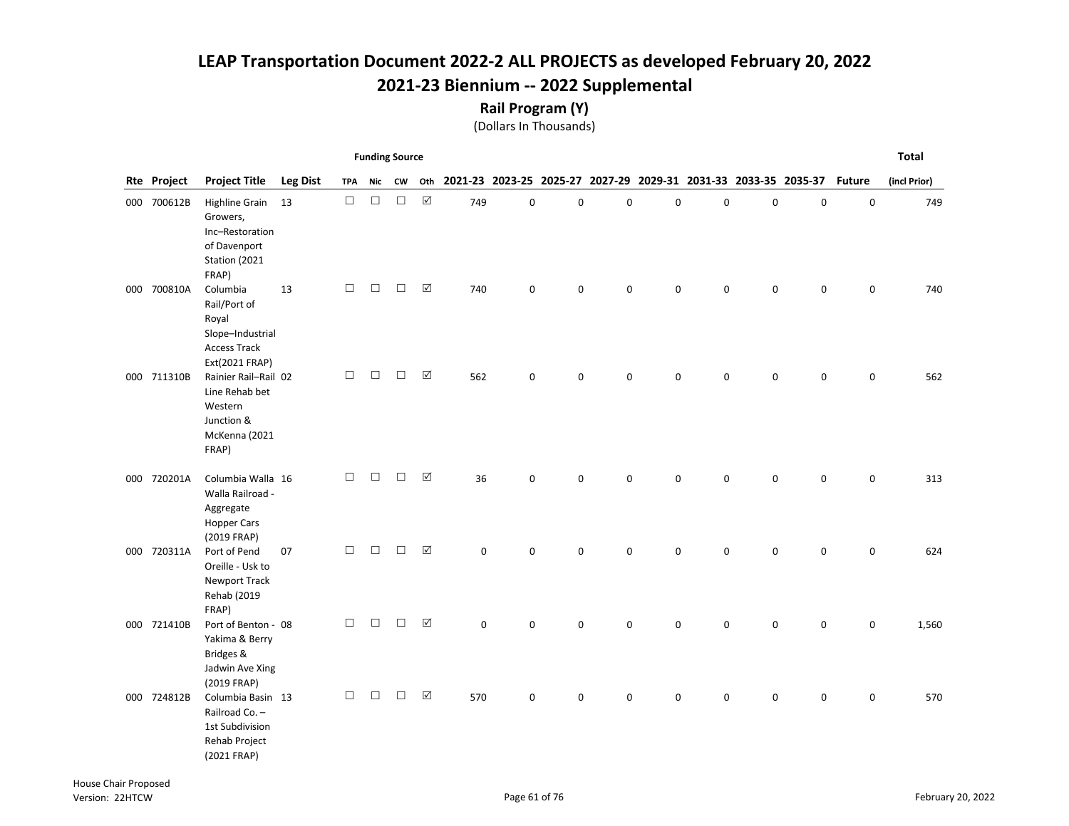# LEAP Transportation Document 2022-2 ALL PROJECTS as developed February 20, 2022

## 2021-23 Biennium -- 2022 Supplemental

### Rail Program (Y)

(Dollars In Thousands)

| Rte | Project | Project Title | Leg Dist | Funding Source TPA | Nic | CW | Oth | 2021-23 | 2023-25 | 2025-27 | 2027-29 | 2029-31 | 2031-33 | 2033-35 | 2035-37 | Future | Total (incl Prior) |
|---|---|---|---|---|---|---|---|---|---|---|---|---|---|---|---|---|---|
| 000 | 700612B | Highline Grain Growers, Inc–Restoration of Davenport Station (2021 FRAP) | 13 | ☐ | ☐ | ☐ | ☑ | 749 | 0 | 0 | 0 | 0 | 0 | 0 | 0 | 0 | 749 |
| 000 | 700810A | Columbia Rail/Port of Royal Slope–Industrial Access Track Ext(2021 FRAP) | 13 | ☐ | ☐ | ☐ | ☑ | 740 | 0 | 0 | 0 | 0 | 0 | 0 | 0 | 0 | 740 |
| 000 | 711310B | Rainier Rail–Rail Line Rehab bet Western Junction & McKenna (2021 FRAP) | 02 | ☐ | ☐ | ☐ | ☑ | 562 | 0 | 0 | 0 | 0 | 0 | 0 | 0 | 0 | 562 |
| 000 | 720201A | Columbia Walla Walla Railroad - Aggregate Hopper Cars (2019 FRAP) | 16 | ☐ | ☐ | ☐ | ☑ | 36 | 0 | 0 | 0 | 0 | 0 | 0 | 0 | 0 | 313 |
| 000 | 720311A | Port of Pend Oreille - Usk to Newport Track Rehab (2019 FRAP) | 07 | ☐ | ☐ | ☐ | ☑ | 0 | 0 | 0 | 0 | 0 | 0 | 0 | 0 | 0 | 624 |
| 000 | 721410B | Port of Benton - Yakima & Berry Bridges & Jadwin Ave Xing (2019 FRAP) | 08 | ☐ | ☐ | ☐ | ☑ | 0 | 0 | 0 | 0 | 0 | 0 | 0 | 0 | 0 | 1,560 |
| 000 | 724812B | Columbia Basin Railroad Co. – 1st Subdivision Rehab Project (2021 FRAP) | 13 | ☐ | ☐ | ☐ | ☑ | 570 | 0 | 0 | 0 | 0 | 0 | 0 | 0 | 0 | 570 |

House Chair Proposed
Version: 22HTCW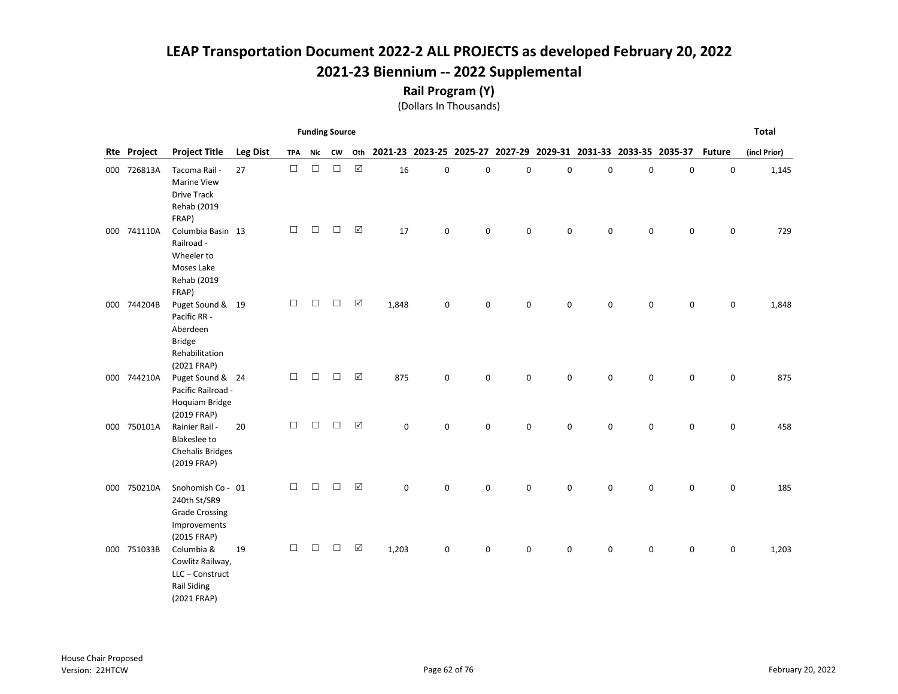# LEAP Transportation Document 2022-2 ALL PROJECTS as developed February 20, 2022

## 2021-23 Biennium -- 2022 Supplemental

### Rail Program (Y)

(Dollars In Thousands)

| Rte | Project | Project Title | Leg Dist | Funding Source TPA | Nic | CW | Oth | 2021-23 | 2023-25 | 2025-27 | 2027-29 | 2029-31 | 2031-33 | 2033-35 | 2035-37 | Future | Total (incl Prior) |
|---|---|---|---|---|---|---|---|---|---|---|---|---|---|---|---|---|---|
| 000 | 726813A | Tacoma Rail - Marine View Drive Track Rehab (2019 FRAP) | 27 | ☐ | ☐ | ☐ | ☑ | 16 | 0 | 0 | 0 | 0 | 0 | 0 | 0 | 0 | 1,145 |
| 000 | 741110A | Columbia Basin Railroad - Wheeler to Moses Lake Rehab (2019 FRAP) | 13 | ☐ | ☐ | ☐ | ☑ | 17 | 0 | 0 | 0 | 0 | 0 | 0 | 0 | 0 | 729 |
| 000 | 744204B | Puget Sound & Pacific RR - Aberdeen Bridge Rehabilitation (2021 FRAP) | 19 | ☐ | ☐ | ☐ | ☑ | 1,848 | 0 | 0 | 0 | 0 | 0 | 0 | 0 | 0 | 1,848 |
| 000 | 744210A | Puget Sound & Pacific Railroad - Hoquiam Bridge (2019 FRAP) | 24 | ☐ | ☐ | ☐ | ☑ | 875 | 0 | 0 | 0 | 0 | 0 | 0 | 0 | 0 | 875 |
| 000 | 750101A | Rainier Rail - Blakeslee to Chehalis Bridges (2019 FRAP) | 20 | ☐ | ☐ | ☐ | ☑ | 0 | 0 | 0 | 0 | 0 | 0 | 0 | 0 | 0 | 458 |
| 000 | 750210A | Snohomish Co - 240th St/SR9 Grade Crossing Improvements (2015 FRAP) | 01 | ☐ | ☐ | ☐ | ☑ | 0 | 0 | 0 | 0 | 0 | 0 | 0 | 0 | 0 | 185 |
| 000 | 751033B | Columbia & Cowlitz Railway, LLC – Construct Rail Siding (2021 FRAP) | 19 | ☐ | ☐ | ☐ | ☑ | 1,203 | 0 | 0 | 0 | 0 | 0 | 0 | 0 | 0 | 1,203 |

House Chair Proposed
Version: 22HTCW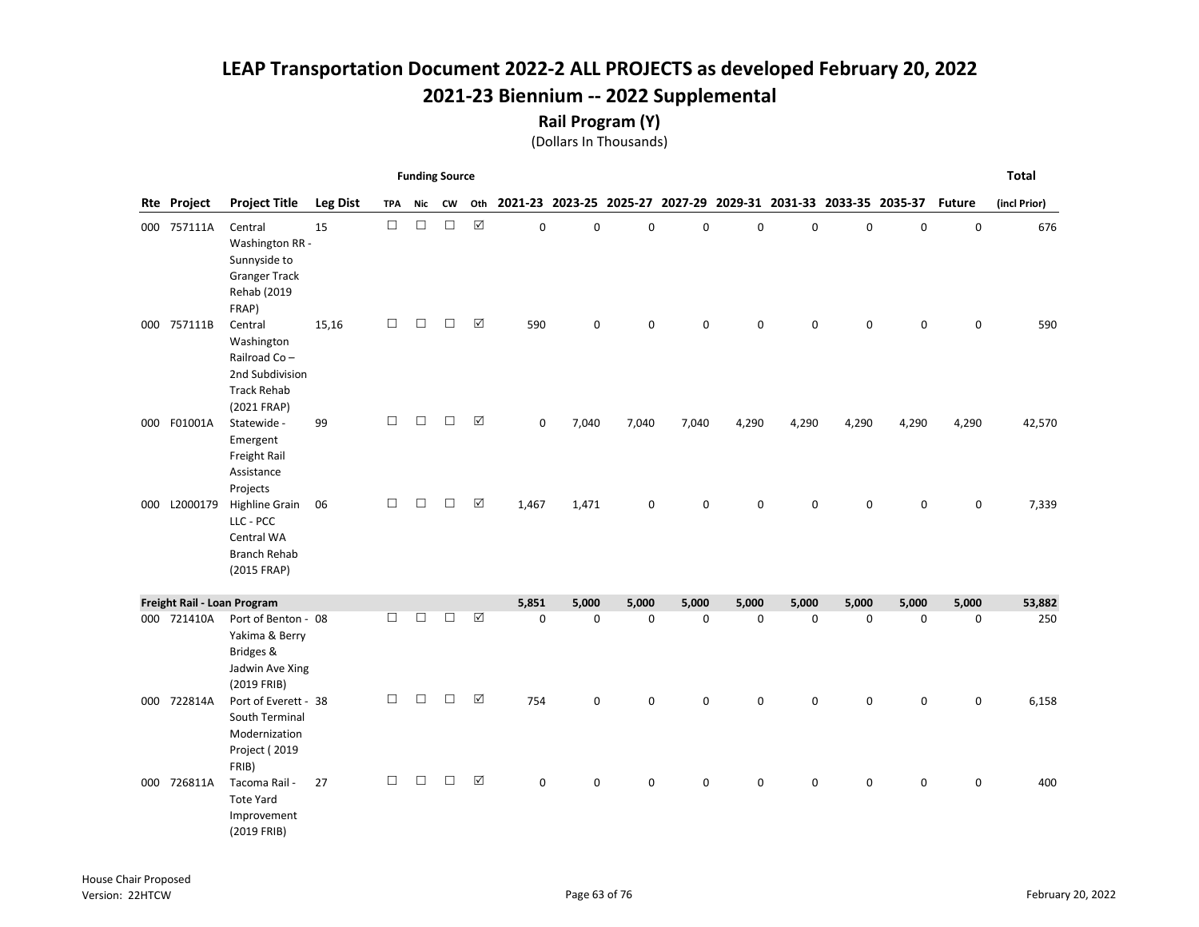# LEAP Transportation Document 2022-2 ALL PROJECTS as developed February 20, 2022

## 2021-23 Biennium -- 2022 Supplemental

### Rail Program (Y)

(Dollars In Thousands)

| Rte | Project | Project Title | Leg Dist | Funding Source TPA | Nic | CW | Oth | 2021-23 | 2023-25 | 2025-27 | 2027-29 | 2029-31 | 2031-33 | 2033-35 | 2035-37 | Future | Total (incl Prior) |
|---|---|---|---|---|---|---|---|---|---|---|---|---|---|---|---|---|---|
| 000 | 757111A | Central Washington RR - Sunnyside to Granger Track Rehab (2019 FRAP) | 15 | ☐ | ☐ | ☐ | ☑ | 0 | 0 | 0 | 0 | 0 | 0 | 0 | 0 | 0 | 676 |
| 000 | 757111B | Central Washington Railroad Co – 2nd Subdivision Track Rehab (2021 FRAP) | 15,16 | ☐ | ☐ | ☐ | ☑ | 590 | 0 | 0 | 0 | 0 | 0 | 0 | 0 | 0 | 590 |
| 000 | F01001A | Statewide - Emergent Freight Rail Assistance Projects | 99 | ☐ | ☐ | ☐ | ☑ | 0 | 7,040 | 7,040 | 7,040 | 4,290 | 4,290 | 4,290 | 4,290 | 4,290 | 42,570 |
| 000 | L2000179 | Highline Grain LLC - PCC Central WA Branch Rehab (2015 FRAP) | 06 | ☐ | ☐ | ☐ | ☑ | 1,467 | 1,471 | 0 | 0 | 0 | 0 | 0 | 0 | 0 | 7,339 |
| **Freight Rail - Loan Program** | | | | | | | | **5,851** | **5,000** | **5,000** | **5,000** | **5,000** | **5,000** | **5,000** | **5,000** | **5,000** | **53,882** |
| 000 | 721410A | Port of Benton - Yakima & Berry Bridges & Jadwin Ave Xing (2019 FRIB) | 08 | ☐ | ☐ | ☐ | ☑ | 0 | 0 | 0 | 0 | 0 | 0 | 0 | 0 | 0 | 250 |
| 000 | 722814A | Port of Everett - South Terminal Modernization Project ( 2019 FRIB) | 38 | ☐ | ☐ | ☐ | ☑ | 754 | 0 | 0 | 0 | 0 | 0 | 0 | 0 | 0 | 6,158 |
| 000 | 726811A | Tacoma Rail - Tote Yard Improvement (2019 FRIB) | 27 | ☐ | ☐ | ☐ | ☑ | 0 | 0 | 0 | 0 | 0 | 0 | 0 | 0 | 0 | 400 |

House Chair Proposed
Version: 22HTCW

February 20, 2022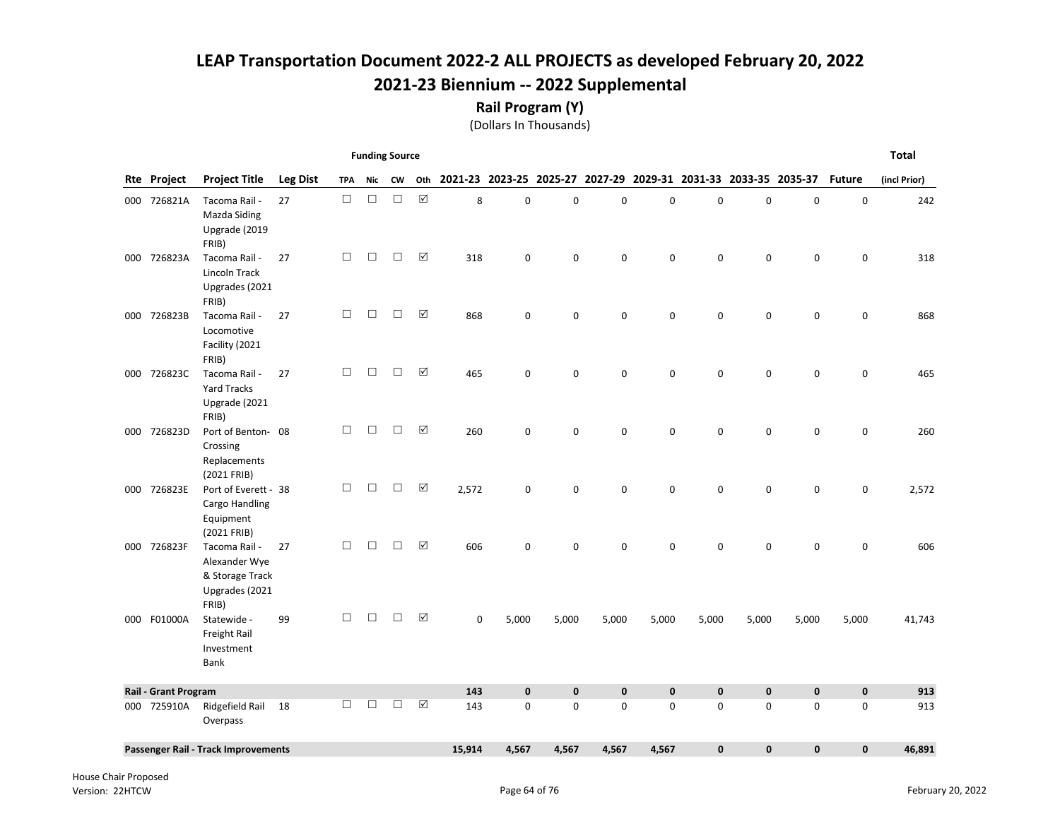# LEAP Transportation Document 2022-2 ALL PROJECTS as developed February 20, 2022

## 2021-23 Biennium -- 2022 Supplemental

### Rail Program (Y)

(Dollars In Thousands)

| Rte | Project | Project Title | Leg Dist | Funding Source TPA | Nic | CW | Oth | 2021-23 | 2023-25 | 2025-27 | 2027-29 | 2029-31 | 2031-33 | 2033-35 | 2035-37 | Future | Total (incl Prior) |
|---|---|---|---|---|---|---|---|---|---|---|---|---|---|---|---|---|---|
| 000 | 726821A | Tacoma Rail - Mazda Siding Upgrade (2019 FRIB) | 27 | ☐ | ☐ | ☐ | ☑ | 8 | 0 | 0 | 0 | 0 | 0 | 0 | 0 | 0 | 242 |
| 000 | 726823A | Tacoma Rail - Lincoln Track Upgrades (2021 FRIB) | 27 | ☐ | ☐ | ☐ | ☑ | 318 | 0 | 0 | 0 | 0 | 0 | 0 | 0 | 0 | 318 |
| 000 | 726823B | Tacoma Rail - Locomotive Facility (2021 FRIB) | 27 | ☐ | ☐ | ☐ | ☑ | 868 | 0 | 0 | 0 | 0 | 0 | 0 | 0 | 0 | 868 |
| 000 | 726823C | Tacoma Rail - Yard Tracks Upgrade (2021 FRIB) | 27 | ☐ | ☐ | ☐ | ☑ | 465 | 0 | 0 | 0 | 0 | 0 | 0 | 0 | 0 | 465 |
| 000 | 726823D | Port of Benton- Crossing Replacements (2021 FRIB) | 08 | ☐ | ☐ | ☐ | ☑ | 260 | 0 | 0 | 0 | 0 | 0 | 0 | 0 | 0 | 260 |
| 000 | 726823E | Port of Everett - Cargo Handling Equipment (2021 FRIB) | 38 | ☐ | ☐ | ☐ | ☑ | 2,572 | 0 | 0 | 0 | 0 | 0 | 0 | 0 | 0 | 2,572 |
| 000 | 726823F | Tacoma Rail - Alexander Wye & Storage Track Upgrades (2021 FRIB) | 27 | ☐ | ☐ | ☐ | ☑ | 606 | 0 | 0 | 0 | 0 | 0 | 0 | 0 | 0 | 606 |
| 000 | F01000A | Statewide - Freight Rail Investment Bank | 99 | ☐ | ☐ | ☐ | ☑ | 0 | 5,000 | 5,000 | 5,000 | 5,000 | 5,000 | 5,000 | 5,000 | 5,000 | 41,743 |
| **Rail - Grant Program** | | | | | | | | **143** | **0** | **0** | **0** | **0** | **0** | **0** | **0** | **0** | **913** |
| 000 | 725910A | Ridgefield Rail Overpass | 18 | ☐ | ☐ | ☐ | ☑ | 143 | 0 | 0 | 0 | 0 | 0 | 0 | 0 | 0 | 913 |
| **Passenger Rail - Track Improvements** | | | | | | | | **15,914** | **4,567** | **4,567** | **4,567** | **4,567** | **0** | **0** | **0** | **0** | **46,891** |

House Chair Proposed
Version: 22HTCW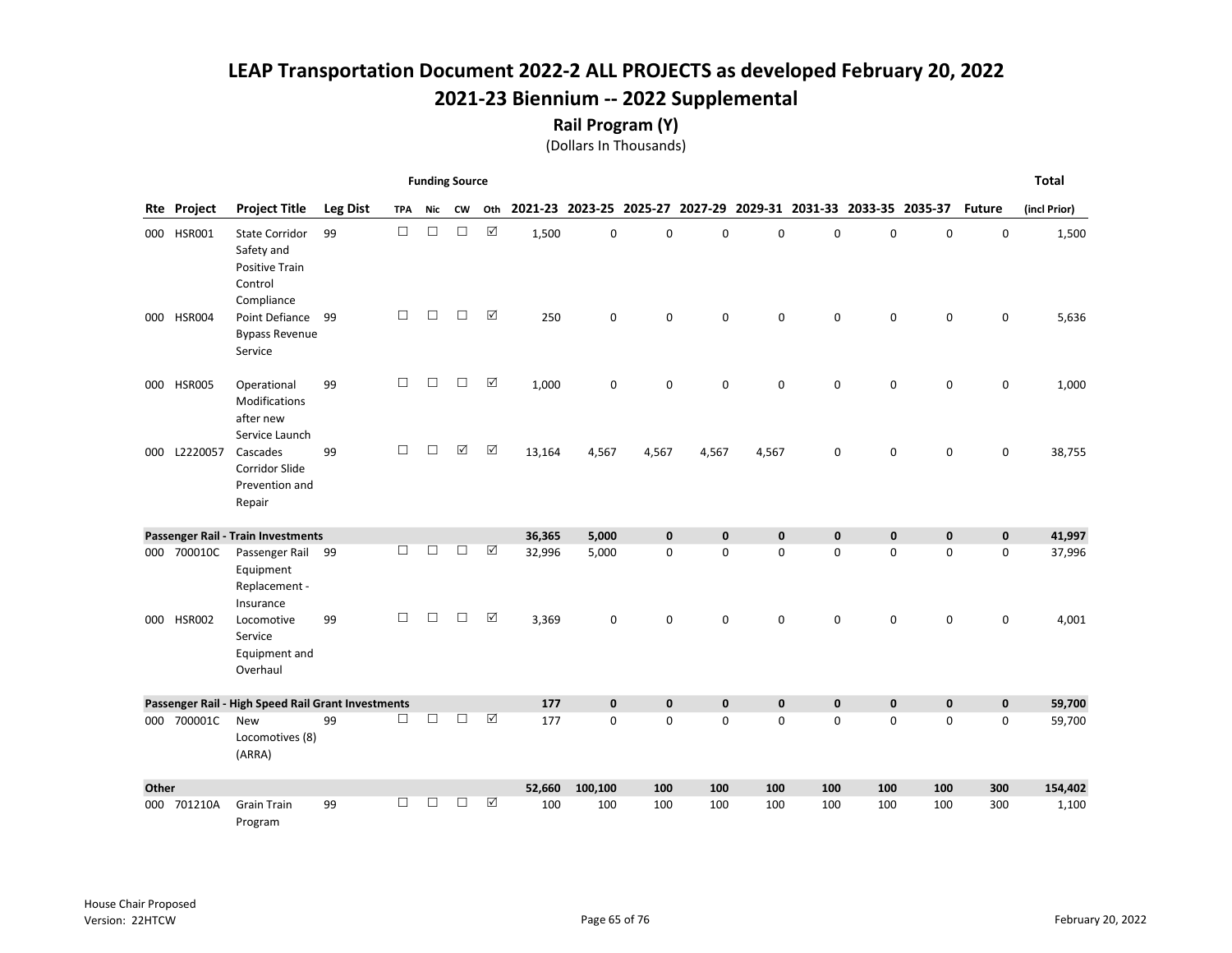# LEAP Transportation Document 2022-2 ALL PROJECTS as developed February 20, 2022

## 2021-23 Biennium -- 2022 Supplemental

### Rail Program (Y)

(Dollars In Thousands)

| Rte | Project | Project Title | Leg Dist | Funding Source: TPA | Funding Source: Nic | Funding Source: CW | Funding Source: Oth | 2021-23 | 2023-25 | 2025-27 | 2027-29 | 2029-31 | 2031-33 | 2033-35 | 2035-37 | Future | Total (incl Prior) |
|---|---|---|---|---|---|---|---|---|---|---|---|---|---|---|---|---|---|
| 000 | HSR001 | State Corridor Safety and Positive Train Control Compliance | 99 | ☐ | ☐ | ☐ | ☑ | 1,500 | 0 | 0 | 0 | 0 | 0 | 0 | 0 | 0 | 1,500 |
| 000 | HSR004 | Point Defiance Bypass Revenue Service | 99 | ☐ | ☐ | ☐ | ☑ | 250 | 0 | 0 | 0 | 0 | 0 | 0 | 0 | 0 | 5,636 |
| 000 | HSR005 | Operational Modifications after new Service Launch | 99 | ☐ | ☐ | ☐ | ☑ | 1,000 | 0 | 0 | 0 | 0 | 0 | 0 | 0 | 0 | 1,000 |
| 000 | L2220057 | Cascades Corridor Slide Prevention and Repair | 99 | ☐ | ☐ | ☑ | ☑ | 13,164 | 4,567 | 4,567 | 4,567 | 4,567 | 0 | 0 | 0 | 0 | 38,755 |
| **Passenger Rail - Train Investments** | | | | | | | | **36,365** | **5,000** | **0** | **0** | **0** | **0** | **0** | **0** | **0** | **41,997** |
| 000 | 700010C | Passenger Rail Equipment Replacement - Insurance | 99 | ☐ | ☐ | ☐ | ☑ | 32,996 | 5,000 | 0 | 0 | 0 | 0 | 0 | 0 | 0 | 37,996 |
| 000 | HSR002 | Locomotive Service Equipment and Overhaul | 99 | ☐ | ☐ | ☐ | ☑ | 3,369 | 0 | 0 | 0 | 0 | 0 | 0 | 0 | 0 | 4,001 |
| **Passenger Rail - High Speed Rail Grant Investments** | | | | | | | | **177** | **0** | **0** | **0** | **0** | **0** | **0** | **0** | **0** | **59,700** |
| 000 | 700001C | New Locomotives (8) (ARRA) | 99 | ☐ | ☐ | ☐ | ☑ | 177 | 0 | 0 | 0 | 0 | 0 | 0 | 0 | 0 | 59,700 |
| **Other** | | | | | | | | **52,660** | **100,100** | **100** | **100** | **100** | **100** | **100** | **100** | **300** | **154,402** |
| 000 | 701210A | Grain Train Program | 99 | ☐ | ☐ | ☐ | ☑ | 100 | 100 | 100 | 100 | 100 | 100 | 100 | 100 | 300 | 1,100 |

House Chair Proposed
Version: 22HTCW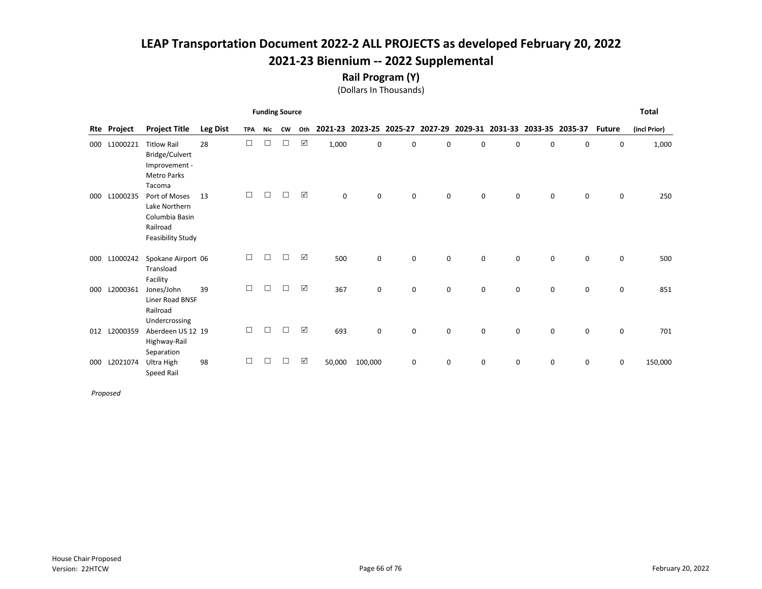# LEAP Transportation Document 2022-2 ALL PROJECTS as developed February 20, 2022

## 2021-23 Biennium -- 2022 Supplemental

### Rail Program (Y)

(Dollars In Thousands)

| Rte | Project | Project Title | Leg Dist | Funding Source TPA | Nic | CW | Oth | 2021-23 | 2023-25 | 2025-27 | 2027-29 | 2029-31 | 2031-33 | 2033-35 | 2035-37 | Future | Total (incl Prior) |
|---|---|---|---|---|---|---|---|---|---|---|---|---|---|---|---|---|---|
| 000 | L1000221 | Titlow Rail Bridge/Culvert Improvement - Metro Parks Tacoma | 28 | ☐ | ☐ | ☐ | ☑ | 1,000 | 0 | 0 | 0 | 0 | 0 | 0 | 0 | 0 | 1,000 |
| 000 | L1000235 | Port of Moses Lake Northern Columbia Basin Railroad Feasibility Study | 13 | ☐ | ☐ | ☐ | ☑ | 0 | 0 | 0 | 0 | 0 | 0 | 0 | 0 | 0 | 250 |
| 000 | L1000242 | Spokane Airport Transload Facility | 06 | ☐ | ☐ | ☐ | ☑ | 500 | 0 | 0 | 0 | 0 | 0 | 0 | 0 | 0 | 500 |
| 000 | L2000361 | Jones/John Liner Road BNSF Railroad Undercrossing | 39 | ☐ | ☐ | ☐ | ☑ | 367 | 0 | 0 | 0 | 0 | 0 | 0 | 0 | 0 | 851 |
| 012 | L2000359 | Aberdeen US 12 Highway-Rail Separation | 19 | ☐ | ☐ | ☐ | ☑ | 693 | 0 | 0 | 0 | 0 | 0 | 0 | 0 | 0 | 701 |
| 000 | L2021074 | Ultra High Speed Rail | 98 | ☐ | ☐ | ☐ | ☑ | 50,000 | 100,000 | 0 | 0 | 0 | 0 | 0 | 0 | 0 | 150,000 |

*Proposed*

House Chair Proposed
Version: 22HTCW

February 20, 2022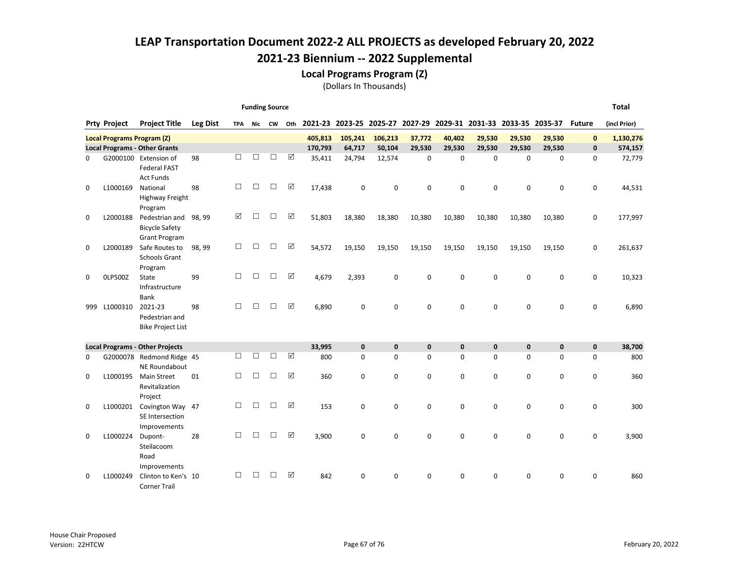# LEAP Transportation Document 2022-2 ALL PROJECTS as developed February 20, 2022

## 2021-23 Biennium -- 2022 Supplemental

### Local Programs Program (Z)

(Dollars In Thousands)

| Prty | Project | Project Title | Leg Dist | Funding Source TPA | Nic | CW | Oth | 2021-23 | 2023-25 | 2025-27 | 2027-29 | 2029-31 | 2031-33 | 2033-35 | 2035-37 | Future | Total (incl Prior) |
|---|---|---|---|---|---|---|---|---|---|---|---|---|---|---|---|---|---|
| **Local Programs Program (Z)** | | | | | | | | **405,813** | **105,241** | **106,213** | **37,772** | **40,402** | **29,530** | **29,530** | **29,530** | **0** | **1,130,276** |
| **Local Programs - Other Grants** | | | | | | | | **170,793** | **64,717** | **50,104** | **29,530** | **29,530** | **29,530** | **29,530** | **29,530** | **0** | **574,157** |
| 0 | G2000100 | Extension of Federal FAST Act Funds | 98 | ☐ | ☐ | ☐ | ☑ | 35,411 | 24,794 | 12,574 | 0 | 0 | 0 | 0 | 0 | 0 | 72,779 |
| 0 | L1000169 | National Highway Freight Program | 98 | ☐ | ☐ | ☐ | ☑ | 17,438 | 0 | 0 | 0 | 0 | 0 | 0 | 0 | 0 | 44,531 |
| 0 | L2000188 | Pedestrian and Bicycle Safety Grant Program | 98, 99 | ☑ | ☐ | ☐ | ☑ | 51,803 | 18,380 | 18,380 | 10,380 | 10,380 | 10,380 | 10,380 | 10,380 | 0 | 177,997 |
| 0 | L2000189 | Safe Routes to Schools Grant Program | 98, 99 | ☐ | ☐ | ☐ | ☑ | 54,572 | 19,150 | 19,150 | 19,150 | 19,150 | 19,150 | 19,150 | 19,150 | 0 | 261,637 |
| 0 | 0LP500Z | State Infrastructure Bank | 99 | ☐ | ☐ | ☐ | ☑ | 4,679 | 2,393 | 0 | 0 | 0 | 0 | 0 | 0 | 0 | 10,323 |
| 999 | L1000310 | 2021-23 Pedestrian and Bike Project List | 98 | ☐ | ☐ | ☐ | ☑ | 6,890 | 0 | 0 | 0 | 0 | 0 | 0 | 0 | 0 | 6,890 |
| **Local Programs - Other Projects** | | | | | | | | **33,995** | **0** | **0** | **0** | **0** | **0** | **0** | **0** | **0** | **38,700** |
| 0 | G2000078 | Redmond Ridge NE Roundabout | 45 | ☐ | ☐ | ☐ | ☑ | 800 | 0 | 0 | 0 | 0 | 0 | 0 | 0 | 0 | 800 |
| 0 | L1000195 | Main Street Revitalization Project | 01 | ☐ | ☐ | ☐ | ☑ | 360 | 0 | 0 | 0 | 0 | 0 | 0 | 0 | 0 | 360 |
| 0 | L1000201 | Covington Way SE Intersection Improvements | 47 | ☐ | ☐ | ☐ | ☑ | 153 | 0 | 0 | 0 | 0 | 0 | 0 | 0 | 0 | 300 |
| 0 | L1000224 | Dupont-Steilacoom Road Improvements | 28 | ☐ | ☐ | ☐ | ☑ | 3,900 | 0 | 0 | 0 | 0 | 0 | 0 | 0 | 0 | 3,900 |
| 0 | L1000249 | Clinton to Ken's Corner Trail | 10 | ☐ | ☐ | ☐ | ☑ | 842 | 0 | 0 | 0 | 0 | 0 | 0 | 0 | 0 | 860 |

House Chair Proposed
Version: 22HTCW

February 20, 2022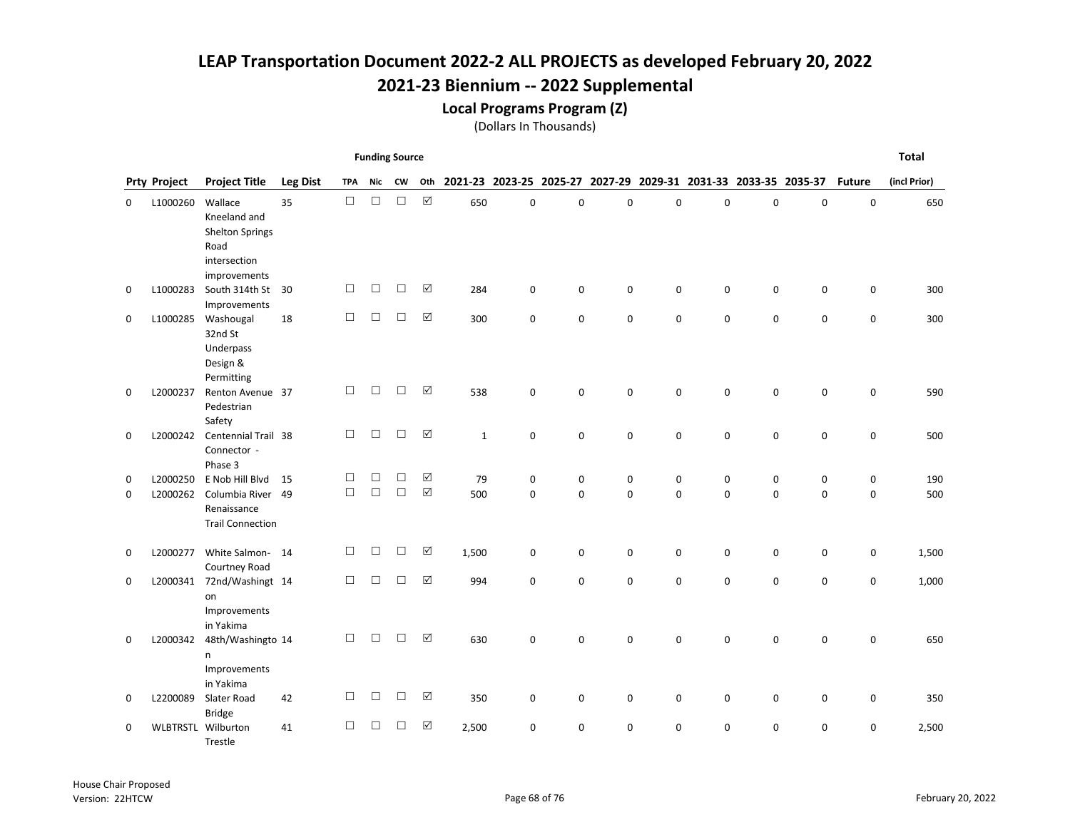# LEAP Transportation Document 2022-2 ALL PROJECTS as developed February 20, 2022

## 2021-23 Biennium -- 2022 Supplemental

### Local Programs Program (Z)

(Dollars In Thousands)

| Prty | Project | Project Title | Leg Dist | Funding Source: TPA | Nic | CW | Oth | 2021-23 | 2023-25 | 2025-27 | 2027-29 | 2029-31 | 2031-33 | 2033-35 | 2035-37 | Future | Total (incl Prior) |
|---|---|---|---|---|---|---|---|---|---|---|---|---|---|---|---|---|---|
| 0 | L1000260 | Wallace Kneeland and Shelton Springs Road intersection improvements | 35 | ☐ | ☐ | ☐ | ☑ | 650 | 0 | 0 | 0 | 0 | 0 | 0 | 0 | 0 | 650 |
| 0 | L1000283 | South 314th St Improvements | 30 | ☐ | ☐ | ☐ | ☑ | 284 | 0 | 0 | 0 | 0 | 0 | 0 | 0 | 0 | 300 |
| 0 | L1000285 | Washougal 32nd St Underpass Design & Permitting | 18 | ☐ | ☐ | ☐ | ☑ | 300 | 0 | 0 | 0 | 0 | 0 | 0 | 0 | 0 | 300 |
| 0 | L2000237 | Renton Avenue Pedestrian Safety | 37 | ☐ | ☐ | ☐ | ☑ | 538 | 0 | 0 | 0 | 0 | 0 | 0 | 0 | 0 | 590 |
| 0 | L2000242 | Centennial Trail Connector - Phase 3 | 38 | ☐ | ☐ | ☐ | ☑ | 1 | 0 | 0 | 0 | 0 | 0 | 0 | 0 | 0 | 500 |
| 0 | L2000250 | E Nob Hill Blvd | 15 | ☐ | ☐ | ☐ | ☑ | 79 | 0 | 0 | 0 | 0 | 0 | 0 | 0 | 0 | 190 |
| 0 | L2000262 | Columbia River Renaissance Trail Connection | 49 | ☐ | ☐ | ☐ | ☑ | 500 | 0 | 0 | 0 | 0 | 0 | 0 | 0 | 0 | 500 |
| 0 | L2000277 | White Salmon-Courtney Road | 14 | ☐ | ☐ | ☐ | ☑ | 1,500 | 0 | 0 | 0 | 0 | 0 | 0 | 0 | 0 | 1,500 |
| 0 | L2000341 | 72nd/Washington Improvements in Yakima | 14 | ☐ | ☐ | ☐ | ☑ | 994 | 0 | 0 | 0 | 0 | 0 | 0 | 0 | 0 | 1,000 |
| 0 | L2000342 | 48th/Washington Improvements in Yakima | 14 | ☐ | ☐ | ☐ | ☑ | 630 | 0 | 0 | 0 | 0 | 0 | 0 | 0 | 0 | 650 |
| 0 | L2200089 | Slater Road Bridge | 42 | ☐ | ☐ | ☐ | ☑ | 350 | 0 | 0 | 0 | 0 | 0 | 0 | 0 | 0 | 350 |
| 0 | WLBTRSTL | Wilburton Trestle | 41 | ☐ | ☐ | ☐ | ☑ | 2,500 | 0 | 0 | 0 | 0 | 0 | 0 | 0 | 0 | 2,500 |

House Chair Proposed
Version: 22HTCW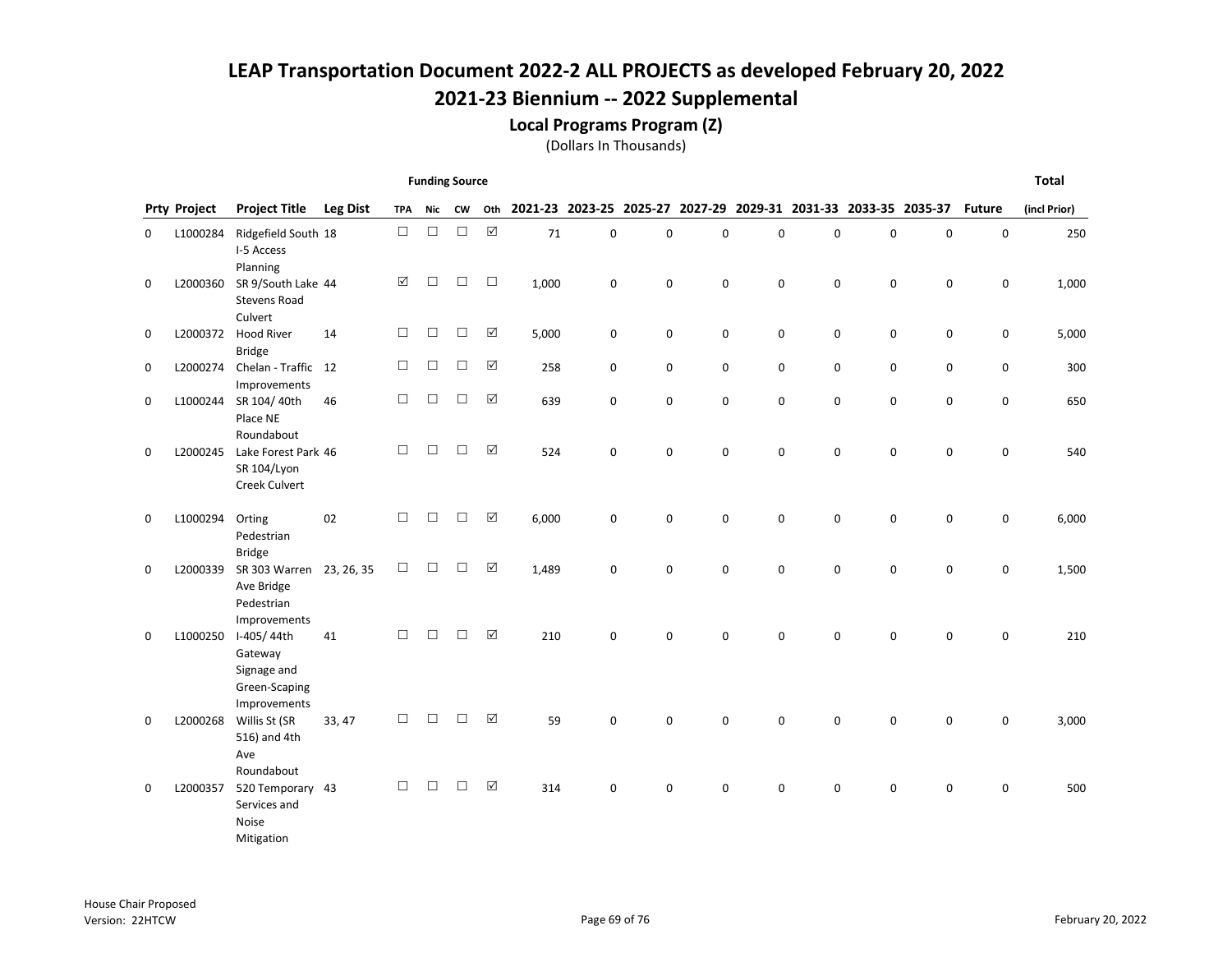# LEAP Transportation Document 2022-2 ALL PROJECTS as developed February 20, 2022

## 2021-23 Biennium -- 2022 Supplemental

### Local Programs Program (Z)

(Dollars In Thousands)

| Prty | Project | Project Title | Leg Dist | Funding Source TPA | Nic | CW | Oth | 2021-23 | 2023-25 | 2025-27 | 2027-29 | 2029-31 | 2031-33 | 2033-35 | 2035-37 | Future | Total (incl Prior) |
|---|---|---|---|---|---|---|---|---|---|---|---|---|---|---|---|---|---|
| 0 | L1000284 | Ridgefield South I-5 Access Planning | 18 | ☐ | ☐ | ☐ | ☑ | 71 | 0 | 0 | 0 | 0 | 0 | 0 | 0 | 0 | 250 |
| 0 | L2000360 | SR 9/South Lake Stevens Road Culvert | 44 | ☑ | ☐ | ☐ | ☐ | 1,000 | 0 | 0 | 0 | 0 | 0 | 0 | 0 | 0 | 1,000 |
| 0 | L2000372 | Hood River Bridge | 14 | ☐ | ☐ | ☐ | ☑ | 5,000 | 0 | 0 | 0 | 0 | 0 | 0 | 0 | 0 | 5,000 |
| 0 | L2000274 | Chelan - Traffic Improvements | 12 | ☐ | ☐ | ☐ | ☑ | 258 | 0 | 0 | 0 | 0 | 0 | 0 | 0 | 0 | 300 |
| 0 | L1000244 | SR 104/ 40th Place NE Roundabout | 46 | ☐ | ☐ | ☐ | ☑ | 639 | 0 | 0 | 0 | 0 | 0 | 0 | 0 | 0 | 650 |
| 0 | L2000245 | Lake Forest Park SR 104/Lyon Creek Culvert | 46 | ☐ | ☐ | ☐ | ☑ | 524 | 0 | 0 | 0 | 0 | 0 | 0 | 0 | 0 | 540 |
| 0 | L1000294 | Orting Pedestrian Bridge | 02 | ☐ | ☐ | ☐ | ☑ | 6,000 | 0 | 0 | 0 | 0 | 0 | 0 | 0 | 0 | 6,000 |
| 0 | L2000339 | SR 303 Warren Ave Bridge Pedestrian Improvements | 23, 26, 35 | ☐ | ☐ | ☐ | ☑ | 1,489 | 0 | 0 | 0 | 0 | 0 | 0 | 0 | 0 | 1,500 |
| 0 | L1000250 | I-405/ 44th Gateway Signage and Green-Scaping Improvements | 41 | ☐ | ☐ | ☐ | ☑ | 210 | 0 | 0 | 0 | 0 | 0 | 0 | 0 | 0 | 210 |
| 0 | L2000268 | Willis St (SR 516) and 4th Ave Roundabout | 33, 47 | ☐ | ☐ | ☐ | ☑ | 59 | 0 | 0 | 0 | 0 | 0 | 0 | 0 | 0 | 3,000 |
| 0 | L2000357 | 520 Temporary Services and Noise Mitigation | 43 | ☐ | ☐ | ☐ | ☑ | 314 | 0 | 0 | 0 | 0 | 0 | 0 | 0 | 0 | 500 |

House Chair Proposed
Version: 22HTCW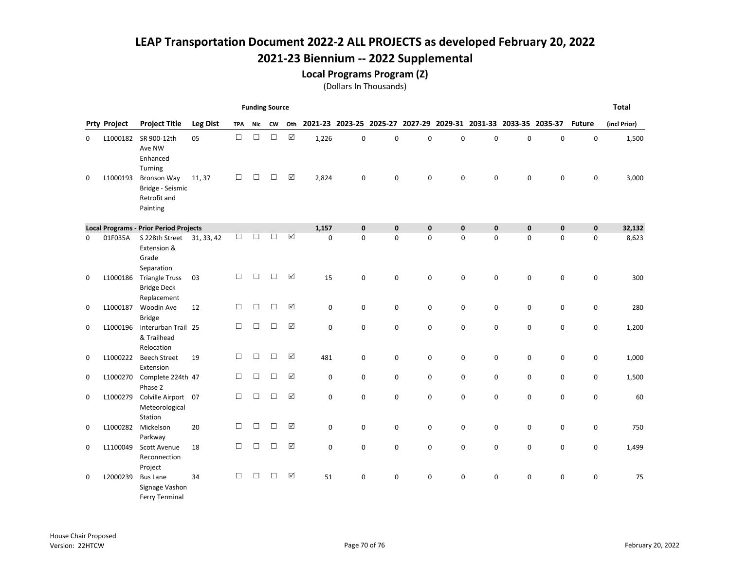# LEAP Transportation Document 2022-2 ALL PROJECTS as developed February 20, 2022

## 2021-23 Biennium -- 2022 Supplemental

### Local Programs Program (Z)

(Dollars In Thousands)

| Prty | Project | Project Title | Leg Dist | Funding Source TPA | Nic | CW | Oth | 2021-23 | 2023-25 | 2025-27 | 2027-29 | 2029-31 | 2031-33 | 2033-35 | 2035-37 | Future | Total (incl Prior) |
|---|---|---|---|---|---|---|---|---|---|---|---|---|---|---|---|---|---|
| 0 | L1000182 | SR 900-12th Ave NW Enhanced Turning | 05 | ☐ | ☐ | ☐ | ☑ | 1,226 | 0 | 0 | 0 | 0 | 0 | 0 | 0 | 0 | 1,500 |
| 0 | L1000193 | Bronson Way Bridge - Seismic Retrofit and Painting | 11, 37 | ☐ | ☐ | ☐ | ☑ | 2,824 | 0 | 0 | 0 | 0 | 0 | 0 | 0 | 0 | 3,000 |
| **Local Programs - Prior Period Projects** | | | | | | | | **1,157** | **0** | **0** | **0** | **0** | **0** | **0** | **0** | **0** | **32,132** |
| 0 | 01F035A | S 228th Street Extension & Grade Separation | 31, 33, 42 | ☐ | ☐ | ☐ | ☑ | 0 | 0 | 0 | 0 | 0 | 0 | 0 | 0 | 0 | 8,623 |
| 0 | L1000186 | Triangle Truss Bridge Deck Replacement | 03 | ☐ | ☐ | ☐ | ☑ | 15 | 0 | 0 | 0 | 0 | 0 | 0 | 0 | 0 | 300 |
| 0 | L1000187 | Woodin Ave Bridge | 12 | ☐ | ☐ | ☐ | ☑ | 0 | 0 | 0 | 0 | 0 | 0 | 0 | 0 | 0 | 280 |
| 0 | L1000196 | Interurban Trail & Trailhead Relocation | 25 | ☐ | ☐ | ☐ | ☑ | 0 | 0 | 0 | 0 | 0 | 0 | 0 | 0 | 0 | 1,200 |
| 0 | L1000222 | Beech Street Extension | 19 | ☐ | ☐ | ☐ | ☑ | 481 | 0 | 0 | 0 | 0 | 0 | 0 | 0 | 0 | 1,000 |
| 0 | L1000270 | Complete 224th Phase 2 | 47 | ☐ | ☐ | ☐ | ☑ | 0 | 0 | 0 | 0 | 0 | 0 | 0 | 0 | 0 | 1,500 |
| 0 | L1000279 | Colville Airport Meteorological Station | 07 | ☐ | ☐ | ☐ | ☑ | 0 | 0 | 0 | 0 | 0 | 0 | 0 | 0 | 0 | 60 |
| 0 | L1000282 | Mickelson Parkway | 20 | ☐ | ☐ | ☐ | ☑ | 0 | 0 | 0 | 0 | 0 | 0 | 0 | 0 | 0 | 750 |
| 0 | L1100049 | Scott Avenue Reconnection Project | 18 | ☐ | ☐ | ☐ | ☑ | 0 | 0 | 0 | 0 | 0 | 0 | 0 | 0 | 0 | 1,499 |
| 0 | L2000239 | Bus Lane Signage Vashon Ferry Terminal | 34 | ☐ | ☐ | ☐ | ☑ | 51 | 0 | 0 | 0 | 0 | 0 | 0 | 0 | 0 | 75 |

House Chair Proposed
Version: 22HTCW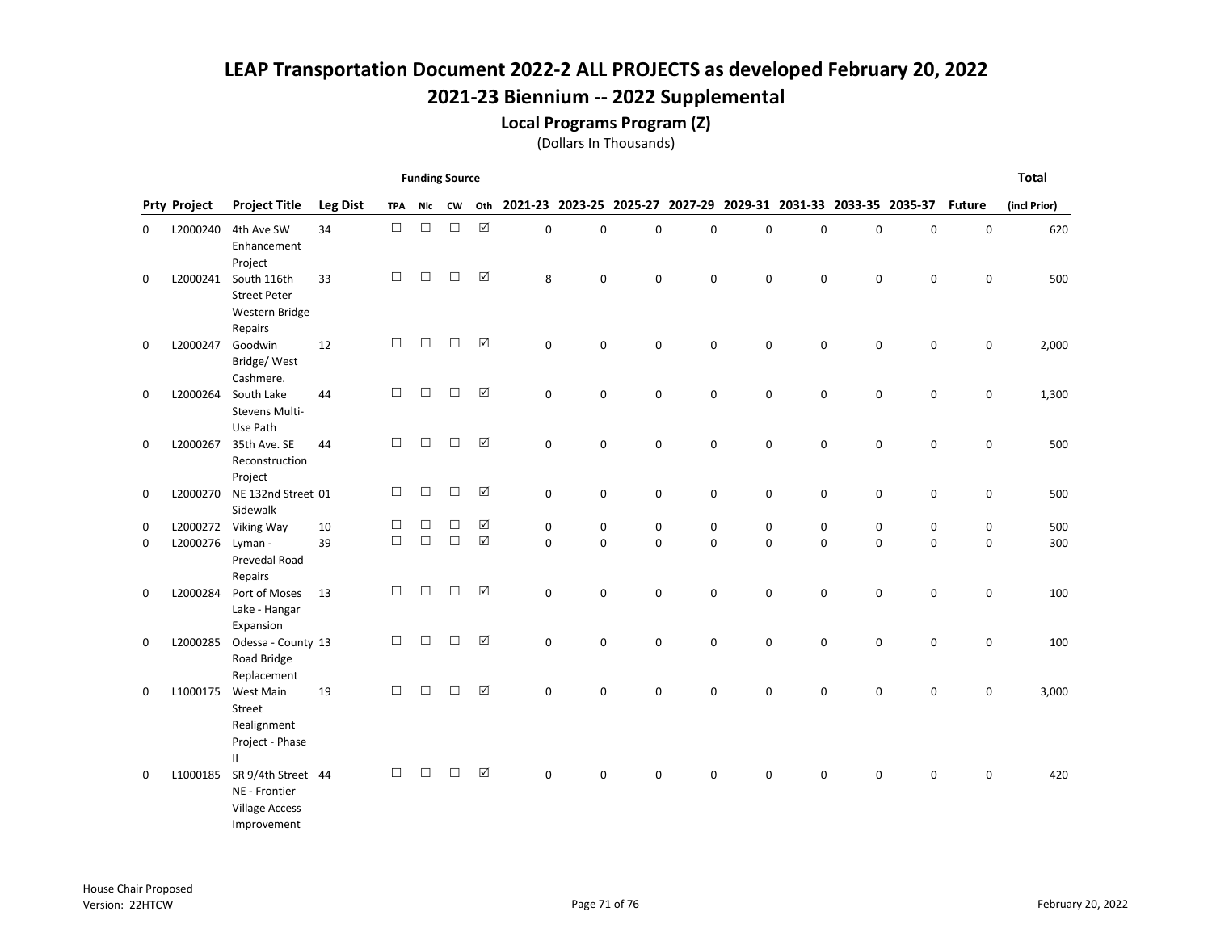# LEAP Transportation Document 2022-2 ALL PROJECTS as developed February 20, 2022

## 2021-23 Biennium -- 2022 Supplemental

### Local Programs Program (Z)

(Dollars In Thousands)

| Prty | Project | Project Title | Leg Dist | Funding Source TPA | Nic | CW | Oth | 2021-23 | 2023-25 | 2025-27 | 2027-29 | 2029-31 | 2031-33 | 2033-35 | 2035-37 | Future | Total (incl Prior) |
|---|---|---|---|---|---|---|---|---|---|---|---|---|---|---|---|---|---|
| 0 | L2000240 | 4th Ave SW Enhancement Project | 34 | ☐ | ☐ | ☐ | ☑ | 0 | 0 | 0 | 0 | 0 | 0 | 0 | 0 | 0 | 620 |
| 0 | L2000241 | South 116th Street Peter Western Bridge Repairs | 33 | ☐ | ☐ | ☐ | ☑ | 8 | 0 | 0 | 0 | 0 | 0 | 0 | 0 | 0 | 500 |
| 0 | L2000247 | Goodwin Bridge/ West Cashmere. | 12 | ☐ | ☐ | ☐ | ☑ | 0 | 0 | 0 | 0 | 0 | 0 | 0 | 0 | 0 | 2,000 |
| 0 | L2000264 | South Lake Stevens Multi-Use Path | 44 | ☐ | ☐ | ☐ | ☑ | 0 | 0 | 0 | 0 | 0 | 0 | 0 | 0 | 0 | 1,300 |
| 0 | L2000267 | 35th Ave. SE Reconstruction Project | 44 | ☐ | ☐ | ☐ | ☑ | 0 | 0 | 0 | 0 | 0 | 0 | 0 | 0 | 0 | 500 |
| 0 | L2000270 | NE 132nd Street Sidewalk | 01 | ☐ | ☐ | ☐ | ☑ | 0 | 0 | 0 | 0 | 0 | 0 | 0 | 0 | 0 | 500 |
| 0 | L2000272 | Viking Way | 10 | ☐ | ☐ | ☐ | ☑ | 0 | 0 | 0 | 0 | 0 | 0 | 0 | 0 | 0 | 500 |
| 0 | L2000276 | Lyman - Prevedal Road Repairs | 39 | ☐ | ☐ | ☐ | ☑ | 0 | 0 | 0 | 0 | 0 | 0 | 0 | 0 | 0 | 300 |
| 0 | L2000284 | Port of Moses Lake - Hangar Expansion | 13 | ☐ | ☐ | ☐ | ☑ | 0 | 0 | 0 | 0 | 0 | 0 | 0 | 0 | 0 | 100 |
| 0 | L2000285 | Odessa - County Road Bridge Replacement | 13 | ☐ | ☐ | ☐ | ☑ | 0 | 0 | 0 | 0 | 0 | 0 | 0 | 0 | 0 | 100 |
| 0 | L1000175 | West Main Street Realignment Project - Phase II | 19 | ☐ | ☐ | ☐ | ☑ | 0 | 0 | 0 | 0 | 0 | 0 | 0 | 0 | 0 | 3,000 |
| 0 | L1000185 | SR 9/4th Street NE - Frontier Village Access Improvement | 44 | ☐ | ☐ | ☐ | ☑ | 0 | 0 | 0 | 0 | 0 | 0 | 0 | 0 | 0 | 420 |

House Chair Proposed
Version: 22HTCW

February 20, 2022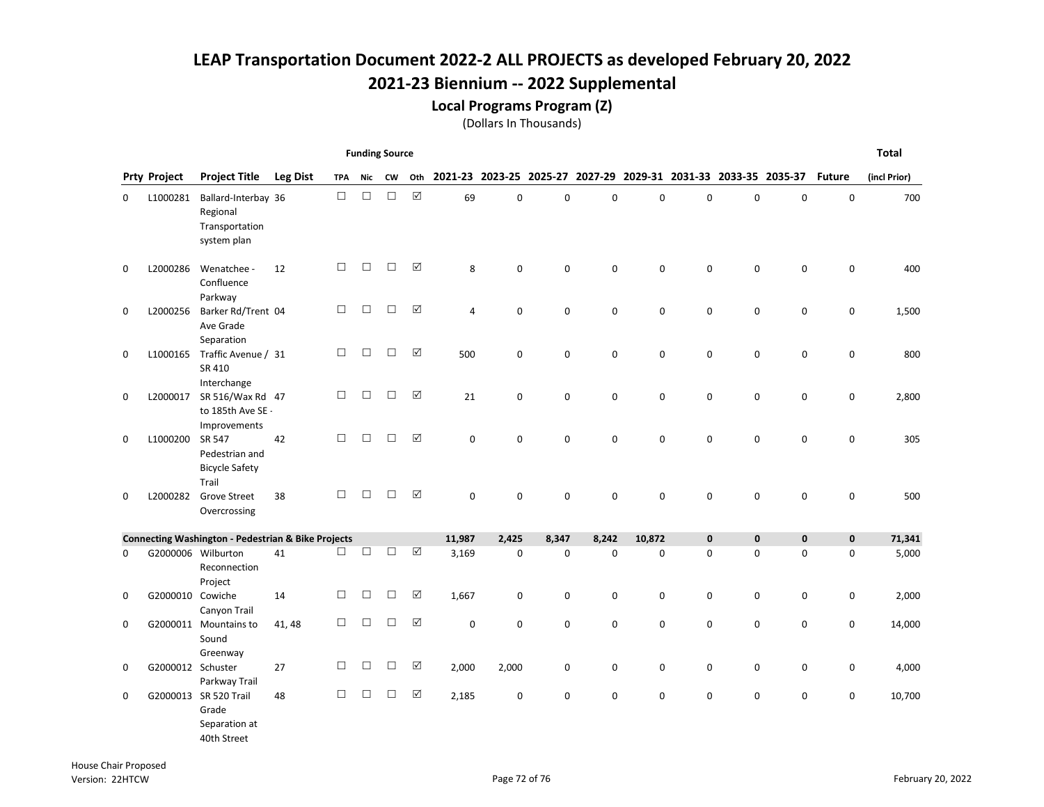# LEAP Transportation Document 2022-2 ALL PROJECTS as developed February 20, 2022

## 2021-23 Biennium -- 2022 Supplemental

### Local Programs Program (Z)

(Dollars In Thousands)

| Prty | Project | Project Title | Leg Dist | Funding Source: TPA | Nic | CW | Oth | 2021-23 | 2023-25 | 2025-27 | 2027-29 | 2029-31 | 2031-33 | 2033-35 | 2035-37 | Future | Total (incl Prior) |
|---|---|---|---|---|---|---|---|---|---|---|---|---|---|---|---|---|---|
| 0 | L1000281 | Ballard-Interbay Regional Transportation system plan | 36 | ☐ | ☐ | ☐ | ☑ | 69 | 0 | 0 | 0 | 0 | 0 | 0 | 0 | 0 | 700 |
| 0 | L2000286 | Wenatchee - Confluence Parkway | 12 | ☐ | ☐ | ☐ | ☑ | 8 | 0 | 0 | 0 | 0 | 0 | 0 | 0 | 0 | 400 |
| 0 | L2000256 | Barker Rd/Trent Ave Grade Separation | 04 | ☐ | ☐ | ☐ | ☑ | 4 | 0 | 0 | 0 | 0 | 0 | 0 | 0 | 0 | 1,500 |
| 0 | L1000165 | Traffic Avenue / SR 410 Interchange | 31 | ☐ | ☐ | ☐ | ☑ | 500 | 0 | 0 | 0 | 0 | 0 | 0 | 0 | 0 | 800 |
| 0 | L2000017 | SR 516/Wax Rd to 185th Ave SE - Improvements | 47 | ☐ | ☐ | ☐ | ☑ | 21 | 0 | 0 | 0 | 0 | 0 | 0 | 0 | 0 | 2,800 |
| 0 | L1000200 | SR 547 Pedestrian and Bicycle Safety Trail | 42 | ☐ | ☐ | ☐ | ☑ | 0 | 0 | 0 | 0 | 0 | 0 | 0 | 0 | 0 | 305 |
| 0 | L2000282 | Grove Street Overcrossing | 38 | ☐ | ☐ | ☐ | ☑ | 0 | 0 | 0 | 0 | 0 | 0 | 0 | 0 | 0 | 500 |
| **Connecting Washington - Pedestrian & Bike Projects** | | | | | | | | **11,987** | **2,425** | **8,347** | **8,242** | **10,872** | **0** | **0** | **0** | **0** | **71,341** |
| 0 | G2000006 | Wilburton Reconnection Project | 41 | ☐ | ☐ | ☐ | ☑ | 3,169 | 0 | 0 | 0 | 0 | 0 | 0 | 0 | 0 | 5,000 |
| 0 | G2000010 | Cowiche Canyon Trail | 14 | ☐ | ☐ | ☐ | ☑ | 1,667 | 0 | 0 | 0 | 0 | 0 | 0 | 0 | 0 | 2,000 |
| 0 | G2000011 | Mountains to Sound Greenway | 41, 48 | ☐ | ☐ | ☐ | ☑ | 0 | 0 | 0 | 0 | 0 | 0 | 0 | 0 | 0 | 14,000 |
| 0 | G2000012 | Schuster Parkway Trail | 27 | ☐ | ☐ | ☐ | ☑ | 2,000 | 2,000 | 0 | 0 | 0 | 0 | 0 | 0 | 0 | 4,000 |
| 0 | G2000013 | SR 520 Trail Grade Separation at 40th Street | 48 | ☐ | ☐ | ☐ | ☑ | 2,185 | 0 | 0 | 0 | 0 | 0 | 0 | 0 | 0 | 10,700 |

House Chair Proposed
Version: 22HTCW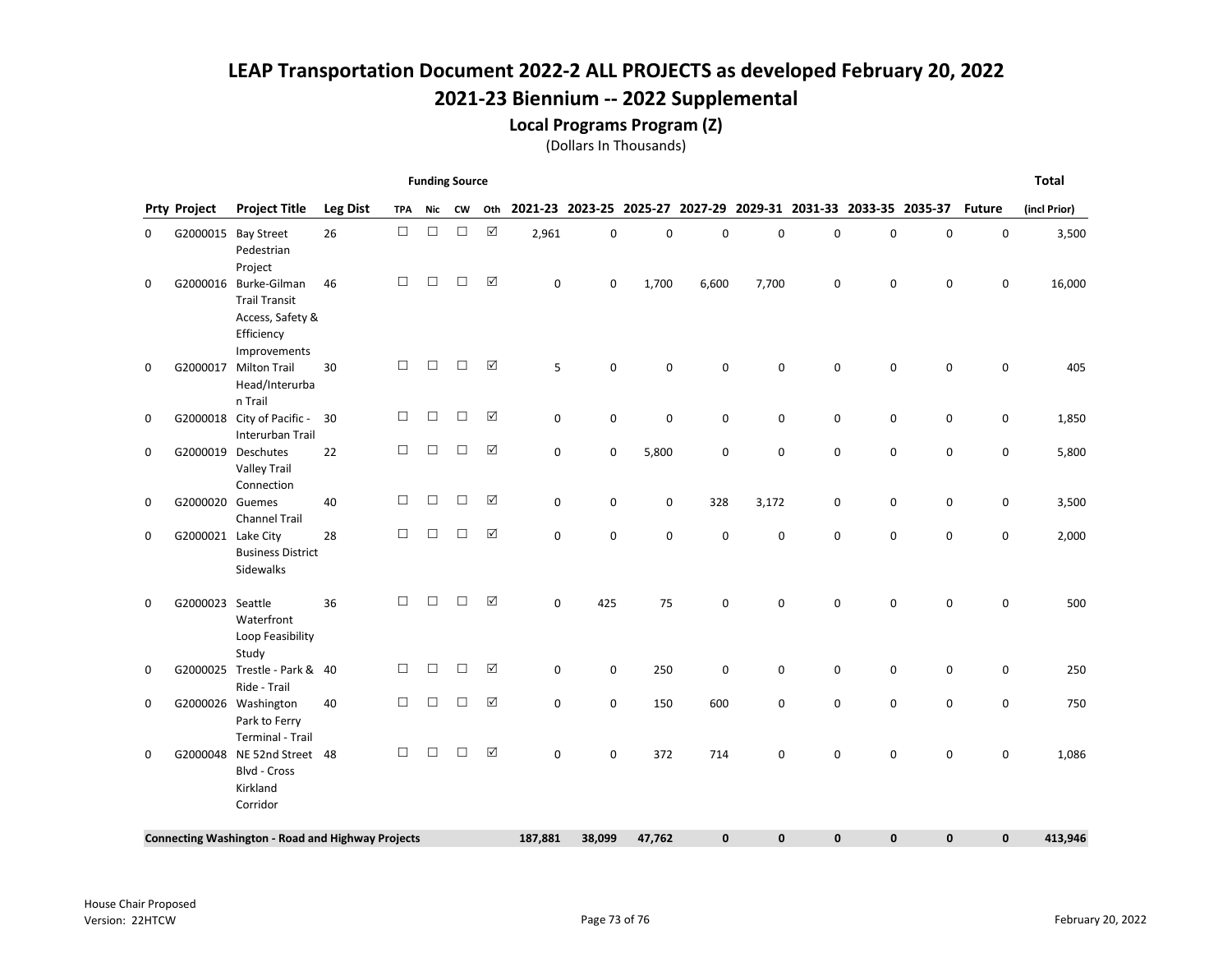# LEAP Transportation Document 2022-2 ALL PROJECTS as developed February 20, 2022

## 2021-23 Biennium -- 2022 Supplemental

### Local Programs Program (Z)

(Dollars In Thousands)

| Prty | Project | Project Title | Leg Dist | Funding Source TPA | Nic | CW | Oth | 2021-23 | 2023-25 | 2025-27 | 2027-29 | 2029-31 | 2031-33 | 2033-35 | 2035-37 | Future | Total (incl Prior) |
|---|---|---|---|---|---|---|---|---|---|---|---|---|---|---|---|---|---|
| 0 | G2000015 | Bay Street Pedestrian Project | 26 | ☐ | ☐ | ☐ | ☑ | 2,961 | 0 | 0 | 0 | 0 | 0 | 0 | 0 | 0 | 3,500 |
| 0 | G2000016 | Burke-Gilman Trail Transit Access, Safety & Efficiency Improvements | 46 | ☐ | ☐ | ☐ | ☑ | 0 | 0 | 1,700 | 6,600 | 7,700 | 0 | 0 | 0 | 0 | 16,000 |
| 0 | G2000017 | Milton Trail Head/Interurban Trail | 30 | ☐ | ☐ | ☐ | ☑ | 5 | 0 | 0 | 0 | 0 | 0 | 0 | 0 | 0 | 405 |
| 0 | G2000018 | City of Pacific - Interurban Trail | 30 | ☐ | ☐ | ☐ | ☑ | 0 | 0 | 0 | 0 | 0 | 0 | 0 | 0 | 0 | 1,850 |
| 0 | G2000019 | Deschutes Valley Trail Connection | 22 | ☐ | ☐ | ☐ | ☑ | 0 | 0 | 5,800 | 0 | 0 | 0 | 0 | 0 | 0 | 5,800 |
| 0 | G2000020 | Guemes Channel Trail | 40 | ☐ | ☐ | ☐ | ☑ | 0 | 0 | 0 | 328 | 3,172 | 0 | 0 | 0 | 0 | 3,500 |
| 0 | G2000021 | Lake City Business District Sidewalks | 28 | ☐ | ☐ | ☐ | ☑ | 0 | 0 | 0 | 0 | 0 | 0 | 0 | 0 | 0 | 2,000 |
| 0 | G2000023 | Seattle Waterfront Loop Feasibility Study | 36 | ☐ | ☐ | ☐ | ☑ | 0 | 425 | 75 | 0 | 0 | 0 | 0 | 0 | 0 | 500 |
| 0 | G2000025 | Trestle - Park & Ride - Trail | 40 | ☐ | ☐ | ☐ | ☑ | 0 | 0 | 250 | 0 | 0 | 0 | 0 | 0 | 0 | 250 |
| 0 | G2000026 | Washington Park to Ferry Terminal - Trail | 40 | ☐ | ☐ | ☐ | ☑ | 0 | 0 | 150 | 600 | 0 | 0 | 0 | 0 | 0 | 750 |
| 0 | G2000048 | NE 52nd Street Blvd - Cross Kirkland Corridor | 48 | ☐ | ☐ | ☐ | ☑ | 0 | 0 | 372 | 714 | 0 | 0 | 0 | 0 | 0 | 1,086 |
| **Connecting Washington - Road and Highway Projects** | | | | | | | | **187,881** | **38,099** | **47,762** | **0** | **0** | **0** | **0** | **0** | **0** | **413,946** |

House Chair Proposed
Version: 22HTCW

February 20, 2022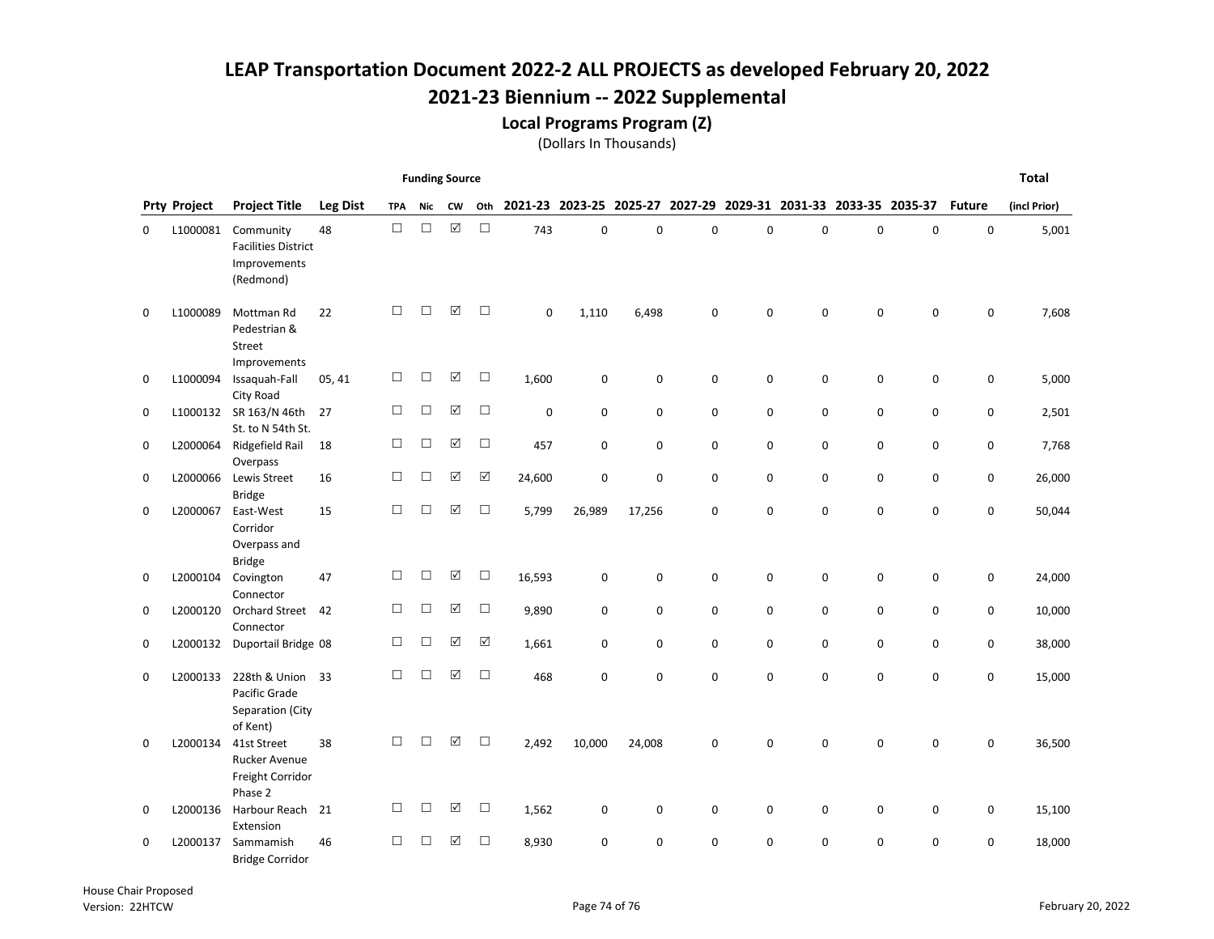# LEAP Transportation Document 2022-2 ALL PROJECTS as developed February 20, 2022

## 2021-23 Biennium -- 2022 Supplemental

### Local Programs Program (Z)

(Dollars In Thousands)

| Prty | Project | Project Title | Leg Dist | Funding Source TPA | Nic | CW | Oth | 2021-23 | 2023-25 | 2025-27 | 2027-29 | 2029-31 | 2031-33 | 2033-35 | 2035-37 | Future | Total (incl Prior) |
|---|---|---|---|---|---|---|---|---|---|---|---|---|---|---|---|---|---|
| 0 | L1000081 | Community Facilities District Improvements (Redmond) | 48 | ☐ | ☐ | ☑ | ☐ | 743 | 0 | 0 | 0 | 0 | 0 | 0 | 0 | 0 | 5,001 |
| 0 | L1000089 | Mottman Rd Pedestrian & Street Improvements | 22 | ☐ | ☐ | ☑ | ☐ | 0 | 1,110 | 6,498 | 0 | 0 | 0 | 0 | 0 | 0 | 7,608 |
| 0 | L1000094 | Issaquah-Fall City Road | 05, 41 | ☐ | ☐ | ☑ | ☐ | 1,600 | 0 | 0 | 0 | 0 | 0 | 0 | 0 | 0 | 5,000 |
| 0 | L1000132 | SR 163/N 46th St. to N 54th St. | 27 | ☐ | ☐ | ☑ | ☐ | 0 | 0 | 0 | 0 | 0 | 0 | 0 | 0 | 0 | 2,501 |
| 0 | L2000064 | Ridgefield Rail Overpass | 18 | ☐ | ☐ | ☑ | ☐ | 457 | 0 | 0 | 0 | 0 | 0 | 0 | 0 | 0 | 7,768 |
| 0 | L2000066 | Lewis Street Bridge | 16 | ☐ | ☐ | ☑ | ☑ | 24,600 | 0 | 0 | 0 | 0 | 0 | 0 | 0 | 0 | 26,000 |
| 0 | L2000067 | East-West Corridor Overpass and Bridge | 15 | ☐ | ☐ | ☑ | ☐ | 5,799 | 26,989 | 17,256 | 0 | 0 | 0 | 0 | 0 | 0 | 50,044 |
| 0 | L2000104 | Covington Connector | 47 | ☐ | ☐ | ☑ | ☐ | 16,593 | 0 | 0 | 0 | 0 | 0 | 0 | 0 | 0 | 24,000 |
| 0 | L2000120 | Orchard Street Connector | 42 | ☐ | ☐ | ☑ | ☐ | 9,890 | 0 | 0 | 0 | 0 | 0 | 0 | 0 | 0 | 10,000 |
| 0 | L2000132 | Duportail Bridge | 08 | ☐ | ☐ | ☑ | ☑ | 1,661 | 0 | 0 | 0 | 0 | 0 | 0 | 0 | 0 | 38,000 |
| 0 | L2000133 | 228th & Union Pacific Grade Separation (City of Kent) | 33 | ☐ | ☐ | ☑ | ☐ | 468 | 0 | 0 | 0 | 0 | 0 | 0 | 0 | 0 | 15,000 |
| 0 | L2000134 | 41st Street Rucker Avenue Freight Corridor Phase 2 | 38 | ☐ | ☐ | ☑ | ☐ | 2,492 | 10,000 | 24,008 | 0 | 0 | 0 | 0 | 0 | 0 | 36,500 |
| 0 | L2000136 | Harbour Reach Extension | 21 | ☐ | ☐ | ☑ | ☐ | 1,562 | 0 | 0 | 0 | 0 | 0 | 0 | 0 | 0 | 15,100 |
| 0 | L2000137 | Sammamish Bridge Corridor | 46 | ☐ | ☐ | ☑ | ☐ | 8,930 | 0 | 0 | 0 | 0 | 0 | 0 | 0 | 0 | 18,000 |

House Chair Proposed
Version: 22HTCW

February 20, 2022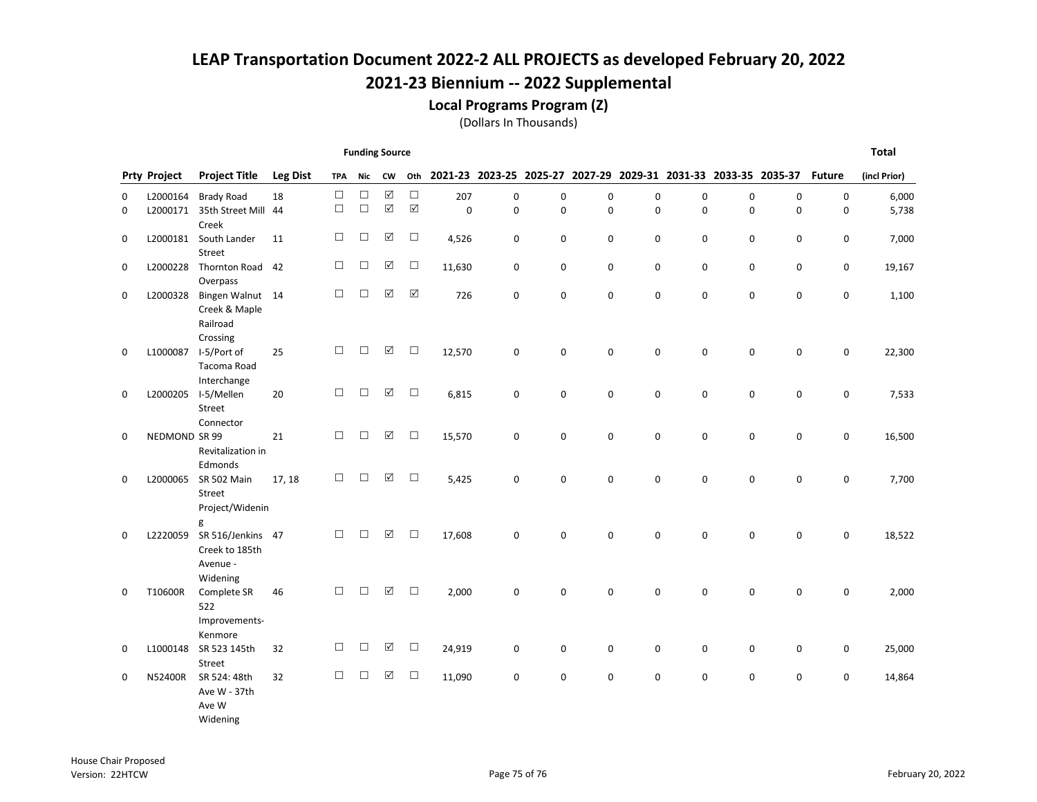# LEAP Transportation Document 2022-2 ALL PROJECTS as developed February 20, 2022

## 2021-23 Biennium -- 2022 Supplemental

### Local Programs Program (Z)

(Dollars In Thousands)

| Prty | Project | Project Title | Leg Dist | Funding Source TPA | Nic | CW | Oth | 2021-23 | 2023-25 | 2025-27 | 2027-29 | 2029-31 | 2031-33 | 2033-35 | 2035-37 | Future | Total (incl Prior) |
|---|---|---|---|---|---|---|---|---|---|---|---|---|---|---|---|---|---|
| 0 | L2000164 | Brady Road | 18 | ☐ | ☐ | ☑ | ☐ | 207 | 0 | 0 | 0 | 0 | 0 | 0 | 0 | 0 | 6,000 |
| 0 | L2000171 | 35th Street Mill Creek | 44 | ☐ | ☐ | ☑ | ☑ | 0 | 0 | 0 | 0 | 0 | 0 | 0 | 0 | 0 | 5,738 |
| 0 | L2000181 | South Lander Street | 11 | ☐ | ☐ | ☑ | ☐ | 4,526 | 0 | 0 | 0 | 0 | 0 | 0 | 0 | 0 | 7,000 |
| 0 | L2000228 | Thornton Road Overpass | 42 | ☐ | ☐ | ☑ | ☐ | 11,630 | 0 | 0 | 0 | 0 | 0 | 0 | 0 | 0 | 19,167 |
| 0 | L2000328 | Bingen Walnut Creek & Maple Railroad Crossing | 14 | ☐ | ☐ | ☑ | ☑ | 726 | 0 | 0 | 0 | 0 | 0 | 0 | 0 | 0 | 1,100 |
| 0 | L1000087 | I-5/Port of Tacoma Road Interchange | 25 | ☐ | ☐ | ☑ | ☐ | 12,570 | 0 | 0 | 0 | 0 | 0 | 0 | 0 | 0 | 22,300 |
| 0 | L2000205 | I-5/Mellen Street Connector | 20 | ☐ | ☐ | ☑ | ☐ | 6,815 | 0 | 0 | 0 | 0 | 0 | 0 | 0 | 0 | 7,533 |
| 0 | NEDMOND | SR 99 Revitalization in Edmonds | 21 | ☐ | ☐ | ☑ | ☐ | 15,570 | 0 | 0 | 0 | 0 | 0 | 0 | 0 | 0 | 16,500 |
| 0 | L2000065 | SR 502 Main Street Project/Widening | 17, 18 | ☐ | ☐ | ☑ | ☐ | 5,425 | 0 | 0 | 0 | 0 | 0 | 0 | 0 | 0 | 7,700 |
| 0 | L2220059 | SR 516/Jenkins Creek to 185th Avenue - Widening | 47 | ☐ | ☐ | ☑ | ☐ | 17,608 | 0 | 0 | 0 | 0 | 0 | 0 | 0 | 0 | 18,522 |
| 0 | T10600R | Complete SR 522 Improvements-Kenmore | 46 | ☐ | ☐ | ☑ | ☐ | 2,000 | 0 | 0 | 0 | 0 | 0 | 0 | 0 | 0 | 2,000 |
| 0 | L1000148 | SR 523 145th Street | 32 | ☐ | ☐ | ☑ | ☐ | 24,919 | 0 | 0 | 0 | 0 | 0 | 0 | 0 | 0 | 25,000 |
| 0 | N52400R | SR 524: 48th Ave W - 37th Ave W Widening | 32 | ☐ | ☐ | ☑ | ☐ | 11,090 | 0 | 0 | 0 | 0 | 0 | 0 | 0 | 0 | 14,864 |

House Chair Proposed
Version: 22HTCW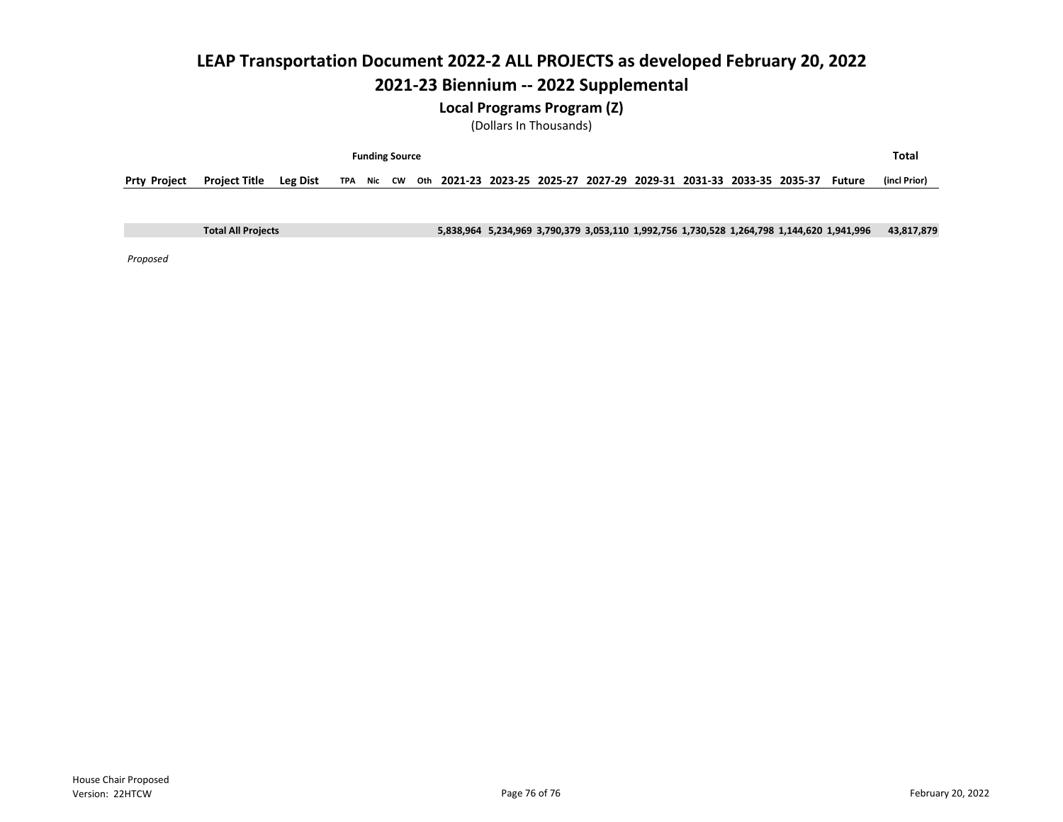# LEAP Transportation Document 2022-2 ALL PROJECTS as developed February 20, 2022

## 2021-23 Biennium -- 2022 Supplemental

### Local Programs Program (Z)

(Dollars In Thousands)

| | | | | Funding Source | | | | | | | | | | | | | | Total |
|---|---|---|---|---|---|---|---|---|---|---|---|---|---|---|---|---|---|---|
| Prty | Project | Project Title | Leg Dist | TPA | Nic | CW | Oth | 2021-23 | 2023-25 | 2025-27 | 2027-29 | 2029-31 | 2031-33 | 2033-35 | 2035-37 | Future | | (incl Prior) |
| | | **Total All Projects** | | | | | | **5,838,964** | **5,234,969** | **3,790,379** | **3,053,110** | **1,992,756** | **1,730,528** | **1,264,798** | **1,144,620** | **1,941,996** | | **43,817,879** |

*Proposed*

House Chair Proposed
Version: 22HTCW

February 20, 2022